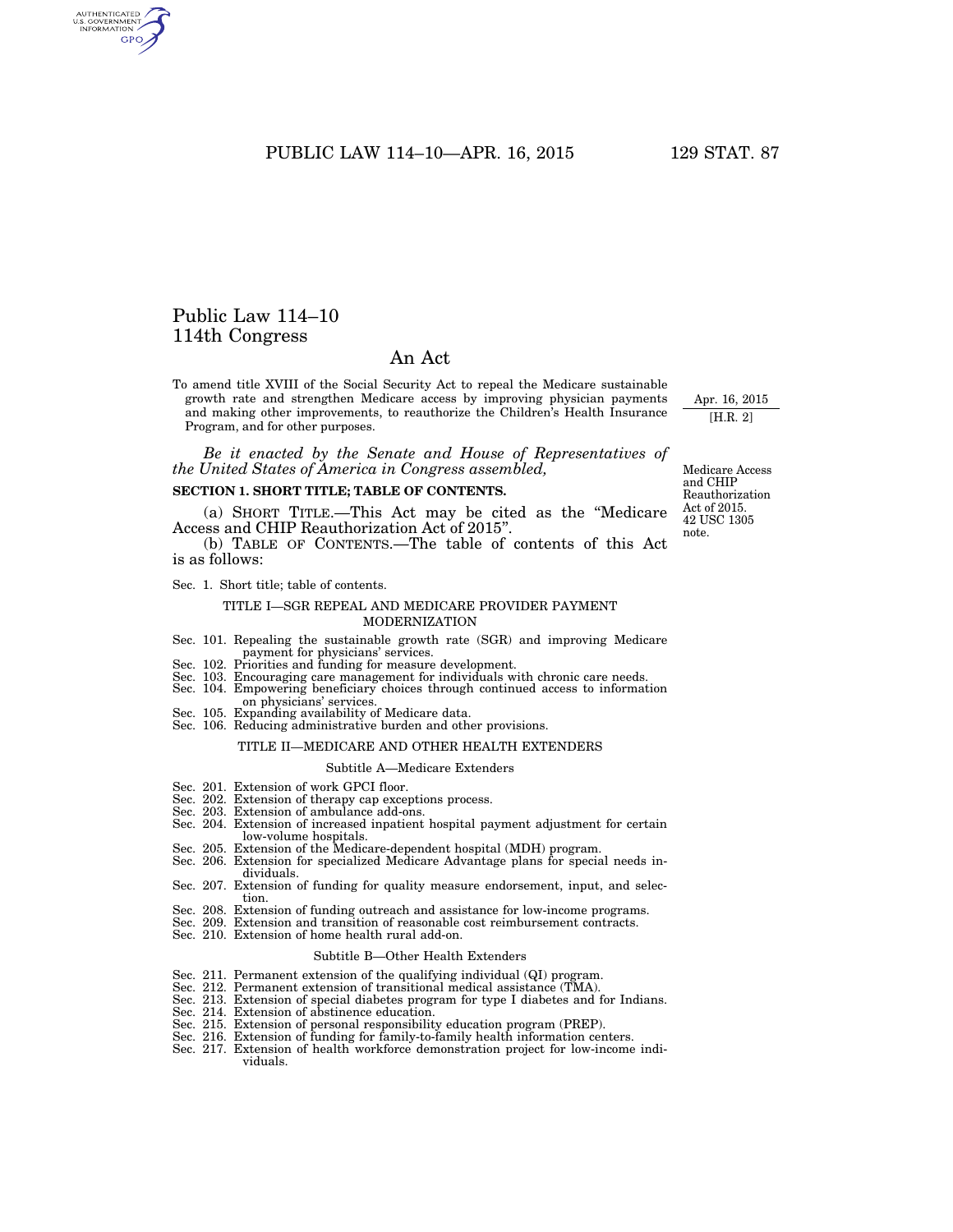# Public Law 114–10
# 114th Congress

## An Act

To amend title XVIII of the Social Security Act to repeal the Medicare sustainable growth rate and strengthen Medicare access by improving physician payments and making other improvements, to reauthorize the Children's Health Insurance Program, and for other purposes.

Apr. 16, 2015
[H.R. 2]

*Be it enacted by the Senate and House of Representatives of the United States of America in Congress assembled,*

Medicare Access and CHIP Reauthorization Act of 2015.
42 USC 1305 note.

### SECTION 1. SHORT TITLE; TABLE OF CONTENTS.

(a) SHORT TITLE.—This Act may be cited as the "Medicare Access and CHIP Reauthorization Act of 2015".

(b) TABLE OF CONTENTS.—The table of contents of this Act is as follows:

Sec. 1. Short title; table of contents.

TITLE I—SGR REPEAL AND MEDICARE PROVIDER PAYMENT MODERNIZATION

Sec. 101. Repealing the sustainable growth rate (SGR) and improving Medicare payment for physicians' services.
Sec. 102. Priorities and funding for measure development.
Sec. 103. Encouraging care management for individuals with chronic care needs.
Sec. 104. Empowering beneficiary choices through continued access to information on physicians' services.
Sec. 105. Expanding availability of Medicare data.
Sec. 106. Reducing administrative burden and other provisions.

TITLE II—MEDICARE AND OTHER HEALTH EXTENDERS

Subtitle A—Medicare Extenders

Sec. 201. Extension of work GPCI floor.
Sec. 202. Extension of therapy cap exceptions process.
Sec. 203. Extension of ambulance add-ons.
Sec. 204. Extension of increased inpatient hospital payment adjustment for certain low-volume hospitals.
Sec. 205. Extension of the Medicare-dependent hospital (MDH) program.
Sec. 206. Extension for specialized Medicare Advantage plans for special needs individuals.
Sec. 207. Extension of funding for quality measure endorsement, input, and selection.
Sec. 208. Extension of funding outreach and assistance for low-income programs.
Sec. 209. Extension and transition of reasonable cost reimbursement contracts.
Sec. 210. Extension of home health rural add-on.

Subtitle B—Other Health Extenders

Sec. 211. Permanent extension of the qualifying individual (QI) program.
Sec. 212. Permanent extension of transitional medical assistance (TMA).
Sec. 213. Extension of special diabetes program for type I diabetes and for Indians.
Sec. 214. Extension of abstinence education.
Sec. 215. Extension of personal responsibility education program (PREP).
Sec. 216. Extension of funding for family-to-family health information centers.
Sec. 217. Extension of health workforce demonstration project for low-income individuals.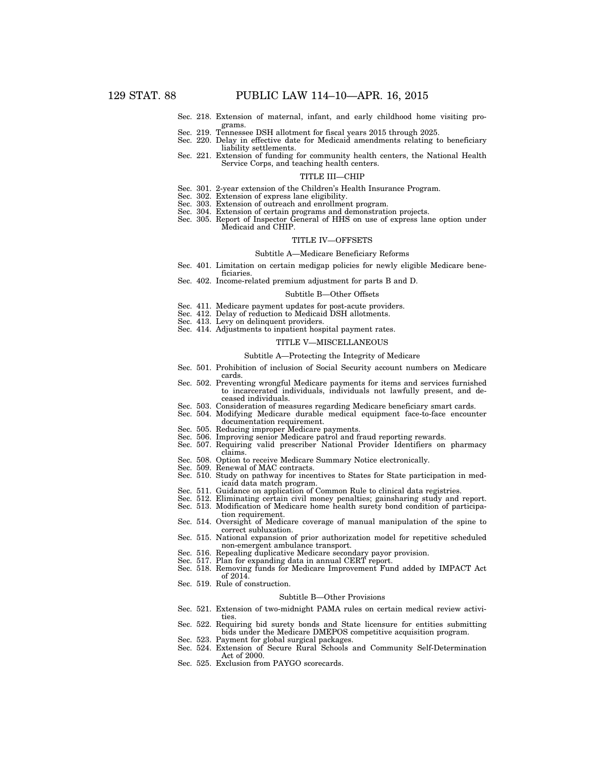Sec. 218. Extension of maternal, infant, and early childhood home visiting programs.
Sec. 219. Tennessee DSH allotment for fiscal years 2015 through 2025.
Sec. 220. Delay in effective date for Medicaid amendments relating to beneficiary liability settlements.
Sec. 221. Extension of funding for community health centers, the National Health Service Corps, and teaching health centers.

### TITLE III—CHIP

Sec. 301. 2-year extension of the Children's Health Insurance Program.
Sec. 302. Extension of express lane eligibility.
Sec. 303. Extension of outreach and enrollment program.
Sec. 304. Extension of certain programs and demonstration projects.
Sec. 305. Report of Inspector General of HHS on use of express lane option under Medicaid and CHIP.

### TITLE IV—OFFSETS

#### Subtitle A—Medicare Beneficiary Reforms

Sec. 401. Limitation on certain medigap policies for newly eligible Medicare beneficiaries.
Sec. 402. Income-related premium adjustment for parts B and D.

#### Subtitle B—Other Offsets

Sec. 411. Medicare payment updates for post-acute providers.
Sec. 412. Delay of reduction to Medicaid DSH allotments.
Sec. 413. Levy on delinquent providers.
Sec. 414. Adjustments to inpatient hospital payment rates.

### TITLE V—MISCELLANEOUS

#### Subtitle A—Protecting the Integrity of Medicare

Sec. 501. Prohibition of inclusion of Social Security account numbers on Medicare cards.
Sec. 502. Preventing wrongful Medicare payments for items and services furnished to incarcerated individuals, individuals not lawfully present, and deceased individuals.
Sec. 503. Consideration of measures regarding Medicare beneficiary smart cards.
Sec. 504. Modifying Medicare durable medical equipment face-to-face encounter documentation requirement.
Sec. 505. Reducing improper Medicare payments.
Sec. 506. Improving senior Medicare patrol and fraud reporting rewards.
Sec. 507. Requiring valid prescriber National Provider Identifiers on pharmacy claims.
Sec. 508. Option to receive Medicare Summary Notice electronically.
Sec. 509. Renewal of MAC contracts.
Sec. 510. Study on pathway for incentives to States for State participation in medicaid data match program.
Sec. 511. Guidance on application of Common Rule to clinical data registries.
Sec. 512. Eliminating certain civil money penalties; gainsharing study and report.
Sec. 513. Modification of Medicare home health surety bond condition of participation requirement.
Sec. 514. Oversight of Medicare coverage of manual manipulation of the spine to correct subluxation.
Sec. 515. National expansion of prior authorization model for repetitive scheduled non-emergent ambulance transport.
Sec. 516. Repealing duplicative Medicare secondary payor provision.
Sec. 517. Plan for expanding data in annual CERT report.
Sec. 518. Removing funds for Medicare Improvement Fund added by IMPACT Act of 2014.
Sec. 519. Rule of construction.

#### Subtitle B—Other Provisions

Sec. 521. Extension of two-midnight PAMA rules on certain medical review activities.
Sec. 522. Requiring bid surety bonds and State licensure for entities submitting bids under the Medicare DMEPOS competitive acquisition program.
Sec. 523. Payment for global surgical packages.
Sec. 524. Extension of Secure Rural Schools and Community Self-Determination Act of 2000.
Sec. 525. Exclusion from PAYGO scorecards.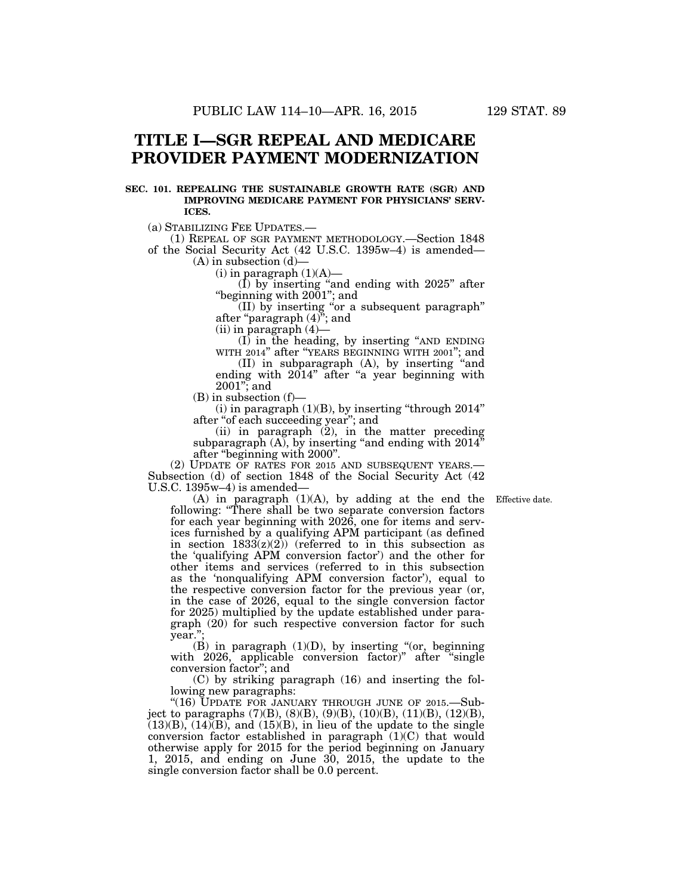# TITLE I—SGR REPEAL AND MEDICARE PROVIDER PAYMENT MODERNIZATION

**SEC. 101. REPEALING THE SUSTAINABLE GROWTH RATE (SGR) AND IMPROVING MEDICARE PAYMENT FOR PHYSICIANS' SERVICES.**

(a) STABILIZING FEE UPDATES.—

(1) REPEAL OF SGR PAYMENT METHODOLOGY.—Section 1848 of the Social Security Act (42 U.S.C. 1395w–4) is amended—

(A) in subsection (d)—

(i) in paragraph (1)(A)—

(I) by inserting "and ending with 2025" after "beginning with 2001"; and

(II) by inserting "or a subsequent paragraph" after "paragraph (4)"; and

(ii) in paragraph (4)—

(I) in the heading, by inserting "AND ENDING WITH 2014" after "YEARS BEGINNING WITH 2001"; and

(II) in subparagraph (A), by inserting "and ending with 2014" after "a year beginning with 2001"; and

(B) in subsection (f)—

(i) in paragraph (1)(B), by inserting "through 2014" after "of each succeeding year"; and

(ii) in paragraph (2), in the matter preceding subparagraph (A), by inserting "and ending with 2014" after "beginning with 2000".

(2) UPDATE OF RATES FOR 2015 AND SUBSEQUENT YEARS.—Subsection (d) of section 1848 of the Social Security Act (42 U.S.C. 1395w–4) is amended—

Effective date.

(A) in paragraph (1)(A), by adding at the end the following: "There shall be two separate conversion factors for each year beginning with 2026, one for items and services furnished by a qualifying APM participant (as defined in section 1833(z)(2)) (referred to in this subsection as the 'qualifying APM conversion factor') and the other for other items and services (referred to in this subsection as the 'nonqualifying APM conversion factor'), equal to the respective conversion factor for the previous year (or, in the case of 2026, equal to the single conversion factor for 2025) multiplied by the update established under paragraph (20) for such respective conversion factor for such year.";

(B) in paragraph (1)(D), by inserting "(or, beginning with 2026, applicable conversion factor)" after "single conversion factor"; and

(C) by striking paragraph (16) and inserting the following new paragraphs:

"(16) UPDATE FOR JANUARY THROUGH JUNE OF 2015.—Subject to paragraphs (7)(B), (8)(B), (9)(B), (10)(B), (11)(B), (12)(B), (13)(B), (14)(B), and (15)(B), in lieu of the update to the single conversion factor established in paragraph (1)(C) that would otherwise apply for 2015 for the period beginning on January 1, 2015, and ending on June 30, 2015, the update to the single conversion factor shall be 0.0 percent.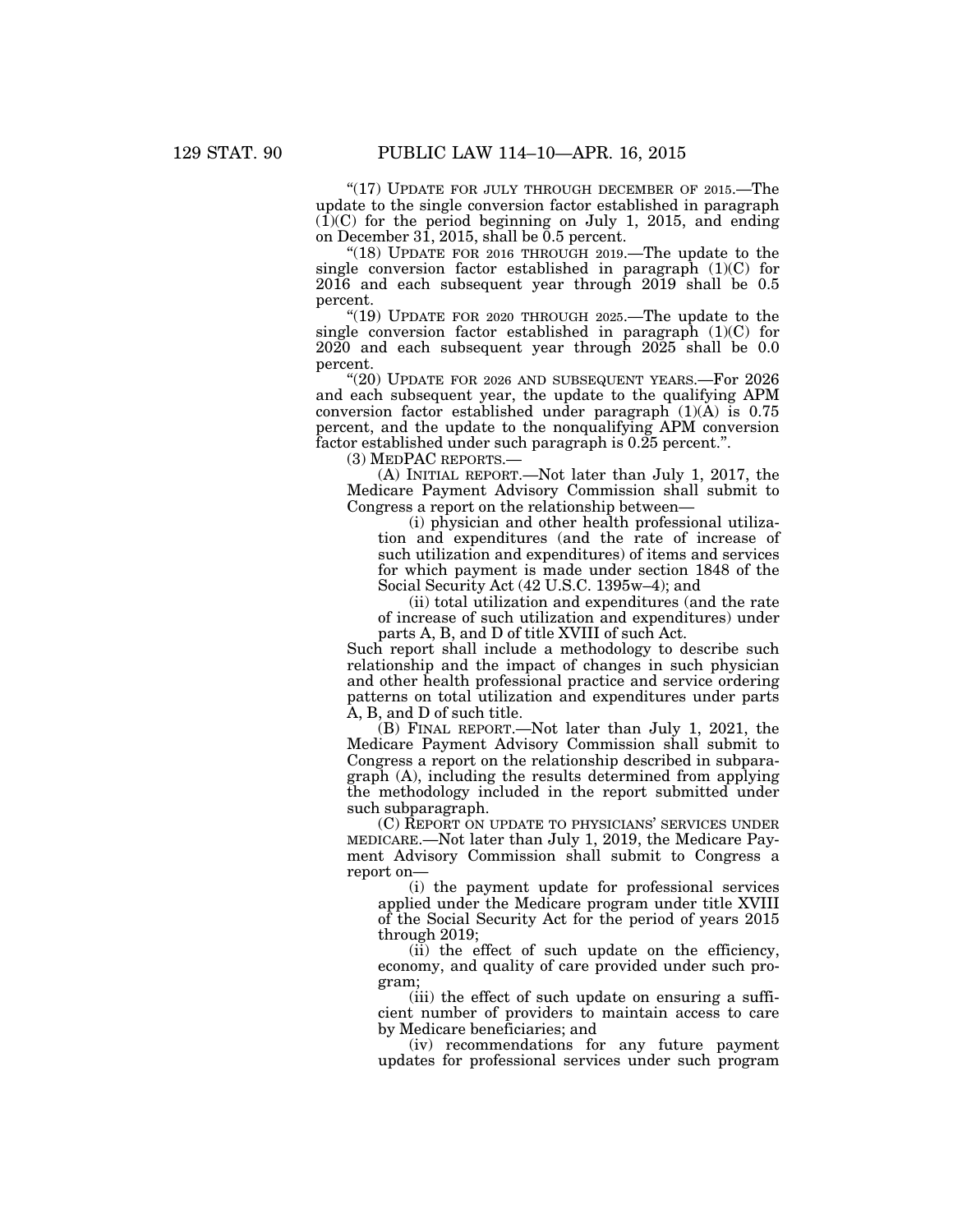"(17) UPDATE FOR JULY THROUGH DECEMBER OF 2015.—The update to the single conversion factor established in paragraph (1)(C) for the period beginning on July 1, 2015, and ending on December 31, 2015, shall be 0.5 percent.

"(18) UPDATE FOR 2016 THROUGH 2019.—The update to the single conversion factor established in paragraph (1)(C) for 2016 and each subsequent year through 2019 shall be 0.5 percent.

"(19) UPDATE FOR 2020 THROUGH 2025.—The update to the single conversion factor established in paragraph (1)(C) for 2020 and each subsequent year through 2025 shall be 0.0 percent.

"(20) UPDATE FOR 2026 AND SUBSEQUENT YEARS.—For 2026 and each subsequent year, the update to the qualifying APM conversion factor established under paragraph (1)(A) is 0.75 percent, and the update to the nonqualifying APM conversion factor established under such paragraph is 0.25 percent.".

(3) MEDPAC REPORTS.—

(A) INITIAL REPORT.—Not later than July 1, 2017, the Medicare Payment Advisory Commission shall submit to Congress a report on the relationship between—

(i) physician and other health professional utilization and expenditures (and the rate of increase of such utilization and expenditures) of items and services for which payment is made under section 1848 of the Social Security Act (42 U.S.C. 1395w–4); and

(ii) total utilization and expenditures (and the rate of increase of such utilization and expenditures) under parts A, B, and D of title XVIII of such Act.

Such report shall include a methodology to describe such relationship and the impact of changes in such physician and other health professional practice and service ordering patterns on total utilization and expenditures under parts A, B, and D of such title.

(B) FINAL REPORT.—Not later than July 1, 2021, the Medicare Payment Advisory Commission shall submit to Congress a report on the relationship described in subparagraph (A), including the results determined from applying the methodology included in the report submitted under such subparagraph.

(C) REPORT ON UPDATE TO PHYSICIANS' SERVICES UNDER MEDICARE.—Not later than July 1, 2019, the Medicare Payment Advisory Commission shall submit to Congress a report on—

(i) the payment update for professional services applied under the Medicare program under title XVIII of the Social Security Act for the period of years 2015 through 2019;

(ii) the effect of such update on the efficiency, economy, and quality of care provided under such program;

(iii) the effect of such update on ensuring a sufficient number of providers to maintain access to care by Medicare beneficiaries; and

(iv) recommendations for any future payment updates for professional services under such program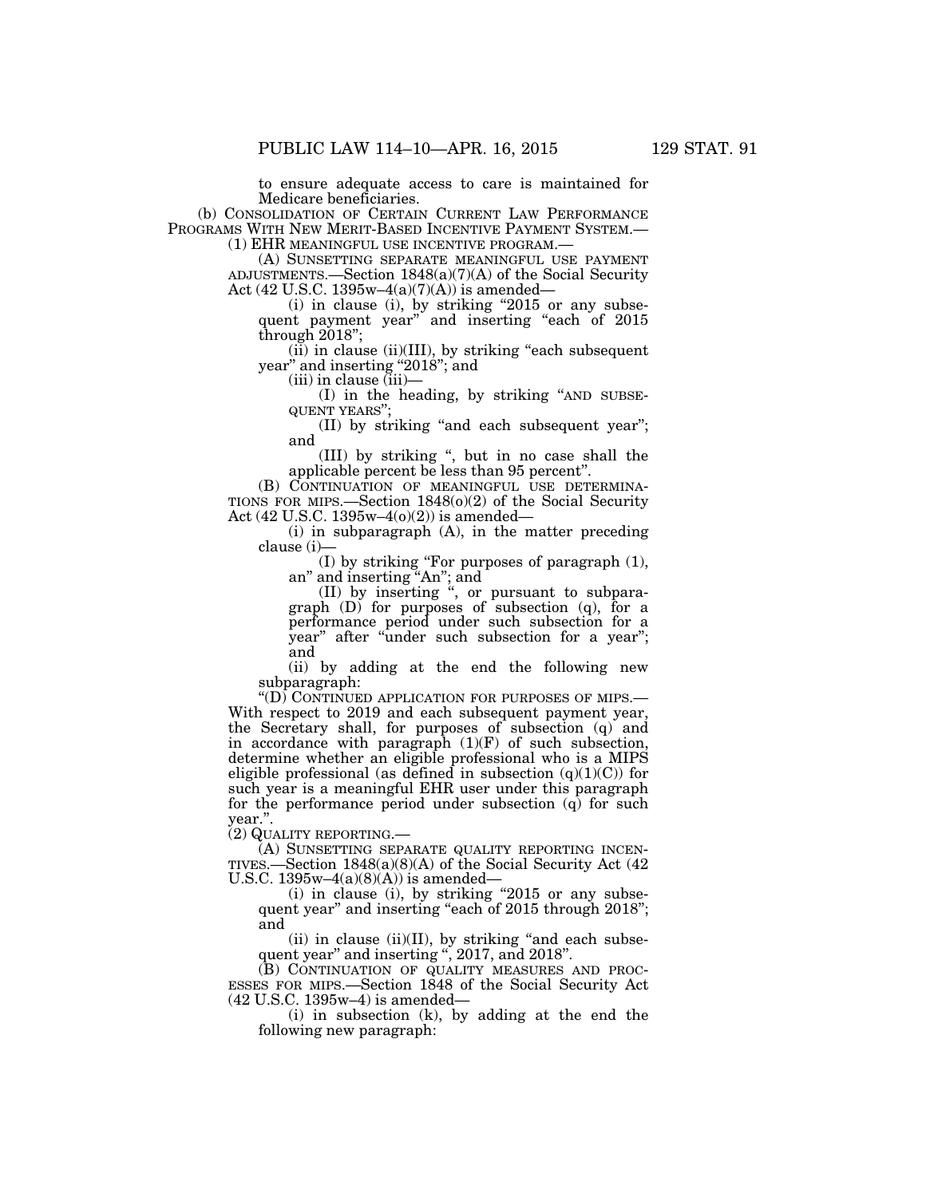to ensure adequate access to care is maintained for Medicare beneficiaries.

(b) CONSOLIDATION OF CERTAIN CURRENT LAW PERFORMANCE PROGRAMS WITH NEW MERIT-BASED INCENTIVE PAYMENT SYSTEM.—

(1) EHR MEANINGFUL USE INCENTIVE PROGRAM.—

(A) SUNSETTING SEPARATE MEANINGFUL USE PAYMENT ADJUSTMENTS.—Section 1848(a)(7)(A) of the Social Security Act (42 U.S.C. 1395w–4(a)(7)(A)) is amended—

(i) in clause (i), by striking "2015 or any subsequent payment year" and inserting "each of 2015 through 2018";

(ii) in clause (ii)(III), by striking "each subsequent year" and inserting "2018"; and

(iii) in clause (iii)—

(I) in the heading, by striking "AND SUBSEQUENT YEARS";

(II) by striking "and each subsequent year"; and

(III) by striking ", but in no case shall the applicable percent be less than 95 percent".

(B) CONTINUATION OF MEANINGFUL USE DETERMINATIONS FOR MIPS.—Section 1848(o)(2) of the Social Security Act (42 U.S.C. 1395w–4(o)(2)) is amended—

(i) in subparagraph (A), in the matter preceding clause (i)—

(I) by striking "For purposes of paragraph (1), an" and inserting "An"; and

(II) by inserting ", or pursuant to subparagraph (D) for purposes of subsection (q), for a performance period under such subsection for a year" after "under such subsection for a year"; and

(ii) by adding at the end the following new subparagraph:

"(D) CONTINUED APPLICATION FOR PURPOSES OF MIPS.—With respect to 2019 and each subsequent payment year, the Secretary shall, for purposes of subsection (q) and in accordance with paragraph (1)(F) of such subsection, determine whether an eligible professional who is a MIPS eligible professional (as defined in subsection (q)(1)(C)) for such year is a meaningful EHR user under this paragraph for the performance period under subsection (q) for such year.".

(2) QUALITY REPORTING.—

(A) SUNSETTING SEPARATE QUALITY REPORTING INCENTIVES.—Section 1848(a)(8)(A) of the Social Security Act (42 U.S.C. 1395w–4(a)(8)(A)) is amended—

(i) in clause (i), by striking "2015 or any subsequent year" and inserting "each of 2015 through 2018"; and

(ii) in clause (ii)(II), by striking "and each subsequent year" and inserting ", 2017, and 2018".

(B) CONTINUATION OF QUALITY MEASURES AND PROCESSES FOR MIPS.—Section 1848 of the Social Security Act (42 U.S.C. 1395w–4) is amended—

(i) in subsection (k), by adding at the end the following new paragraph: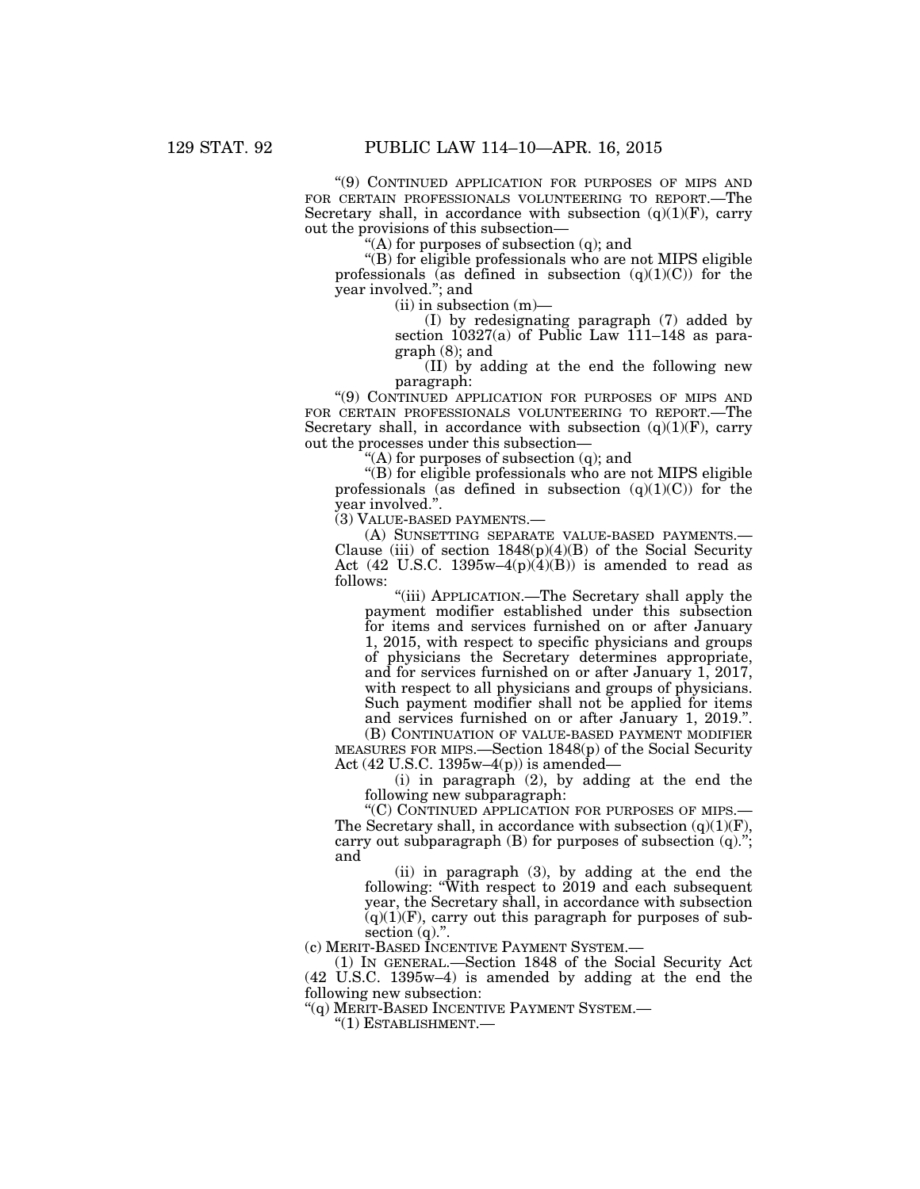"(9) CONTINUED APPLICATION FOR PURPOSES OF MIPS AND FOR CERTAIN PROFESSIONALS VOLUNTEERING TO REPORT.—The Secretary shall, in accordance with subsection (q)(1)(F), carry out the provisions of this subsection—

"(A) for purposes of subsection (q); and

"(B) for eligible professionals who are not MIPS eligible professionals (as defined in subsection (q)(1)(C)) for the year involved."; and

(ii) in subsection (m)—

(I) by redesignating paragraph (7) added by section 10327(a) of Public Law 111–148 as paragraph (8); and

(II) by adding at the end the following new paragraph:

"(9) CONTINUED APPLICATION FOR PURPOSES OF MIPS AND FOR CERTAIN PROFESSIONALS VOLUNTEERING TO REPORT.—The Secretary shall, in accordance with subsection (q)(1)(F), carry out the processes under this subsection—

"(A) for purposes of subsection (q); and

"(B) for eligible professionals who are not MIPS eligible professionals (as defined in subsection (q)(1)(C)) for the year involved.".

(3) VALUE-BASED PAYMENTS.—

(A) SUNSETTING SEPARATE VALUE-BASED PAYMENTS.—Clause (iii) of section 1848(p)(4)(B) of the Social Security Act (42 U.S.C. 1395w–4(p)(4)(B)) is amended to read as follows:

"(iii) APPLICATION.—The Secretary shall apply the payment modifier established under this subsection for items and services furnished on or after January 1, 2015, with respect to specific physicians and groups of physicians the Secretary determines appropriate, and for services furnished on or after January 1, 2017, with respect to all physicians and groups of physicians. Such payment modifier shall not be applied for items and services furnished on or after January 1, 2019.".

(B) CONTINUATION OF VALUE-BASED PAYMENT MODIFIER MEASURES FOR MIPS.—Section 1848(p) of the Social Security Act (42 U.S.C. 1395w–4(p)) is amended—

(i) in paragraph (2), by adding at the end the following new subparagraph:

"(C) CONTINUED APPLICATION FOR PURPOSES OF MIPS.—The Secretary shall, in accordance with subsection (q)(1)(F), carry out subparagraph (B) for purposes of subsection (q)."; and

(ii) in paragraph (3), by adding at the end the following: "With respect to 2019 and each subsequent year, the Secretary shall, in accordance with subsection (q)(1)(F), carry out this paragraph for purposes of subsection (q).".

(c) MERIT-BASED INCENTIVE PAYMENT SYSTEM.—

(1) IN GENERAL.—Section 1848 of the Social Security Act (42 U.S.C. 1395w–4) is amended by adding at the end the following new subsection:

"(q) MERIT-BASED INCENTIVE PAYMENT SYSTEM.—

"(1) ESTABLISHMENT.—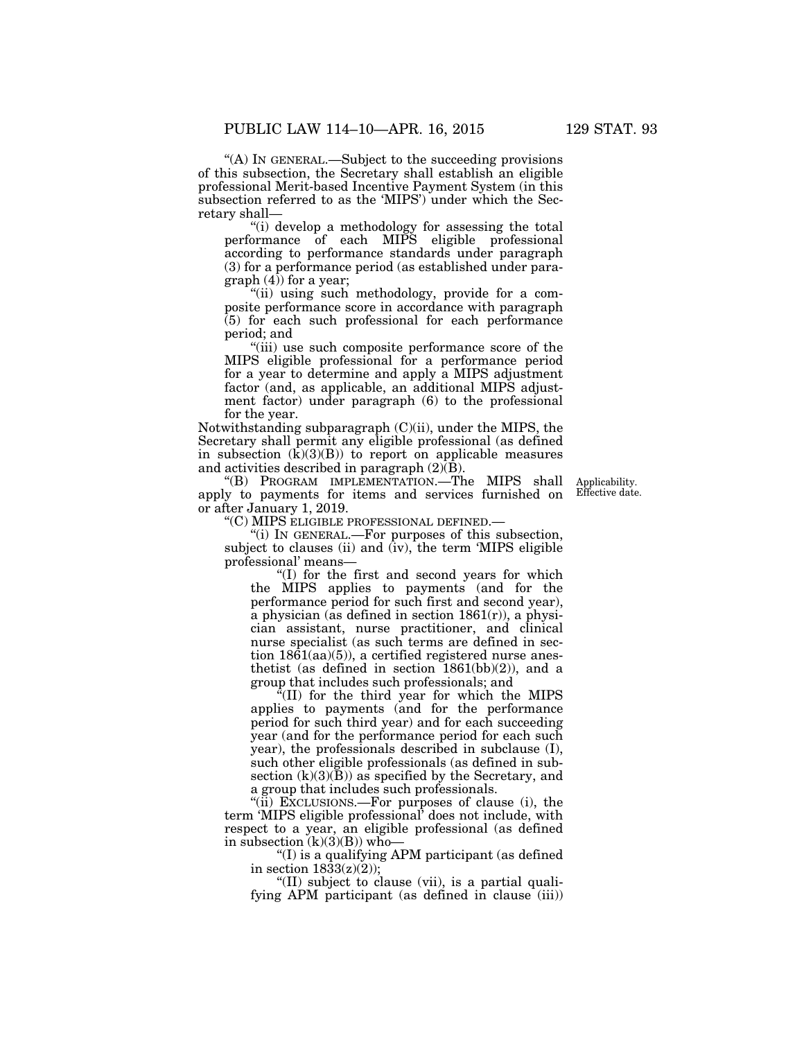"(A) IN GENERAL.—Subject to the succeeding provisions of this subsection, the Secretary shall establish an eligible professional Merit-based Incentive Payment System (in this subsection referred to as the 'MIPS') under which the Secretary shall—

"(i) develop a methodology for assessing the total performance of each MIPS eligible professional according to performance standards under paragraph (3) for a performance period (as established under paragraph (4)) for a year;

"(ii) using such methodology, provide for a composite performance score in accordance with paragraph (5) for each such professional for each performance period; and

"(iii) use such composite performance score of the MIPS eligible professional for a performance period for a year to determine and apply a MIPS adjustment factor (and, as applicable, an additional MIPS adjustment factor) under paragraph (6) to the professional for the year.

Notwithstanding subparagraph (C)(ii), under the MIPS, the Secretary shall permit any eligible professional (as defined in subsection (k)(3)(B)) to report on applicable measures and activities described in paragraph (2)(B).

"(B) PROGRAM IMPLEMENTATION.—The MIPS shall apply to payments for items and services furnished on or after January 1, 2019.

Applicability. Effective date.

"(C) MIPS ELIGIBLE PROFESSIONAL DEFINED.—

"(i) IN GENERAL.—For purposes of this subsection, subject to clauses (ii) and (iv), the term 'MIPS eligible professional' means—

"(I) for the first and second years for which the MIPS applies to payments (and for the performance period for such first and second year), a physician (as defined in section 1861(r)), a physician assistant, nurse practitioner, and clinical nurse specialist (as such terms are defined in section 1861(aa)(5)), a certified registered nurse anesthetist (as defined in section 1861(bb)(2)), and a group that includes such professionals; and

"(II) for the third year for which the MIPS applies to payments (and for the performance period for such third year) and for each succeeding year (and for the performance period for each such year), the professionals described in subclause (I), such other eligible professionals (as defined in subsection (k)(3)(B)) as specified by the Secretary, and a group that includes such professionals.

"(ii) EXCLUSIONS.—For purposes of clause (i), the term 'MIPS eligible professional' does not include, with respect to a year, an eligible professional (as defined in subsection (k)(3)(B)) who—

"(I) is a qualifying APM participant (as defined in section 1833(z)(2));

"(II) subject to clause (vii), is a partial qualifying APM participant (as defined in clause (iii))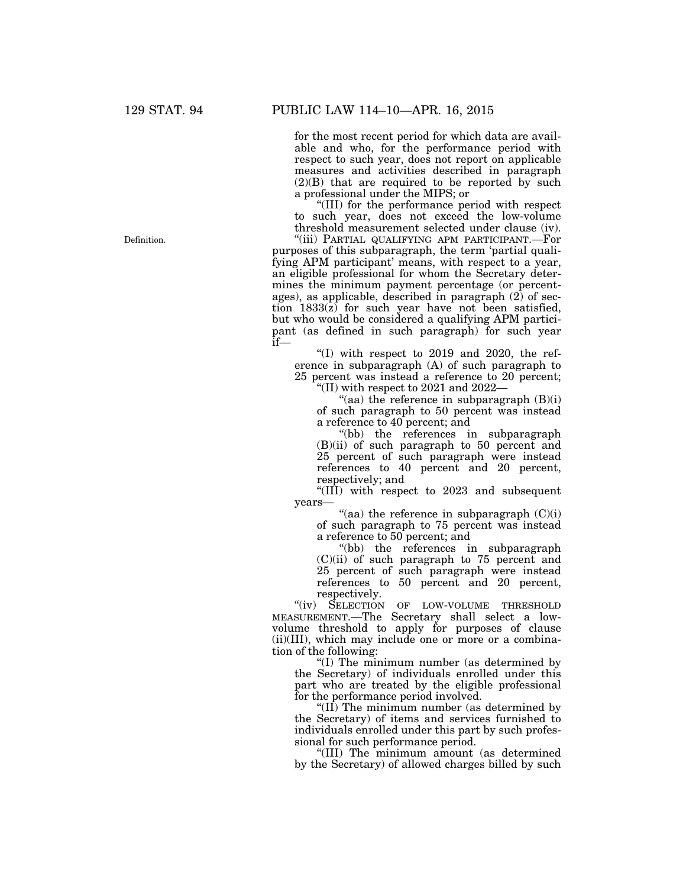for the most recent period for which data are available and who, for the performance period with respect to such year, does not report on applicable measures and activities described in paragraph (2)(B) that are required to be reported by such a professional under the MIPS; or

"(III) for the performance period with respect to such year, does not exceed the low-volume threshold measurement selected under clause (iv).

Definition.

"(iii) PARTIAL QUALIFYING APM PARTICIPANT.—For purposes of this subparagraph, the term 'partial qualifying APM participant' means, with respect to a year, an eligible professional for whom the Secretary determines the minimum payment percentage (or percentages), as applicable, described in paragraph (2) of section 1833(z) for such year have not been satisfied, but who would be considered a qualifying APM participant (as defined in such paragraph) for such year if—

"(I) with respect to 2019 and 2020, the reference in subparagraph (A) of such paragraph to 25 percent was instead a reference to 20 percent;

"(II) with respect to 2021 and 2022—

"(aa) the reference in subparagraph (B)(i) of such paragraph to 50 percent was instead a reference to 40 percent; and

"(bb) the references in subparagraph (B)(ii) of such paragraph to 50 percent and 25 percent of such paragraph were instead references to 40 percent and 20 percent, respectively; and

"(III) with respect to 2023 and subsequent years—

"(aa) the reference in subparagraph (C)(i) of such paragraph to 75 percent was instead a reference to 50 percent; and

"(bb) the references in subparagraph (C)(ii) of such paragraph to 75 percent and 25 percent of such paragraph were instead references to 50 percent and 20 percent, respectively.

"(iv) SELECTION OF LOW-VOLUME THRESHOLD MEASUREMENT.—The Secretary shall select a low-volume threshold to apply for purposes of clause (ii)(III), which may include one or more or a combination of the following:

"(I) The minimum number (as determined by the Secretary) of individuals enrolled under this part who are treated by the eligible professional for the performance period involved.

"(II) The minimum number (as determined by the Secretary) of items and services furnished to individuals enrolled under this part by such professional for such performance period.

"(III) The minimum amount (as determined by the Secretary) of allowed charges billed by such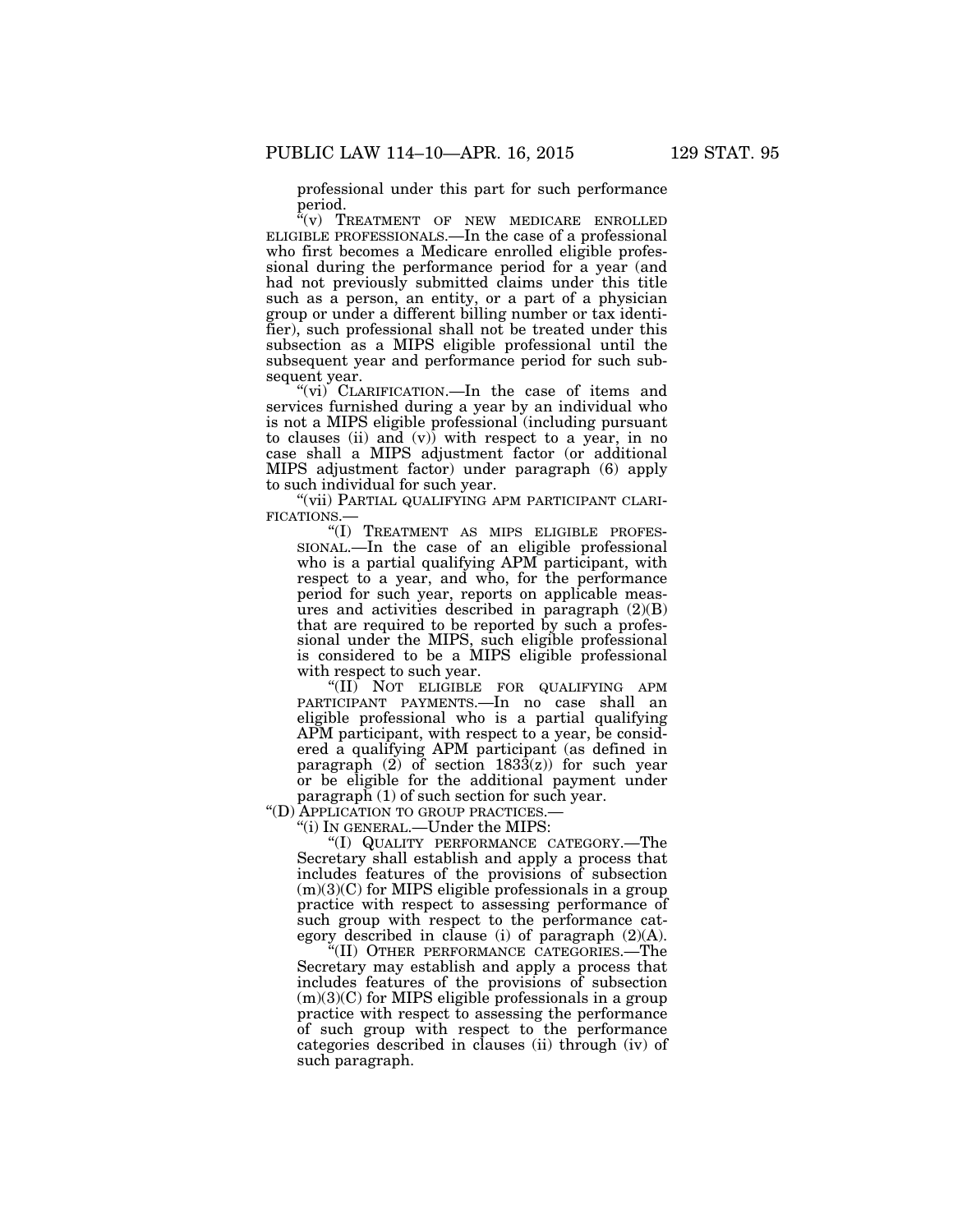professional under this part for such performance period.

"(v) TREATMENT OF NEW MEDICARE ENROLLED ELIGIBLE PROFESSIONALS.—In the case of a professional who first becomes a Medicare enrolled eligible professional during the performance period for a year (and had not previously submitted claims under this title such as a person, an entity, or a part of a physician group or under a different billing number or tax identifier), such professional shall not be treated under this subsection as a MIPS eligible professional until the subsequent year and performance period for such subsequent year.

"(vi) CLARIFICATION.—In the case of items and services furnished during a year by an individual who is not a MIPS eligible professional (including pursuant to clauses (ii) and (v)) with respect to a year, in no case shall a MIPS adjustment factor (or additional MIPS adjustment factor) under paragraph (6) apply to such individual for such year.

"(vii) PARTIAL QUALIFYING APM PARTICIPANT CLARIFICATIONS.—

"(I) TREATMENT AS MIPS ELIGIBLE PROFESSIONAL.—In the case of an eligible professional who is a partial qualifying APM participant, with respect to a year, and who, for the performance period for such year, reports on applicable measures and activities described in paragraph (2)(B) that are required to be reported by such a professional under the MIPS, such eligible professional is considered to be a MIPS eligible professional with respect to such year.

"(II) NOT ELIGIBLE FOR QUALIFYING APM PARTICIPANT PAYMENTS.—In no case shall an eligible professional who is a partial qualifying APM participant, with respect to a year, be considered a qualifying APM participant (as defined in paragraph (2) of section 1833(z)) for such year or be eligible for the additional payment under paragraph (1) of such section for such year.

"(D) APPLICATION TO GROUP PRACTICES.—

"(i) IN GENERAL.—Under the MIPS:

"(I) QUALITY PERFORMANCE CATEGORY.—The Secretary shall establish and apply a process that includes features of the provisions of subsection (m)(3)(C) for MIPS eligible professionals in a group practice with respect to assessing performance of such group with respect to the performance category described in clause (i) of paragraph (2)(A).

"(II) OTHER PERFORMANCE CATEGORIES.—The Secretary may establish and apply a process that includes features of the provisions of subsection (m)(3)(C) for MIPS eligible professionals in a group practice with respect to assessing the performance of such group with respect to the performance categories described in clauses (ii) through (iv) of such paragraph.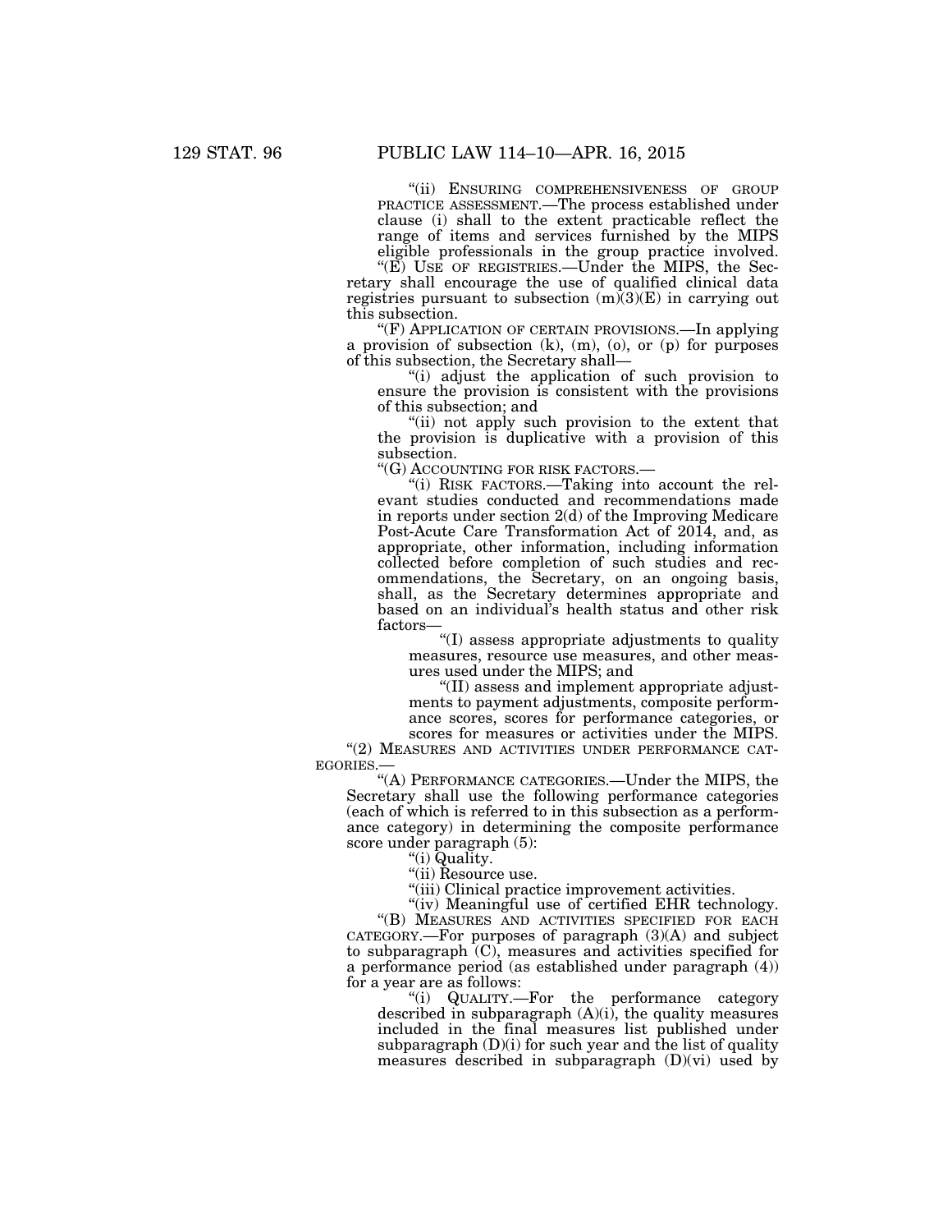"(ii) ENSURING COMPREHENSIVENESS OF GROUP PRACTICE ASSESSMENT.—The process established under clause (i) shall to the extent practicable reflect the range of items and services furnished by the MIPS eligible professionals in the group practice involved.

"(E) USE OF REGISTRIES.—Under the MIPS, the Secretary shall encourage the use of qualified clinical data registries pursuant to subsection (m)(3)(E) in carrying out this subsection.

"(F) APPLICATION OF CERTAIN PROVISIONS.—In applying a provision of subsection (k), (m), (o), or (p) for purposes of this subsection, the Secretary shall—

"(i) adjust the application of such provision to ensure the provision is consistent with the provisions of this subsection; and

"(ii) not apply such provision to the extent that the provision is duplicative with a provision of this subsection.

"(G) ACCOUNTING FOR RISK FACTORS.—

"(i) RISK FACTORS.—Taking into account the relevant studies conducted and recommendations made in reports under section 2(d) of the Improving Medicare Post-Acute Care Transformation Act of 2014, and, as appropriate, other information, including information collected before completion of such studies and recommendations, the Secretary, on an ongoing basis, shall, as the Secretary determines appropriate and based on an individual's health status and other risk factors—

"(I) assess appropriate adjustments to quality measures, resource use measures, and other measures used under the MIPS; and

"(II) assess and implement appropriate adjustments to payment adjustments, composite performance scores, scores for performance categories, or scores for measures or activities under the MIPS.

"(2) MEASURES AND ACTIVITIES UNDER PERFORMANCE CATEGORIES.—

"(A) PERFORMANCE CATEGORIES.—Under the MIPS, the Secretary shall use the following performance categories (each of which is referred to in this subsection as a performance category) in determining the composite performance score under paragraph (5):

"(i) Quality.

"(ii) Resource use.

"(iii) Clinical practice improvement activities.

"(iv) Meaningful use of certified EHR technology.

"(B) MEASURES AND ACTIVITIES SPECIFIED FOR EACH CATEGORY.—For purposes of paragraph (3)(A) and subject to subparagraph (C), measures and activities specified for a performance period (as established under paragraph (4)) for a year are as follows:

"(i) QUALITY.—For the performance category described in subparagraph (A)(i), the quality measures included in the final measures list published under subparagraph (D)(i) for such year and the list of quality measures described in subparagraph (D)(vi) used by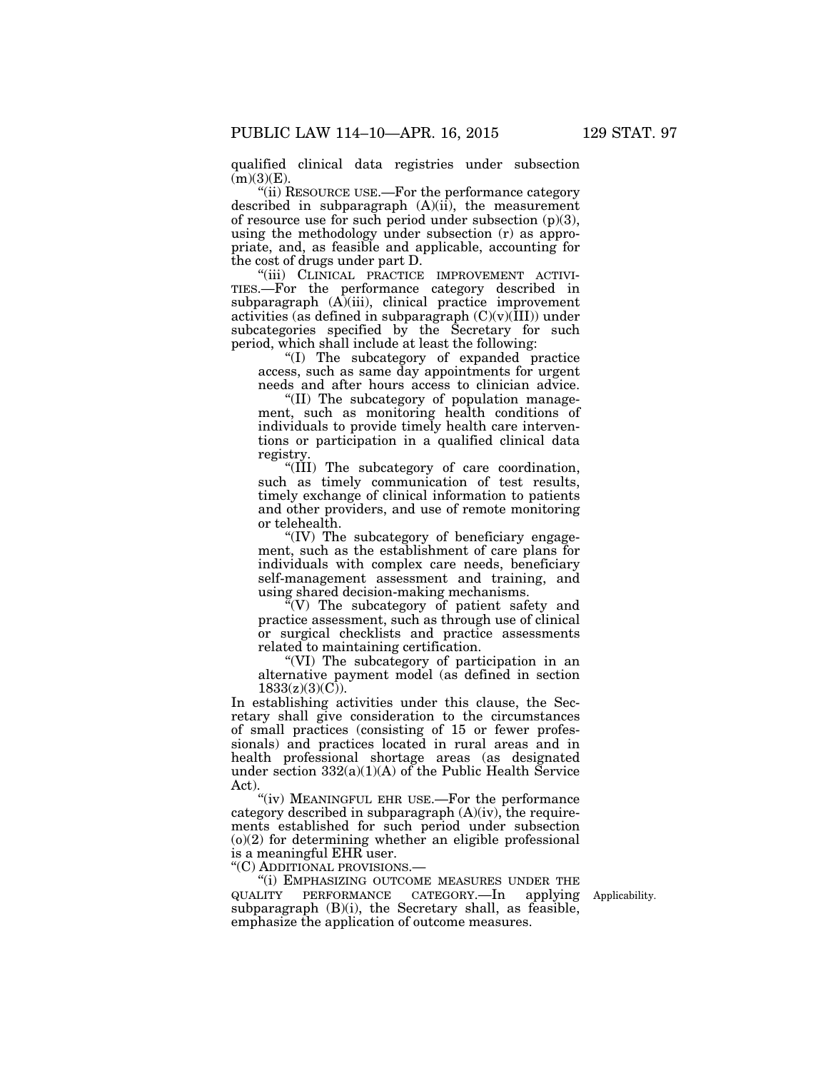qualified clinical data registries under subsection (m)(3)(E).

"(ii) RESOURCE USE.—For the performance category described in subparagraph (A)(ii), the measurement of resource use for such period under subsection (p)(3), using the methodology under subsection (r) as appropriate, and, as feasible and applicable, accounting for the cost of drugs under part D.

"(iii) CLINICAL PRACTICE IMPROVEMENT ACTIVITIES.—For the performance category described in subparagraph (A)(iii), clinical practice improvement activities (as defined in subparagraph (C)(v)(III)) under subcategories specified by the Secretary for such period, which shall include at least the following:

"(I) The subcategory of expanded practice access, such as same day appointments for urgent needs and after hours access to clinician advice.

"(II) The subcategory of population management, such as monitoring health conditions of individuals to provide timely health care interventions or participation in a qualified clinical data registry.

"(III) The subcategory of care coordination, such as timely communication of test results, timely exchange of clinical information to patients and other providers, and use of remote monitoring or telehealth.

"(IV) The subcategory of beneficiary engagement, such as the establishment of care plans for individuals with complex care needs, beneficiary self-management assessment and training, and using shared decision-making mechanisms.

"(V) The subcategory of patient safety and practice assessment, such as through use of clinical or surgical checklists and practice assessments related to maintaining certification.

"(VI) The subcategory of participation in an alternative payment model (as defined in section 1833(z)(3)(C)).

In establishing activities under this clause, the Secretary shall give consideration to the circumstances of small practices (consisting of 15 or fewer professionals) and practices located in rural areas and in health professional shortage areas (as designated under section 332(a)(1)(A) of the Public Health Service Act).

"(iv) MEANINGFUL EHR USE.—For the performance category described in subparagraph (A)(iv), the requirements established for such period under subsection (o)(2) for determining whether an eligible professional is a meaningful EHR user.

"(C) ADDITIONAL PROVISIONS.—

"(i) EMPHASIZING OUTCOME MEASURES UNDER THE QUALITY PERFORMANCE CATEGORY.—In applying subparagraph (B)(i), the Secretary shall, as feasible, emphasize the application of outcome measures.

Applicability.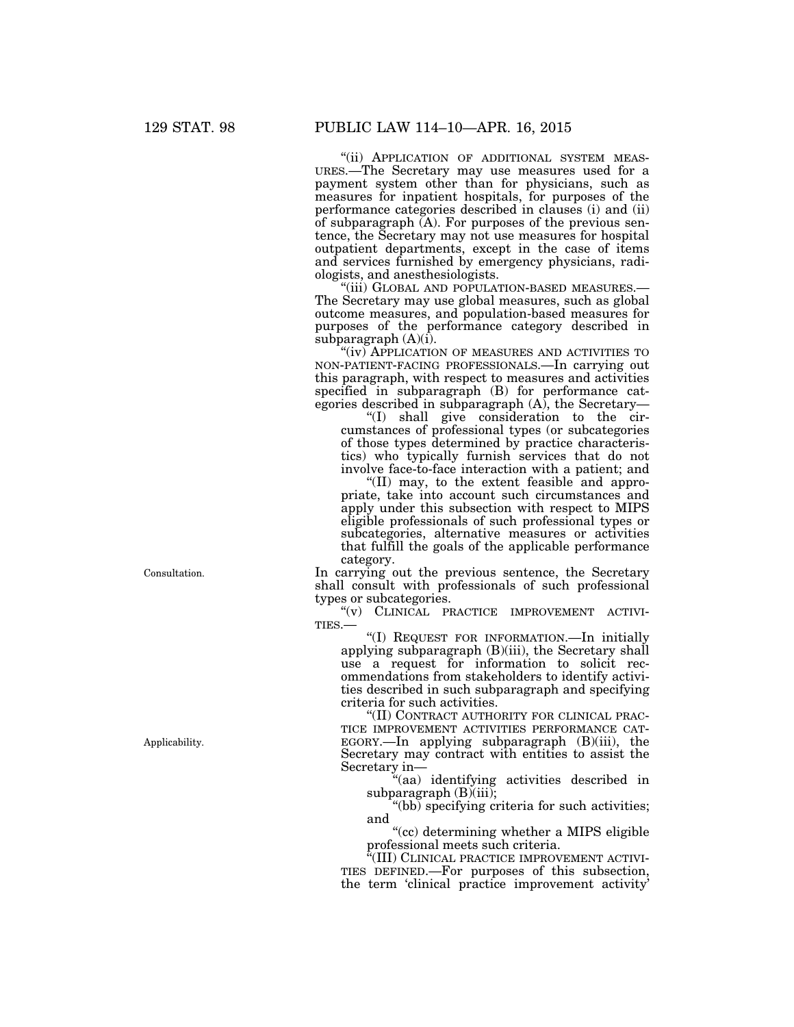"(ii) APPLICATION OF ADDITIONAL SYSTEM MEASURES.—The Secretary may use measures used for a payment system other than for physicians, such as measures for inpatient hospitals, for purposes of the performance categories described in clauses (i) and (ii) of subparagraph (A). For purposes of the previous sentence, the Secretary may not use measures for hospital outpatient departments, except in the case of items and services furnished by emergency physicians, radiologists, and anesthesiologists.

"(iii) GLOBAL AND POPULATION-BASED MEASURES.—The Secretary may use global measures, such as global outcome measures, and population-based measures for purposes of the performance category described in subparagraph (A)(i).

"(iv) APPLICATION OF MEASURES AND ACTIVITIES TO NON-PATIENT-FACING PROFESSIONALS.—In carrying out this paragraph, with respect to measures and activities specified in subparagraph (B) for performance categories described in subparagraph (A), the Secretary—

"(I) shall give consideration to the circumstances of professional types (or subcategories of those types determined by practice characteristics) who typically furnish services that do not involve face-to-face interaction with a patient; and

"(II) may, to the extent feasible and appropriate, take into account such circumstances and apply under this subsection with respect to MIPS eligible professionals of such professional types or subcategories, alternative measures or activities that fulfill the goals of the applicable performance category.

Consultation.

In carrying out the previous sentence, the Secretary shall consult with professionals of such professional types or subcategories.

"(v) CLINICAL PRACTICE IMPROVEMENT ACTIVITIES.—

"(I) REQUEST FOR INFORMATION.—In initially applying subparagraph (B)(iii), the Secretary shall use a request for information to solicit recommendations from stakeholders to identify activities described in such subparagraph and specifying criteria for such activities.

Applicability.

"(II) CONTRACT AUTHORITY FOR CLINICAL PRACTICE IMPROVEMENT ACTIVITIES PERFORMANCE CATEGORY.—In applying subparagraph (B)(iii), the Secretary may contract with entities to assist the Secretary in—

"(aa) identifying activities described in subparagraph (B)(iii);

"(bb) specifying criteria for such activities; and

"(cc) determining whether a MIPS eligible professional meets such criteria.

"(III) CLINICAL PRACTICE IMPROVEMENT ACTIVITIES DEFINED.—For purposes of this subsection, the term 'clinical practice improvement activity'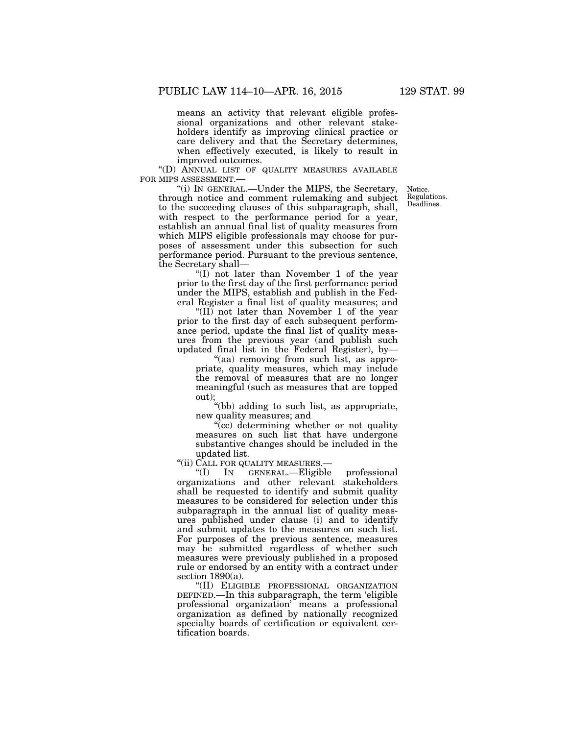means an activity that relevant eligible professional organizations and other relevant stakeholders identify as improving clinical practice or care delivery and that the Secretary determines, when effectively executed, is likely to result in improved outcomes.

"(D) ANNUAL LIST OF QUALITY MEASURES AVAILABLE FOR MIPS ASSESSMENT.—

"(i) IN GENERAL.—Under the MIPS, the Secretary, through notice and comment rulemaking and subject to the succeeding clauses of this subparagraph, shall, with respect to the performance period for a year, establish an annual final list of quality measures from which MIPS eligible professionals may choose for purposes of assessment under this subsection for such performance period. Pursuant to the previous sentence, the Secretary shall—

Notice. Regulations. Deadlines.

"(I) not later than November 1 of the year prior to the first day of the first performance period under the MIPS, establish and publish in the Federal Register a final list of quality measures; and

"(II) not later than November 1 of the year prior to the first day of each subsequent performance period, update the final list of quality measures from the previous year (and publish such updated final list in the Federal Register), by—

"(aa) removing from such list, as appropriate, quality measures, which may include the removal of measures that are no longer meaningful (such as measures that are topped out);

"(bb) adding to such list, as appropriate, new quality measures; and

"(cc) determining whether or not quality measures on such list that have undergone substantive changes should be included in the updated list.

"(ii) CALL FOR QUALITY MEASURES.—

"(I) IN GENERAL.—Eligible professional organizations and other relevant stakeholders shall be requested to identify and submit quality measures to be considered for selection under this subparagraph in the annual list of quality measures published under clause (i) and to identify and submit updates to the measures on such list. For purposes of the previous sentence, measures may be submitted regardless of whether such measures were previously published in a proposed rule or endorsed by an entity with a contract under section 1890(a).

"(II) ELIGIBLE PROFESSIONAL ORGANIZATION DEFINED.—In this subparagraph, the term 'eligible professional organization' means a professional organization as defined by nationally recognized specialty boards of certification or equivalent certification boards.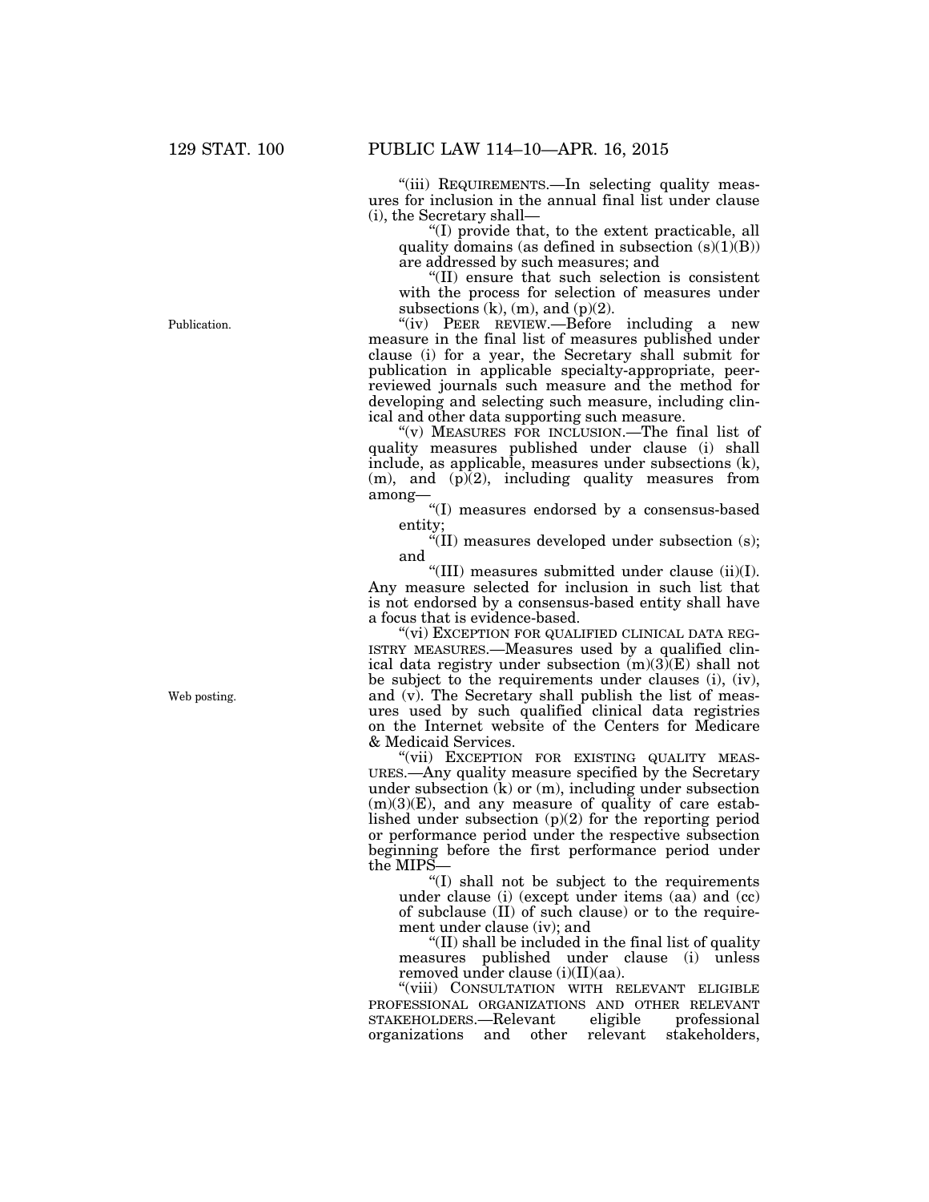"(iii) REQUIREMENTS.—In selecting quality measures for inclusion in the annual final list under clause (i), the Secretary shall—

"(I) provide that, to the extent practicable, all quality domains (as defined in subsection (s)(1)(B)) are addressed by such measures; and

"(II) ensure that such selection is consistent with the process for selection of measures under subsections (k), (m), and (p)(2).

Publication.

"(iv) PEER REVIEW.—Before including a new measure in the final list of measures published under clause (i) for a year, the Secretary shall submit for publication in applicable specialty-appropriate, peer-reviewed journals such measure and the method for developing and selecting such measure, including clinical and other data supporting such measure.

"(v) MEASURES FOR INCLUSION.—The final list of quality measures published under clause (i) shall include, as applicable, measures under subsections (k), (m), and (p)(2), including quality measures from among—

"(I) measures endorsed by a consensus-based entity;

"(II) measures developed under subsection (s); and

"(III) measures submitted under clause (ii)(I).

Any measure selected for inclusion in such list that is not endorsed by a consensus-based entity shall have a focus that is evidence-based.

Web posting.

"(vi) EXCEPTION FOR QUALIFIED CLINICAL DATA REGISTRY MEASURES.—Measures used by a qualified clinical data registry under subsection (m)(3)(E) shall not be subject to the requirements under clauses (i), (iv), and (v). The Secretary shall publish the list of measures used by such qualified clinical data registries on the Internet website of the Centers for Medicare & Medicaid Services.

"(vii) EXCEPTION FOR EXISTING QUALITY MEASURES.—Any quality measure specified by the Secretary under subsection (k) or (m), including under subsection (m)(3)(E), and any measure of quality of care established under subsection (p)(2) for the reporting period or performance period under the respective subsection beginning before the first performance period under the MIPS—

"(I) shall not be subject to the requirements under clause (i) (except under items (aa) and (cc) of subclause (II) of such clause) or to the requirement under clause (iv); and

"(II) shall be included in the final list of quality measures published under clause (i) unless removed under clause (i)(II)(aa).

"(viii) CONSULTATION WITH RELEVANT ELIGIBLE PROFESSIONAL ORGANIZATIONS AND OTHER RELEVANT STAKEHOLDERS.—Relevant eligible professional organizations and other relevant stakeholders,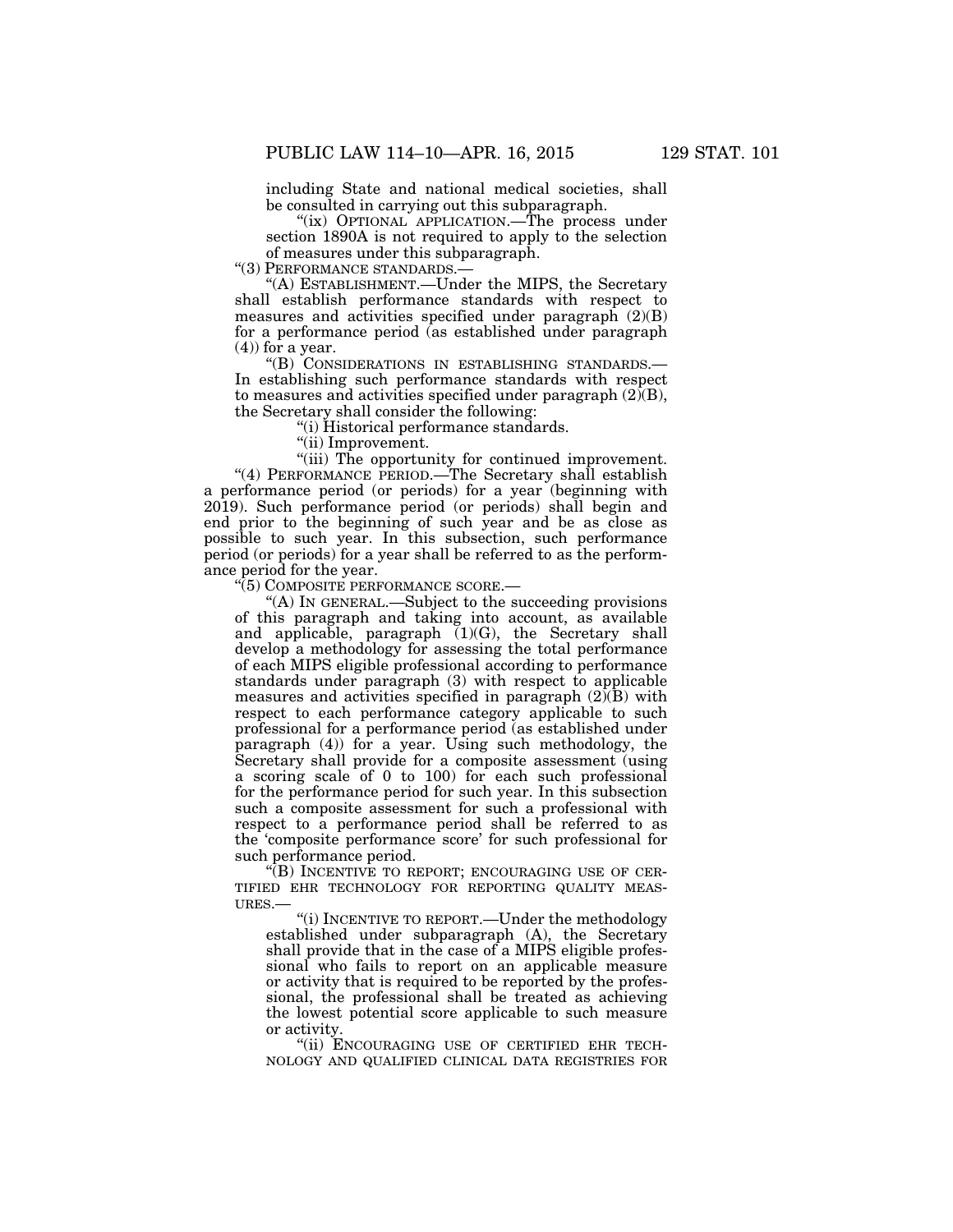including State and national medical societies, shall be consulted in carrying out this subparagraph.

"(ix) OPTIONAL APPLICATION.—The process under section 1890A is not required to apply to the selection of measures under this subparagraph.

"(3) PERFORMANCE STANDARDS.—

"(A) ESTABLISHMENT.—Under the MIPS, the Secretary shall establish performance standards with respect to measures and activities specified under paragraph (2)(B) for a performance period (as established under paragraph (4)) for a year.

"(B) CONSIDERATIONS IN ESTABLISHING STANDARDS.—In establishing such performance standards with respect to measures and activities specified under paragraph (2)(B), the Secretary shall consider the following:

"(i) Historical performance standards.

"(ii) Improvement.

"(iii) The opportunity for continued improvement.

"(4) PERFORMANCE PERIOD.—The Secretary shall establish a performance period (or periods) for a year (beginning with 2019). Such performance period (or periods) shall begin and end prior to the beginning of such year and be as close as possible to such year. In this subsection, such performance period (or periods) for a year shall be referred to as the performance period for the year.

"(5) COMPOSITE PERFORMANCE SCORE.—

"(A) IN GENERAL.—Subject to the succeeding provisions of this paragraph and taking into account, as available and applicable, paragraph (1)(G), the Secretary shall develop a methodology for assessing the total performance of each MIPS eligible professional according to performance standards under paragraph (3) with respect to applicable measures and activities specified in paragraph (2)(B) with respect to each performance category applicable to such professional for a performance period (as established under paragraph (4)) for a year. Using such methodology, the Secretary shall provide for a composite assessment (using a scoring scale of 0 to 100) for each such professional for the performance period for such year. In this subsection such a composite assessment for such a professional with respect to a performance period shall be referred to as the 'composite performance score' for such professional for such performance period.

"(B) INCENTIVE TO REPORT; ENCOURAGING USE OF CERTIFIED EHR TECHNOLOGY FOR REPORTING QUALITY MEASURES.—

"(i) INCENTIVE TO REPORT.—Under the methodology established under subparagraph (A), the Secretary shall provide that in the case of a MIPS eligible professional who fails to report on an applicable measure or activity that is required to be reported by the professional, the professional shall be treated as achieving the lowest potential score applicable to such measure or activity.

"(ii) ENCOURAGING USE OF CERTIFIED EHR TECHNOLOGY AND QUALIFIED CLINICAL DATA REGISTRIES FOR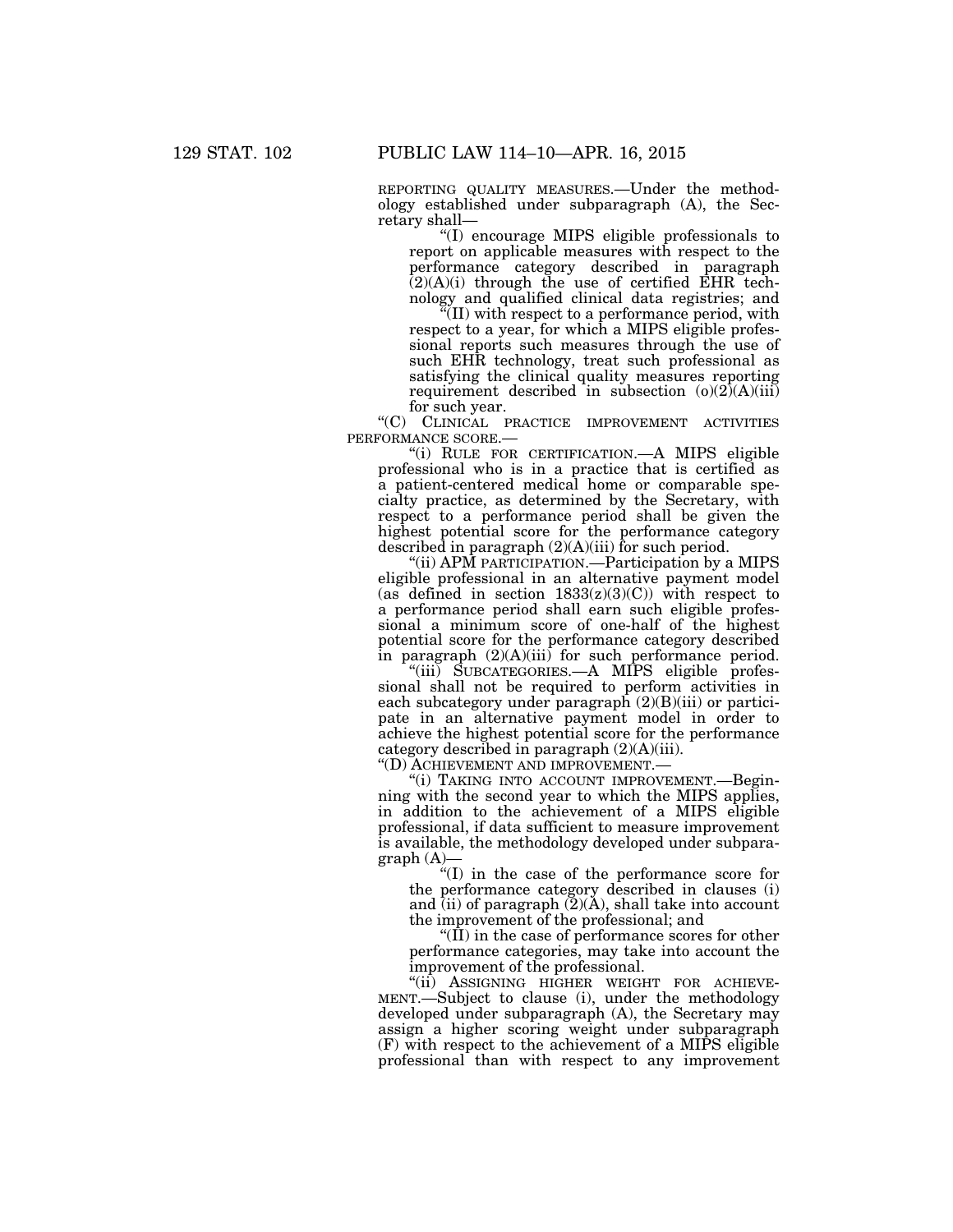REPORTING QUALITY MEASURES.—Under the methodology established under subparagraph (A), the Secretary shall—

"(I) encourage MIPS eligible professionals to report on applicable measures with respect to the performance category described in paragraph (2)(A)(i) through the use of certified EHR technology and qualified clinical data registries; and

"(II) with respect to a performance period, with respect to a year, for which a MIPS eligible professional reports such measures through the use of such EHR technology, treat such professional as satisfying the clinical quality measures reporting requirement described in subsection (o)(2)(A)(iii) for such year.

"(C) CLINICAL PRACTICE IMPROVEMENT ACTIVITIES PERFORMANCE SCORE.—

"(i) RULE FOR CERTIFICATION.—A MIPS eligible professional who is in a practice that is certified as a patient-centered medical home or comparable specialty practice, as determined by the Secretary, with respect to a performance period shall be given the highest potential score for the performance category described in paragraph (2)(A)(iii) for such period.

"(ii) APM PARTICIPATION.—Participation by a MIPS eligible professional in an alternative payment model (as defined in section 1833(z)(3)(C)) with respect to a performance period shall earn such eligible professional a minimum score of one-half of the highest potential score for the performance category described in paragraph (2)(A)(iii) for such performance period.

"(iii) SUBCATEGORIES.—A MIPS eligible professional shall not be required to perform activities in each subcategory under paragraph (2)(B)(iii) or participate in an alternative payment model in order to achieve the highest potential score for the performance category described in paragraph (2)(A)(iii).

"(D) ACHIEVEMENT AND IMPROVEMENT.—

"(i) TAKING INTO ACCOUNT IMPROVEMENT.—Beginning with the second year to which the MIPS applies, in addition to the achievement of a MIPS eligible professional, if data sufficient to measure improvement is available, the methodology developed under subparagraph (A)—

"(I) in the case of the performance score for the performance category described in clauses (i) and (ii) of paragraph (2)(A), shall take into account the improvement of the professional; and

"(II) in the case of performance scores for other performance categories, may take into account the improvement of the professional.

"(ii) ASSIGNING HIGHER WEIGHT FOR ACHIEVEMENT.—Subject to clause (i), under the methodology developed under subparagraph (A), the Secretary may assign a higher scoring weight under subparagraph (F) with respect to the achievement of a MIPS eligible professional than with respect to any improvement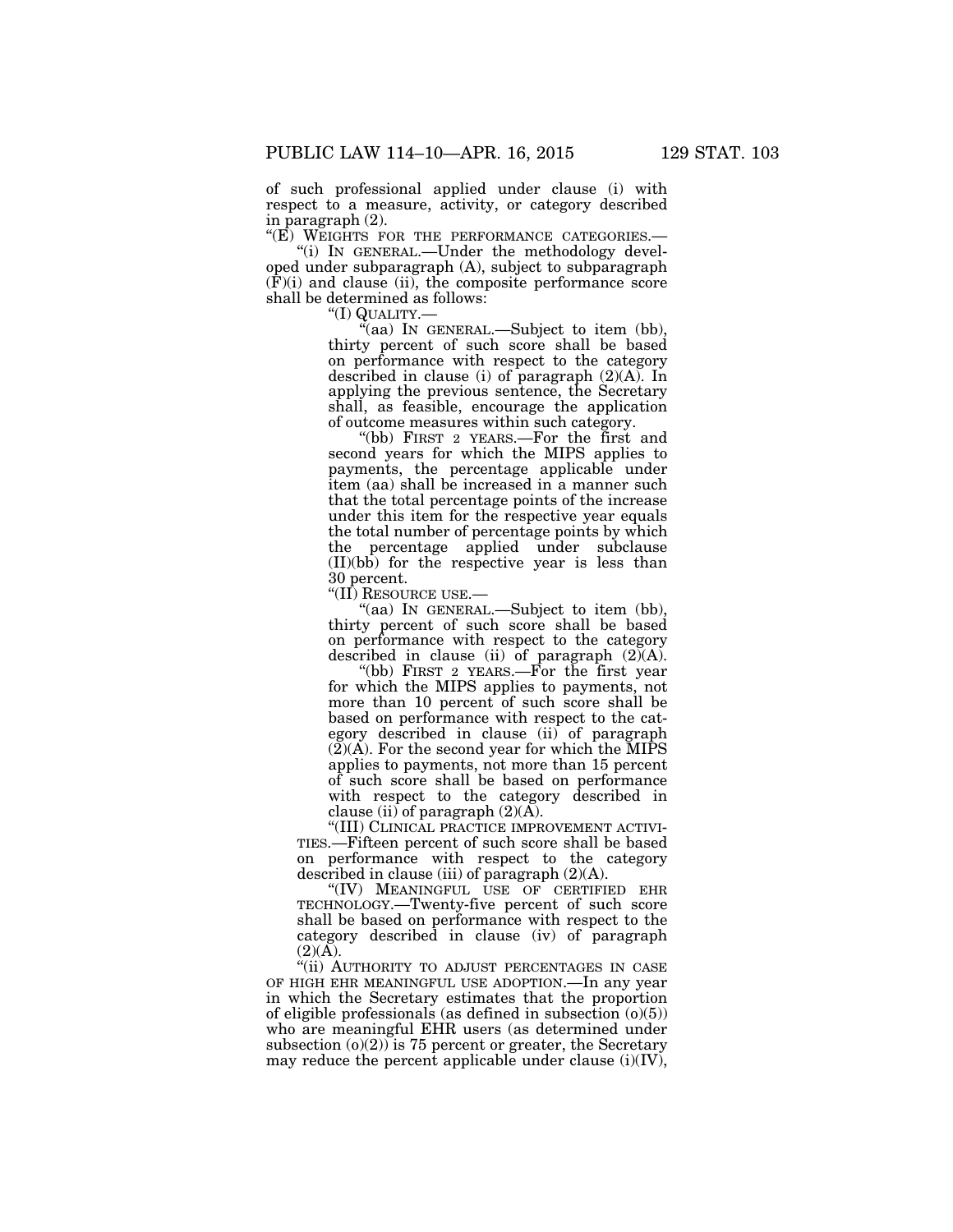of such professional applied under clause (i) with respect to a measure, activity, or category described in paragraph (2).

"(E) WEIGHTS FOR THE PERFORMANCE CATEGORIES.—

"(i) IN GENERAL.—Under the methodology developed under subparagraph (A), subject to subparagraph (F)(i) and clause (ii), the composite performance score shall be determined as follows:

"(I) QUALITY.—

"(aa) IN GENERAL.—Subject to item (bb), thirty percent of such score shall be based on performance with respect to the category described in clause (i) of paragraph (2)(A). In applying the previous sentence, the Secretary shall, as feasible, encourage the application of outcome measures within such category.

"(bb) FIRST 2 YEARS.—For the first and second years for which the MIPS applies to payments, the percentage applicable under item (aa) shall be increased in a manner such that the total percentage points of the increase under this item for the respective year equals the total number of percentage points by which the percentage applied under subclause (II)(bb) for the respective year is less than 30 percent.

"(II) RESOURCE USE.—

"(aa) IN GENERAL.—Subject to item (bb), thirty percent of such score shall be based on performance with respect to the category described in clause (ii) of paragraph (2)(A).

"(bb) FIRST 2 YEARS.—For the first year for which the MIPS applies to payments, not more than 10 percent of such score shall be based on performance with respect to the category described in clause (ii) of paragraph (2)(A). For the second year for which the MIPS applies to payments, not more than 15 percent of such score shall be based on performance with respect to the category described in clause (ii) of paragraph (2)(A).

"(III) CLINICAL PRACTICE IMPROVEMENT ACTIVITIES.—Fifteen percent of such score shall be based on performance with respect to the category described in clause (iii) of paragraph (2)(A).

"(IV) MEANINGFUL USE OF CERTIFIED EHR TECHNOLOGY.—Twenty-five percent of such score shall be based on performance with respect to the category described in clause (iv) of paragraph (2)(A).

"(ii) AUTHORITY TO ADJUST PERCENTAGES IN CASE OF HIGH EHR MEANINGFUL USE ADOPTION.—In any year in which the Secretary estimates that the proportion of eligible professionals (as defined in subsection (o)(5)) who are meaningful EHR users (as determined under subsection (o)(2)) is 75 percent or greater, the Secretary may reduce the percent applicable under clause (i)(IV),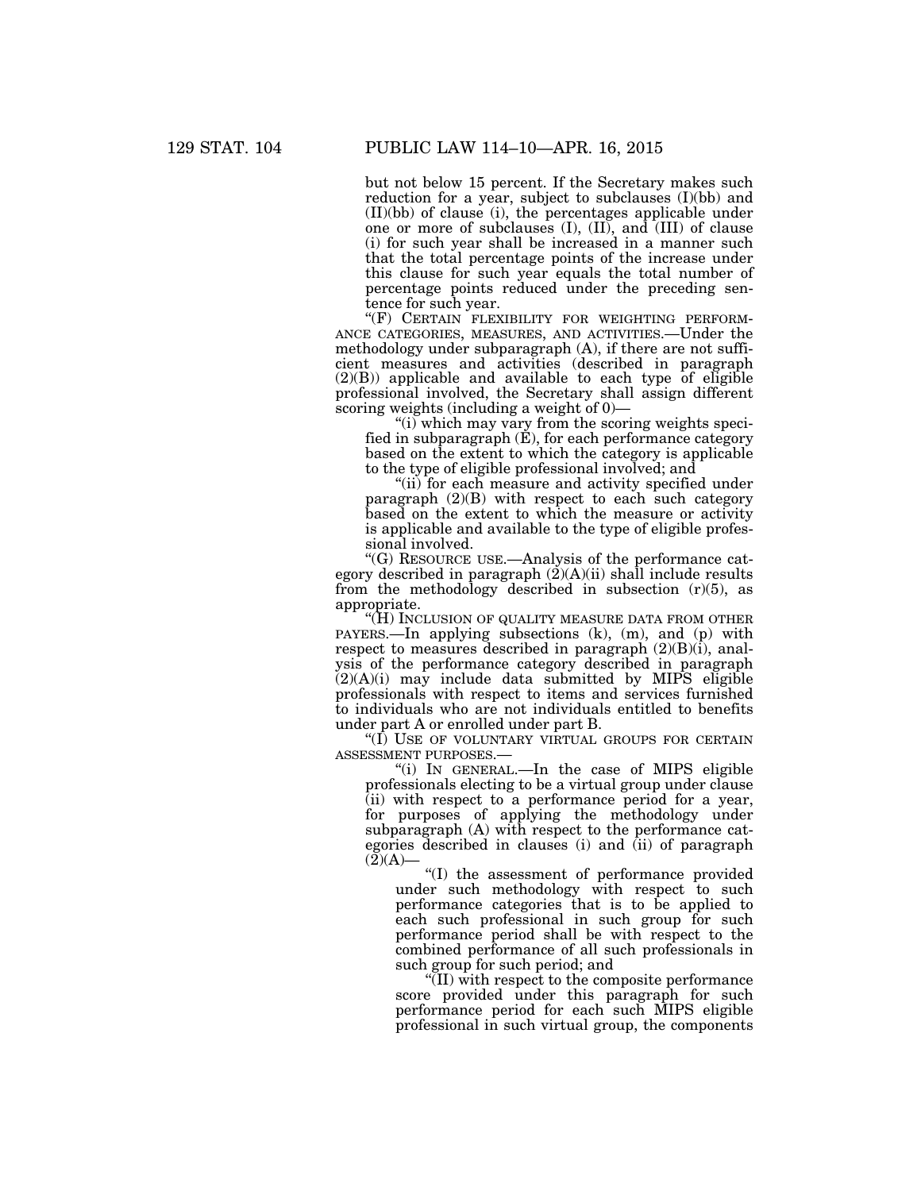but not below 15 percent. If the Secretary makes such reduction for a year, subject to subclauses (I)(bb) and (II)(bb) of clause (i), the percentages applicable under one or more of subclauses (I), (II), and (III) of clause (i) for such year shall be increased in a manner such that the total percentage points of the increase under this clause for such year equals the total number of percentage points reduced under the preceding sentence for such year.

"(F) CERTAIN FLEXIBILITY FOR WEIGHTING PERFORMANCE CATEGORIES, MEASURES, AND ACTIVITIES.—Under the methodology under subparagraph (A), if there are not sufficient measures and activities (described in paragraph (2)(B)) applicable and available to each type of eligible professional involved, the Secretary shall assign different scoring weights (including a weight of 0)—

"(i) which may vary from the scoring weights specified in subparagraph (E), for each performance category based on the extent to which the category is applicable to the type of eligible professional involved; and

"(ii) for each measure and activity specified under paragraph (2)(B) with respect to each such category based on the extent to which the measure or activity is applicable and available to the type of eligible professional involved.

"(G) RESOURCE USE.—Analysis of the performance category described in paragraph (2)(A)(ii) shall include results from the methodology described in subsection (r)(5), as appropriate.

"(H) INCLUSION OF QUALITY MEASURE DATA FROM OTHER PAYERS.—In applying subsections (k), (m), and (p) with respect to measures described in paragraph (2)(B)(i), analysis of the performance category described in paragraph (2)(A)(i) may include data submitted by MIPS eligible professionals with respect to items and services furnished to individuals who are not individuals entitled to benefits under part A or enrolled under part B.

"(I) USE OF VOLUNTARY VIRTUAL GROUPS FOR CERTAIN ASSESSMENT PURPOSES.—

"(i) IN GENERAL.—In the case of MIPS eligible professionals electing to be a virtual group under clause (ii) with respect to a performance period for a year, for purposes of applying the methodology under subparagraph (A) with respect to the performance categories described in clauses (i) and (ii) of paragraph (2)(A)—

"(I) the assessment of performance provided under such methodology with respect to such performance categories that is to be applied to each such professional in such group for such performance period shall be with respect to the combined performance of all such professionals in such group for such period; and

"(II) with respect to the composite performance score provided under this paragraph for such performance period for each such MIPS eligible professional in such virtual group, the components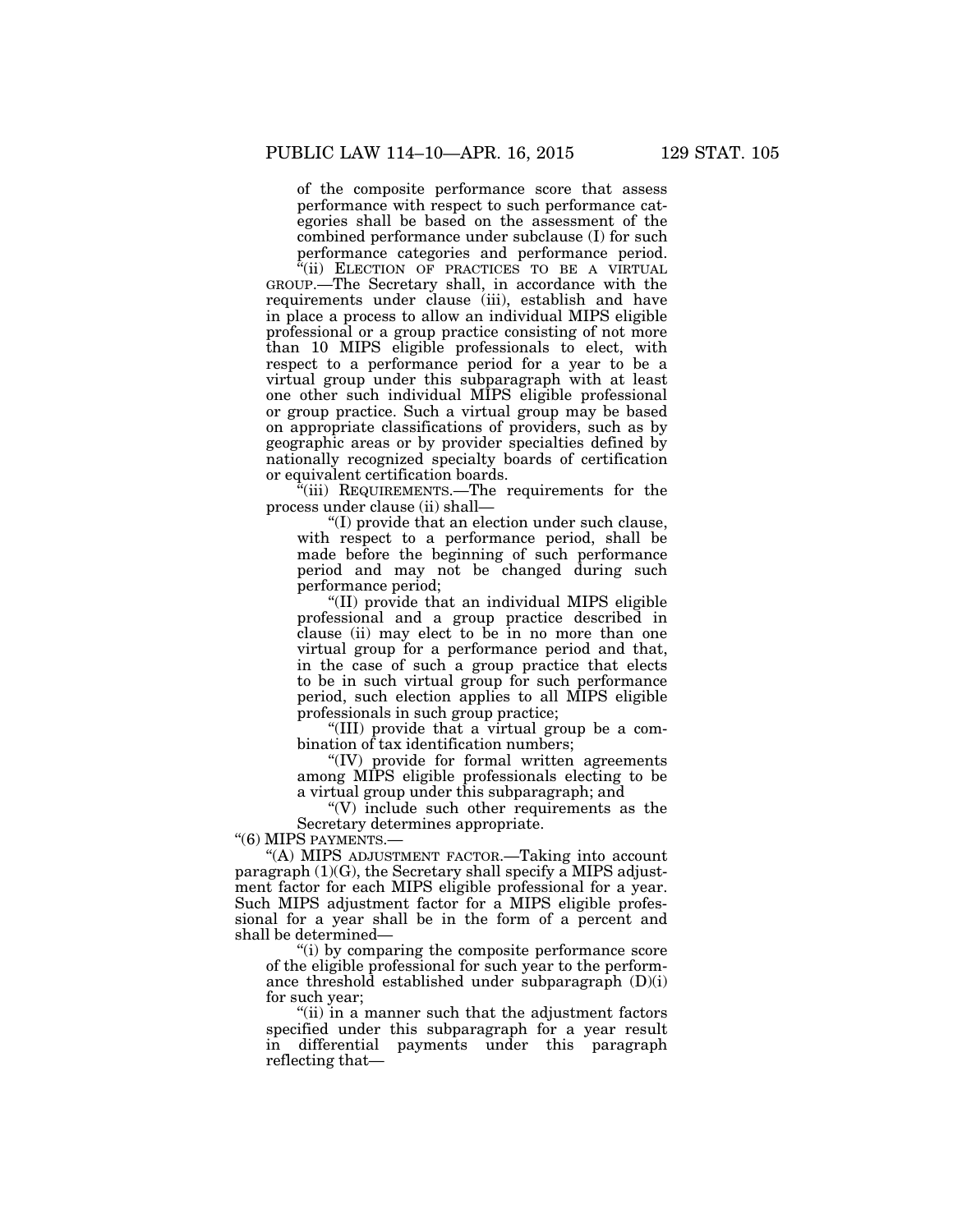of the composite performance score that assess performance with respect to such performance categories shall be based on the assessment of the combined performance under subclause (I) for such performance categories and performance period.

"(ii) ELECTION OF PRACTICES TO BE A VIRTUAL GROUP.—The Secretary shall, in accordance with the requirements under clause (iii), establish and have in place a process to allow an individual MIPS eligible professional or a group practice consisting of not more than 10 MIPS eligible professionals to elect, with respect to a performance period for a year to be a virtual group under this subparagraph with at least one other such individual MIPS eligible professional or group practice. Such a virtual group may be based on appropriate classifications of providers, such as by geographic areas or by provider specialties defined by nationally recognized specialty boards of certification or equivalent certification boards.

"(iii) REQUIREMENTS.—The requirements for the process under clause (ii) shall—

"(I) provide that an election under such clause, with respect to a performance period, shall be made before the beginning of such performance period and may not be changed during such performance period;

"(II) provide that an individual MIPS eligible professional and a group practice described in clause (ii) may elect to be in no more than one virtual group for a performance period and that, in the case of such a group practice that elects to be in such virtual group for such performance period, such election applies to all MIPS eligible professionals in such group practice;

"(III) provide that a virtual group be a combination of tax identification numbers;

"(IV) provide for formal written agreements among MIPS eligible professionals electing to be a virtual group under this subparagraph; and

"(V) include such other requirements as the Secretary determines appropriate.

"(6) MIPS PAYMENTS.—

"(A) MIPS ADJUSTMENT FACTOR.—Taking into account paragraph (1)(G), the Secretary shall specify a MIPS adjustment factor for each MIPS eligible professional for a year. Such MIPS adjustment factor for a MIPS eligible professional for a year shall be in the form of a percent and shall be determined—

"(i) by comparing the composite performance score of the eligible professional for such year to the performance threshold established under subparagraph (D)(i) for such year;

"(ii) in a manner such that the adjustment factors specified under this subparagraph for a year result in differential payments under this paragraph reflecting that—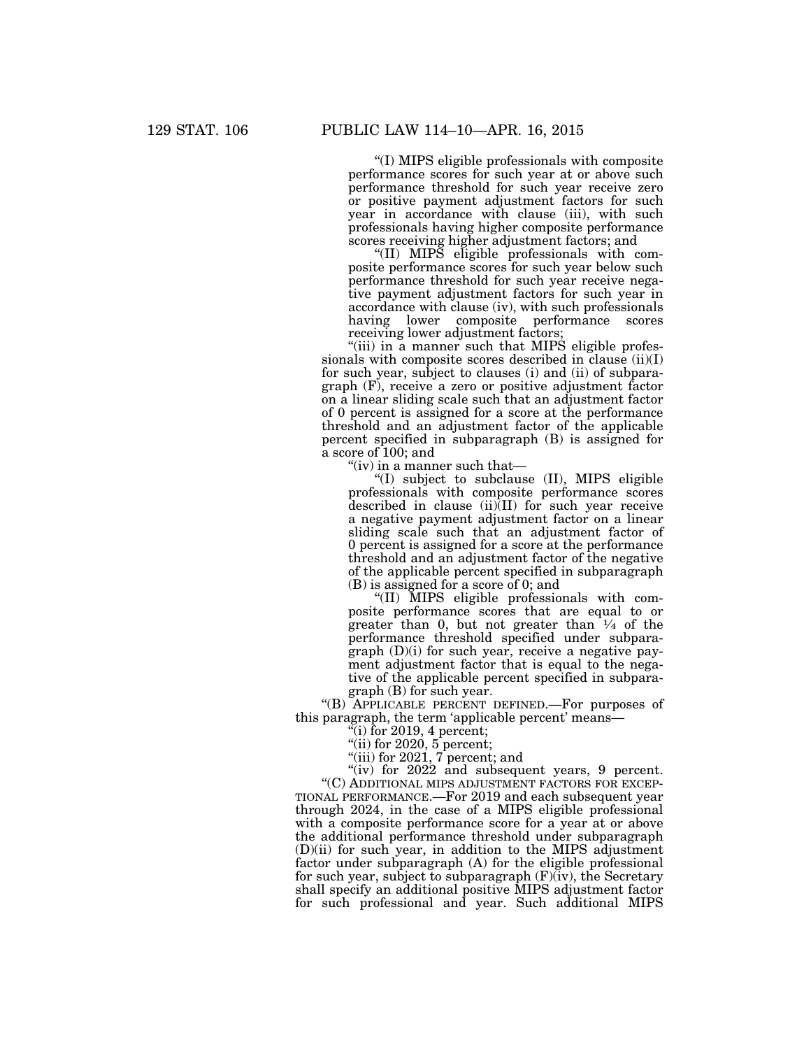"(I) MIPS eligible professionals with composite performance scores for such year at or above such performance threshold for such year receive zero or positive payment adjustment factors for such year in accordance with clause (iii), with such professionals having higher composite performance scores receiving higher adjustment factors; and

"(II) MIPS eligible professionals with composite performance scores for such year below such performance threshold for such year receive negative payment adjustment factors for such year in accordance with clause (iv), with such professionals having lower composite performance scores receiving lower adjustment factors;

"(iii) in a manner such that MIPS eligible professionals with composite scores described in clause (ii)(I) for such year, subject to clauses (i) and (ii) of subparagraph (F), receive a zero or positive adjustment factor on a linear sliding scale such that an adjustment factor of 0 percent is assigned for a score at the performance threshold and an adjustment factor of the applicable percent specified in subparagraph (B) is assigned for a score of 100; and

"(iv) in a manner such that—

"(I) subject to subclause (II), MIPS eligible professionals with composite performance scores described in clause (ii)(II) for such year receive a negative payment adjustment factor on a linear sliding scale such that an adjustment factor of 0 percent is assigned for a score at the performance threshold and an adjustment factor of the negative of the applicable percent specified in subparagraph (B) is assigned for a score of 0; and

"(II) MIPS eligible professionals with composite performance scores that are equal to or greater than 0, but not greater than ¼ of the performance threshold specified under subparagraph (D)(i) for such year, receive a negative payment adjustment factor that is equal to the negative of the applicable percent specified in subparagraph (B) for such year.

"(B) APPLICABLE PERCENT DEFINED.—For purposes of this paragraph, the term 'applicable percent' means—

"(i) for 2019, 4 percent;

"(ii) for 2020, 5 percent;

"(iii) for 2021, 7 percent; and

"(iv) for 2022 and subsequent years, 9 percent.

"(C) ADDITIONAL MIPS ADJUSTMENT FACTORS FOR EXCEPTIONAL PERFORMANCE.—For 2019 and each subsequent year through 2024, in the case of a MIPS eligible professional with a composite performance score for a year at or above the additional performance threshold under subparagraph (D)(ii) for such year, in addition to the MIPS adjustment factor under subparagraph (A) for the eligible professional for such year, subject to subparagraph (F)(iv), the Secretary shall specify an additional positive MIPS adjustment factor for such professional and year. Such additional MIPS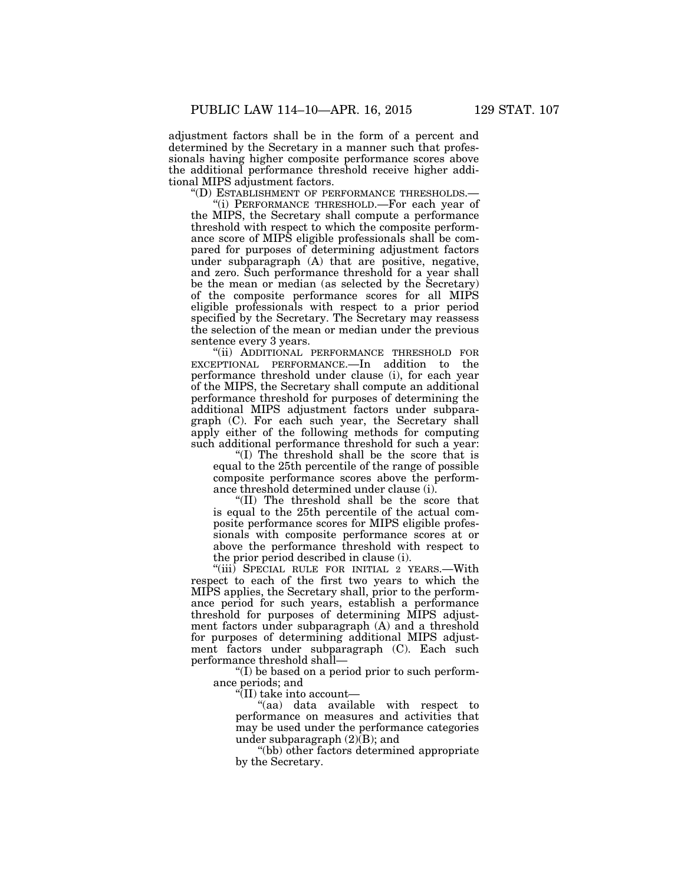adjustment factors shall be in the form of a percent and determined by the Secretary in a manner such that professionals having higher composite performance scores above the additional performance threshold receive higher additional MIPS adjustment factors.

"(D) ESTABLISHMENT OF PERFORMANCE THRESHOLDS.—

"(i) PERFORMANCE THRESHOLD.—For each year of the MIPS, the Secretary shall compute a performance threshold with respect to which the composite performance score of MIPS eligible professionals shall be compared for purposes of determining adjustment factors under subparagraph (A) that are positive, negative, and zero. Such performance threshold for a year shall be the mean or median (as selected by the Secretary) of the composite performance scores for all MIPS eligible professionals with respect to a prior period specified by the Secretary. The Secretary may reassess the selection of the mean or median under the previous sentence every 3 years.

"(ii) ADDITIONAL PERFORMANCE THRESHOLD FOR EXCEPTIONAL PERFORMANCE.—In addition to the performance threshold under clause (i), for each year of the MIPS, the Secretary shall compute an additional performance threshold for purposes of determining the additional MIPS adjustment factors under subparagraph (C). For each such year, the Secretary shall apply either of the following methods for computing such additional performance threshold for such a year:

"(I) The threshold shall be the score that is equal to the 25th percentile of the range of possible composite performance scores above the performance threshold determined under clause (i).

"(II) The threshold shall be the score that is equal to the 25th percentile of the actual composite performance scores for MIPS eligible professionals with composite performance scores at or above the performance threshold with respect to the prior period described in clause (i).

"(iii) SPECIAL RULE FOR INITIAL 2 YEARS.—With respect to each of the first two years to which the MIPS applies, the Secretary shall, prior to the performance period for such years, establish a performance threshold for purposes of determining MIPS adjustment factors under subparagraph (A) and a threshold for purposes of determining additional MIPS adjustment factors under subparagraph (C). Each such performance threshold shall—

"(I) be based on a period prior to such performance periods; and

"(II) take into account—

"(aa) data available with respect to performance on measures and activities that may be used under the performance categories under subparagraph (2)(B); and

"(bb) other factors determined appropriate by the Secretary.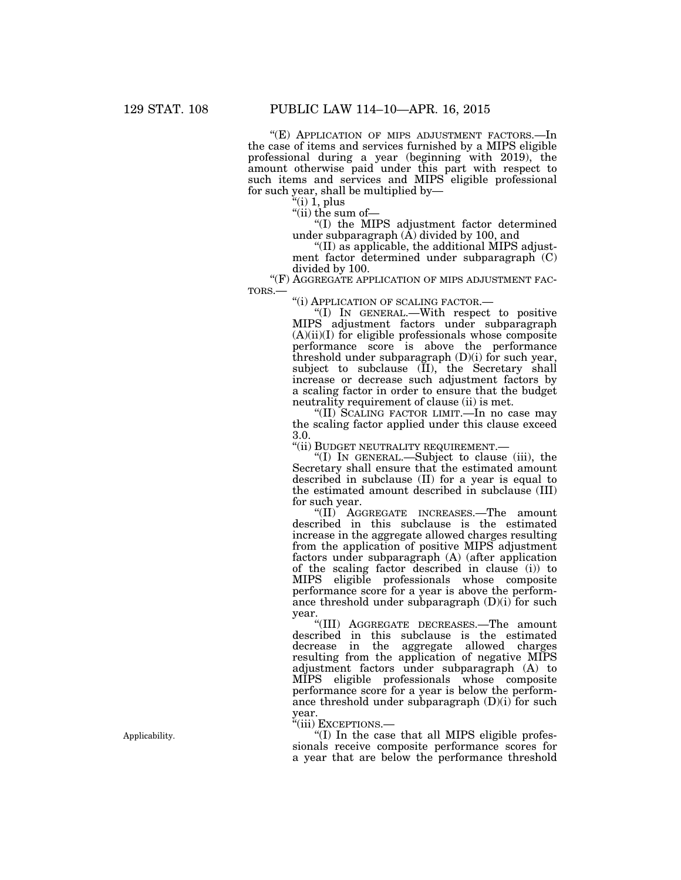"(E) APPLICATION OF MIPS ADJUSTMENT FACTORS.—In the case of items and services furnished by a MIPS eligible professional during a year (beginning with 2019), the amount otherwise paid under this part with respect to such items and services and MIPS eligible professional for such year, shall be multiplied by—

"(i) 1, plus

"(ii) the sum of—

"(I) the MIPS adjustment factor determined under subparagraph (A) divided by 100, and

"(II) as applicable, the additional MIPS adjustment factor determined under subparagraph (C) divided by 100.

"(F) AGGREGATE APPLICATION OF MIPS ADJUSTMENT FACTORS.—

"(i) APPLICATION OF SCALING FACTOR.—

"(I) IN GENERAL.—With respect to positive MIPS adjustment factors under subparagraph (A)(ii)(I) for eligible professionals whose composite performance score is above the performance threshold under subparagraph (D)(i) for such year, subject to subclause (II), the Secretary shall increase or decrease such adjustment factors by a scaling factor in order to ensure that the budget neutrality requirement of clause (ii) is met.

"(II) SCALING FACTOR LIMIT.—In no case may the scaling factor applied under this clause exceed 3.0.

"(ii) BUDGET NEUTRALITY REQUIREMENT.—

"(I) IN GENERAL.—Subject to clause (iii), the Secretary shall ensure that the estimated amount described in subclause (II) for a year is equal to the estimated amount described in subclause (III) for such year.

"(II) AGGREGATE INCREASES.—The amount described in this subclause is the estimated increase in the aggregate allowed charges resulting from the application of positive MIPS adjustment factors under subparagraph (A) (after application of the scaling factor described in clause (i)) to MIPS eligible professionals whose composite performance score for a year is above the performance threshold under subparagraph (D)(i) for such year.

"(III) AGGREGATE DECREASES.—The amount described in this subclause is the estimated decrease in the aggregate allowed charges resulting from the application of negative MIPS adjustment factors under subparagraph (A) to MIPS eligible professionals whose composite performance score for a year is below the performance threshold under subparagraph (D)(i) for such year.

"(iii) EXCEPTIONS.—

Applicability.

"(I) In the case that all MIPS eligible professionals receive composite performance scores for a year that are below the performance threshold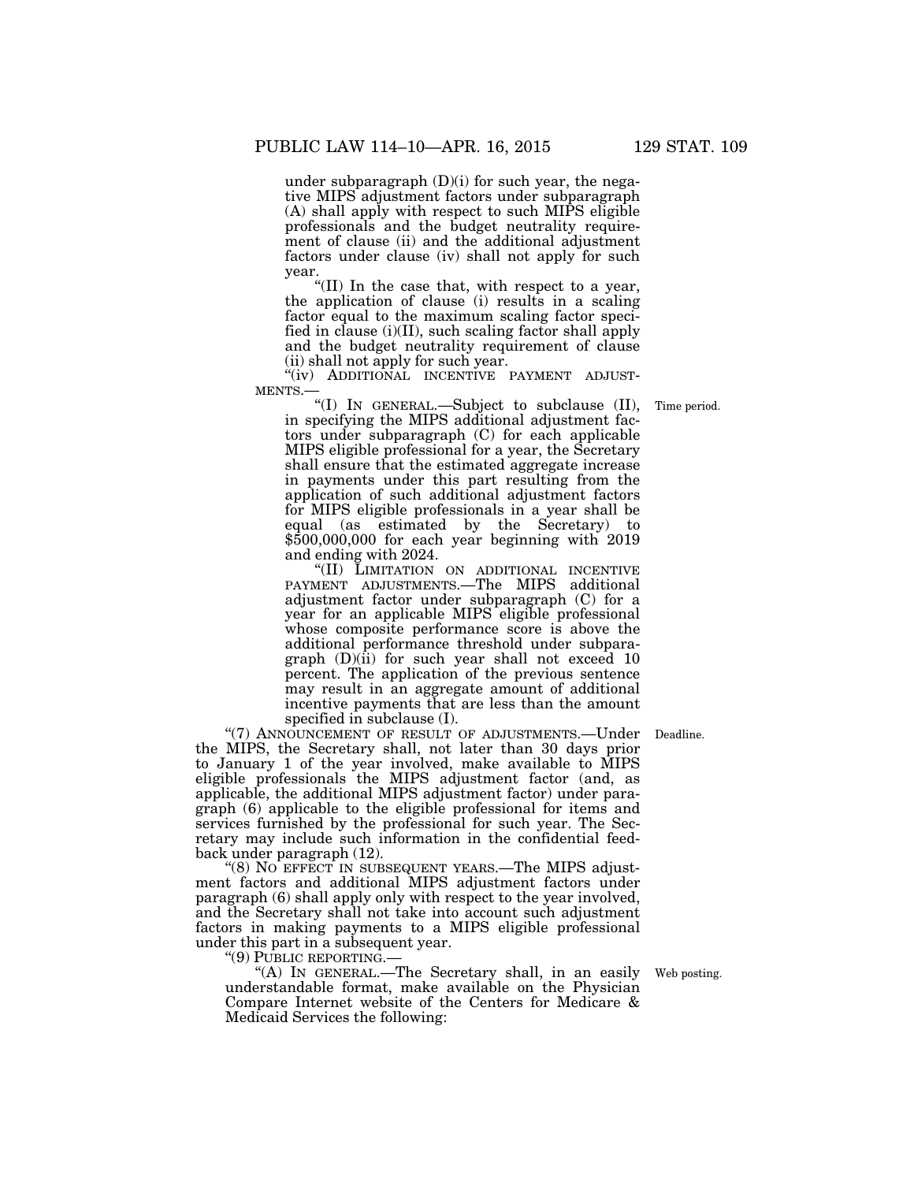under subparagraph (D)(i) for such year, the negative MIPS adjustment factors under subparagraph (A) shall apply with respect to such MIPS eligible professionals and the budget neutrality requirement of clause (ii) and the additional adjustment factors under clause (iv) shall not apply for such year.

"(II) In the case that, with respect to a year, the application of clause (i) results in a scaling factor equal to the maximum scaling factor specified in clause (i)(II), such scaling factor shall apply and the budget neutrality requirement of clause (ii) shall not apply for such year.

"(iv) ADDITIONAL INCENTIVE PAYMENT ADJUSTMENTS.—

"(I) IN GENERAL.—Subject to subclause (II), in specifying the MIPS additional adjustment factors under subparagraph (C) for each applicable MIPS eligible professional for a year, the Secretary shall ensure that the estimated aggregate increase in payments under this part resulting from the application of such additional adjustment factors for MIPS eligible professionals in a year shall be equal (as estimated by the Secretary) to $500,000,000 for each year beginning with 2019 and ending with 2024.

Time period.

"(II) LIMITATION ON ADDITIONAL INCENTIVE PAYMENT ADJUSTMENTS.—The MIPS additional adjustment factor under subparagraph (C) for a year for an applicable MIPS eligible professional whose composite performance score is above the additional performance threshold under subparagraph (D)(ii) for such year shall not exceed 10 percent. The application of the previous sentence may result in an aggregate amount of additional incentive payments that are less than the amount specified in subclause (I).

"(7) ANNOUNCEMENT OF RESULT OF ADJUSTMENTS.—Under the MIPS, the Secretary shall, not later than 30 days prior to January 1 of the year involved, make available to MIPS eligible professionals the MIPS adjustment factor (and, as applicable, the additional MIPS adjustment factor) under paragraph (6) applicable to the eligible professional for items and services furnished by the professional for such year. The Secretary may include such information in the confidential feedback under paragraph (12).

Deadline.

"(8) NO EFFECT IN SUBSEQUENT YEARS.—The MIPS adjustment factors and additional MIPS adjustment factors under paragraph (6) shall apply only with respect to the year involved, and the Secretary shall not take into account such adjustment factors in making payments to a MIPS eligible professional under this part in a subsequent year.

"(9) PUBLIC REPORTING.—

"(A) IN GENERAL.—The Secretary shall, in an easily understandable format, make available on the Physician Compare Internet website of the Centers for Medicare & Medicaid Services the following:

Web posting.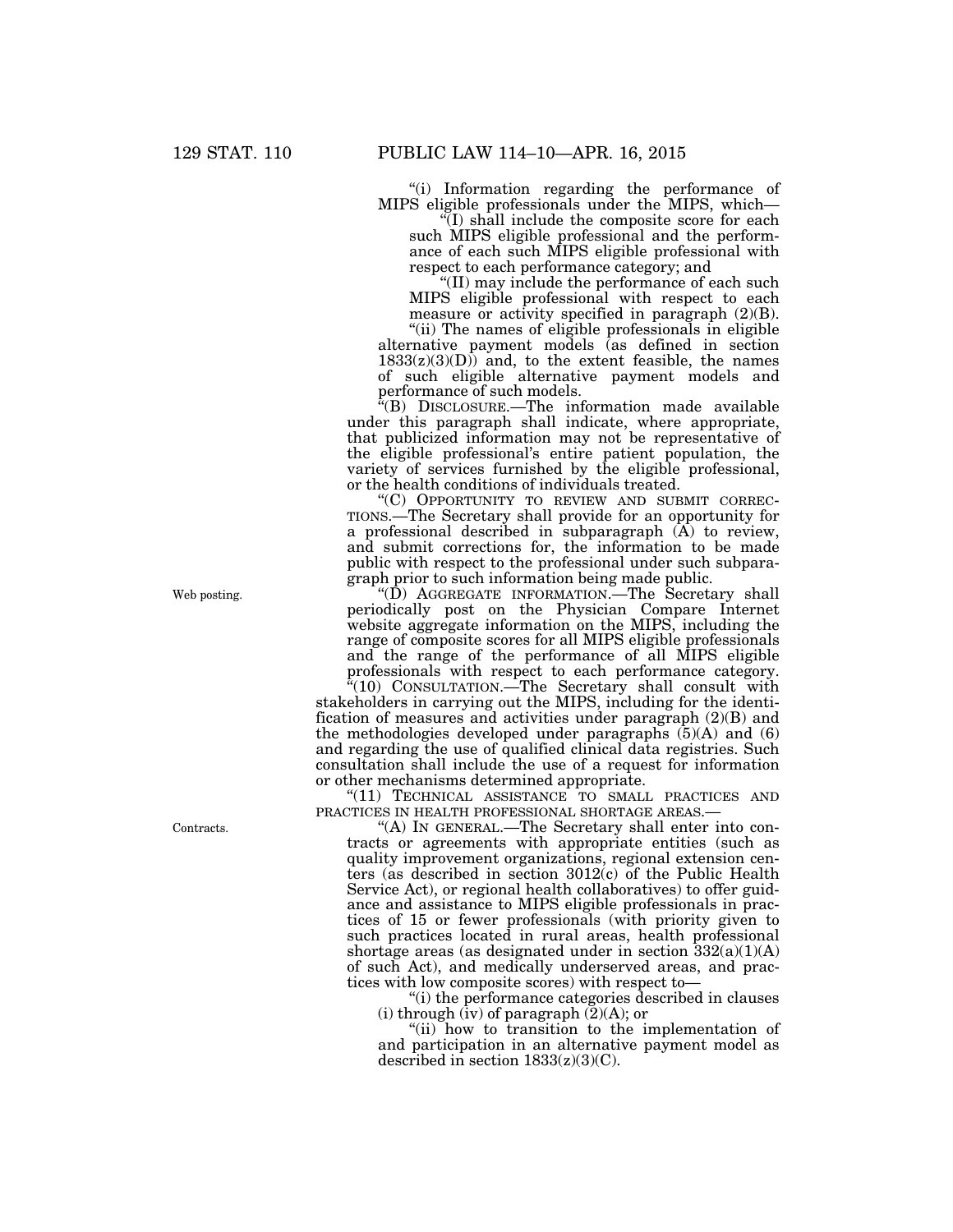"(i) Information regarding the performance of MIPS eligible professionals under the MIPS, which—

"(I) shall include the composite score for each such MIPS eligible professional and the performance of each such MIPS eligible professional with respect to each performance category; and

"(II) may include the performance of each such MIPS eligible professional with respect to each measure or activity specified in paragraph (2)(B).

"(ii) The names of eligible professionals in eligible alternative payment models (as defined in section 1833(z)(3)(D)) and, to the extent feasible, the names of such eligible alternative payment models and performance of such models.

"(B) DISCLOSURE.—The information made available under this paragraph shall indicate, where appropriate, that publicized information may not be representative of the eligible professional's entire patient population, the variety of services furnished by the eligible professional, or the health conditions of individuals treated.

"(C) OPPORTUNITY TO REVIEW AND SUBMIT CORRECTIONS.—The Secretary shall provide for an opportunity for a professional described in subparagraph (A) to review, and submit corrections for, the information to be made public with respect to the professional under such subparagraph prior to such information being made public.

Web posting.

"(D) AGGREGATE INFORMATION.—The Secretary shall periodically post on the Physician Compare Internet website aggregate information on the MIPS, including the range of composite scores for all MIPS eligible professionals and the range of the performance of all MIPS eligible professionals with respect to each performance category.

"(10) CONSULTATION.—The Secretary shall consult with stakeholders in carrying out the MIPS, including for the identification of measures and activities under paragraph (2)(B) and the methodologies developed under paragraphs (5)(A) and (6) and regarding the use of qualified clinical data registries. Such consultation shall include the use of a request for information or other mechanisms determined appropriate.

"(11) TECHNICAL ASSISTANCE TO SMALL PRACTICES AND PRACTICES IN HEALTH PROFESSIONAL SHORTAGE AREAS.—

Contracts.

"(A) IN GENERAL.—The Secretary shall enter into contracts or agreements with appropriate entities (such as quality improvement organizations, regional extension centers (as described in section 3012(c) of the Public Health Service Act), or regional health collaboratives) to offer guidance and assistance to MIPS eligible professionals in practices of 15 or fewer professionals (with priority given to such practices located in rural areas, health professional shortage areas (as designated under in section 332(a)(1)(A) of such Act), and medically underserved areas, and practices with low composite scores) with respect to—

"(i) the performance categories described in clauses (i) through (iv) of paragraph (2)(A); or

"(ii) how to transition to the implementation of and participation in an alternative payment model as described in section 1833(z)(3)(C).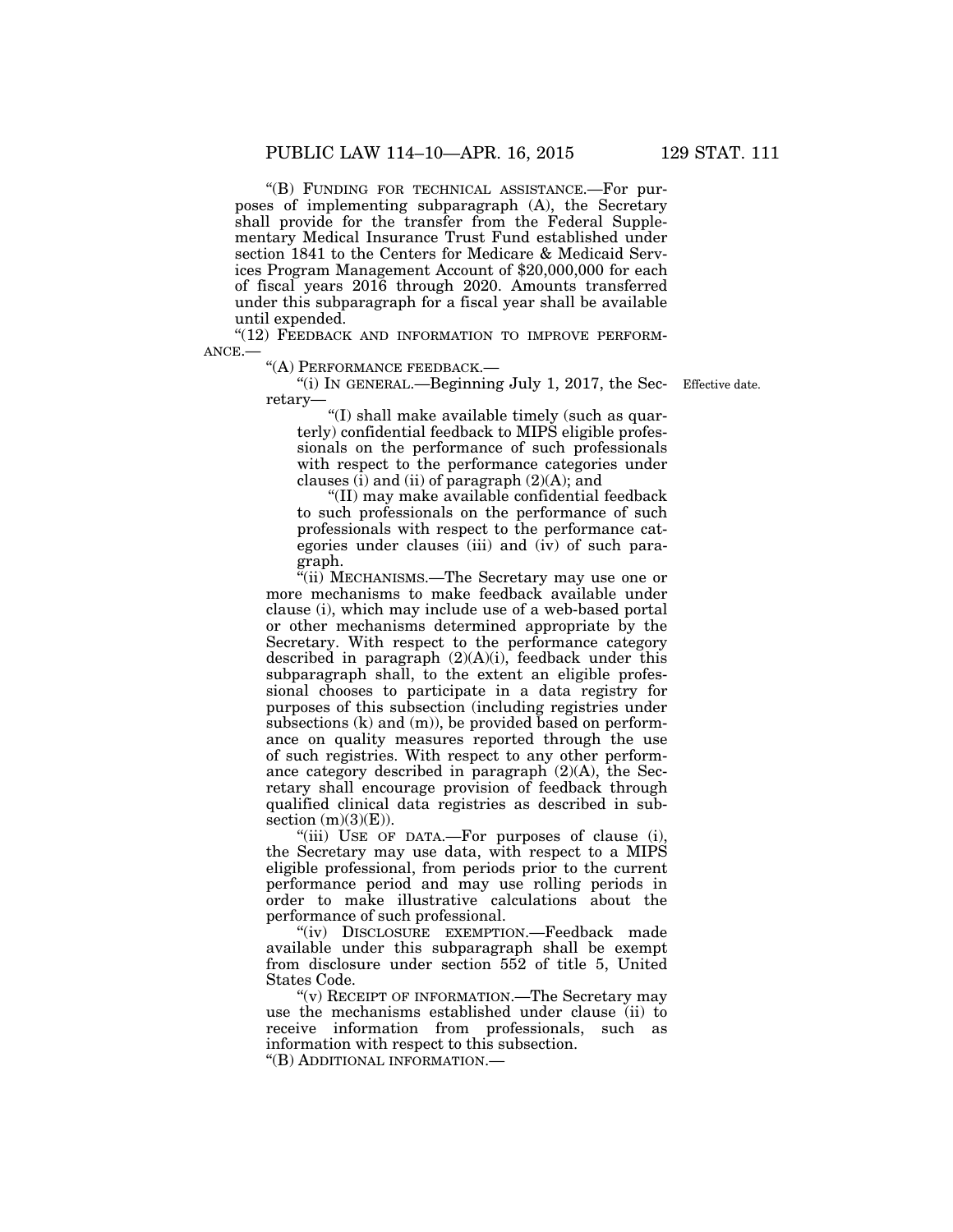"(B) FUNDING FOR TECHNICAL ASSISTANCE.—For purposes of implementing subparagraph (A), the Secretary shall provide for the transfer from the Federal Supplementary Medical Insurance Trust Fund established under section 1841 to the Centers for Medicare & Medicaid Services Program Management Account of $20,000,000 for each of fiscal years 2016 through 2020. Amounts transferred under this subparagraph for a fiscal year shall be available until expended.

"(12) FEEDBACK AND INFORMATION TO IMPROVE PERFORMANCE.—

"(A) PERFORMANCE FEEDBACK.—

"(i) IN GENERAL.—Beginning July 1, 2017, the Secretary—

Effective date.

"(I) shall make available timely (such as quarterly) confidential feedback to MIPS eligible professionals on the performance of such professionals with respect to the performance categories under clauses (i) and (ii) of paragraph (2)(A); and

"(II) may make available confidential feedback to such professionals on the performance of such professionals with respect to the performance categories under clauses (iii) and (iv) of such paragraph.

"(ii) MECHANISMS.—The Secretary may use one or more mechanisms to make feedback available under clause (i), which may include use of a web-based portal or other mechanisms determined appropriate by the Secretary. With respect to the performance category described in paragraph (2)(A)(i), feedback under this subparagraph shall, to the extent an eligible professional chooses to participate in a data registry for purposes of this subsection (including registries under subsections (k) and (m)), be provided based on performance on quality measures reported through the use of such registries. With respect to any other performance category described in paragraph (2)(A), the Secretary shall encourage provision of feedback through qualified clinical data registries as described in subsection (m)(3)(E)).

"(iii) USE OF DATA.—For purposes of clause (i), the Secretary may use data, with respect to a MIPS eligible professional, from periods prior to the current performance period and may use rolling periods in order to make illustrative calculations about the performance of such professional.

"(iv) DISCLOSURE EXEMPTION.—Feedback made available under this subparagraph shall be exempt from disclosure under section 552 of title 5, United States Code.

"(v) RECEIPT OF INFORMATION.—The Secretary may use the mechanisms established under clause (ii) to receive information from professionals, such as information with respect to this subsection.

"(B) ADDITIONAL INFORMATION.—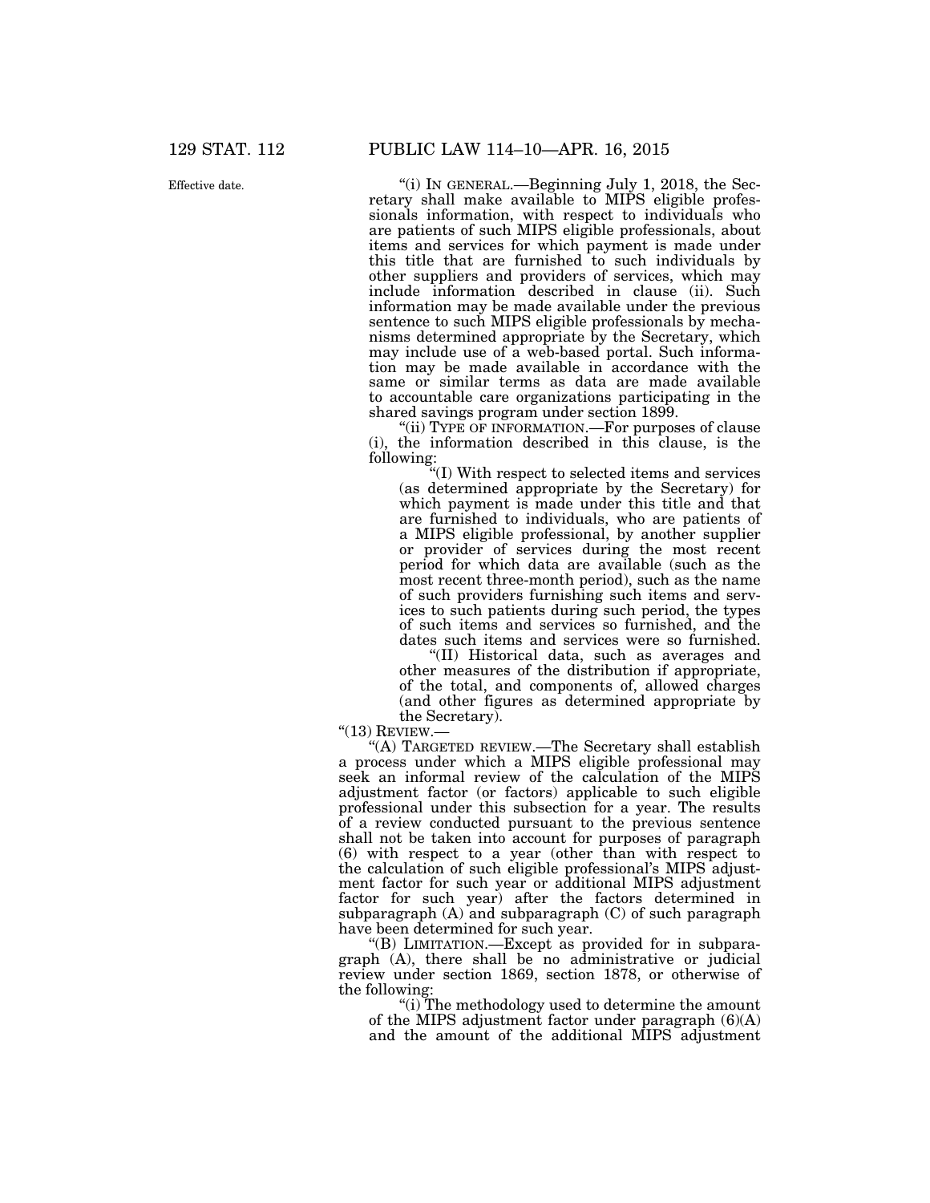Effective date.

"(i) IN GENERAL.—Beginning July 1, 2018, the Secretary shall make available to MIPS eligible professionals information, with respect to individuals who are patients of such MIPS eligible professionals, about items and services for which payment is made under this title that are furnished to such individuals by other suppliers and providers of services, which may include information described in clause (ii). Such information may be made available under the previous sentence to such MIPS eligible professionals by mechanisms determined appropriate by the Secretary, which may include use of a web-based portal. Such information may be made available in accordance with the same or similar terms as data are made available to accountable care organizations participating in the shared savings program under section 1899.

"(ii) TYPE OF INFORMATION.—For purposes of clause (i), the information described in this clause, is the following:

"(I) With respect to selected items and services (as determined appropriate by the Secretary) for which payment is made under this title and that are furnished to individuals, who are patients of a MIPS eligible professional, by another supplier or provider of services during the most recent period for which data are available (such as the most recent three-month period), such as the name of such providers furnishing such items and services to such patients during such period, the types of such items and services so furnished, and the dates such items and services were so furnished.

"(II) Historical data, such as averages and other measures of the distribution if appropriate, of the total, and components of, allowed charges (and other figures as determined appropriate by the Secretary).

"(13) REVIEW.—

"(A) TARGETED REVIEW.—The Secretary shall establish a process under which a MIPS eligible professional may seek an informal review of the calculation of the MIPS adjustment factor (or factors) applicable to such eligible professional under this subsection for a year. The results of a review conducted pursuant to the previous sentence shall not be taken into account for purposes of paragraph (6) with respect to a year (other than with respect to the calculation of such eligible professional's MIPS adjustment factor for such year or additional MIPS adjustment factor for such year) after the factors determined in subparagraph (A) and subparagraph (C) of such paragraph have been determined for such year.

"(B) LIMITATION.—Except as provided for in subparagraph (A), there shall be no administrative or judicial review under section 1869, section 1878, or otherwise of the following:

"(i) The methodology used to determine the amount of the MIPS adjustment factor under paragraph (6)(A) and the amount of the additional MIPS adjustment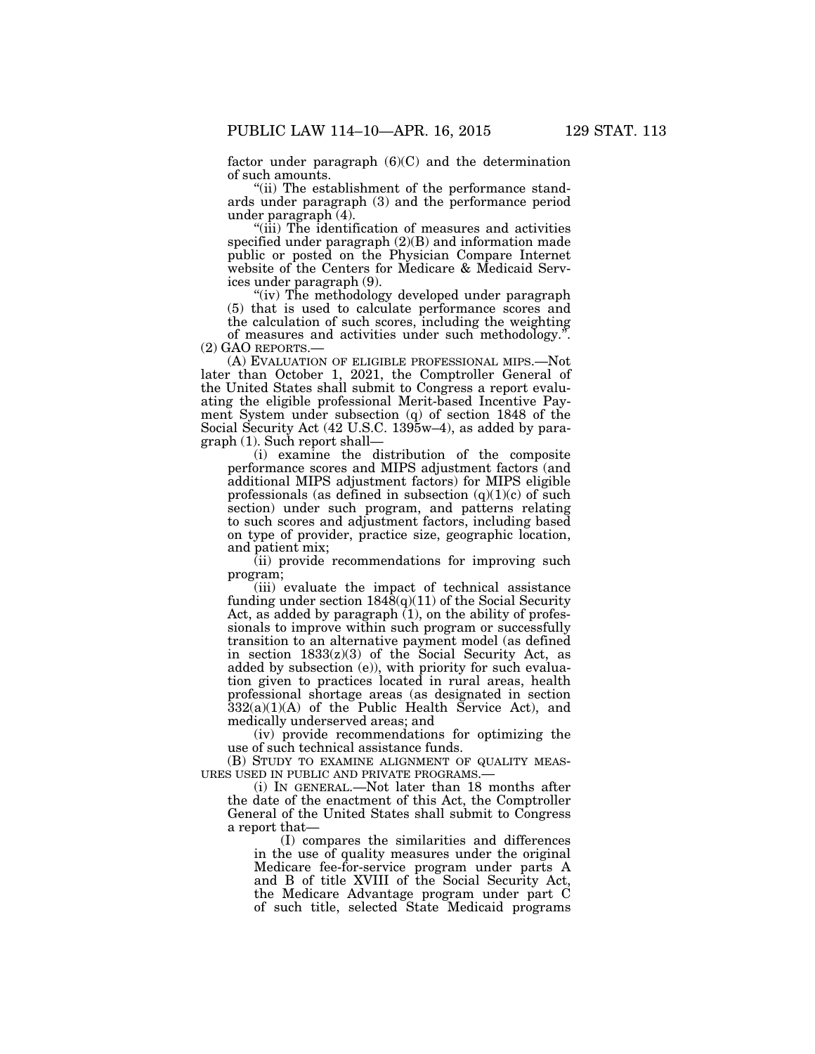factor under paragraph (6)(C) and the determination of such amounts.

"(ii) The establishment of the performance standards under paragraph (3) and the performance period under paragraph (4).

"(iii) The identification of measures and activities specified under paragraph (2)(B) and information made public or posted on the Physician Compare Internet website of the Centers for Medicare & Medicaid Services under paragraph (9).

"(iv) The methodology developed under paragraph (5) that is used to calculate performance scores and the calculation of such scores, including the weighting of measures and activities under such methodology.".

(2) GAO REPORTS.—

(A) EVALUATION OF ELIGIBLE PROFESSIONAL MIPS.—Not later than October 1, 2021, the Comptroller General of the United States shall submit to Congress a report evaluating the eligible professional Merit-based Incentive Payment System under subsection (q) of section 1848 of the Social Security Act (42 U.S.C. 1395w–4), as added by paragraph (1). Such report shall—

(i) examine the distribution of the composite performance scores and MIPS adjustment factors (and additional MIPS adjustment factors) for MIPS eligible professionals (as defined in subsection (q)(1)(c) of such section) under such program, and patterns relating to such scores and adjustment factors, including based on type of provider, practice size, geographic location, and patient mix;

(ii) provide recommendations for improving such program;

(iii) evaluate the impact of technical assistance funding under section 1848(q)(11) of the Social Security Act, as added by paragraph (1), on the ability of professionals to improve within such program or successfully transition to an alternative payment model (as defined in section 1833(z)(3) of the Social Security Act, as added by subsection (e)), with priority for such evaluation given to practices located in rural areas, health professional shortage areas (as designated in section 332(a)(1)(A) of the Public Health Service Act), and medically underserved areas; and

(iv) provide recommendations for optimizing the use of such technical assistance funds.

(B) STUDY TO EXAMINE ALIGNMENT OF QUALITY MEASURES USED IN PUBLIC AND PRIVATE PROGRAMS.—

(i) IN GENERAL.—Not later than 18 months after the date of the enactment of this Act, the Comptroller General of the United States shall submit to Congress a report that—

(I) compares the similarities and differences in the use of quality measures under the original Medicare fee-for-service program under parts A and B of title XVIII of the Social Security Act, the Medicare Advantage program under part C of such title, selected State Medicaid programs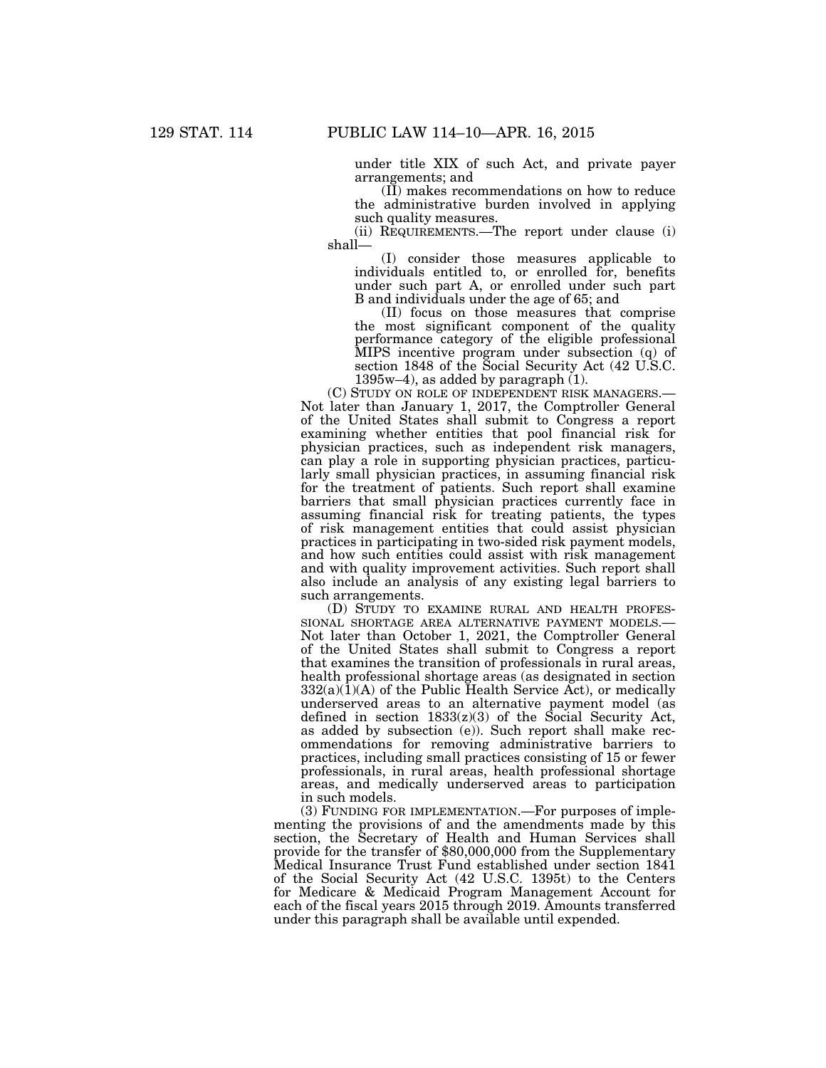under title XIX of such Act, and private payer arrangements; and

(II) makes recommendations on how to reduce the administrative burden involved in applying such quality measures.

(ii) REQUIREMENTS.—The report under clause (i) shall—

(I) consider those measures applicable to individuals entitled to, or enrolled for, benefits under such part A, or enrolled under such part B and individuals under the age of 65; and

(II) focus on those measures that comprise the most significant component of the quality performance category of the eligible professional MIPS incentive program under subsection (q) of section 1848 of the Social Security Act (42 U.S.C. 1395w–4), as added by paragraph (1).

(C) STUDY ON ROLE OF INDEPENDENT RISK MANAGERS.—Not later than January 1, 2017, the Comptroller General of the United States shall submit to Congress a report examining whether entities that pool financial risk for physician practices, such as independent risk managers, can play a role in supporting physician practices, particularly small physician practices, in assuming financial risk for the treatment of patients. Such report shall examine barriers that small physician practices currently face in assuming financial risk for treating patients, the types of risk management entities that could assist physician practices in participating in two-sided risk payment models, and how such entities could assist with risk management and with quality improvement activities. Such report shall also include an analysis of any existing legal barriers to such arrangements.

(D) STUDY TO EXAMINE RURAL AND HEALTH PROFESSIONAL SHORTAGE AREA ALTERNATIVE PAYMENT MODELS.—Not later than October 1, 2021, the Comptroller General of the United States shall submit to Congress a report that examines the transition of professionals in rural areas, health professional shortage areas (as designated in section 332(a)(1)(A) of the Public Health Service Act), or medically underserved areas to an alternative payment model (as defined in section 1833(z)(3) of the Social Security Act, as added by subsection (e)). Such report shall make recommendations for removing administrative barriers to practices, including small practices consisting of 15 or fewer professionals, in rural areas, health professional shortage areas, and medically underserved areas to participation in such models.

(3) FUNDING FOR IMPLEMENTATION.—For purposes of implementing the provisions of and the amendments made by this section, the Secretary of Health and Human Services shall provide for the transfer of $80,000,000 from the Supplementary Medical Insurance Trust Fund established under section 1841 of the Social Security Act (42 U.S.C. 1395t) to the Centers for Medicare & Medicaid Program Management Account for each of the fiscal years 2015 through 2019. Amounts transferred under this paragraph shall be available until expended.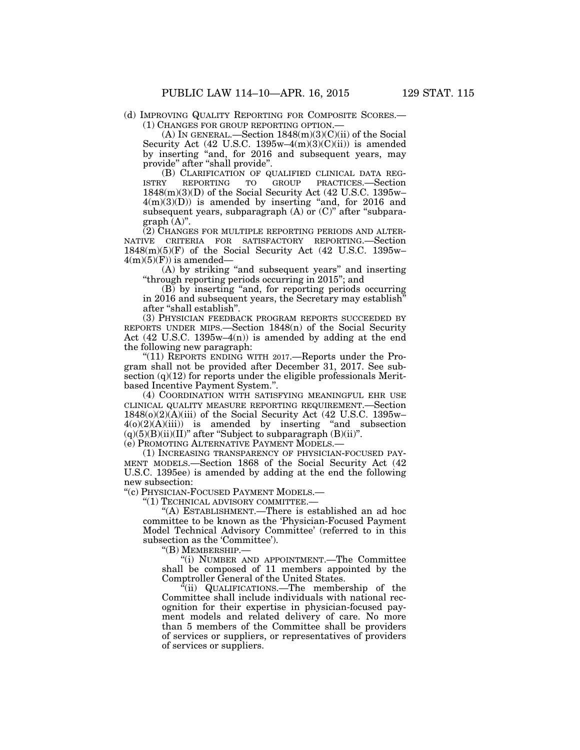(d) IMPROVING QUALITY REPORTING FOR COMPOSITE SCORES.—

(1) CHANGES FOR GROUP REPORTING OPTION.—

(A) IN GENERAL.—Section 1848(m)(3)(C)(ii) of the Social Security Act (42 U.S.C. 1395w–4(m)(3)(C)(ii)) is amended by inserting "and, for 2016 and subsequent years, may provide" after "shall provide".

(B) CLARIFICATION OF QUALIFIED CLINICAL DATA REGISTRY REPORTING TO GROUP PRACTICES.—Section 1848(m)(3)(D) of the Social Security Act (42 U.S.C. 1395w–4(m)(3)(D)) is amended by inserting "and, for 2016 and subsequent years, subparagraph (A) or (C)" after "subparagraph (A)".

(2) CHANGES FOR MULTIPLE REPORTING PERIODS AND ALTERNATIVE CRITERIA FOR SATISFACTORY REPORTING.—Section 1848(m)(5)(F) of the Social Security Act (42 U.S.C. 1395w–4(m)(5)(F)) is amended—

(A) by striking "and subsequent years" and inserting "through reporting periods occurring in 2015"; and

(B) by inserting "and, for reporting periods occurring in 2016 and subsequent years, the Secretary may establish" after "shall establish".

(3) PHYSICIAN FEEDBACK PROGRAM REPORTS SUCCEEDED BY REPORTS UNDER MIPS.—Section 1848(n) of the Social Security Act (42 U.S.C. 1395w–4(n)) is amended by adding at the end the following new paragraph:

"(11) REPORTS ENDING WITH 2017.—Reports under the Program shall not be provided after December 31, 2017. See subsection (q)(12) for reports under the eligible professionals Merit-based Incentive Payment System.".

(4) COORDINATION WITH SATISFYING MEANINGFUL EHR USE CLINICAL QUALITY MEASURE REPORTING REQUIREMENT.—Section 1848(o)(2)(A)(iii) of the Social Security Act (42 U.S.C. 1395w–4(o)(2)(A)(iii)) is amended by inserting "and subsection (q)(5)(B)(ii)(II)" after "Subject to subparagraph (B)(ii)".

(e) PROMOTING ALTERNATIVE PAYMENT MODELS.—

(1) INCREASING TRANSPARENCY OF PHYSICIAN-FOCUSED PAYMENT MODELS.—Section 1868 of the Social Security Act (42 U.S.C. 1395ee) is amended by adding at the end the following new subsection:

"(c) PHYSICIAN-FOCUSED PAYMENT MODELS.—

"(1) TECHNICAL ADVISORY COMMITTEE.—

"(A) ESTABLISHMENT.—There is established an ad hoc committee to be known as the 'Physician-Focused Payment Model Technical Advisory Committee' (referred to in this subsection as the 'Committee').

"(B) MEMBERSHIP.—

"(i) NUMBER AND APPOINTMENT.—The Committee shall be composed of 11 members appointed by the Comptroller General of the United States.

"(ii) QUALIFICATIONS.—The membership of the Committee shall include individuals with national recognition for their expertise in physician-focused payment models and related delivery of care. No more than 5 members of the Committee shall be providers of services or suppliers, or representatives of providers of services or suppliers.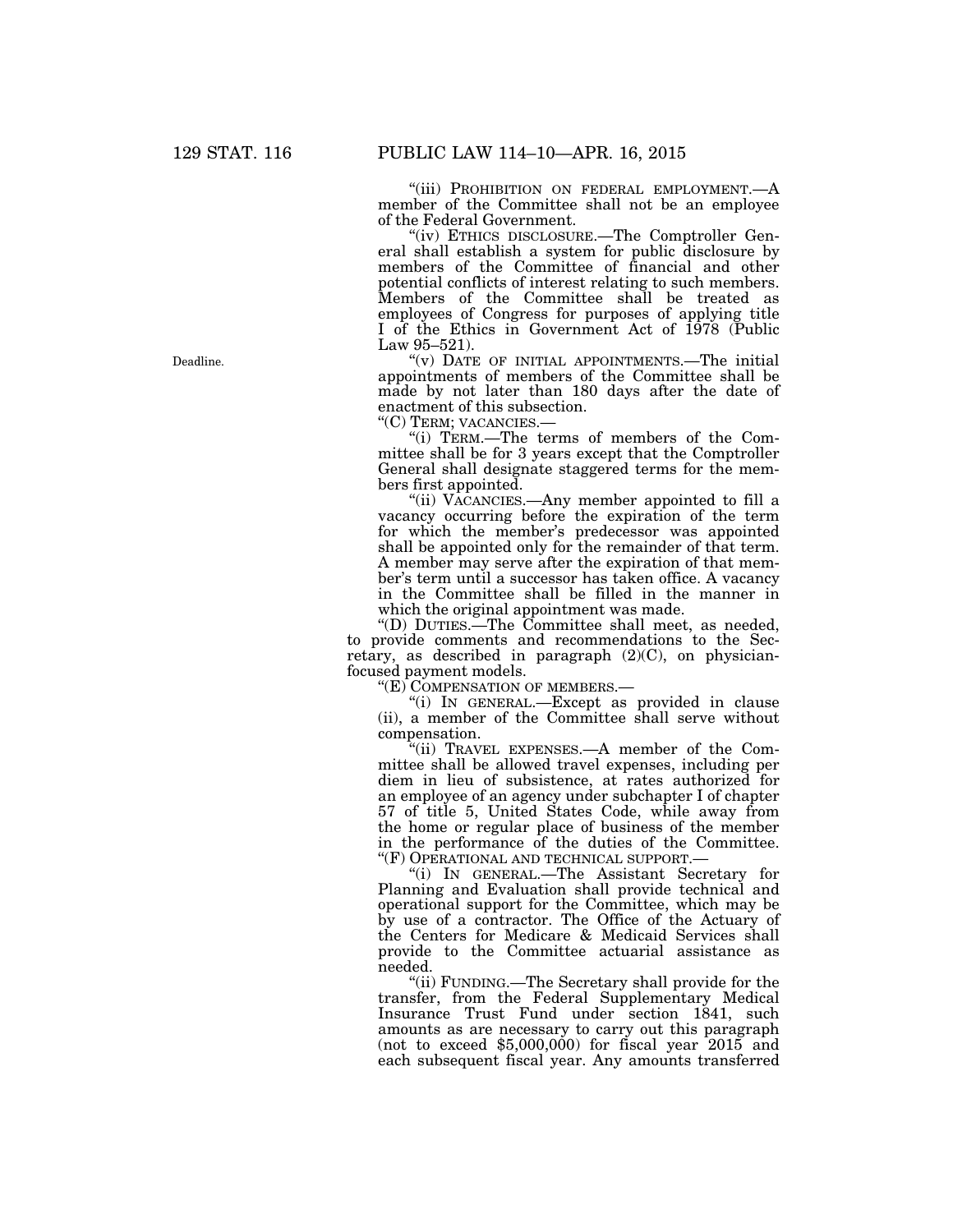"(iii) PROHIBITION ON FEDERAL EMPLOYMENT.—A member of the Committee shall not be an employee of the Federal Government.

"(iv) ETHICS DISCLOSURE.—The Comptroller General shall establish a system for public disclosure by members of the Committee of financial and other potential conflicts of interest relating to such members. Members of the Committee shall be treated as employees of Congress for purposes of applying title I of the Ethics in Government Act of 1978 (Public Law 95–521).

Deadline.

"(v) DATE OF INITIAL APPOINTMENTS.—The initial appointments of members of the Committee shall be made by not later than 180 days after the date of enactment of this subsection.

"(C) TERM; VACANCIES.—

"(i) TERM.—The terms of members of the Committee shall be for 3 years except that the Comptroller General shall designate staggered terms for the members first appointed.

"(ii) VACANCIES.—Any member appointed to fill a vacancy occurring before the expiration of the term for which the member's predecessor was appointed shall be appointed only for the remainder of that term. A member may serve after the expiration of that member's term until a successor has taken office. A vacancy in the Committee shall be filled in the manner in which the original appointment was made.

"(D) DUTIES.—The Committee shall meet, as needed, to provide comments and recommendations to the Secretary, as described in paragraph (2)(C), on physician-focused payment models.

"(E) COMPENSATION OF MEMBERS.—

"(i) IN GENERAL.—Except as provided in clause (ii), a member of the Committee shall serve without compensation.

"(ii) TRAVEL EXPENSES.—A member of the Committee shall be allowed travel expenses, including per diem in lieu of subsistence, at rates authorized for an employee of an agency under subchapter I of chapter 57 of title 5, United States Code, while away from the home or regular place of business of the member in the performance of the duties of the Committee.

"(F) OPERATIONAL AND TECHNICAL SUPPORT.—

"(i) IN GENERAL.—The Assistant Secretary for Planning and Evaluation shall provide technical and operational support for the Committee, which may be by use of a contractor. The Office of the Actuary of the Centers for Medicare & Medicaid Services shall provide to the Committee actuarial assistance as needed.

"(ii) FUNDING.—The Secretary shall provide for the transfer, from the Federal Supplementary Medical Insurance Trust Fund under section 1841, such amounts as are necessary to carry out this paragraph (not to exceed $5,000,000) for fiscal year 2015 and each subsequent fiscal year. Any amounts transferred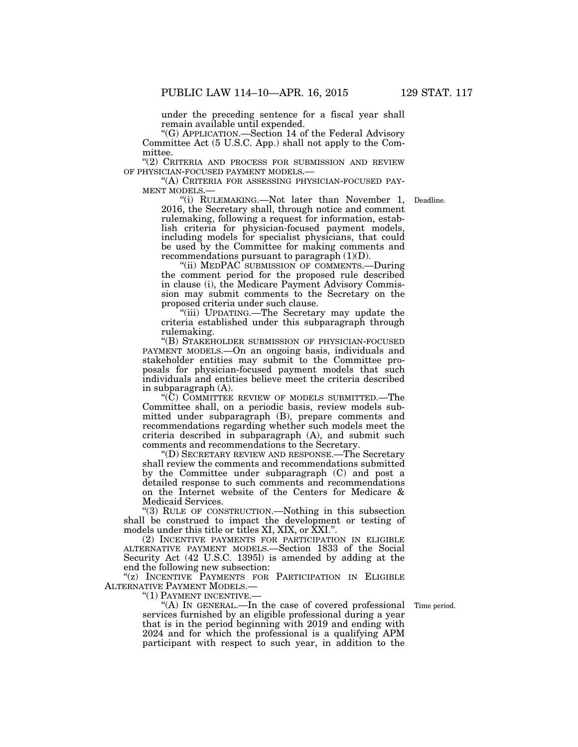under the preceding sentence for a fiscal year shall remain available until expended.

"(G) APPLICATION.—Section 14 of the Federal Advisory Committee Act (5 U.S.C. App.) shall not apply to the Committee.

"(2) CRITERIA AND PROCESS FOR SUBMISSION AND REVIEW OF PHYSICIAN-FOCUSED PAYMENT MODELS.—

"(A) CRITERIA FOR ASSESSING PHYSICIAN-FOCUSED PAYMENT MODELS.—

"(i) RULEMAKING.—Not later than November 1, 2016, the Secretary shall, through notice and comment rulemaking, following a request for information, establish criteria for physician-focused payment models, including models for specialist physicians, that could be used by the Committee for making comments and recommendations pursuant to paragraph (1)(D).

Deadline.

"(ii) MEDPAC SUBMISSION OF COMMENTS.—During the comment period for the proposed rule described in clause (i), the Medicare Payment Advisory Commission may submit comments to the Secretary on the proposed criteria under such clause.

"(iii) UPDATING.—The Secretary may update the criteria established under this subparagraph through rulemaking.

"(B) STAKEHOLDER SUBMISSION OF PHYSICIAN-FOCUSED PAYMENT MODELS.—On an ongoing basis, individuals and stakeholder entities may submit to the Committee proposals for physician-focused payment models that such individuals and entities believe meet the criteria described in subparagraph (A).

"(C) COMMITTEE REVIEW OF MODELS SUBMITTED.—The Committee shall, on a periodic basis, review models submitted under subparagraph (B), prepare comments and recommendations regarding whether such models meet the criteria described in subparagraph (A), and submit such comments and recommendations to the Secretary.

"(D) SECRETARY REVIEW AND RESPONSE.—The Secretary shall review the comments and recommendations submitted by the Committee under subparagraph (C) and post a detailed response to such comments and recommendations on the Internet website of the Centers for Medicare & Medicaid Services.

"(3) RULE OF CONSTRUCTION.—Nothing in this subsection shall be construed to impact the development or testing of models under this title or titles XI, XIX, or XXI.".

(2) INCENTIVE PAYMENTS FOR PARTICIPATION IN ELIGIBLE ALTERNATIVE PAYMENT MODELS.—Section 1833 of the Social Security Act (42 U.S.C. 1395l) is amended by adding at the end the following new subsection:

"(z) INCENTIVE PAYMENTS FOR PARTICIPATION IN ELIGIBLE ALTERNATIVE PAYMENT MODELS.—

"(1) PAYMENT INCENTIVE.—

"(A) IN GENERAL.—In the case of covered professional services furnished by an eligible professional during a year that is in the period beginning with 2019 and ending with 2024 and for which the professional is a qualifying APM participant with respect to such year, in addition to the

Time period.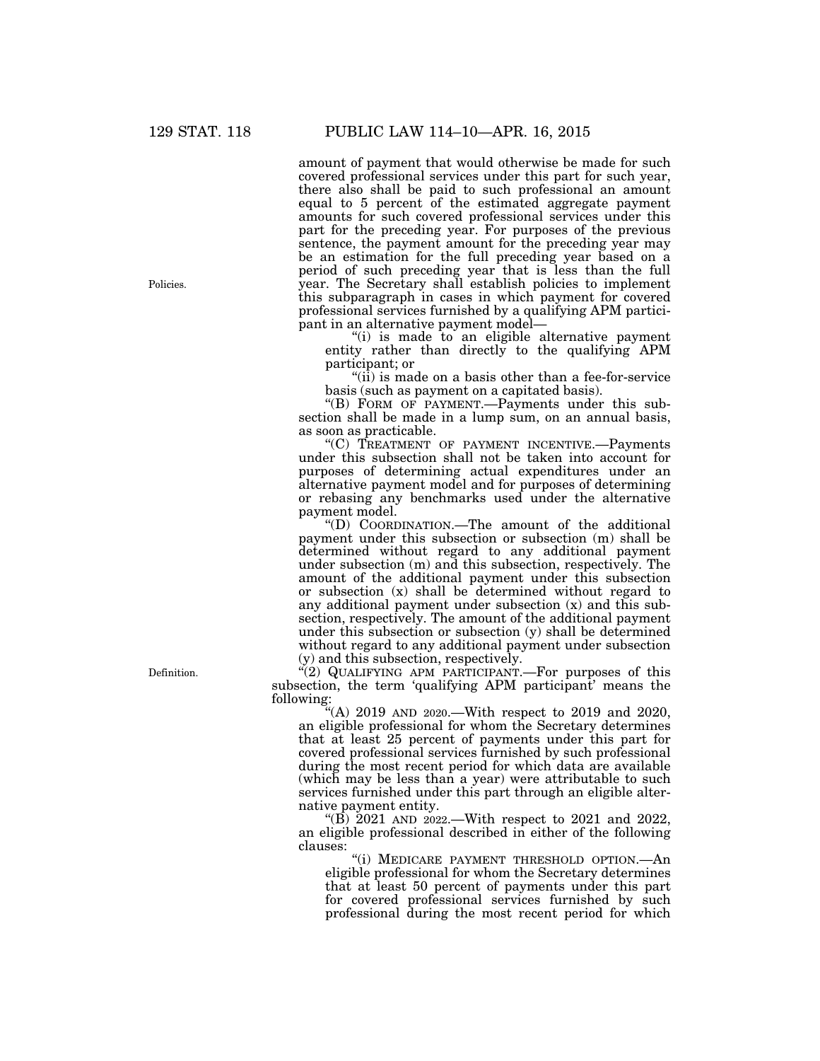amount of payment that would otherwise be made for such covered professional services under this part for such year, there also shall be paid to such professional an amount equal to 5 percent of the estimated aggregate payment amounts for such covered professional services under this part for the preceding year. For purposes of the previous sentence, the payment amount for the preceding year may be an estimation for the full preceding year based on a period of such preceding year that is less than the full year. The Secretary shall establish policies to implement this subparagraph in cases in which payment for covered professional services furnished by a qualifying APM participant in an alternative payment model—

Policies.

"(i) is made to an eligible alternative payment entity rather than directly to the qualifying APM participant; or

"(ii) is made on a basis other than a fee-for-service basis (such as payment on a capitated basis).

"(B) FORM OF PAYMENT.—Payments under this subsection shall be made in a lump sum, on an annual basis, as soon as practicable.

"(C) TREATMENT OF PAYMENT INCENTIVE.—Payments under this subsection shall not be taken into account for purposes of determining actual expenditures under an alternative payment model and for purposes of determining or rebasing any benchmarks used under the alternative payment model.

"(D) COORDINATION.—The amount of the additional payment under this subsection or subsection (m) shall be determined without regard to any additional payment under subsection (m) and this subsection, respectively. The amount of the additional payment under this subsection or subsection (x) shall be determined without regard to any additional payment under subsection (x) and this subsection, respectively. The amount of the additional payment under this subsection or subsection (y) shall be determined without regard to any additional payment under subsection (y) and this subsection, respectively.

Definition.

"(2) QUALIFYING APM PARTICIPANT.—For purposes of this subsection, the term 'qualifying APM participant' means the following:

"(A) 2019 AND 2020.—With respect to 2019 and 2020, an eligible professional for whom the Secretary determines that at least 25 percent of payments under this part for covered professional services furnished by such professional during the most recent period for which data are available (which may be less than a year) were attributable to such services furnished under this part through an eligible alternative payment entity.

"(B) 2021 AND 2022.—With respect to 2021 and 2022, an eligible professional described in either of the following clauses:

"(i) MEDICARE PAYMENT THRESHOLD OPTION.—An eligible professional for whom the Secretary determines that at least 50 percent of payments under this part for covered professional services furnished by such professional during the most recent period for which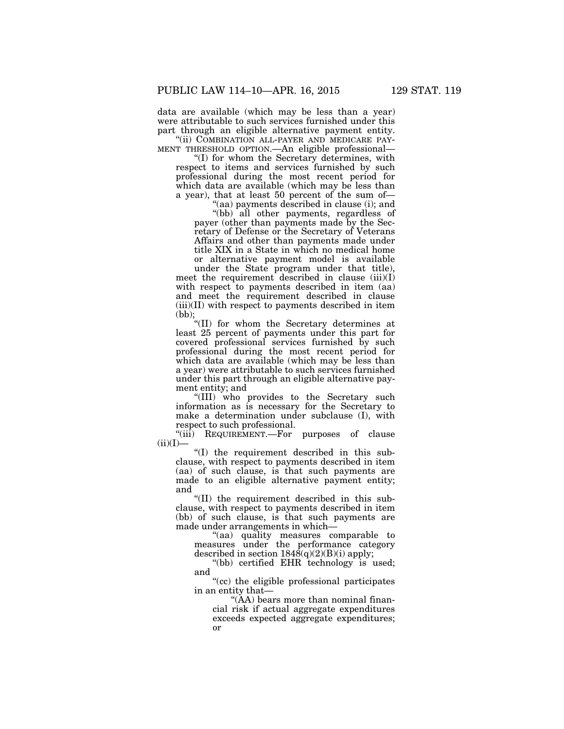data are available (which may be less than a year) were attributable to such services furnished under this part through an eligible alternative payment entity.

"(ii) COMBINATION ALL-PAYER AND MEDICARE PAYMENT THRESHOLD OPTION.—An eligible professional—

"(I) for whom the Secretary determines, with respect to items and services furnished by such professional during the most recent period for which data are available (which may be less than a year), that at least 50 percent of the sum of—

"(aa) payments described in clause (i); and

"(bb) all other payments, regardless of payer (other than payments made by the Secretary of Defense or the Secretary of Veterans Affairs and other than payments made under title XIX in a State in which no medical home or alternative payment model is available under the State program under that title),

meet the requirement described in clause (iii)(I) with respect to payments described in item (aa) and meet the requirement described in clause (iii)(II) with respect to payments described in item (bb);

"(II) for whom the Secretary determines at least 25 percent of payments under this part for covered professional services furnished by such professional during the most recent period for which data are available (which may be less than a year) were attributable to such services furnished under this part through an eligible alternative payment entity; and

"(III) who provides to the Secretary such information as is necessary for the Secretary to make a determination under subclause (I), with respect to such professional.

"(iii) REQUIREMENT.—For purposes of clause (ii)(I)—

"(I) the requirement described in this subclause, with respect to payments described in item (aa) of such clause, is that such payments are made to an eligible alternative payment entity; and

"(II) the requirement described in this subclause, with respect to payments described in item (bb) of such clause, is that such payments are made under arrangements in which—

"(aa) quality measures comparable to measures under the performance category described in section 1848(q)(2)(B)(i) apply;

"(bb) certified EHR technology is used; and

"(cc) the eligible professional participates in an entity that—

"(AA) bears more than nominal financial risk if actual aggregate expenditures exceeds expected aggregate expenditures; or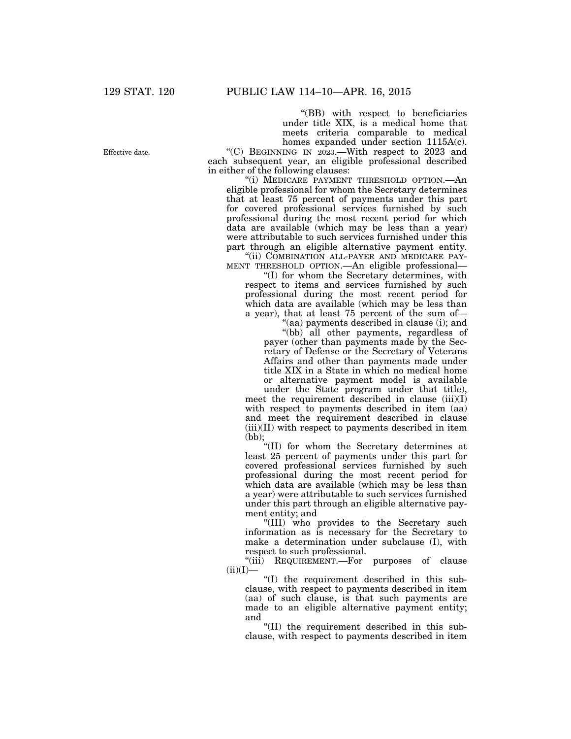"(BB) with respect to beneficiaries under title XIX, is a medical home that meets criteria comparable to medical homes expanded under section 1115A(c).

Effective date.

"(C) BEGINNING IN 2023.—With respect to 2023 and each subsequent year, an eligible professional described in either of the following clauses:

"(i) MEDICARE PAYMENT THRESHOLD OPTION.—An eligible professional for whom the Secretary determines that at least 75 percent of payments under this part for covered professional services furnished by such professional during the most recent period for which data are available (which may be less than a year) were attributable to such services furnished under this part through an eligible alternative payment entity.

"(ii) COMBINATION ALL-PAYER AND MEDICARE PAYMENT THRESHOLD OPTION.—An eligible professional—

"(I) for whom the Secretary determines, with respect to items and services furnished by such professional during the most recent period for which data are available (which may be less than a year), that at least 75 percent of the sum of—

"(aa) payments described in clause (i); and

"(bb) all other payments, regardless of payer (other than payments made by the Secretary of Defense or the Secretary of Veterans Affairs and other than payments made under title XIX in a State in which no medical home or alternative payment model is available under the State program under that title),

meet the requirement described in clause (iii)(I) with respect to payments described in item (aa) and meet the requirement described in clause (iii)(II) with respect to payments described in item (bb);

"(II) for whom the Secretary determines at least 25 percent of payments under this part for covered professional services furnished by such professional during the most recent period for which data are available (which may be less than a year) were attributable to such services furnished under this part through an eligible alternative payment entity; and

"(III) who provides to the Secretary such information as is necessary for the Secretary to make a determination under subclause (I), with respect to such professional.

"(iii) REQUIREMENT.—For purposes of clause (ii)(I)—

"(I) the requirement described in this subclause, with respect to payments described in item (aa) of such clause, is that such payments are made to an eligible alternative payment entity; and

"(II) the requirement described in this subclause, with respect to payments described in item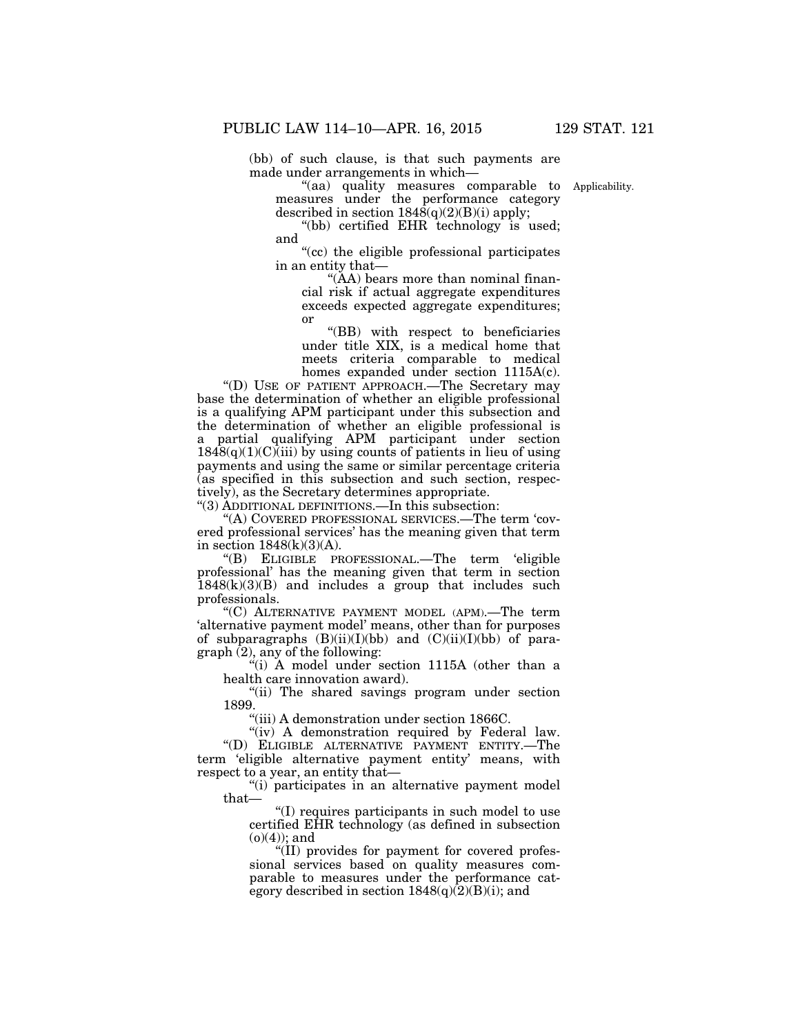(bb) of such clause, is that such payments are made under arrangements in which—

"(aa) quality measures comparable to measures under the performance category described in section 1848(q)(2)(B)(i) apply;

"(bb) certified EHR technology is used; and

"(cc) the eligible professional participates in an entity that—

"(AA) bears more than nominal financial risk if actual aggregate expenditures exceeds expected aggregate expenditures; or

"(BB) with respect to beneficiaries under title XIX, is a medical home that meets criteria comparable to medical homes expanded under section 1115A(c).

"(D) USE OF PATIENT APPROACH.—The Secretary may base the determination of whether an eligible professional is a qualifying APM participant under this subsection and the determination of whether an eligible professional is a partial qualifying APM participant under section 1848(q)(1)(C)(iii) by using counts of patients in lieu of using payments and using the same or similar percentage criteria (as specified in this subsection and such section, respectively), as the Secretary determines appropriate.

"(3) ADDITIONAL DEFINITIONS.—In this subsection:

"(A) COVERED PROFESSIONAL SERVICES.—The term 'covered professional services' has the meaning given that term in section 1848(k)(3)(A).

"(B) ELIGIBLE PROFESSIONAL.—The term 'eligible professional' has the meaning given that term in section 1848(k)(3)(B) and includes a group that includes such professionals.

"(C) ALTERNATIVE PAYMENT MODEL (APM).—The term 'alternative payment model' means, other than for purposes of subparagraphs (B)(ii)(I)(bb) and (C)(ii)(I)(bb) of paragraph (2), any of the following:

"(i) A model under section 1115A (other than a health care innovation award).

"(ii) The shared savings program under section 1899.

"(iii) A demonstration under section 1866C.

"(iv) A demonstration required by Federal law.

"(D) ELIGIBLE ALTERNATIVE PAYMENT ENTITY.—The term 'eligible alternative payment entity' means, with respect to a year, an entity that—

"(i) participates in an alternative payment model that—

"(I) requires participants in such model to use certified EHR technology (as defined in subsection (o)(4)); and

"(II) provides for payment for covered professional services based on quality measures comparable to measures under the performance category described in section 1848(q)(2)(B)(i); and

Applicability.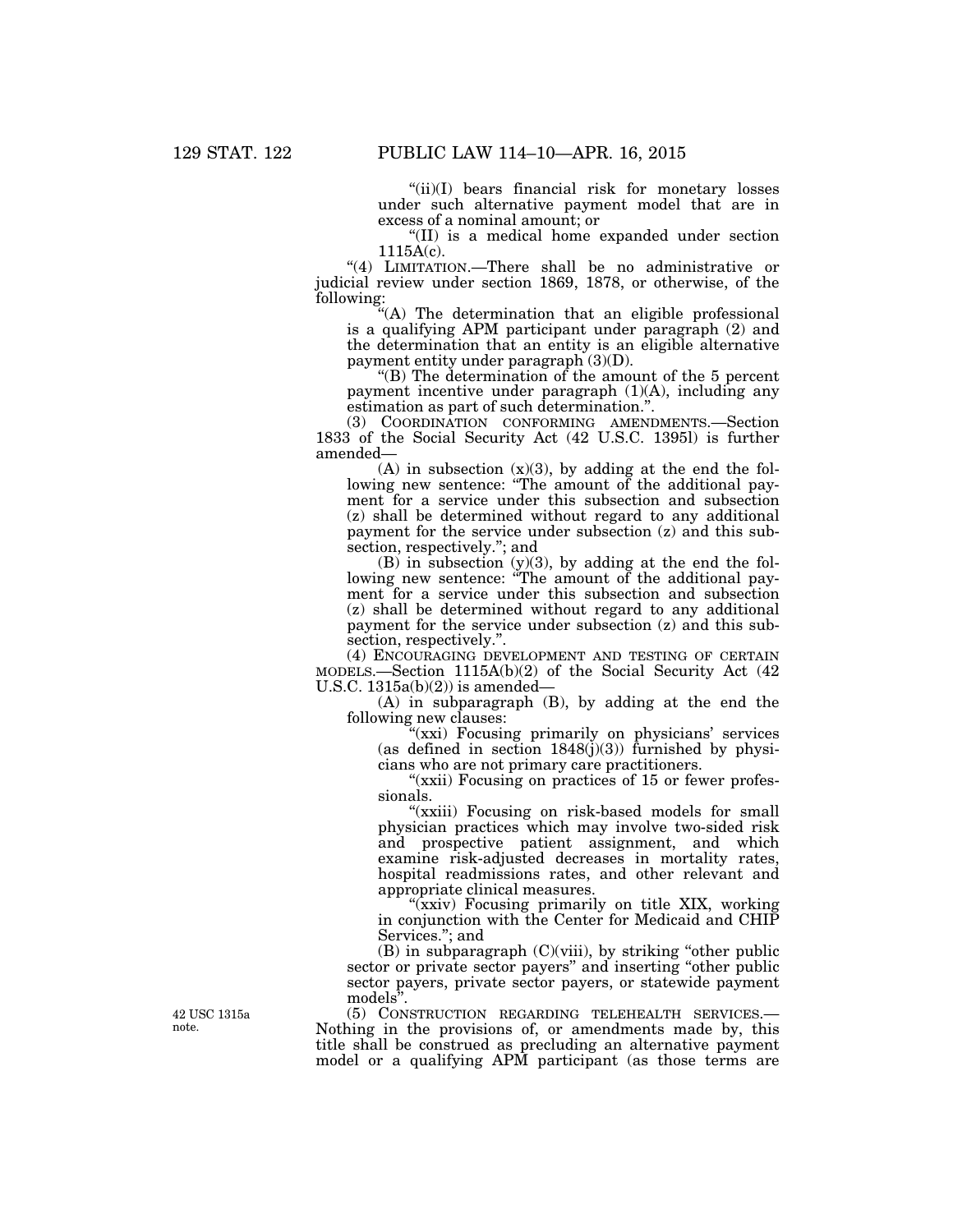"(ii)(I) bears financial risk for monetary losses under such alternative payment model that are in excess of a nominal amount; or

"(II) is a medical home expanded under section 1115A(c).

"(4) LIMITATION.—There shall be no administrative or judicial review under section 1869, 1878, or otherwise, of the following:

"(A) The determination that an eligible professional is a qualifying APM participant under paragraph (2) and the determination that an entity is an eligible alternative payment entity under paragraph (3)(D).

"(B) The determination of the amount of the 5 percent payment incentive under paragraph (1)(A), including any estimation as part of such determination.".

(3) COORDINATION CONFORMING AMENDMENTS.—Section 1833 of the Social Security Act (42 U.S.C. 1395l) is further amended—

(A) in subsection (x)(3), by adding at the end the following new sentence: "The amount of the additional payment for a service under this subsection and subsection (z) shall be determined without regard to any additional payment for the service under subsection (z) and this subsection, respectively."; and

(B) in subsection (y)(3), by adding at the end the following new sentence: "The amount of the additional payment for a service under this subsection and subsection (z) shall be determined without regard to any additional payment for the service under subsection (z) and this subsection, respectively.".

(4) ENCOURAGING DEVELOPMENT AND TESTING OF CERTAIN MODELS.—Section 1115A(b)(2) of the Social Security Act (42 U.S.C. 1315a(b)(2)) is amended—

(A) in subparagraph (B), by adding at the end the following new clauses:

"(xxi) Focusing primarily on physicians' services (as defined in section 1848(j)(3)) furnished by physicians who are not primary care practitioners.

"(xxii) Focusing on practices of 15 or fewer professionals.

"(xxiii) Focusing on risk-based models for small physician practices which may involve two-sided risk and prospective patient assignment, and which examine risk-adjusted decreases in mortality rates, hospital readmissions rates, and other relevant and appropriate clinical measures.

"(xxiv) Focusing primarily on title XIX, working in conjunction with the Center for Medicaid and CHIP Services."; and

(B) in subparagraph (C)(viii), by striking "other public sector or private sector payers" and inserting "other public sector payers, private sector payers, or statewide payment models".

42 USC 1315a note.

(5) CONSTRUCTION REGARDING TELEHEALTH SERVICES.—Nothing in the provisions of, or amendments made by, this title shall be construed as precluding an alternative payment model or a qualifying APM participant (as those terms are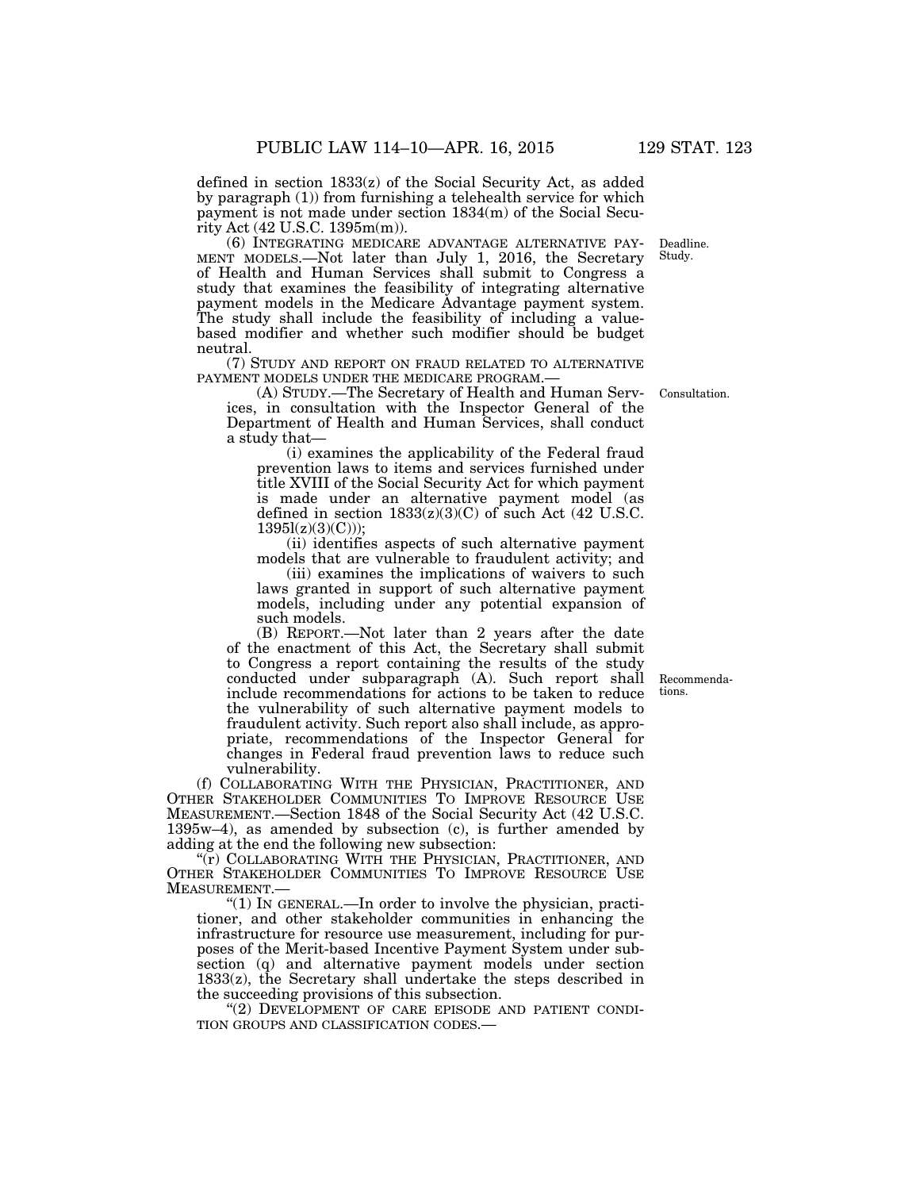defined in section 1833(z) of the Social Security Act, as added by paragraph (1)) from furnishing a telehealth service for which payment is not made under section 1834(m) of the Social Security Act (42 U.S.C. 1395m(m)).

(6) INTEGRATING MEDICARE ADVANTAGE ALTERNATIVE PAYMENT MODELS.—Not later than July 1, 2016, the Secretary of Health and Human Services shall submit to Congress a study that examines the feasibility of integrating alternative payment models in the Medicare Advantage payment system. The study shall include the feasibility of including a value-based modifier and whether such modifier should be budget neutral.

Deadline.
Study.

(7) STUDY AND REPORT ON FRAUD RELATED TO ALTERNATIVE PAYMENT MODELS UNDER THE MEDICARE PROGRAM.—

(A) STUDY.—The Secretary of Health and Human Services, in consultation with the Inspector General of the Department of Health and Human Services, shall conduct a study that—

Consultation.

(i) examines the applicability of the Federal fraud prevention laws to items and services furnished under title XVIII of the Social Security Act for which payment is made under an alternative payment model (as defined in section 1833(z)(3)(C) of such Act (42 U.S.C. 1395l(z)(3)(C)));

(ii) identifies aspects of such alternative payment models that are vulnerable to fraudulent activity; and

(iii) examines the implications of waivers to such laws granted in support of such alternative payment models, including under any potential expansion of such models.

(B) REPORT.—Not later than 2 years after the date of the enactment of this Act, the Secretary shall submit to Congress a report containing the results of the study conducted under subparagraph (A). Such report shall include recommendations for actions to be taken to reduce the vulnerability of such alternative payment models to fraudulent activity. Such report also shall include, as appropriate, recommendations of the Inspector General for changes in Federal fraud prevention laws to reduce such vulnerability.

Recommendations.

(f) COLLABORATING WITH THE PHYSICIAN, PRACTITIONER, AND OTHER STAKEHOLDER COMMUNITIES TO IMPROVE RESOURCE USE MEASUREMENT.—Section 1848 of the Social Security Act (42 U.S.C. 1395w–4), as amended by subsection (c), is further amended by adding at the end the following new subsection:

"(r) COLLABORATING WITH THE PHYSICIAN, PRACTITIONER, AND OTHER STAKEHOLDER COMMUNITIES TO IMPROVE RESOURCE USE MEASUREMENT.—

"(1) IN GENERAL.—In order to involve the physician, practitioner, and other stakeholder communities in enhancing the infrastructure for resource use measurement, including for purposes of the Merit-based Incentive Payment System under subsection (q) and alternative payment models under section 1833(z), the Secretary shall undertake the steps described in the succeeding provisions of this subsection.

"(2) DEVELOPMENT OF CARE EPISODE AND PATIENT CONDITION GROUPS AND CLASSIFICATION CODES.—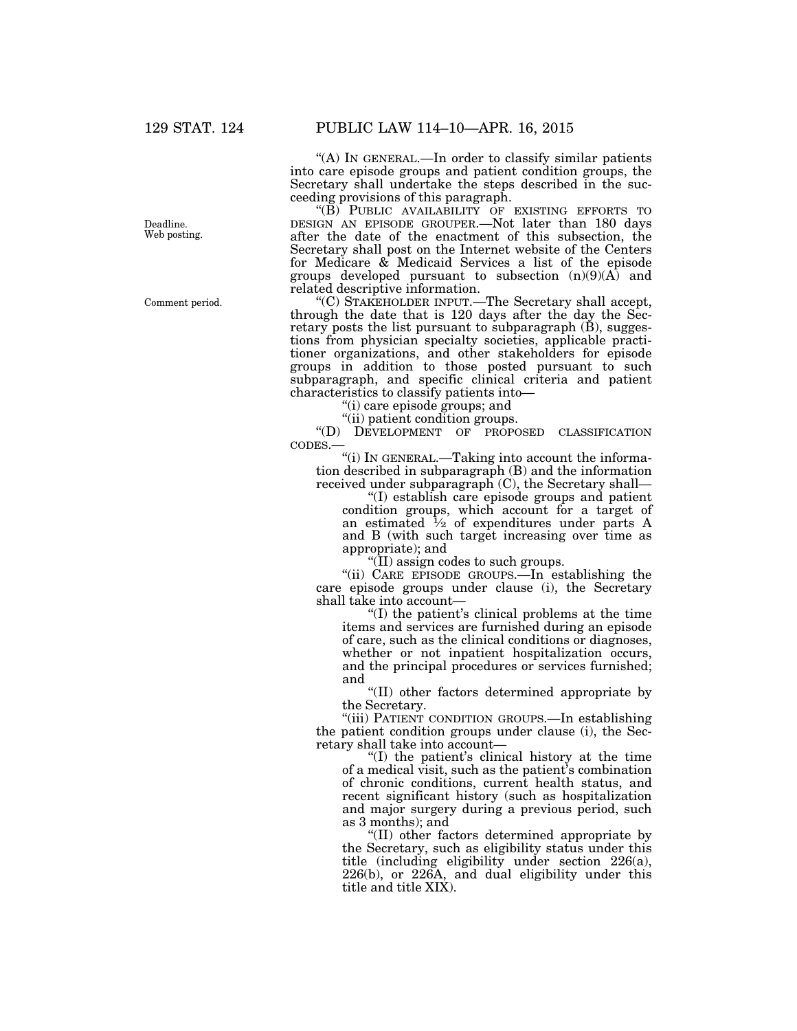"(A) IN GENERAL.—In order to classify similar patients into care episode groups and patient condition groups, the Secretary shall undertake the steps described in the succeeding provisions of this paragraph.

Deadline.
Web posting.

"(B) PUBLIC AVAILABILITY OF EXISTING EFFORTS TO DESIGN AN EPISODE GROUPER.—Not later than 180 days after the date of the enactment of this subsection, the Secretary shall post on the Internet website of the Centers for Medicare & Medicaid Services a list of the episode groups developed pursuant to subsection (n)(9)(A) and related descriptive information.

Comment period.

"(C) STAKEHOLDER INPUT.—The Secretary shall accept, through the date that is 120 days after the day the Secretary posts the list pursuant to subparagraph (B), suggestions from physician specialty societies, applicable practitioner organizations, and other stakeholders for episode groups in addition to those posted pursuant to such subparagraph, and specific clinical criteria and patient characteristics to classify patients into—

"(i) care episode groups; and

"(ii) patient condition groups.

"(D) DEVELOPMENT OF PROPOSED CLASSIFICATION CODES.—

"(i) IN GENERAL.—Taking into account the information described in subparagraph (B) and the information received under subparagraph (C), the Secretary shall—

"(I) establish care episode groups and patient condition groups, which account for a target of an estimated ½ of expenditures under parts A and B (with such target increasing over time as appropriate); and

"(II) assign codes to such groups.

"(ii) CARE EPISODE GROUPS.—In establishing the care episode groups under clause (i), the Secretary shall take into account—

"(I) the patient's clinical problems at the time items and services are furnished during an episode of care, such as the clinical conditions or diagnoses, whether or not inpatient hospitalization occurs, and the principal procedures or services furnished; and

"(II) other factors determined appropriate by the Secretary.

"(iii) PATIENT CONDITION GROUPS.—In establishing the patient condition groups under clause (i), the Secretary shall take into account—

"(I) the patient's clinical history at the time of a medical visit, such as the patient's combination of chronic conditions, current health status, and recent significant history (such as hospitalization and major surgery during a previous period, such as 3 months); and

"(II) other factors determined appropriate by the Secretary, such as eligibility status under this title (including eligibility under section 226(a), 226(b), or 226A, and dual eligibility under this title and title XIX).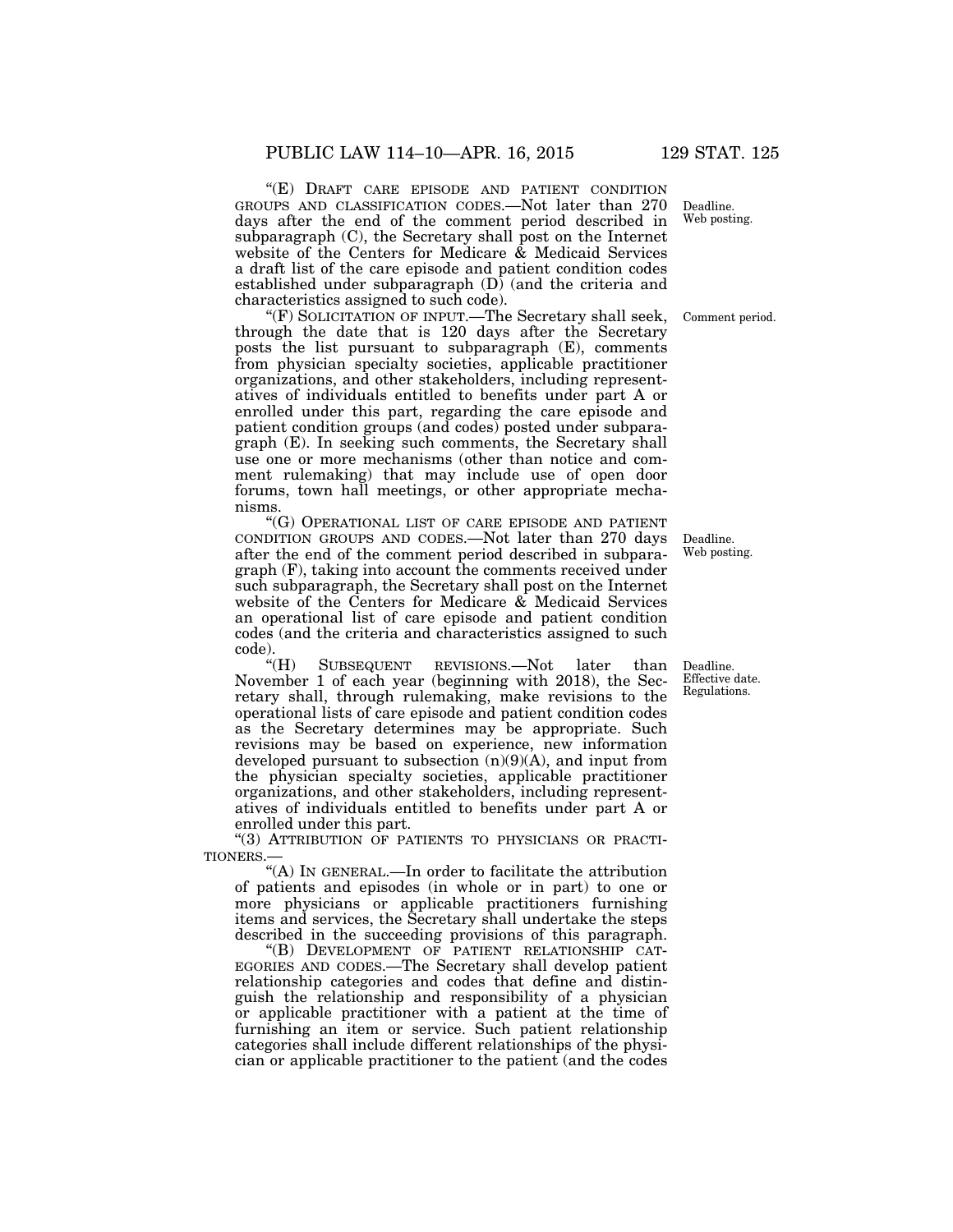"(E) DRAFT CARE EPISODE AND PATIENT CONDITION GROUPS AND CLASSIFICATION CODES.—Not later than 270 days after the end of the comment period described in subparagraph (C), the Secretary shall post on the Internet website of the Centers for Medicare & Medicaid Services a draft list of the care episode and patient condition codes established under subparagraph (D) (and the criteria and characteristics assigned to such code).

Deadline.
Web posting.

"(F) SOLICITATION OF INPUT.—The Secretary shall seek, through the date that is 120 days after the Secretary posts the list pursuant to subparagraph (E), comments from physician specialty societies, applicable practitioner organizations, and other stakeholders, including representatives of individuals entitled to benefits under part A or enrolled under this part, regarding the care episode and patient condition groups (and codes) posted under subparagraph (E). In seeking such comments, the Secretary shall use one or more mechanisms (other than notice and comment rulemaking) that may include use of open door forums, town hall meetings, or other appropriate mechanisms.

Comment period.

"(G) OPERATIONAL LIST OF CARE EPISODE AND PATIENT CONDITION GROUPS AND CODES.—Not later than 270 days after the end of the comment period described in subparagraph (F), taking into account the comments received under such subparagraph, the Secretary shall post on the Internet website of the Centers for Medicare & Medicaid Services an operational list of care episode and patient condition codes (and the criteria and characteristics assigned to such code).

Deadline.
Web posting.

"(H) SUBSEQUENT REVISIONS.—Not later than November 1 of each year (beginning with 2018), the Secretary shall, through rulemaking, make revisions to the operational lists of care episode and patient condition codes as the Secretary determines may be appropriate. Such revisions may be based on experience, new information developed pursuant to subsection (n)(9)(A), and input from the physician specialty societies, applicable practitioner organizations, and other stakeholders, including representatives of individuals entitled to benefits under part A or enrolled under this part.

Deadline.
Effective date.
Regulations.

"(3) ATTRIBUTION OF PATIENTS TO PHYSICIANS OR PRACTITIONERS.—

"(A) IN GENERAL.—In order to facilitate the attribution of patients and episodes (in whole or in part) to one or more physicians or applicable practitioners furnishing items and services, the Secretary shall undertake the steps described in the succeeding provisions of this paragraph.

"(B) DEVELOPMENT OF PATIENT RELATIONSHIP CATEGORIES AND CODES.—The Secretary shall develop patient relationship categories and codes that define and distinguish the relationship and responsibility of a physician or applicable practitioner with a patient at the time of furnishing an item or service. Such patient relationship categories shall include different relationships of the physician or applicable practitioner to the patient (and the codes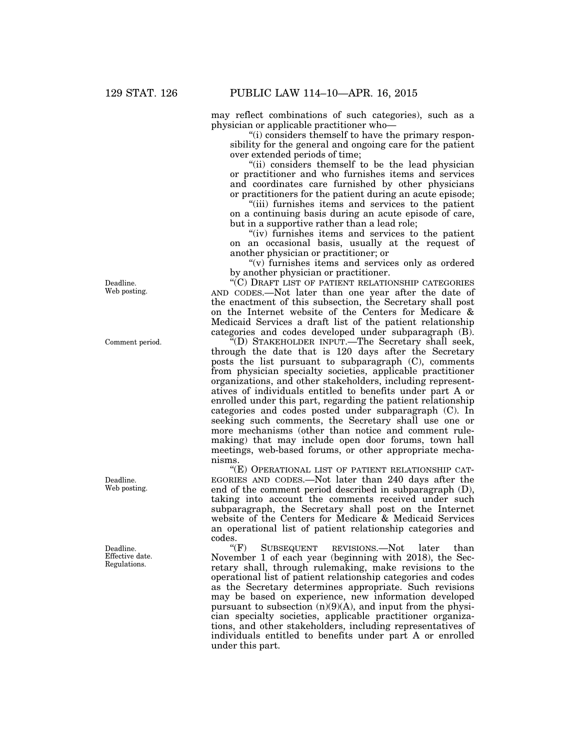may reflect combinations of such categories), such as a physician or applicable practitioner who—

"(i) considers themself to have the primary responsibility for the general and ongoing care for the patient over extended periods of time;

"(ii) considers themself to be the lead physician or practitioner and who furnishes items and services and coordinates care furnished by other physicians or practitioners for the patient during an acute episode;

"(iii) furnishes items and services to the patient on a continuing basis during an acute episode of care, but in a supportive rather than a lead role;

"(iv) furnishes items and services to the patient on an occasional basis, usually at the request of another physician or practitioner; or

"(v) furnishes items and services only as ordered by another physician or practitioner.

Deadline. Web posting.

"(C) DRAFT LIST OF PATIENT RELATIONSHIP CATEGORIES AND CODES.—Not later than one year after the date of the enactment of this subsection, the Secretary shall post on the Internet website of the Centers for Medicare & Medicaid Services a draft list of the patient relationship categories and codes developed under subparagraph (B).

Comment period.

"(D) STAKEHOLDER INPUT.—The Secretary shall seek, through the date that is 120 days after the Secretary posts the list pursuant to subparagraph (C), comments from physician specialty societies, applicable practitioner organizations, and other stakeholders, including representatives of individuals entitled to benefits under part A or enrolled under this part, regarding the patient relationship categories and codes posted under subparagraph (C). In seeking such comments, the Secretary shall use one or more mechanisms (other than notice and comment rulemaking) that may include open door forums, town hall meetings, web-based forums, or other appropriate mechanisms.

Deadline. Web posting.

"(E) OPERATIONAL LIST OF PATIENT RELATIONSHIP CATEGORIES AND CODES.—Not later than 240 days after the end of the comment period described in subparagraph (D), taking into account the comments received under such subparagraph, the Secretary shall post on the Internet website of the Centers for Medicare & Medicaid Services an operational list of patient relationship categories and codes.

Deadline. Effective date. Regulations.

"(F) SUBSEQUENT REVISIONS.—Not later than November 1 of each year (beginning with 2018), the Secretary shall, through rulemaking, make revisions to the operational list of patient relationship categories and codes as the Secretary determines appropriate. Such revisions may be based on experience, new information developed pursuant to subsection (n)(9)(A), and input from the physician specialty societies, applicable practitioner organizations, and other stakeholders, including representatives of individuals entitled to benefits under part A or enrolled under this part.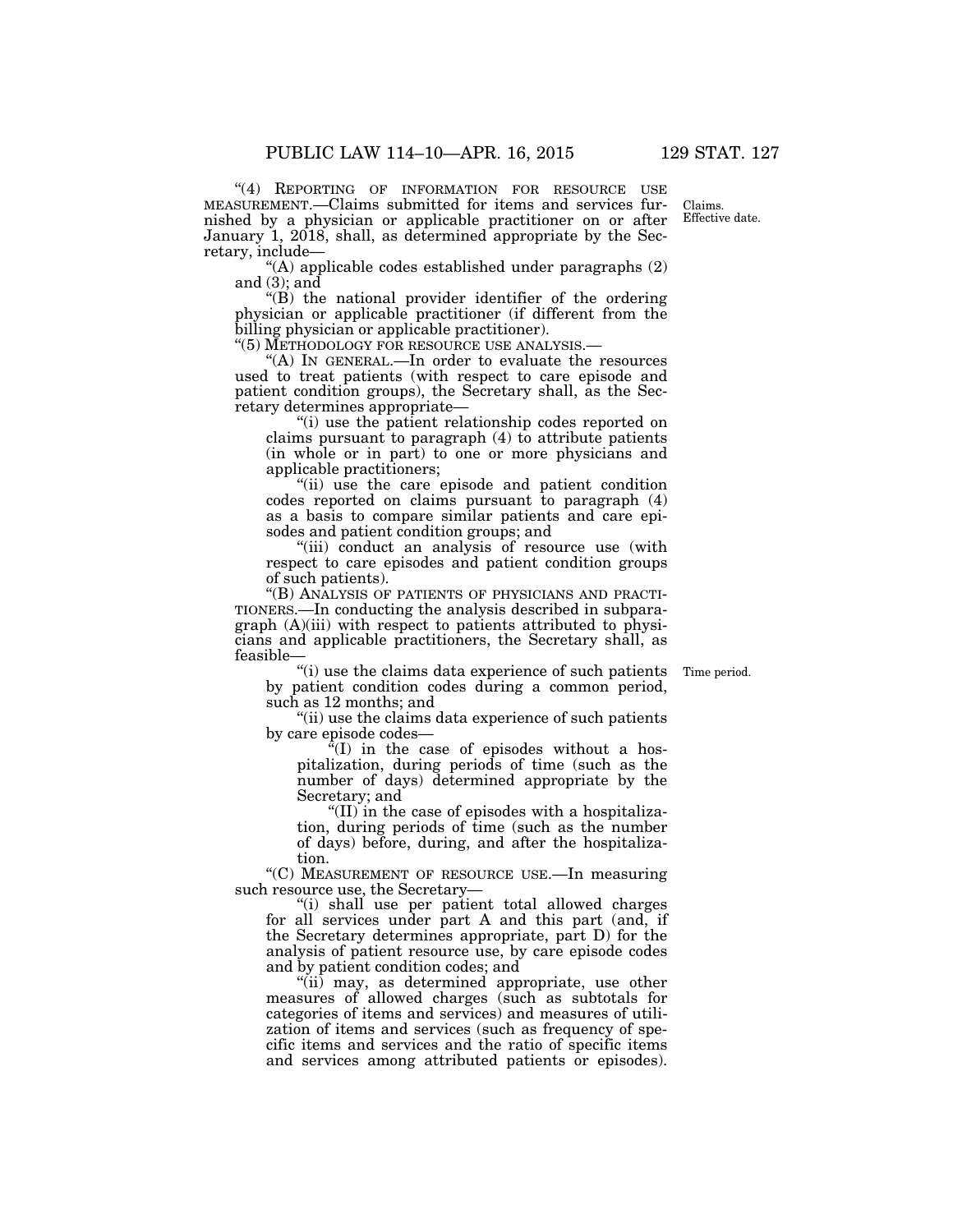"(4) REPORTING OF INFORMATION FOR RESOURCE USE MEASUREMENT.—Claims submitted for items and services furnished by a physician or applicable practitioner on or after January 1, 2018, shall, as determined appropriate by the Secretary, include—

Claims. Effective date.

"(A) applicable codes established under paragraphs (2) and (3); and

"(B) the national provider identifier of the ordering physician or applicable practitioner (if different from the billing physician or applicable practitioner).

"(5) METHODOLOGY FOR RESOURCE USE ANALYSIS.—

"(A) IN GENERAL.—In order to evaluate the resources used to treat patients (with respect to care episode and patient condition groups), the Secretary shall, as the Secretary determines appropriate—

"(i) use the patient relationship codes reported on claims pursuant to paragraph (4) to attribute patients (in whole or in part) to one or more physicians and applicable practitioners;

"(ii) use the care episode and patient condition codes reported on claims pursuant to paragraph (4) as a basis to compare similar patients and care episodes and patient condition groups; and

"(iii) conduct an analysis of resource use (with respect to care episodes and patient condition groups of such patients).

"(B) ANALYSIS OF PATIENTS OF PHYSICIANS AND PRACTITIONERS.—In conducting the analysis described in subparagraph (A)(iii) with respect to patients attributed to physicians and applicable practitioners, the Secretary shall, as feasible—

"(i) use the claims data experience of such patients by patient condition codes during a common period, such as 12 months; and

Time period.

"(ii) use the claims data experience of such patients by care episode codes—

"(I) in the case of episodes without a hospitalization, during periods of time (such as the number of days) determined appropriate by the Secretary; and

"(II) in the case of episodes with a hospitalization, during periods of time (such as the number of days) before, during, and after the hospitalization.

"(C) MEASUREMENT OF RESOURCE USE.—In measuring such resource use, the Secretary—

"(i) shall use per patient total allowed charges for all services under part A and this part (and, if the Secretary determines appropriate, part D) for the analysis of patient resource use, by care episode codes and by patient condition codes; and

"(ii) may, as determined appropriate, use other measures of allowed charges (such as subtotals for categories of items and services) and measures of utilization of items and services (such as frequency of specific items and services and the ratio of specific items and services among attributed patients or episodes).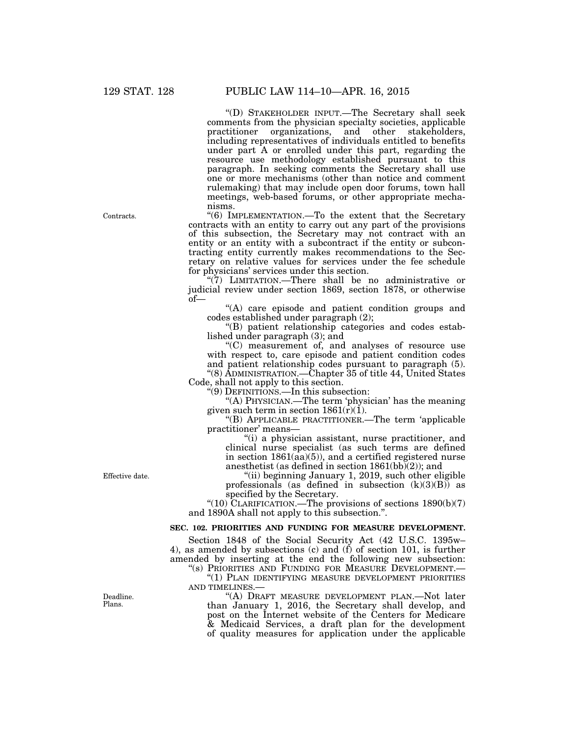"(D) STAKEHOLDER INPUT.—The Secretary shall seek comments from the physician specialty societies, applicable practitioner organizations, and other stakeholders, including representatives of individuals entitled to benefits under part A or enrolled under this part, regarding the resource use methodology established pursuant to this paragraph. In seeking comments the Secretary shall use one or more mechanisms (other than notice and comment rulemaking) that may include open door forums, town hall meetings, web-based forums, or other appropriate mechanisms.

Contracts.

"(6) IMPLEMENTATION.—To the extent that the Secretary contracts with an entity to carry out any part of the provisions of this subsection, the Secretary may not contract with an entity or an entity with a subcontract if the entity or subcontracting entity currently makes recommendations to the Secretary on relative values for services under the fee schedule for physicians' services under this section.

"(7) LIMITATION.—There shall be no administrative or judicial review under section 1869, section 1878, or otherwise of—

"(A) care episode and patient condition groups and codes established under paragraph (2);

"(B) patient relationship categories and codes established under paragraph (3); and

"(C) measurement of, and analyses of resource use with respect to, care episode and patient condition codes and patient relationship codes pursuant to paragraph (5).

"(8) ADMINISTRATION.—Chapter 35 of title 44, United States Code, shall not apply to this section.

"(9) DEFINITIONS.—In this subsection:

"(A) PHYSICIAN.—The term 'physician' has the meaning given such term in section 1861(r)(1).

"(B) APPLICABLE PRACTITIONER.—The term 'applicable practitioner' means—

"(i) a physician assistant, nurse practitioner, and clinical nurse specialist (as such terms are defined in section 1861(aa)(5)), and a certified registered nurse anesthetist (as defined in section 1861(bb)(2)); and

Effective date.

"(ii) beginning January 1, 2019, such other eligible professionals (as defined in subsection (k)(3)(B)) as specified by the Secretary.

"(10) CLARIFICATION.—The provisions of sections 1890(b)(7) and 1890A shall not apply to this subsection.".

**SEC. 102. PRIORITIES AND FUNDING FOR MEASURE DEVELOPMENT.**

Section 1848 of the Social Security Act (42 U.S.C. 1395w–4), as amended by subsections (c) and (f) of section 101, is further amended by inserting at the end the following new subsection:

"(s) PRIORITIES AND FUNDING FOR MEASURE DEVELOPMENT.—

"(1) PLAN IDENTIFYING MEASURE DEVELOPMENT PRIORITIES AND TIMELINES.—

Deadline. Plans.

"(A) DRAFT MEASURE DEVELOPMENT PLAN.—Not later than January 1, 2016, the Secretary shall develop, and post on the Internet website of the Centers for Medicare & Medicaid Services, a draft plan for the development of quality measures for application under the applicable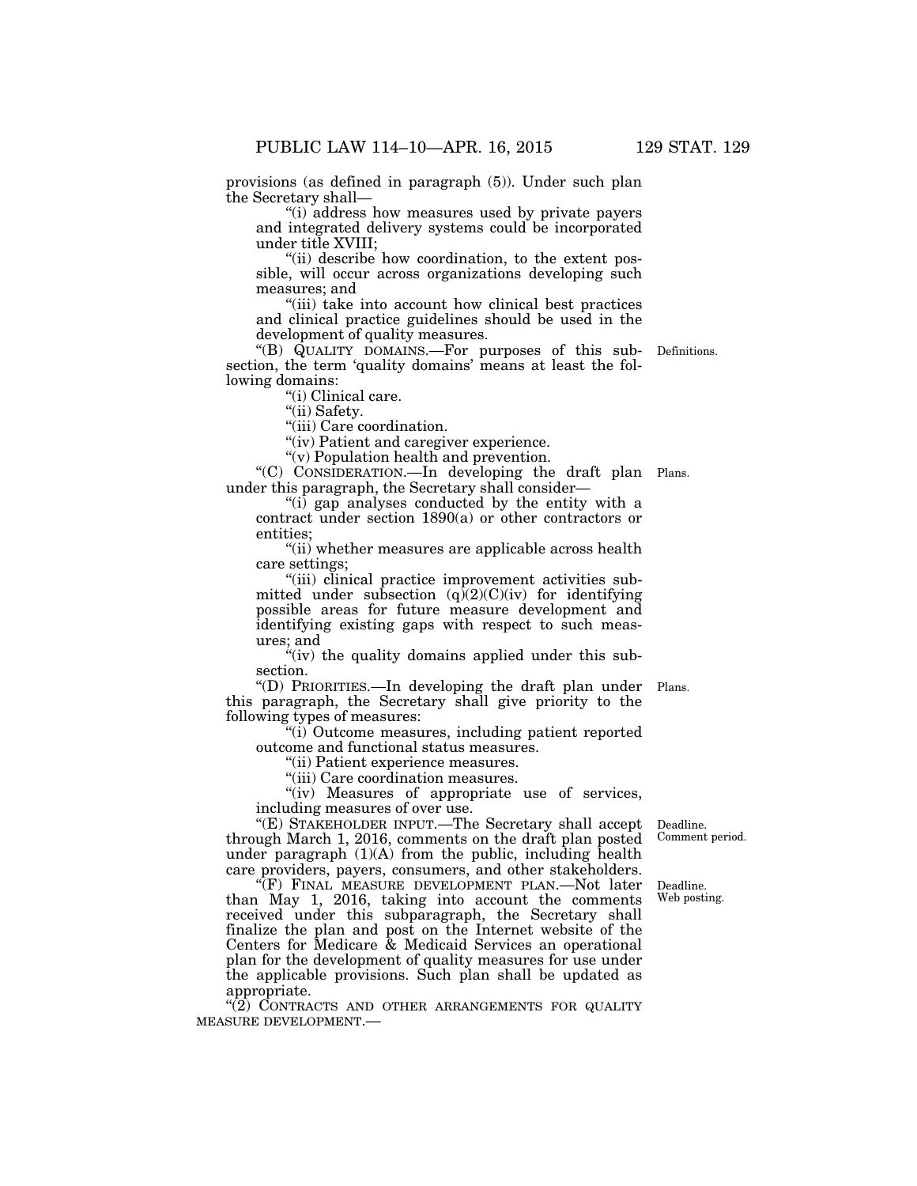provisions (as defined in paragraph (5)). Under such plan the Secretary shall—

"(i) address how measures used by private payers and integrated delivery systems could be incorporated under title XVIII;

"(ii) describe how coordination, to the extent possible, will occur across organizations developing such measures; and

"(iii) take into account how clinical best practices and clinical practice guidelines should be used in the development of quality measures.

"(B) QUALITY DOMAINS.—For purposes of this subsection, the term 'quality domains' means at least the following domains:

Definitions.

"(i) Clinical care.

"(ii) Safety.

"(iii) Care coordination.

"(iv) Patient and caregiver experience.

"(v) Population health and prevention.

"(C) CONSIDERATION.—In developing the draft plan under this paragraph, the Secretary shall consider—

Plans.

"(i) gap analyses conducted by the entity with a contract under section 1890(a) or other contractors or entities;

"(ii) whether measures are applicable across health care settings;

"(iii) clinical practice improvement activities submitted under subsection (q)(2)(C)(iv) for identifying possible areas for future measure development and identifying existing gaps with respect to such measures; and

"(iv) the quality domains applied under this subsection.

"(D) PRIORITIES.—In developing the draft plan under this paragraph, the Secretary shall give priority to the following types of measures:

Plans.

"(i) Outcome measures, including patient reported outcome and functional status measures.

"(ii) Patient experience measures.

"(iii) Care coordination measures.

"(iv) Measures of appropriate use of services, including measures of over use.

"(E) STAKEHOLDER INPUT.—The Secretary shall accept through March 1, 2016, comments on the draft plan posted under paragraph (1)(A) from the public, including health care providers, payers, consumers, and other stakeholders.

Deadline.
Comment period.

"(F) FINAL MEASURE DEVELOPMENT PLAN.—Not later than May 1, 2016, taking into account the comments received under this subparagraph, the Secretary shall finalize the plan and post on the Internet website of the Centers for Medicare & Medicaid Services an operational plan for the development of quality measures for use under the applicable provisions. Such plan shall be updated as appropriate.

Deadline.
Web posting.

"(2) CONTRACTS AND OTHER ARRANGEMENTS FOR QUALITY MEASURE DEVELOPMENT.—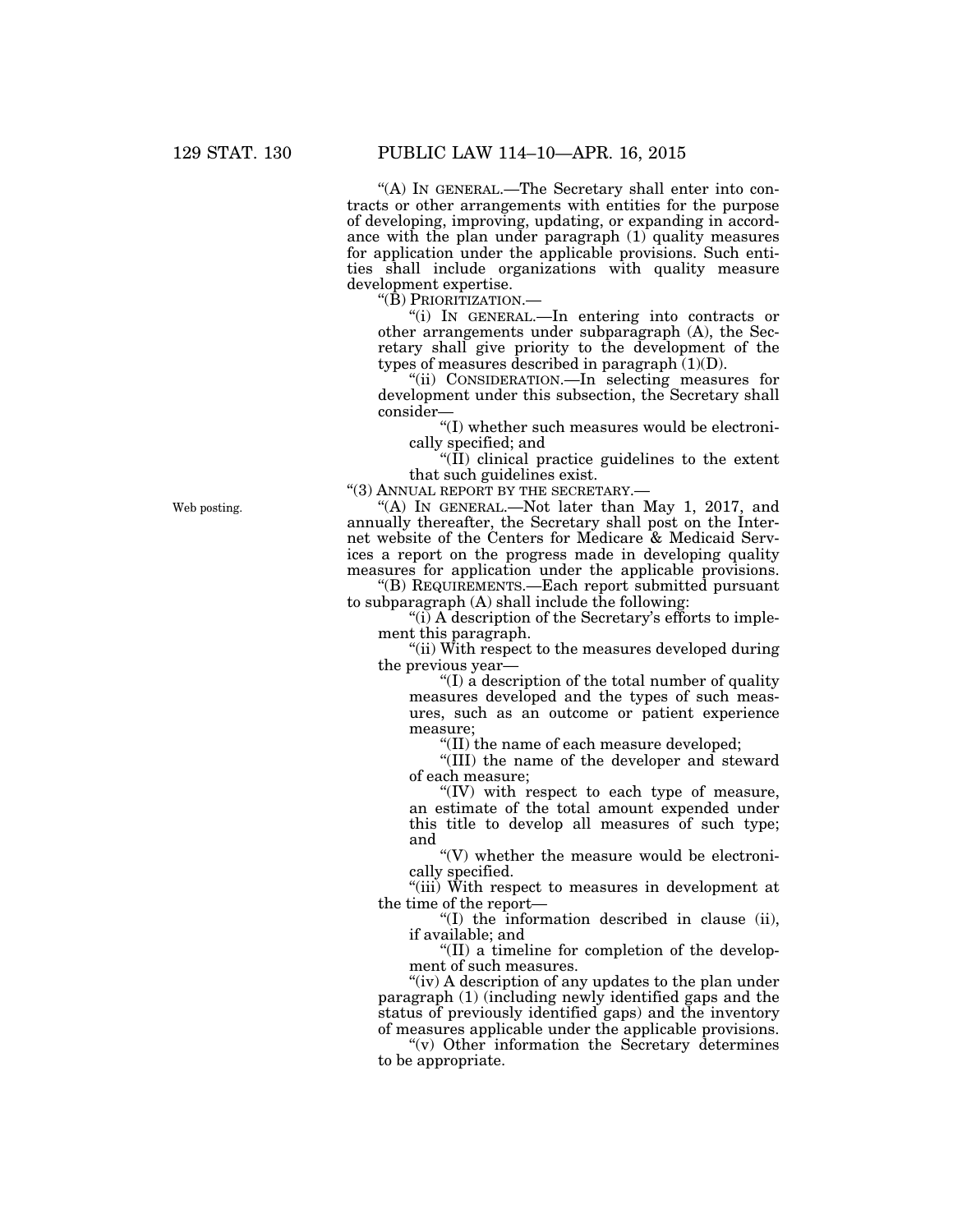"(A) IN GENERAL.—The Secretary shall enter into contracts or other arrangements with entities for the purpose of developing, improving, updating, or expanding in accordance with the plan under paragraph (1) quality measures for application under the applicable provisions. Such entities shall include organizations with quality measure development expertise.

"(B) PRIORITIZATION.—

"(i) IN GENERAL.—In entering into contracts or other arrangements under subparagraph (A), the Secretary shall give priority to the development of the types of measures described in paragraph (1)(D).

"(ii) CONSIDERATION.—In selecting measures for development under this subsection, the Secretary shall consider—

"(I) whether such measures would be electronically specified; and

"(II) clinical practice guidelines to the extent that such guidelines exist.

"(3) ANNUAL REPORT BY THE SECRETARY.—

Web posting.

"(A) IN GENERAL.—Not later than May 1, 2017, and annually thereafter, the Secretary shall post on the Internet website of the Centers for Medicare & Medicaid Services a report on the progress made in developing quality measures for application under the applicable provisions.

"(B) REQUIREMENTS.—Each report submitted pursuant to subparagraph (A) shall include the following:

"(i) A description of the Secretary's efforts to implement this paragraph.

"(ii) With respect to the measures developed during the previous year—

"(I) a description of the total number of quality measures developed and the types of such measures, such as an outcome or patient experience measure;

"(II) the name of each measure developed;

"(III) the name of the developer and steward of each measure;

"(IV) with respect to each type of measure, an estimate of the total amount expended under this title to develop all measures of such type; and

"(V) whether the measure would be electronically specified.

"(iii) With respect to measures in development at the time of the report—

"(I) the information described in clause (ii), if available; and

"(II) a timeline for completion of the development of such measures.

"(iv) A description of any updates to the plan under paragraph (1) (including newly identified gaps and the status of previously identified gaps) and the inventory of measures applicable under the applicable provisions.

"(v) Other information the Secretary determines to be appropriate.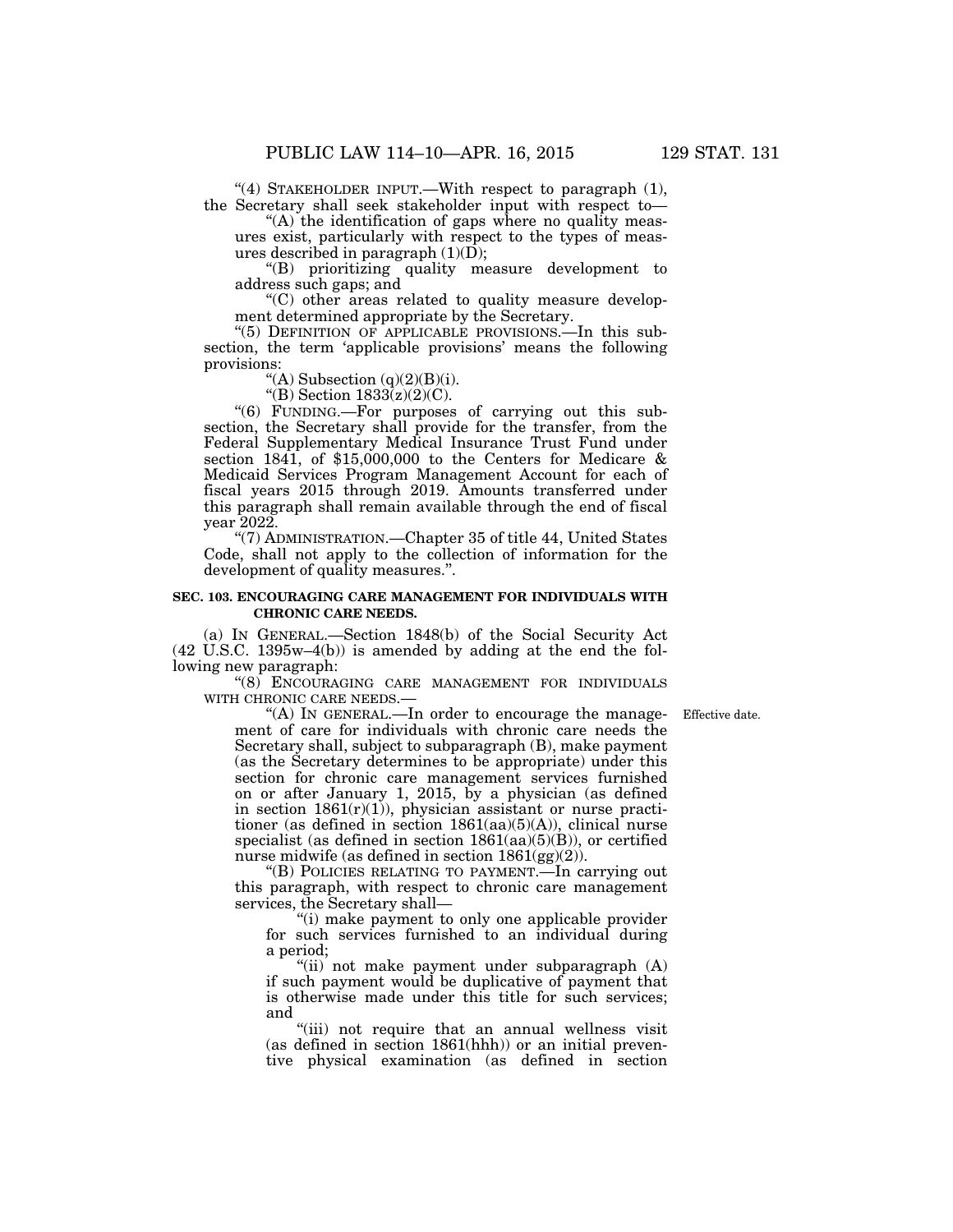"(4) STAKEHOLDER INPUT.—With respect to paragraph (1), the Secretary shall seek stakeholder input with respect to—

"(A) the identification of gaps where no quality measures exist, particularly with respect to the types of measures described in paragraph (1)(D);

"(B) prioritizing quality measure development to address such gaps; and

"(C) other areas related to quality measure development determined appropriate by the Secretary.

"(5) DEFINITION OF APPLICABLE PROVISIONS.—In this subsection, the term 'applicable provisions' means the following provisions:

"(A) Subsection (q)(2)(B)(i).

"(B) Section 1833(z)(2)(C).

"(6) FUNDING.—For purposes of carrying out this subsection, the Secretary shall provide for the transfer, from the Federal Supplementary Medical Insurance Trust Fund under section 1841, of $15,000,000 to the Centers for Medicare & Medicaid Services Program Management Account for each of fiscal years 2015 through 2019. Amounts transferred under this paragraph shall remain available through the end of fiscal year 2022.

"(7) ADMINISTRATION.—Chapter 35 of title 44, United States Code, shall not apply to the collection of information for the development of quality measures.".

**SEC. 103. ENCOURAGING CARE MANAGEMENT FOR INDIVIDUALS WITH CHRONIC CARE NEEDS.**

(a) IN GENERAL.—Section 1848(b) of the Social Security Act (42 U.S.C. 1395w–4(b)) is amended by adding at the end the following new paragraph:

"(8) ENCOURAGING CARE MANAGEMENT FOR INDIVIDUALS WITH CHRONIC CARE NEEDS.—

Effective date.

"(A) IN GENERAL.—In order to encourage the management of care for individuals with chronic care needs the Secretary shall, subject to subparagraph (B), make payment (as the Secretary determines to be appropriate) under this section for chronic care management services furnished on or after January 1, 2015, by a physician (as defined in section 1861(r)(1)), physician assistant or nurse practitioner (as defined in section 1861(aa)(5)(A)), clinical nurse specialist (as defined in section 1861(aa)(5)(B)), or certified nurse midwife (as defined in section 1861(gg)(2)).

"(B) POLICIES RELATING TO PAYMENT.—In carrying out this paragraph, with respect to chronic care management services, the Secretary shall—

"(i) make payment to only one applicable provider for such services furnished to an individual during a period;

"(ii) not make payment under subparagraph (A) if such payment would be duplicative of payment that is otherwise made under this title for such services; and

"(iii) not require that an annual wellness visit (as defined in section 1861(hhh)) or an initial preventive physical examination (as defined in section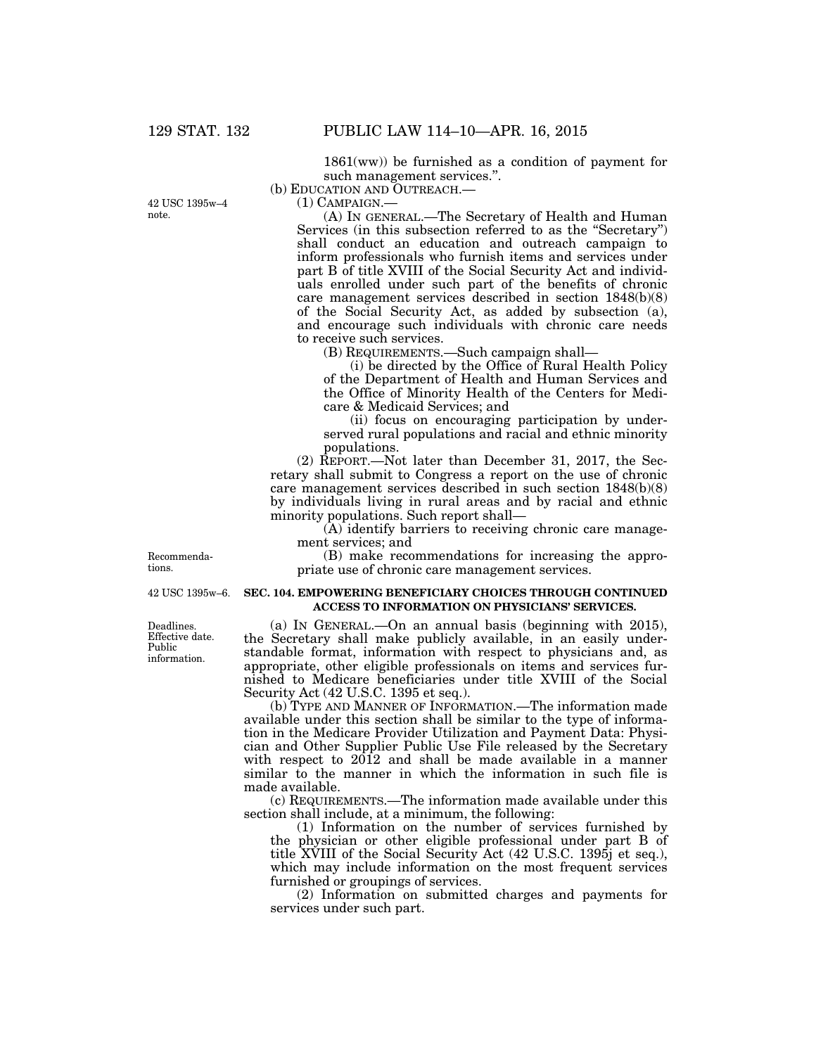1861(ww)) be furnished as a condition of payment for such management services.".

(b) EDUCATION AND OUTREACH.—

42 USC 1395w–4 note.

(1) CAMPAIGN.—

(A) IN GENERAL.—The Secretary of Health and Human Services (in this subsection referred to as the "Secretary") shall conduct an education and outreach campaign to inform professionals who furnish items and services under part B of title XVIII of the Social Security Act and individuals enrolled under such part of the benefits of chronic care management services described in section 1848(b)(8) of the Social Security Act, as added by subsection (a), and encourage such individuals with chronic care needs to receive such services.

(B) REQUIREMENTS.—Such campaign shall—

(i) be directed by the Office of Rural Health Policy of the Department of Health and Human Services and the Office of Minority Health of the Centers for Medicare & Medicaid Services; and

(ii) focus on encouraging participation by underserved rural populations and racial and ethnic minority populations.

(2) REPORT.—Not later than December 31, 2017, the Secretary shall submit to Congress a report on the use of chronic care management services described in such section 1848(b)(8) by individuals living in rural areas and by racial and ethnic minority populations. Such report shall—

(A) identify barriers to receiving chronic care management services; and

Recommendations.

(B) make recommendations for increasing the appropriate use of chronic care management services.

42 USC 1395w–6.

## SEC. 104. EMPOWERING BENEFICIARY CHOICES THROUGH CONTINUED ACCESS TO INFORMATION ON PHYSICIANS' SERVICES.

Deadlines. Effective date. Public information.

(a) IN GENERAL.—On an annual basis (beginning with 2015), the Secretary shall make publicly available, in an easily understandable format, information with respect to physicians and, as appropriate, other eligible professionals on items and services furnished to Medicare beneficiaries under title XVIII of the Social Security Act (42 U.S.C. 1395 et seq.).

(b) TYPE AND MANNER OF INFORMATION.—The information made available under this section shall be similar to the type of information in the Medicare Provider Utilization and Payment Data: Physician and Other Supplier Public Use File released by the Secretary with respect to 2012 and shall be made available in a manner similar to the manner in which the information in such file is made available.

(c) REQUIREMENTS.—The information made available under this section shall include, at a minimum, the following:

(1) Information on the number of services furnished by the physician or other eligible professional under part B of title XVIII of the Social Security Act (42 U.S.C. 1395j et seq.), which may include information on the most frequent services furnished or groupings of services.

(2) Information on submitted charges and payments for services under such part.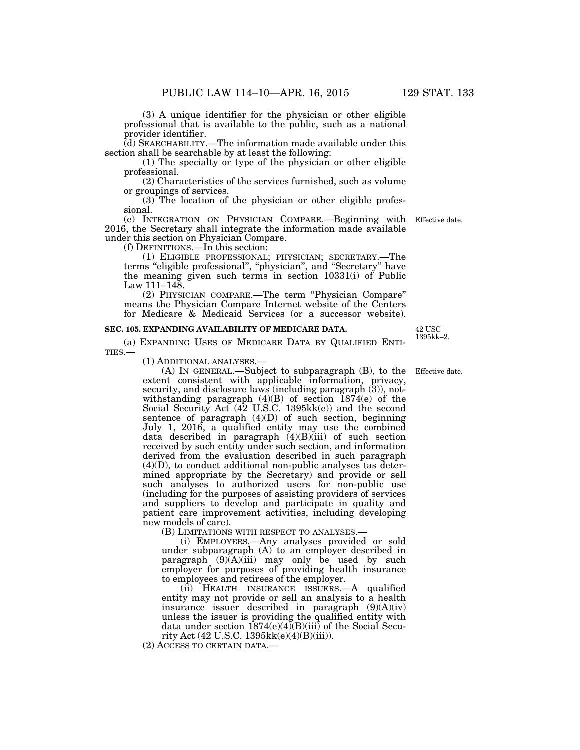(3) A unique identifier for the physician or other eligible professional that is available to the public, such as a national provider identifier.

(d) SEARCHABILITY.—The information made available under this section shall be searchable by at least the following:

(1) The specialty or type of the physician or other eligible professional.

(2) Characteristics of the services furnished, such as volume or groupings of services.

(3) The location of the physician or other eligible professional.

(e) INTEGRATION ON PHYSICIAN COMPARE.—Beginning with 2016, the Secretary shall integrate the information made available under this section on Physician Compare.

Effective date.

(f) DEFINITIONS.—In this section:

(1) ELIGIBLE PROFESSIONAL; PHYSICIAN; SECRETARY.—The terms "eligible professional", "physician", and "Secretary" have the meaning given such terms in section 10331(i) of Public Law 111–148.

(2) PHYSICIAN COMPARE.—The term "Physician Compare" means the Physician Compare Internet website of the Centers for Medicare & Medicaid Services (or a successor website).

**SEC. 105. EXPANDING AVAILABILITY OF MEDICARE DATA.**

42 USC 1395kk–2.

(a) EXPANDING USES OF MEDICARE DATA BY QUALIFIED ENTITIES.—

(1) ADDITIONAL ANALYSES.—

Effective date.

(A) IN GENERAL.—Subject to subparagraph (B), to the extent consistent with applicable information, privacy, security, and disclosure laws (including paragraph (3)), notwithstanding paragraph (4)(B) of section 1874(e) of the Social Security Act (42 U.S.C. 1395kk(e)) and the second sentence of paragraph (4)(D) of such section, beginning July 1, 2016, a qualified entity may use the combined data described in paragraph (4)(B)(iii) of such section received by such entity under such section, and information derived from the evaluation described in such paragraph (4)(D), to conduct additional non-public analyses (as determined appropriate by the Secretary) and provide or sell such analyses to authorized users for non-public use (including for the purposes of assisting providers of services and suppliers to develop and participate in quality and patient care improvement activities, including developing new models of care).

(B) LIMITATIONS WITH RESPECT TO ANALYSES.—

(i) EMPLOYERS.—Any analyses provided or sold under subparagraph (A) to an employer described in paragraph (9)(A)(iii) may only be used by such employer for purposes of providing health insurance to employees and retirees of the employer.

(ii) HEALTH INSURANCE ISSUERS.—A qualified entity may not provide or sell an analysis to a health insurance issuer described in paragraph (9)(A)(iv) unless the issuer is providing the qualified entity with data under section 1874(e)(4)(B)(iii) of the Social Security Act (42 U.S.C. 1395kk(e)(4)(B)(iii)).

(2) ACCESS TO CERTAIN DATA.—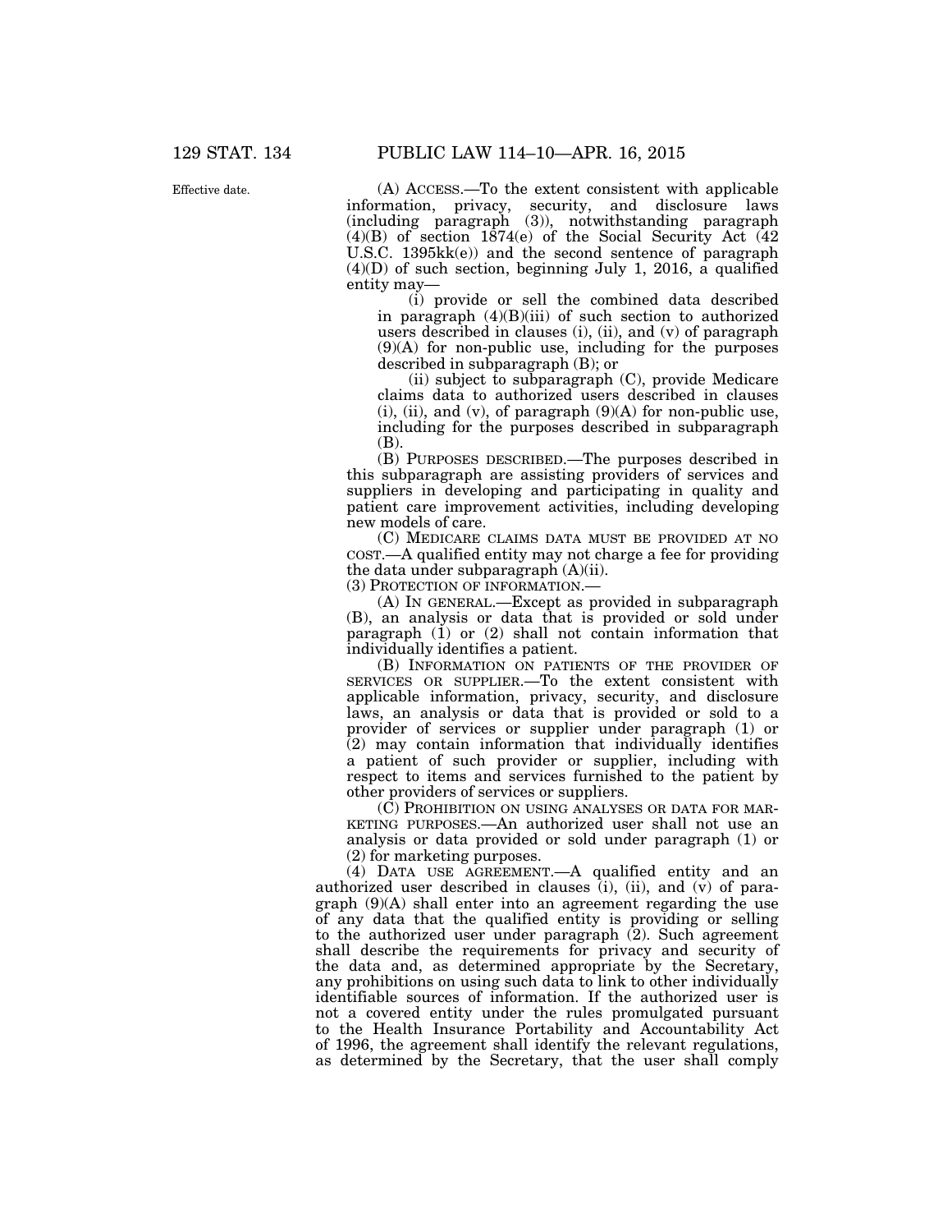Effective date.

(A) ACCESS.—To the extent consistent with applicable information, privacy, security, and disclosure laws (including paragraph (3)), notwithstanding paragraph (4)(B) of section 1874(e) of the Social Security Act (42 U.S.C. 1395kk(e)) and the second sentence of paragraph (4)(D) of such section, beginning July 1, 2016, a qualified entity may—

(i) provide or sell the combined data described in paragraph (4)(B)(iii) of such section to authorized users described in clauses (i), (ii), and (v) of paragraph (9)(A) for non-public use, including for the purposes described in subparagraph (B); or

(ii) subject to subparagraph (C), provide Medicare claims data to authorized users described in clauses (i), (ii), and (v), of paragraph (9)(A) for non-public use, including for the purposes described in subparagraph (B).

(B) PURPOSES DESCRIBED.—The purposes described in this subparagraph are assisting providers of services and suppliers in developing and participating in quality and patient care improvement activities, including developing new models of care.

(C) MEDICARE CLAIMS DATA MUST BE PROVIDED AT NO COST.—A qualified entity may not charge a fee for providing the data under subparagraph (A)(ii).

(3) PROTECTION OF INFORMATION.—

(A) IN GENERAL.—Except as provided in subparagraph (B), an analysis or data that is provided or sold under paragraph (1) or (2) shall not contain information that individually identifies a patient.

(B) INFORMATION ON PATIENTS OF THE PROVIDER OF SERVICES OR SUPPLIER.—To the extent consistent with applicable information, privacy, security, and disclosure laws, an analysis or data that is provided or sold to a provider of services or supplier under paragraph (1) or (2) may contain information that individually identifies a patient of such provider or supplier, including with respect to items and services furnished to the patient by other providers of services or suppliers.

(C) PROHIBITION ON USING ANALYSES OR DATA FOR MARKETING PURPOSES.—An authorized user shall not use an analysis or data provided or sold under paragraph (1) or (2) for marketing purposes.

(4) DATA USE AGREEMENT.—A qualified entity and an authorized user described in clauses (i), (ii), and (v) of paragraph (9)(A) shall enter into an agreement regarding the use of any data that the qualified entity is providing or selling to the authorized user under paragraph (2). Such agreement shall describe the requirements for privacy and security of the data and, as determined appropriate by the Secretary, any prohibitions on using such data to link to other individually identifiable sources of information. If the authorized user is not a covered entity under the rules promulgated pursuant to the Health Insurance Portability and Accountability Act of 1996, the agreement shall identify the relevant regulations, as determined by the Secretary, that the user shall comply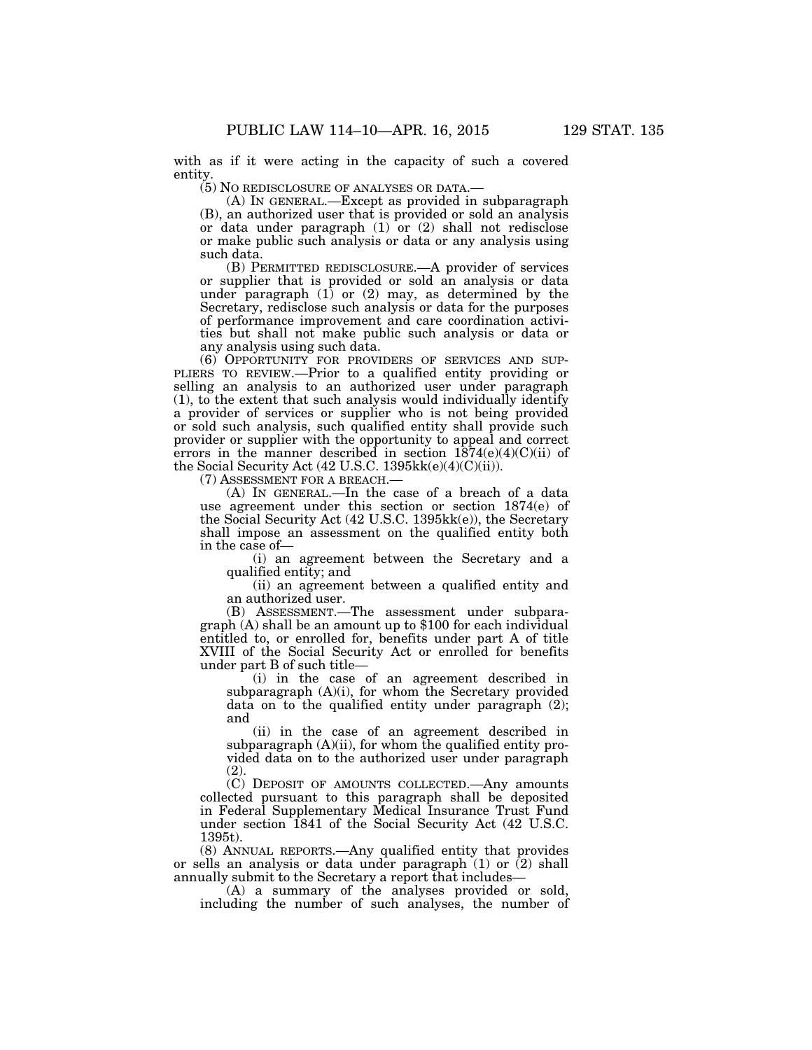with as if it were acting in the capacity of such a covered entity.

(5) NO REDISCLOSURE OF ANALYSES OR DATA.—

(A) IN GENERAL.—Except as provided in subparagraph (B), an authorized user that is provided or sold an analysis or data under paragraph (1) or (2) shall not redisclose or make public such analysis or data or any analysis using such data.

(B) PERMITTED REDISCLOSURE.—A provider of services or supplier that is provided or sold an analysis or data under paragraph (1) or (2) may, as determined by the Secretary, redisclose such analysis or data for the purposes of performance improvement and care coordination activities but shall not make public such analysis or data or any analysis using such data.

(6) OPPORTUNITY FOR PROVIDERS OF SERVICES AND SUPPLIERS TO REVIEW.—Prior to a qualified entity providing or selling an analysis to an authorized user under paragraph (1), to the extent that such analysis would individually identify a provider of services or supplier who is not being provided or sold such analysis, such qualified entity shall provide such provider or supplier with the opportunity to appeal and correct errors in the manner described in section 1874(e)(4)(C)(ii) of the Social Security Act (42 U.S.C. 1395kk(e)(4)(C)(ii)).

(7) ASSESSMENT FOR A BREACH.—

(A) IN GENERAL.—In the case of a breach of a data use agreement under this section or section 1874(e) of the Social Security Act (42 U.S.C. 1395kk(e)), the Secretary shall impose an assessment on the qualified entity both in the case of—

(i) an agreement between the Secretary and a qualified entity; and

(ii) an agreement between a qualified entity and an authorized user.

(B) ASSESSMENT.—The assessment under subparagraph (A) shall be an amount up to $100 for each individual entitled to, or enrolled for, benefits under part A of title XVIII of the Social Security Act or enrolled for benefits under part B of such title—

(i) in the case of an agreement described in subparagraph (A)(i), for whom the Secretary provided data on to the qualified entity under paragraph (2); and

(ii) in the case of an agreement described in subparagraph (A)(ii), for whom the qualified entity provided data on to the authorized user under paragraph (2).

(C) DEPOSIT OF AMOUNTS COLLECTED.—Any amounts collected pursuant to this paragraph shall be deposited in Federal Supplementary Medical Insurance Trust Fund under section 1841 of the Social Security Act (42 U.S.C. 1395t).

(8) ANNUAL REPORTS.—Any qualified entity that provides or sells an analysis or data under paragraph (1) or (2) shall annually submit to the Secretary a report that includes—

(A) a summary of the analyses provided or sold, including the number of such analyses, the number of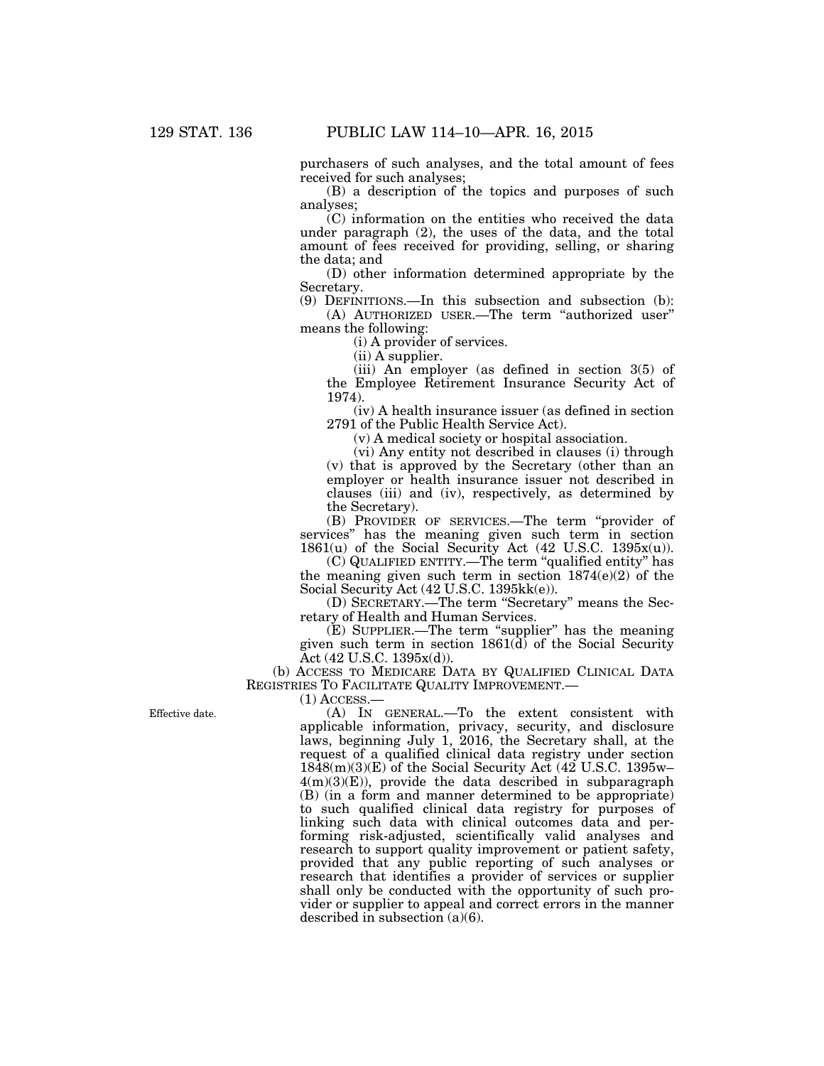purchasers of such analyses, and the total amount of fees received for such analyses;

(B) a description of the topics and purposes of such analyses;

(C) information on the entities who received the data under paragraph (2), the uses of the data, and the total amount of fees received for providing, selling, or sharing the data; and

(D) other information determined appropriate by the Secretary.

(9) DEFINITIONS.—In this subsection and subsection (b):

(A) AUTHORIZED USER.—The term "authorized user" means the following:

(i) A provider of services.

(ii) A supplier.

(iii) An employer (as defined in section 3(5) of the Employee Retirement Insurance Security Act of 1974).

(iv) A health insurance issuer (as defined in section 2791 of the Public Health Service Act).

(v) A medical society or hospital association.

(vi) Any entity not described in clauses (i) through (v) that is approved by the Secretary (other than an employer or health insurance issuer not described in clauses (iii) and (iv), respectively, as determined by the Secretary).

(B) PROVIDER OF SERVICES.—The term "provider of services" has the meaning given such term in section 1861(u) of the Social Security Act (42 U.S.C. 1395x(u)).

(C) QUALIFIED ENTITY.—The term "qualified entity" has the meaning given such term in section 1874(e)(2) of the Social Security Act (42 U.S.C. 1395kk(e)).

(D) SECRETARY.—The term "Secretary" means the Secretary of Health and Human Services.

(E) SUPPLIER.—The term "supplier" has the meaning given such term in section 1861(d) of the Social Security Act (42 U.S.C. 1395x(d)).

(b) ACCESS TO MEDICARE DATA BY QUALIFIED CLINICAL DATA REGISTRIES TO FACILITATE QUALITY IMPROVEMENT.—

(1) ACCESS.—

Effective date.

(A) IN GENERAL.—To the extent consistent with applicable information, privacy, security, and disclosure laws, beginning July 1, 2016, the Secretary shall, at the request of a qualified clinical data registry under section 1848(m)(3)(E) of the Social Security Act (42 U.S.C. 1395w–4(m)(3)(E)), provide the data described in subparagraph (B) (in a form and manner determined to be appropriate) to such qualified clinical data registry for purposes of linking such data with clinical outcomes data and performing risk-adjusted, scientifically valid analyses and research to support quality improvement or patient safety, provided that any public reporting of such analyses or research that identifies a provider of services or supplier shall only be conducted with the opportunity of such provider or supplier to appeal and correct errors in the manner described in subsection (a)(6).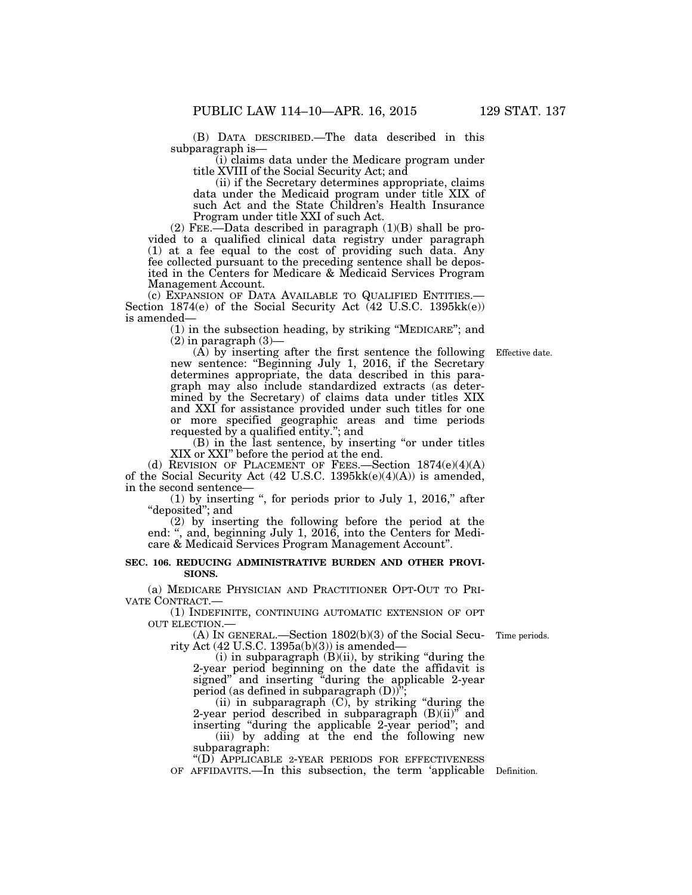(B) DATA DESCRIBED.—The data described in this subparagraph is—

(i) claims data under the Medicare program under title XVIII of the Social Security Act; and

(ii) if the Secretary determines appropriate, claims data under the Medicaid program under title XIX of such Act and the State Children's Health Insurance Program under title XXI of such Act.

(2) FEE.—Data described in paragraph (1)(B) shall be provided to a qualified clinical data registry under paragraph (1) at a fee equal to the cost of providing such data. Any fee collected pursuant to the preceding sentence shall be deposited in the Centers for Medicare & Medicaid Services Program Management Account.

(c) EXPANSION OF DATA AVAILABLE TO QUALIFIED ENTITIES.—Section 1874(e) of the Social Security Act (42 U.S.C. 1395kk(e)) is amended—

(1) in the subsection heading, by striking "MEDICARE"; and

(2) in paragraph (3)—

(A) by inserting after the first sentence the following new sentence: "Beginning July 1, 2016, if the Secretary determines appropriate, the data described in this paragraph may also include standardized extracts (as determined by the Secretary) of claims data under titles XIX and XXI for assistance provided under such titles for one or more specified geographic areas and time periods requested by a qualified entity."; and

Effective date.

(B) in the last sentence, by inserting "or under titles XIX or XXI" before the period at the end.

(d) REVISION OF PLACEMENT OF FEES.—Section 1874(e)(4)(A) of the Social Security Act (42 U.S.C. 1395kk(e)(4)(A)) is amended, in the second sentence—

(1) by inserting ", for periods prior to July 1, 2016," after "deposited"; and

(2) by inserting the following before the period at the end: ", and, beginning July 1, 2016, into the Centers for Medicare & Medicaid Services Program Management Account".

**SEC. 106. REDUCING ADMINISTRATIVE BURDEN AND OTHER PROVISIONS.**

(a) MEDICARE PHYSICIAN AND PRACTITIONER OPT-OUT TO PRIVATE CONTRACT.—

(1) INDEFINITE, CONTINUING AUTOMATIC EXTENSION OF OPT OUT ELECTION.—

Time periods.

(A) IN GENERAL.—Section 1802(b)(3) of the Social Security Act (42 U.S.C. 1395a(b)(3)) is amended—

(i) in subparagraph (B)(ii), by striking "during the 2-year period beginning on the date the affidavit is signed" and inserting "during the applicable 2-year period (as defined in subparagraph (D))";

(ii) in subparagraph (C), by striking "during the 2-year period described in subparagraph (B)(ii)" and inserting "during the applicable 2-year period"; and

(iii) by adding at the end the following new subparagraph:

Definition.

"(D) APPLICABLE 2-YEAR PERIODS FOR EFFECTIVENESS OF AFFIDAVITS.—In this subsection, the term 'applicable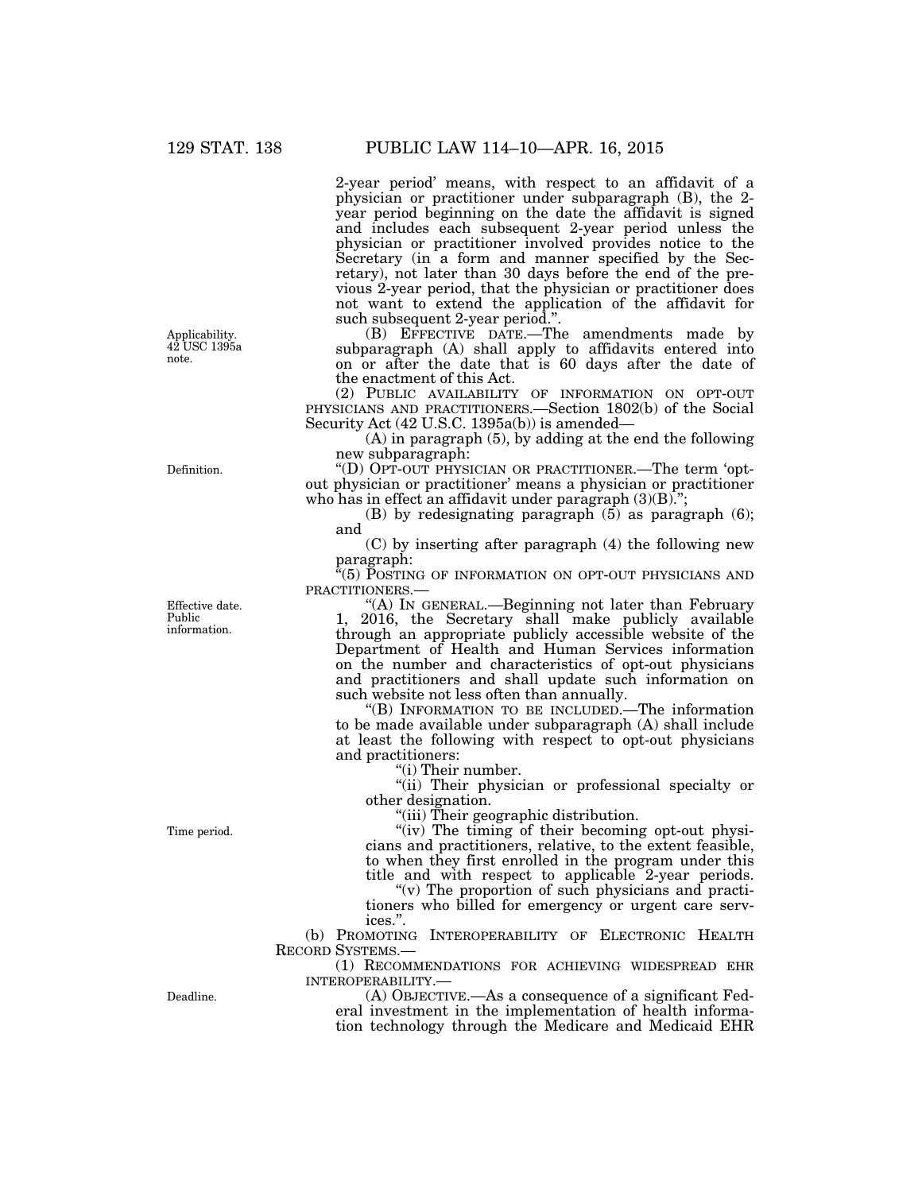2-year period' means, with respect to an affidavit of a physician or practitioner under subparagraph (B), the 2-year period beginning on the date the affidavit is signed and includes each subsequent 2-year period unless the physician or practitioner involved provides notice to the Secretary (in a form and manner specified by the Secretary), not later than 30 days before the end of the previous 2-year period, that the physician or practitioner does not want to extend the application of the affidavit for such subsequent 2-year period.".

Applicability. 42 USC 1395a note.

(B) EFFECTIVE DATE.—The amendments made by subparagraph (A) shall apply to affidavits entered into on or after the date that is 60 days after the date of the enactment of this Act.

(2) PUBLIC AVAILABILITY OF INFORMATION ON OPT-OUT PHYSICIANS AND PRACTITIONERS.—Section 1802(b) of the Social Security Act (42 U.S.C. 1395a(b)) is amended—

(A) in paragraph (5), by adding at the end the following new subparagraph:

Definition.

"(D) OPT-OUT PHYSICIAN OR PRACTITIONER.—The term 'opt-out physician or practitioner' means a physician or practitioner who has in effect an affidavit under paragraph (3)(B).";

(B) by redesignating paragraph (5) as paragraph (6); and

(C) by inserting after paragraph (4) the following new paragraph:

"(5) POSTING OF INFORMATION ON OPT-OUT PHYSICIANS AND PRACTITIONERS.—

Effective date. Public information.

"(A) IN GENERAL.—Beginning not later than February 1, 2016, the Secretary shall make publicly available through an appropriate publicly accessible website of the Department of Health and Human Services information on the number and characteristics of opt-out physicians and practitioners and shall update such information on such website not less often than annually.

"(B) INFORMATION TO BE INCLUDED.—The information to be made available under subparagraph (A) shall include at least the following with respect to opt-out physicians and practitioners:

"(i) Their number.

"(ii) Their physician or professional specialty or other designation.

"(iii) Their geographic distribution.

Time period.

"(iv) The timing of their becoming opt-out physicians and practitioners, relative, to the extent feasible, to when they first enrolled in the program under this title and with respect to applicable 2-year periods.

"(v) The proportion of such physicians and practitioners who billed for emergency or urgent care services.".

(b) PROMOTING INTEROPERABILITY OF ELECTRONIC HEALTH RECORD SYSTEMS.—

(1) RECOMMENDATIONS FOR ACHIEVING WIDESPREAD EHR INTEROPERABILITY.—

Deadline.

(A) OBJECTIVE.—As a consequence of a significant Federal investment in the implementation of health information technology through the Medicare and Medicaid EHR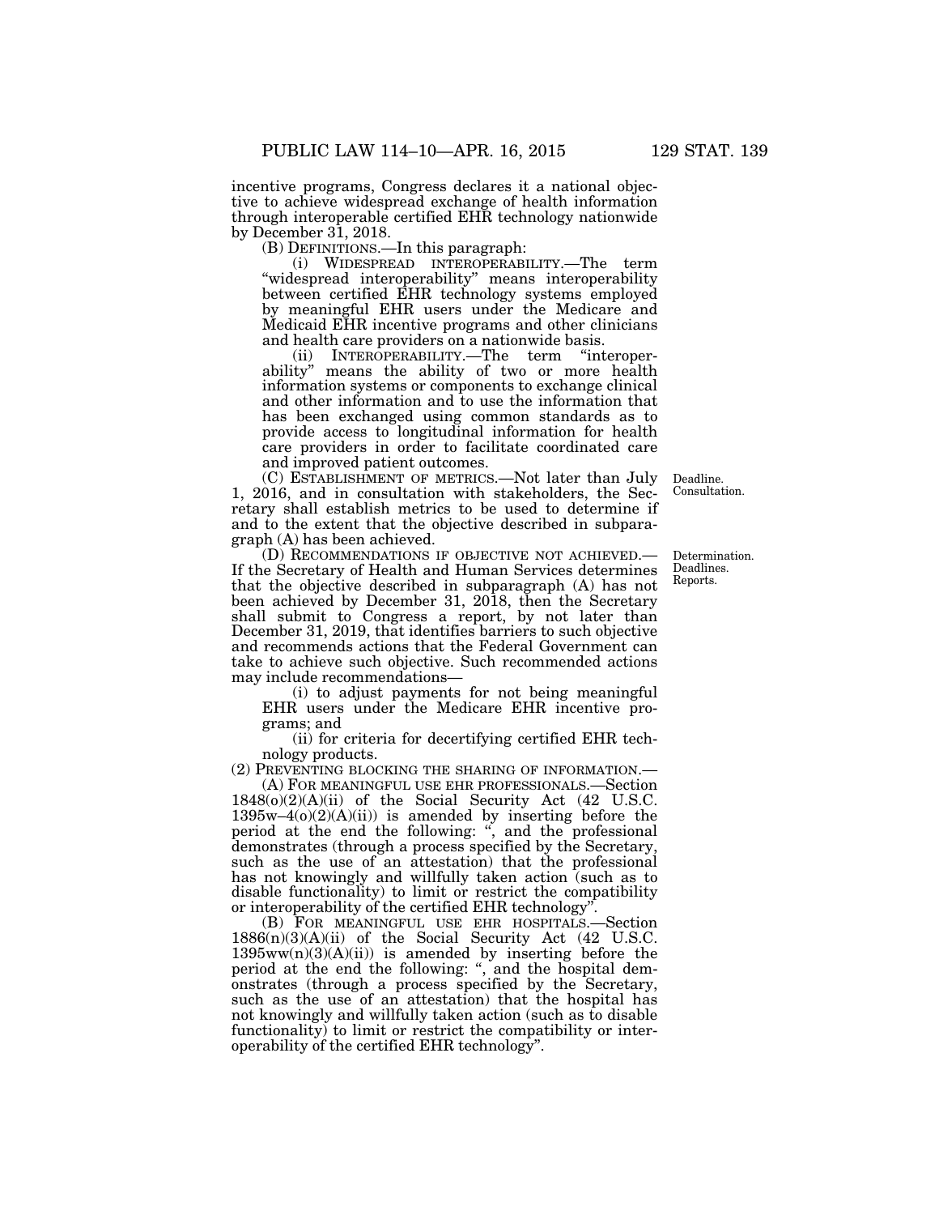incentive programs, Congress declares it a national objective to achieve widespread exchange of health information through interoperable certified EHR technology nationwide by December 31, 2018.

(B) DEFINITIONS.—In this paragraph:

(i) WIDESPREAD INTEROPERABILITY.—The term "widespread interoperability" means interoperability between certified EHR technology systems employed by meaningful EHR users under the Medicare and Medicaid EHR incentive programs and other clinicians and health care providers on a nationwide basis.

(ii) INTEROPERABILITY.—The term "interoperability" means the ability of two or more health information systems or components to exchange clinical and other information and to use the information that has been exchanged using common standards as to provide access to longitudinal information for health care providers in order to facilitate coordinated care and improved patient outcomes.

(C) ESTABLISHMENT OF METRICS.—Not later than July 1, 2016, and in consultation with stakeholders, the Secretary shall establish metrics to be used to determine if and to the extent that the objective described in subparagraph (A) has been achieved.

Deadline. Consultation.

(D) RECOMMENDATIONS IF OBJECTIVE NOT ACHIEVED.—If the Secretary of Health and Human Services determines that the objective described in subparagraph (A) has not been achieved by December 31, 2018, then the Secretary shall submit to Congress a report, by not later than December 31, 2019, that identifies barriers to such objective and recommends actions that the Federal Government can take to achieve such objective. Such recommended actions may include recommendations—

Determination. Deadlines. Reports.

(i) to adjust payments for not being meaningful EHR users under the Medicare EHR incentive programs; and

(ii) for criteria for decertifying certified EHR technology products.

(2) PREVENTING BLOCKING THE SHARING OF INFORMATION.—

(A) FOR MEANINGFUL USE EHR PROFESSIONALS.—Section 1848(o)(2)(A)(ii) of the Social Security Act (42 U.S.C. 1395w–4(o)(2)(A)(ii)) is amended by inserting before the period at the end the following: ", and the professional demonstrates (through a process specified by the Secretary, such as the use of an attestation) that the professional has not knowingly and willfully taken action (such as to disable functionality) to limit or restrict the compatibility or interoperability of the certified EHR technology".

(B) FOR MEANINGFUL USE EHR HOSPITALS.—Section 1886(n)(3)(A)(ii) of the Social Security Act (42 U.S.C. 1395ww(n)(3)(A)(ii)) is amended by inserting before the period at the end the following: ", and the hospital demonstrates (through a process specified by the Secretary, such as the use of an attestation) that the hospital has not knowingly and willfully taken action (such as to disable functionality) to limit or restrict the compatibility or interoperability of the certified EHR technology".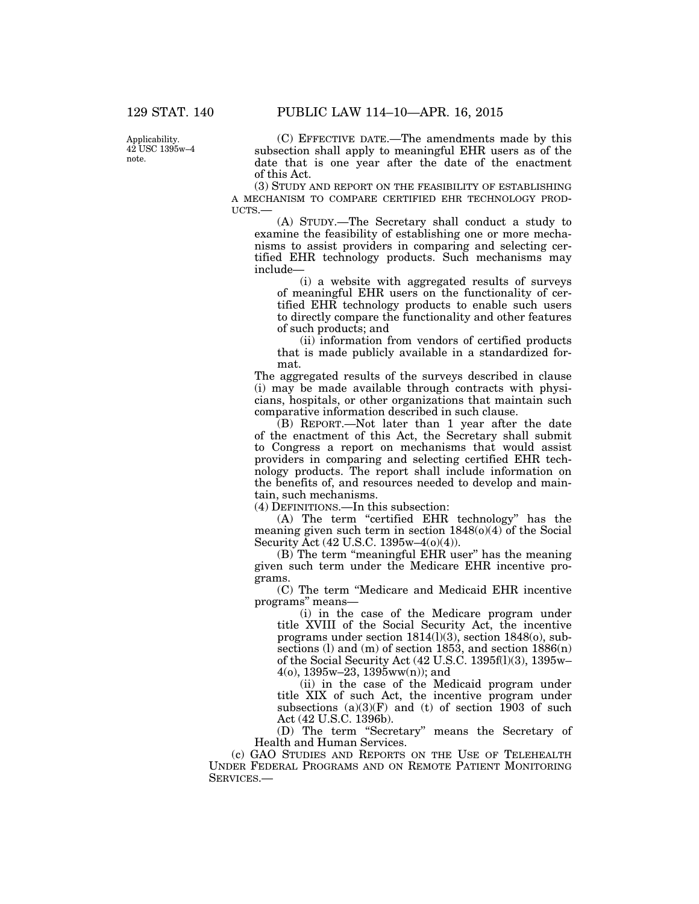Applicability. 42 USC 1395w–4 note.

(C) EFFECTIVE DATE.—The amendments made by this subsection shall apply to meaningful EHR users as of the date that is one year after the date of the enactment of this Act.

(3) STUDY AND REPORT ON THE FEASIBILITY OF ESTABLISHING A MECHANISM TO COMPARE CERTIFIED EHR TECHNOLOGY PRODUCTS.—

(A) STUDY.—The Secretary shall conduct a study to examine the feasibility of establishing one or more mechanisms to assist providers in comparing and selecting certified EHR technology products. Such mechanisms may include—

(i) a website with aggregated results of surveys of meaningful EHR users on the functionality of certified EHR technology products to enable such users to directly compare the functionality and other features of such products; and

(ii) information from vendors of certified products that is made publicly available in a standardized format.

The aggregated results of the surveys described in clause (i) may be made available through contracts with physicians, hospitals, or other organizations that maintain such comparative information described in such clause.

(B) REPORT.—Not later than 1 year after the date of the enactment of this Act, the Secretary shall submit to Congress a report on mechanisms that would assist providers in comparing and selecting certified EHR technology products. The report shall include information on the benefits of, and resources needed to develop and maintain, such mechanisms.

(4) DEFINITIONS.—In this subsection:

(A) The term "certified EHR technology" has the meaning given such term in section 1848(o)(4) of the Social Security Act (42 U.S.C. 1395w–4(o)(4)).

(B) The term "meaningful EHR user" has the meaning given such term under the Medicare EHR incentive programs.

(C) The term "Medicare and Medicaid EHR incentive programs" means—

(i) in the case of the Medicare program under title XVIII of the Social Security Act, the incentive programs under section 1814(l)(3), section 1848(o), subsections (l) and (m) of section 1853, and section 1886(n) of the Social Security Act (42 U.S.C. 1395f(l)(3), 1395w–4(o), 1395w–23, 1395ww(n)); and

(ii) in the case of the Medicaid program under title XIX of such Act, the incentive program under subsections (a)(3)(F) and (t) of section 1903 of such Act (42 U.S.C. 1396b).

(D) The term "Secretary" means the Secretary of Health and Human Services.

(c) GAO STUDIES AND REPORTS ON THE USE OF TELEHEALTH UNDER FEDERAL PROGRAMS AND ON REMOTE PATIENT MONITORING SERVICES.—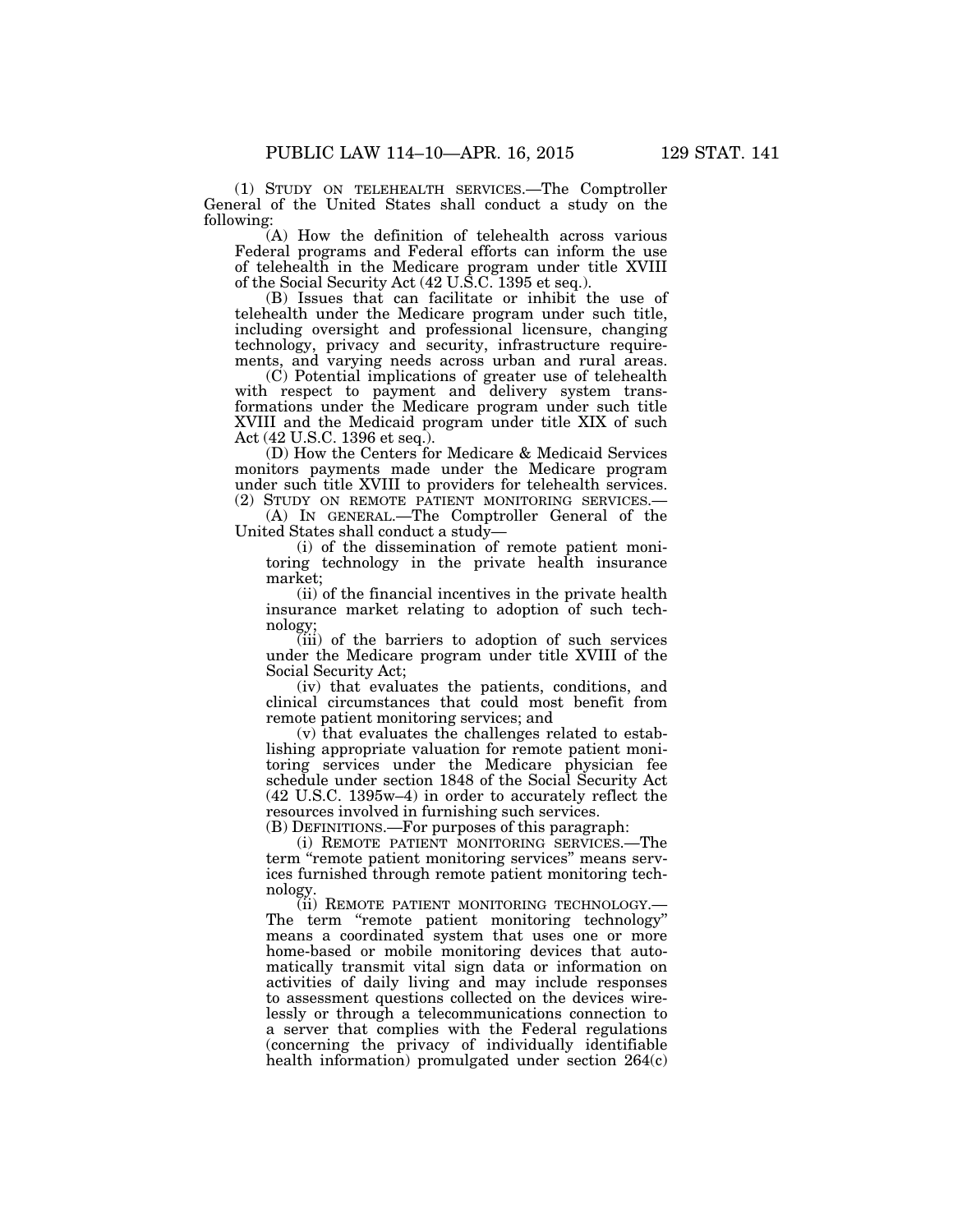(1) STUDY ON TELEHEALTH SERVICES.—The Comptroller General of the United States shall conduct a study on the following:

(A) How the definition of telehealth across various Federal programs and Federal efforts can inform the use of telehealth in the Medicare program under title XVIII of the Social Security Act (42 U.S.C. 1395 et seq.).

(B) Issues that can facilitate or inhibit the use of telehealth under the Medicare program under such title, including oversight and professional licensure, changing technology, privacy and security, infrastructure requirements, and varying needs across urban and rural areas.

(C) Potential implications of greater use of telehealth with respect to payment and delivery system transformations under the Medicare program under such title XVIII and the Medicaid program under title XIX of such Act (42 U.S.C. 1396 et seq.).

(D) How the Centers for Medicare & Medicaid Services monitors payments made under the Medicare program under such title XVIII to providers for telehealth services.

(2) STUDY ON REMOTE PATIENT MONITORING SERVICES.—

(A) IN GENERAL.—The Comptroller General of the United States shall conduct a study—

(i) of the dissemination of remote patient monitoring technology in the private health insurance market;

(ii) of the financial incentives in the private health insurance market relating to adoption of such technology;

(iii) of the barriers to adoption of such services under the Medicare program under title XVIII of the Social Security Act;

(iv) that evaluates the patients, conditions, and clinical circumstances that could most benefit from remote patient monitoring services; and

(v) that evaluates the challenges related to establishing appropriate valuation for remote patient monitoring services under the Medicare physician fee schedule under section 1848 of the Social Security Act (42 U.S.C. 1395w–4) in order to accurately reflect the resources involved in furnishing such services.

(B) DEFINITIONS.—For purposes of this paragraph:

(i) REMOTE PATIENT MONITORING SERVICES.—The term "remote patient monitoring services" means services furnished through remote patient monitoring technology.

(ii) REMOTE PATIENT MONITORING TECHNOLOGY.—The term "remote patient monitoring technology" means a coordinated system that uses one or more home-based or mobile monitoring devices that automatically transmit vital sign data or information on activities of daily living and may include responses to assessment questions collected on the devices wirelessly or through a telecommunications connection to a server that complies with the Federal regulations (concerning the privacy of individually identifiable health information) promulgated under section 264(c)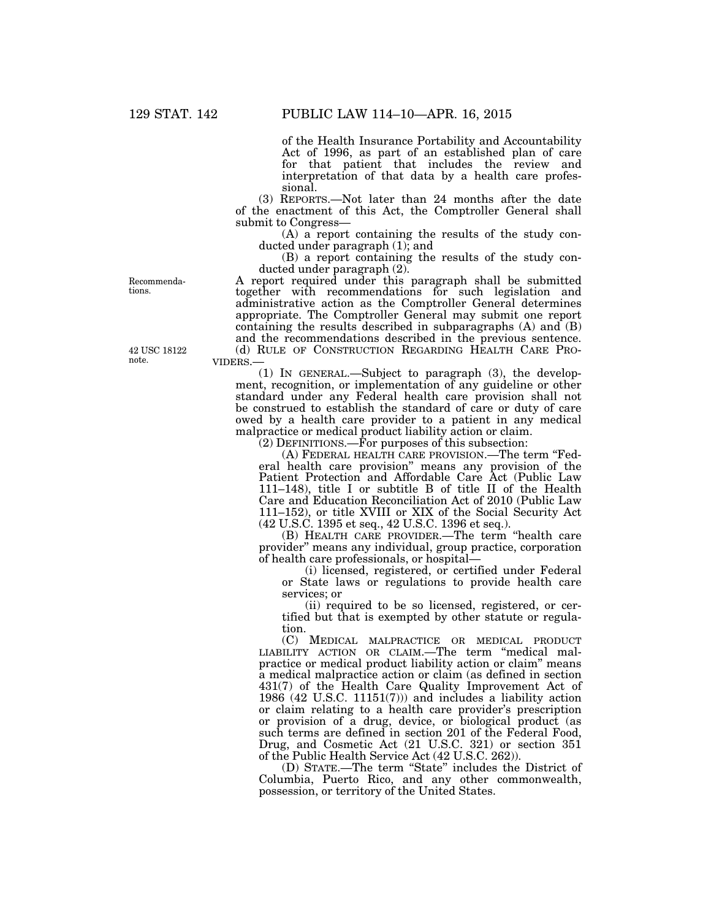of the Health Insurance Portability and Accountability Act of 1996, as part of an established plan of care for that patient that includes the review and interpretation of that data by a health care professional.

(3) REPORTS.—Not later than 24 months after the date of the enactment of this Act, the Comptroller General shall submit to Congress—

(A) a report containing the results of the study conducted under paragraph (1); and

(B) a report containing the results of the study conducted under paragraph (2).

Recommendations.

A report required under this paragraph shall be submitted together with recommendations for such legislation and administrative action as the Comptroller General determines appropriate. The Comptroller General may submit one report containing the results described in subparagraphs (A) and (B) and the recommendations described in the previous sentence.

42 USC 18122 note.

(d) RULE OF CONSTRUCTION REGARDING HEALTH CARE PROVIDERS.—

(1) IN GENERAL.—Subject to paragraph (3), the development, recognition, or implementation of any guideline or other standard under any Federal health care provision shall not be construed to establish the standard of care or duty of care owed by a health care provider to a patient in any medical malpractice or medical product liability action or claim.

(2) DEFINITIONS.—For purposes of this subsection:

(A) FEDERAL HEALTH CARE PROVISION.—The term "Federal health care provision" means any provision of the Patient Protection and Affordable Care Act (Public Law 111–148), title I or subtitle B of title II of the Health Care and Education Reconciliation Act of 2010 (Public Law 111–152), or title XVIII or XIX of the Social Security Act (42 U.S.C. 1395 et seq., 42 U.S.C. 1396 et seq.).

(B) HEALTH CARE PROVIDER.—The term "health care provider" means any individual, group practice, corporation of health care professionals, or hospital—

(i) licensed, registered, or certified under Federal or State laws or regulations to provide health care services; or

(ii) required to be so licensed, registered, or certified but that is exempted by other statute or regulation.

(C) MEDICAL MALPRACTICE OR MEDICAL PRODUCT LIABILITY ACTION OR CLAIM.—The term "medical malpractice or medical product liability action or claim" means a medical malpractice action or claim (as defined in section 431(7) of the Health Care Quality Improvement Act of 1986 (42 U.S.C. 11151(7))) and includes a liability action or claim relating to a health care provider's prescription or provision of a drug, device, or biological product (as such terms are defined in section 201 of the Federal Food, Drug, and Cosmetic Act (21 U.S.C. 321) or section 351 of the Public Health Service Act (42 U.S.C. 262)).

(D) STATE.—The term "State" includes the District of Columbia, Puerto Rico, and any other commonwealth, possession, or territory of the United States.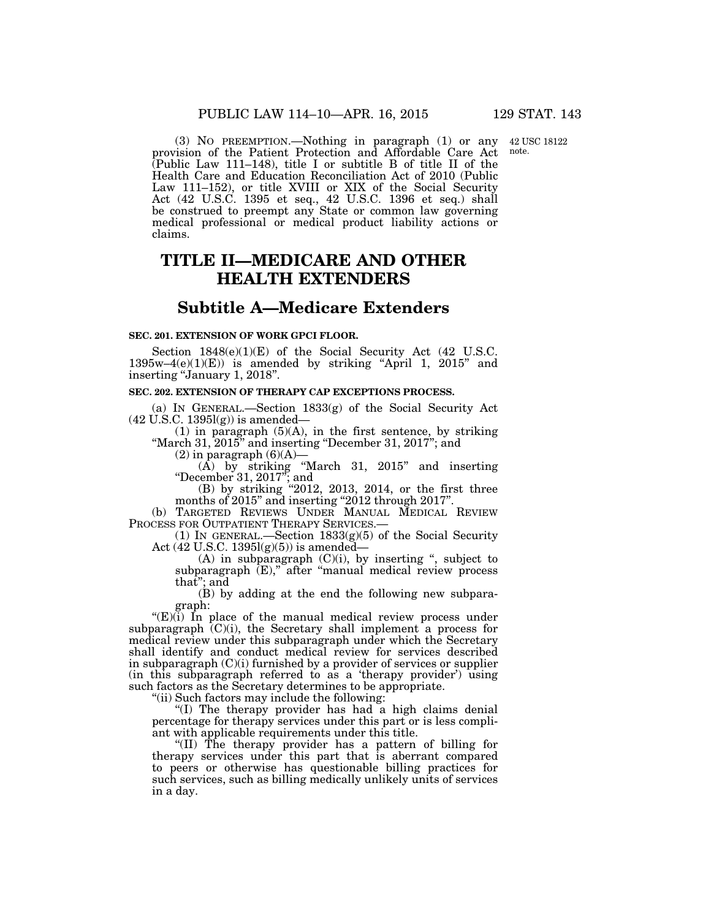(3) NO PREEMPTION.—Nothing in paragraph (1) or any provision of the Patient Protection and Affordable Care Act (Public Law 111–148), title I or subtitle B of title II of the Health Care and Education Reconciliation Act of 2010 (Public Law 111–152), or title XVIII or XIX of the Social Security Act (42 U.S.C. 1395 et seq., 42 U.S.C. 1396 et seq.) shall be construed to preempt any State or common law governing medical professional or medical product liability actions or claims.

42 USC 18122 note.

# TITLE II—MEDICARE AND OTHER HEALTH EXTENDERS

## Subtitle A—Medicare Extenders

### SEC. 201. EXTENSION OF WORK GPCI FLOOR.

Section 1848(e)(1)(E) of the Social Security Act (42 U.S.C. 1395w–4(e)(1)(E)) is amended by striking "April 1, 2015" and inserting "January 1, 2018".

### SEC. 202. EXTENSION OF THERAPY CAP EXCEPTIONS PROCESS.

(a) IN GENERAL.—Section 1833(g) of the Social Security Act (42 U.S.C. 1395l(g)) is amended—

(1) in paragraph (5)(A), in the first sentence, by striking "March 31, 2015" and inserting "December 31, 2017"; and

(2) in paragraph (6)(A)—

(A) by striking "March 31, 2015" and inserting "December 31, 2017"; and

(B) by striking "2012, 2013, 2014, or the first three months of 2015" and inserting "2012 through 2017".

(b) TARGETED REVIEWS UNDER MANUAL MEDICAL REVIEW PROCESS FOR OUTPATIENT THERAPY SERVICES.—

(1) IN GENERAL.—Section 1833(g)(5) of the Social Security Act (42 U.S.C. 1395l(g)(5)) is amended—

(A) in subparagraph (C)(i), by inserting ", subject to subparagraph (E)," after "manual medical review process that"; and

(B) by adding at the end the following new subparagraph:

"(E)(i) In place of the manual medical review process under subparagraph (C)(i), the Secretary shall implement a process for medical review under this subparagraph under which the Secretary shall identify and conduct medical review for services described in subparagraph (C)(i) furnished by a provider of services or supplier (in this subparagraph referred to as a 'therapy provider') using such factors as the Secretary determines to be appropriate.

"(ii) Such factors may include the following:

"(I) The therapy provider has had a high claims denial percentage for therapy services under this part or is less compliant with applicable requirements under this title.

"(II) The therapy provider has a pattern of billing for therapy services under this part that is aberrant compared to peers or otherwise has questionable billing practices for such services, such as billing medically unlikely units of services in a day.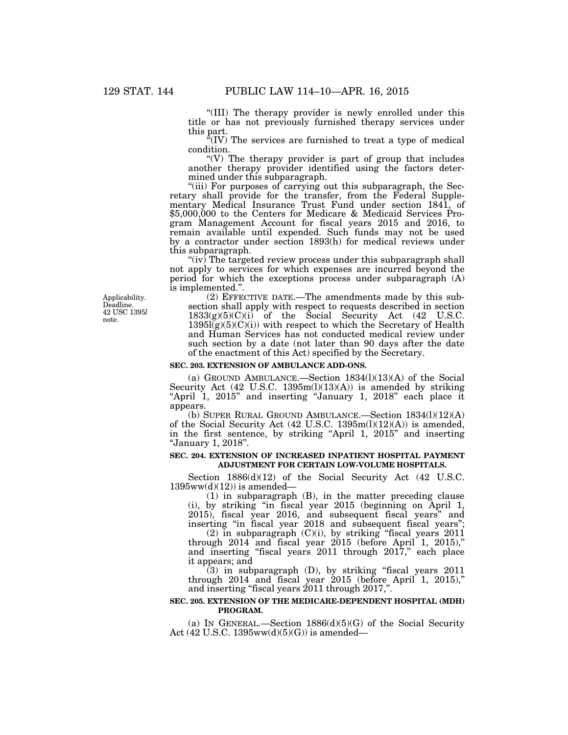"(III) The therapy provider is newly enrolled under this title or has not previously furnished therapy services under this part.

"(IV) The services are furnished to treat a type of medical condition.

"(V) The therapy provider is part of group that includes another therapy provider identified using the factors determined under this subparagraph.

"(iii) For purposes of carrying out this subparagraph, the Secretary shall provide for the transfer, from the Federal Supplementary Medical Insurance Trust Fund under section 1841, of $5,000,000 to the Centers for Medicare & Medicaid Services Program Management Account for fiscal years 2015 and 2016, to remain available until expended. Such funds may not be used by a contractor under section 1893(h) for medical reviews under this subparagraph.

"(iv) The targeted review process under this subparagraph shall not apply to services for which expenses are incurred beyond the period for which the exceptions process under subparagraph (A) is implemented.".

Applicability. Deadline. 42 USC 1395*l* note.

(2) EFFECTIVE DATE.—The amendments made by this subsection shall apply with respect to requests described in section 1833(g)(5)(C)(i) of the Social Security Act (42 U.S.C. 1395l(g)(5)(C)(i)) with respect to which the Secretary of Health and Human Services has not conducted medical review under such section by a date (not later than 90 days after the date of the enactment of this Act) specified by the Secretary.

**SEC. 203. EXTENSION OF AMBULANCE ADD-ONS.**

(a) GROUND AMBULANCE.—Section 1834(l)(13)(A) of the Social Security Act (42 U.S.C. 1395m(l)(13)(A)) is amended by striking "April 1, 2015" and inserting "January 1, 2018" each place it appears.

(b) SUPER RURAL GROUND AMBULANCE.—Section 1834(l)(12)(A) of the Social Security Act (42 U.S.C. 1395m(l)(12)(A)) is amended, in the first sentence, by striking "April 1, 2015" and inserting "January 1, 2018".

**SEC. 204. EXTENSION OF INCREASED INPATIENT HOSPITAL PAYMENT ADJUSTMENT FOR CERTAIN LOW-VOLUME HOSPITALS.**

Section 1886(d)(12) of the Social Security Act (42 U.S.C. 1395ww(d)(12)) is amended—

(1) in subparagraph (B), in the matter preceding clause (i), by striking "in fiscal year 2015 (beginning on April 1, 2015), fiscal year 2016, and subsequent fiscal years" and inserting "in fiscal year 2018 and subsequent fiscal years";

(2) in subparagraph (C)(i), by striking "fiscal years 2011 through 2014 and fiscal year 2015 (before April 1, 2015)," and inserting "fiscal years 2011 through 2017," each place it appears; and

(3) in subparagraph (D), by striking "fiscal years 2011 through 2014 and fiscal year 2015 (before April 1, 2015)," and inserting "fiscal years 2011 through 2017,".

**SEC. 205. EXTENSION OF THE MEDICARE-DEPENDENT HOSPITAL (MDH) PROGRAM.**

(a) IN GENERAL.—Section 1886(d)(5)(G) of the Social Security Act (42 U.S.C. 1395ww(d)(5)(G)) is amended—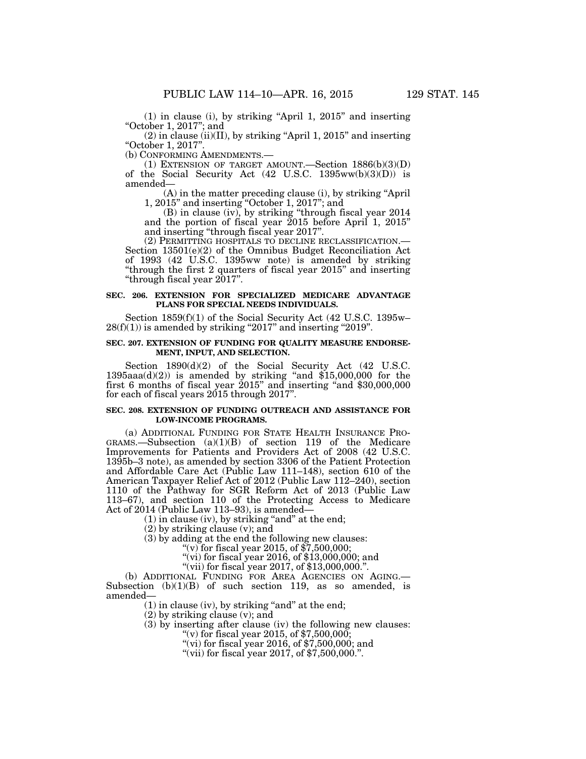(1) in clause (i), by striking "April 1, 2015" and inserting "October 1, 2017"; and

(2) in clause (ii)(II), by striking "April 1, 2015" and inserting "October 1, 2017".

(b) CONFORMING AMENDMENTS.—

(1) EXTENSION OF TARGET AMOUNT.—Section 1886(b)(3)(D) of the Social Security Act (42 U.S.C. 1395ww(b)(3)(D)) is amended—

(A) in the matter preceding clause (i), by striking "April 1, 2015" and inserting "October 1, 2017"; and

(B) in clause (iv), by striking "through fiscal year 2014 and the portion of fiscal year 2015 before April 1, 2015" and inserting "through fiscal year 2017".

(2) PERMITTING HOSPITALS TO DECLINE RECLASSIFICATION.—Section 13501(e)(2) of the Omnibus Budget Reconciliation Act of 1993 (42 U.S.C. 1395ww note) is amended by striking "through the first 2 quarters of fiscal year 2015" and inserting "through fiscal year 2017".

**SEC. 206. EXTENSION FOR SPECIALIZED MEDICARE ADVANTAGE PLANS FOR SPECIAL NEEDS INDIVIDUALS.**

Section 1859(f)(1) of the Social Security Act (42 U.S.C. 1395w–28(f)(1)) is amended by striking "2017" and inserting "2019".

**SEC. 207. EXTENSION OF FUNDING FOR QUALITY MEASURE ENDORSEMENT, INPUT, AND SELECTION.**

Section 1890(d)(2) of the Social Security Act (42 U.S.C. 1395aaa(d)(2)) is amended by striking "and $15,000,000 for the first 6 months of fiscal year 2015" and inserting "and $30,000,000 for each of fiscal years 2015 through 2017".

**SEC. 208. EXTENSION OF FUNDING OUTREACH AND ASSISTANCE FOR LOW-INCOME PROGRAMS.**

(a) ADDITIONAL FUNDING FOR STATE HEALTH INSURANCE PROGRAMS.—Subsection (a)(1)(B) of section 119 of the Medicare Improvements for Patients and Providers Act of 2008 (42 U.S.C. 1395b–3 note), as amended by section 3306 of the Patient Protection and Affordable Care Act (Public Law 111–148), section 610 of the American Taxpayer Relief Act of 2012 (Public Law 112–240), section 1110 of the Pathway for SGR Reform Act of 2013 (Public Law 113–67), and section 110 of the Protecting Access to Medicare Act of 2014 (Public Law 113–93), is amended—

(1) in clause (iv), by striking "and" at the end;

(2) by striking clause (v); and

(3) by adding at the end the following new clauses:

"(v) for fiscal year 2015, of $7,500,000;

"(vi) for fiscal year 2016, of $13,000,000; and

"(vii) for fiscal year 2017, of $13,000,000.".

(b) ADDITIONAL FUNDING FOR AREA AGENCIES ON AGING.—Subsection (b)(1)(B) of such section 119, as so amended, is amended—

(1) in clause (iv), by striking "and" at the end;

(2) by striking clause (v); and

(3) by inserting after clause (iv) the following new clauses:

"(v) for fiscal year 2015, of $7,500,000;

"(vi) for fiscal year 2016, of $7,500,000; and

"(vii) for fiscal year 2017, of $7,500,000.".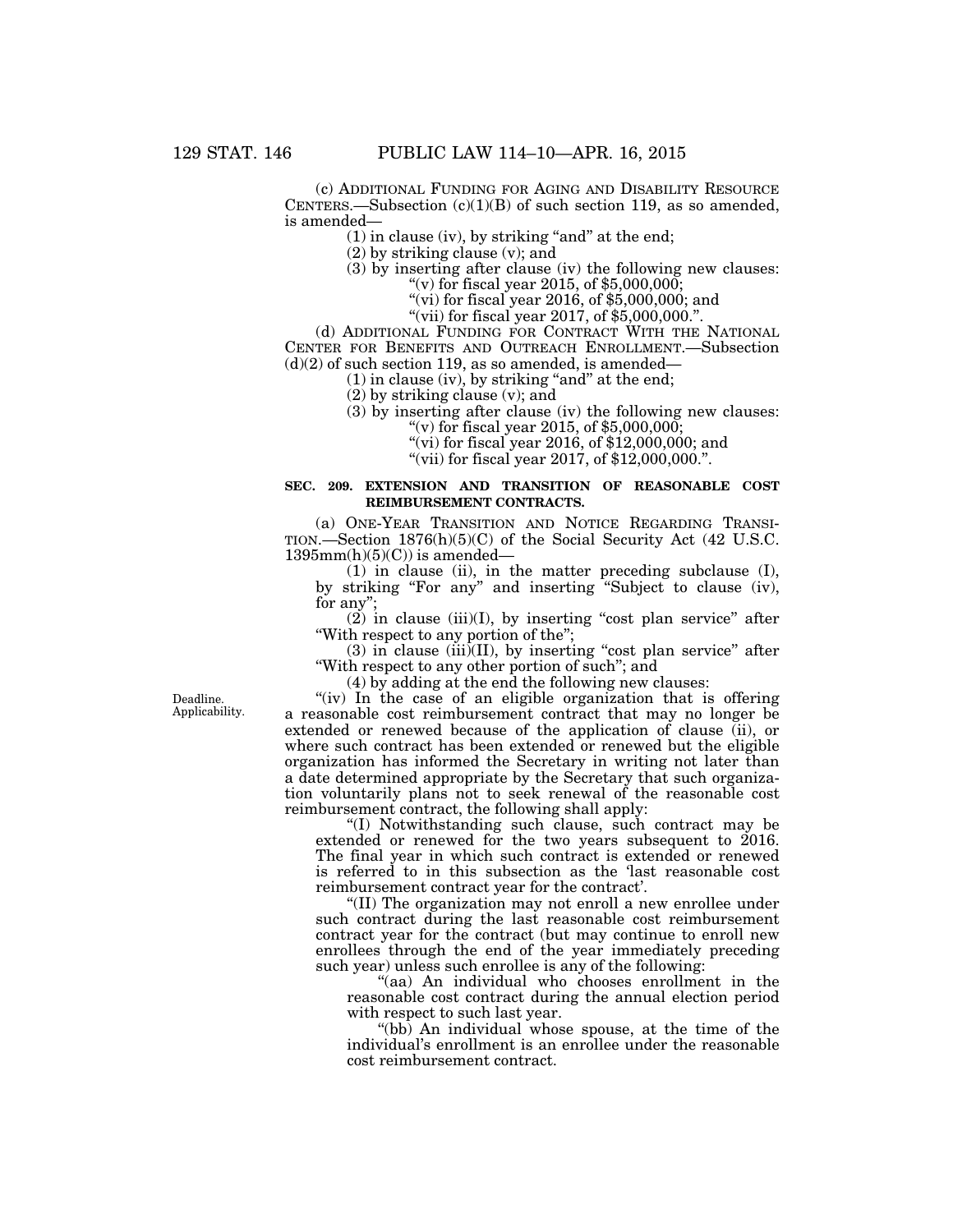(c) ADDITIONAL FUNDING FOR AGING AND DISABILITY RESOURCE CENTERS.—Subsection (c)(1)(B) of such section 119, as so amended, is amended—

(1) in clause (iv), by striking "and" at the end;

(2) by striking clause (v); and

(3) by inserting after clause (iv) the following new clauses:

"(v) for fiscal year 2015, of $5,000,000;

"(vi) for fiscal year 2016, of $5,000,000; and

"(vii) for fiscal year 2017, of $5,000,000.".

(d) ADDITIONAL FUNDING FOR CONTRACT WITH THE NATIONAL CENTER FOR BENEFITS AND OUTREACH ENROLLMENT.—Subsection (d)(2) of such section 119, as so amended, is amended—

(1) in clause (iv), by striking "and" at the end;

(2) by striking clause (v); and

(3) by inserting after clause (iv) the following new clauses:

"(v) for fiscal year 2015, of $5,000,000;

"(vi) for fiscal year 2016, of $12,000,000; and

"(vii) for fiscal year 2017, of $12,000,000.".

**SEC. 209. EXTENSION AND TRANSITION OF REASONABLE COST REIMBURSEMENT CONTRACTS.**

(a) ONE-YEAR TRANSITION AND NOTICE REGARDING TRANSITION.—Section 1876(h)(5)(C) of the Social Security Act (42 U.S.C. 1395mm(h)(5)(C)) is amended—

(1) in clause (ii), in the matter preceding subclause (I), by striking "For any" and inserting "Subject to clause (iv), for any";

(2) in clause (iii)(I), by inserting "cost plan service" after "With respect to any portion of the";

(3) in clause (iii)(II), by inserting "cost plan service" after "With respect to any other portion of such"; and

(4) by adding at the end the following new clauses:

Deadline. Applicability.

"(iv) In the case of an eligible organization that is offering a reasonable cost reimbursement contract that may no longer be extended or renewed because of the application of clause (ii), or where such contract has been extended or renewed but the eligible organization has informed the Secretary in writing not later than a date determined appropriate by the Secretary that such organization voluntarily plans not to seek renewal of the reasonable cost reimbursement contract, the following shall apply:

"(I) Notwithstanding such clause, such contract may be extended or renewed for the two years subsequent to 2016. The final year in which such contract is extended or renewed is referred to in this subsection as the 'last reasonable cost reimbursement contract year for the contract'.

"(II) The organization may not enroll a new enrollee under such contract during the last reasonable cost reimbursement contract year for the contract (but may continue to enroll new enrollees through the end of the year immediately preceding such year) unless such enrollee is any of the following:

"(aa) An individual who chooses enrollment in the reasonable cost contract during the annual election period with respect to such last year.

"(bb) An individual whose spouse, at the time of the individual's enrollment is an enrollee under the reasonable cost reimbursement contract.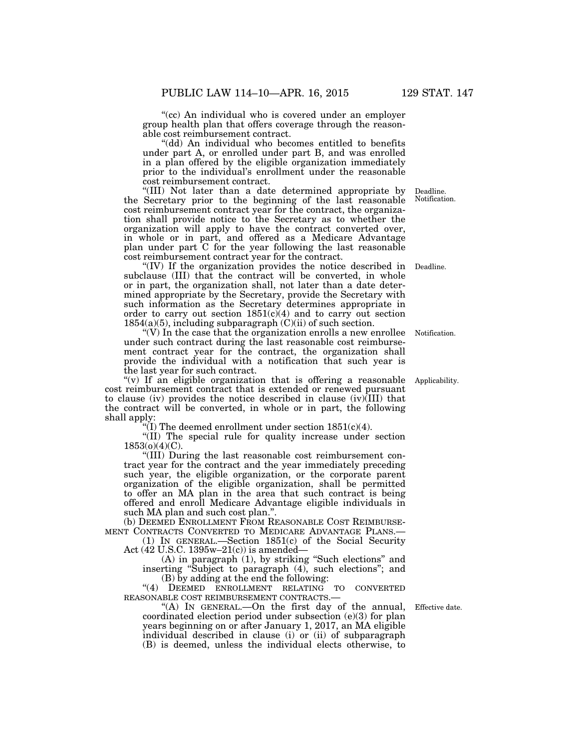"(cc) An individual who is covered under an employer group health plan that offers coverage through the reasonable cost reimbursement contract.

"(dd) An individual who becomes entitled to benefits under part A, or enrolled under part B, and was enrolled in a plan offered by the eligible organization immediately prior to the individual's enrollment under the reasonable cost reimbursement contract.

"(III) Not later than a date determined appropriate by the Secretary prior to the beginning of the last reasonable cost reimbursement contract year for the contract, the organization shall provide notice to the Secretary as to whether the organization will apply to have the contract converted over, in whole or in part, and offered as a Medicare Advantage plan under part C for the year following the last reasonable cost reimbursement contract year for the contract.

Deadline. Notification.

"(IV) If the organization provides the notice described in subclause (III) that the contract will be converted, in whole or in part, the organization shall, not later than a date determined appropriate by the Secretary, provide the Secretary with such information as the Secretary determines appropriate in order to carry out section 1851(c)(4) and to carry out section 1854(a)(5), including subparagraph (C)(ii) of such section.

Deadline.

"(V) In the case that the organization enrolls a new enrollee under such contract during the last reasonable cost reimbursement contract year for the contract, the organization shall provide the individual with a notification that such year is the last year for such contract.

Notification.

"(v) If an eligible organization that is offering a reasonable cost reimbursement contract that is extended or renewed pursuant to clause (iv) provides the notice described in clause (iv)(III) that the contract will be converted, in whole or in part, the following shall apply:

Applicability.

"(I) The deemed enrollment under section 1851(c)(4).

"(II) The special rule for quality increase under section 1853(o)(4)(C).

"(III) During the last reasonable cost reimbursement contract year for the contract and the year immediately preceding such year, the eligible organization, or the corporate parent organization of the eligible organization, shall be permitted to offer an MA plan in the area that such contract is being offered and enroll Medicare Advantage eligible individuals in such MA plan and such cost plan.".

(b) DEEMED ENROLLMENT FROM REASONABLE COST REIMBURSEMENT CONTRACTS CONVERTED TO MEDICARE ADVANTAGE PLANS.—

(1) IN GENERAL.—Section 1851(c) of the Social Security Act (42 U.S.C. 1395w–21(c)) is amended—

(A) in paragraph (1), by striking "Such elections" and inserting "Subject to paragraph (4), such elections"; and

(B) by adding at the end the following:

"(4) DEEMED ENROLLMENT RELATING TO CONVERTED REASONABLE COST REIMBURSEMENT CONTRACTS.—

"(A) IN GENERAL.—On the first day of the annual, coordinated election period under subsection (e)(3) for plan years beginning on or after January 1, 2017, an MA eligible individual described in clause (i) or (ii) of subparagraph (B) is deemed, unless the individual elects otherwise, to

Effective date.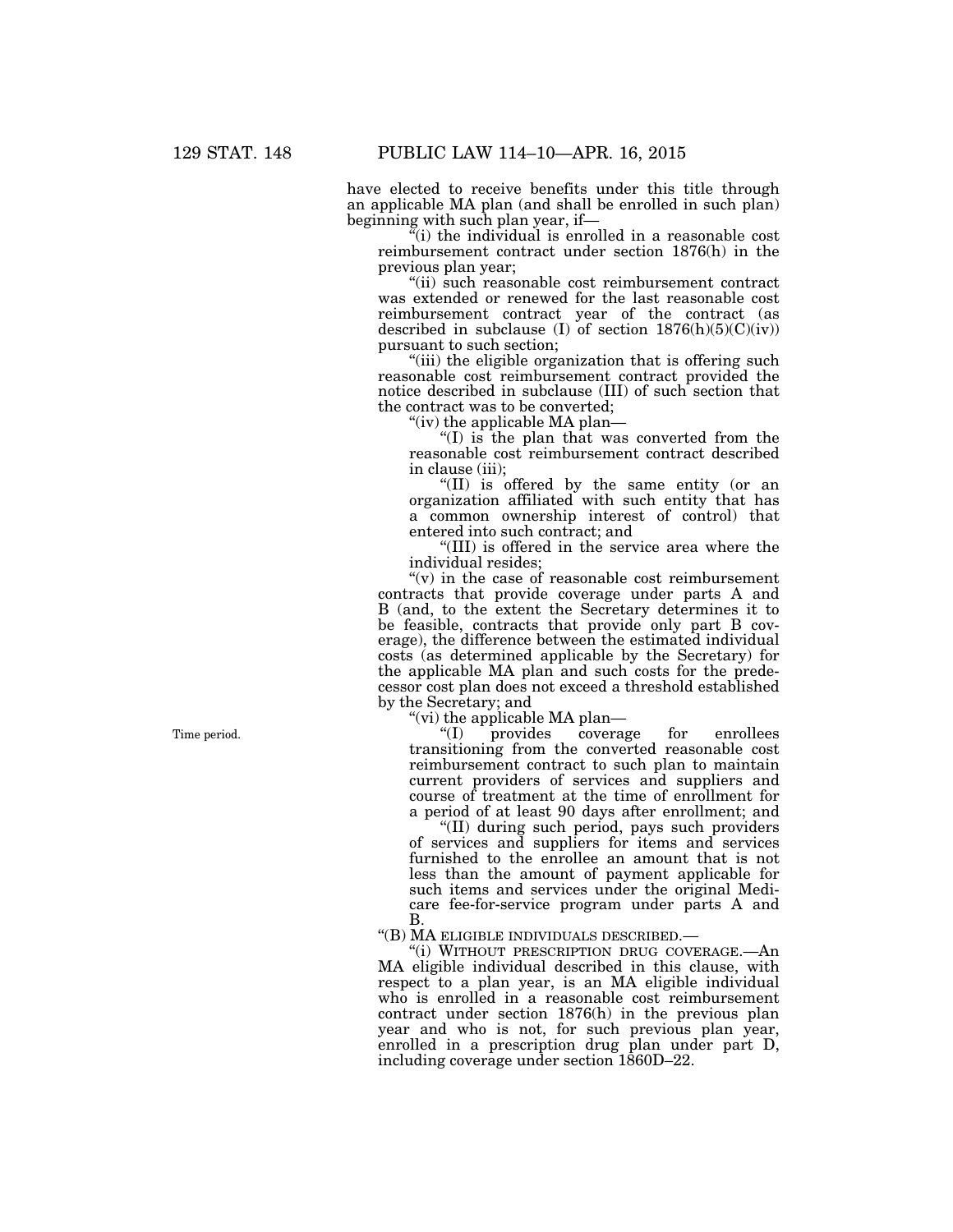have elected to receive benefits under this title through an applicable MA plan (and shall be enrolled in such plan) beginning with such plan year, if—

"(i) the individual is enrolled in a reasonable cost reimbursement contract under section 1876(h) in the previous plan year;

"(ii) such reasonable cost reimbursement contract was extended or renewed for the last reasonable cost reimbursement contract year of the contract (as described in subclause (I) of section 1876(h)(5)(C)(iv)) pursuant to such section;

"(iii) the eligible organization that is offering such reasonable cost reimbursement contract provided the notice described in subclause (III) of such section that the contract was to be converted;

"(iv) the applicable MA plan—

"(I) is the plan that was converted from the reasonable cost reimbursement contract described in clause (iii);

"(II) is offered by the same entity (or an organization affiliated with such entity that has a common ownership interest of control) that entered into such contract; and

"(III) is offered in the service area where the individual resides;

"(v) in the case of reasonable cost reimbursement contracts that provide coverage under parts A and B (and, to the extent the Secretary determines it to be feasible, contracts that provide only part B coverage), the difference between the estimated individual costs (as determined applicable by the Secretary) for the applicable MA plan and such costs for the predecessor cost plan does not exceed a threshold established by the Secretary; and

"(vi) the applicable MA plan—

Time period.

"(I) provides coverage for enrollees transitioning from the converted reasonable cost reimbursement contract to such plan to maintain current providers of services and suppliers and course of treatment at the time of enrollment for a period of at least 90 days after enrollment; and

"(II) during such period, pays such providers of services and suppliers for items and services furnished to the enrollee an amount that is not less than the amount of payment applicable for such items and services under the original Medicare fee-for-service program under parts A and B.

"(B) MA ELIGIBLE INDIVIDUALS DESCRIBED.—

"(i) WITHOUT PRESCRIPTION DRUG COVERAGE.—An MA eligible individual described in this clause, with respect to a plan year, is an MA eligible individual who is enrolled in a reasonable cost reimbursement contract under section 1876(h) in the previous plan year and who is not, for such previous plan year, enrolled in a prescription drug plan under part D, including coverage under section 1860D–22.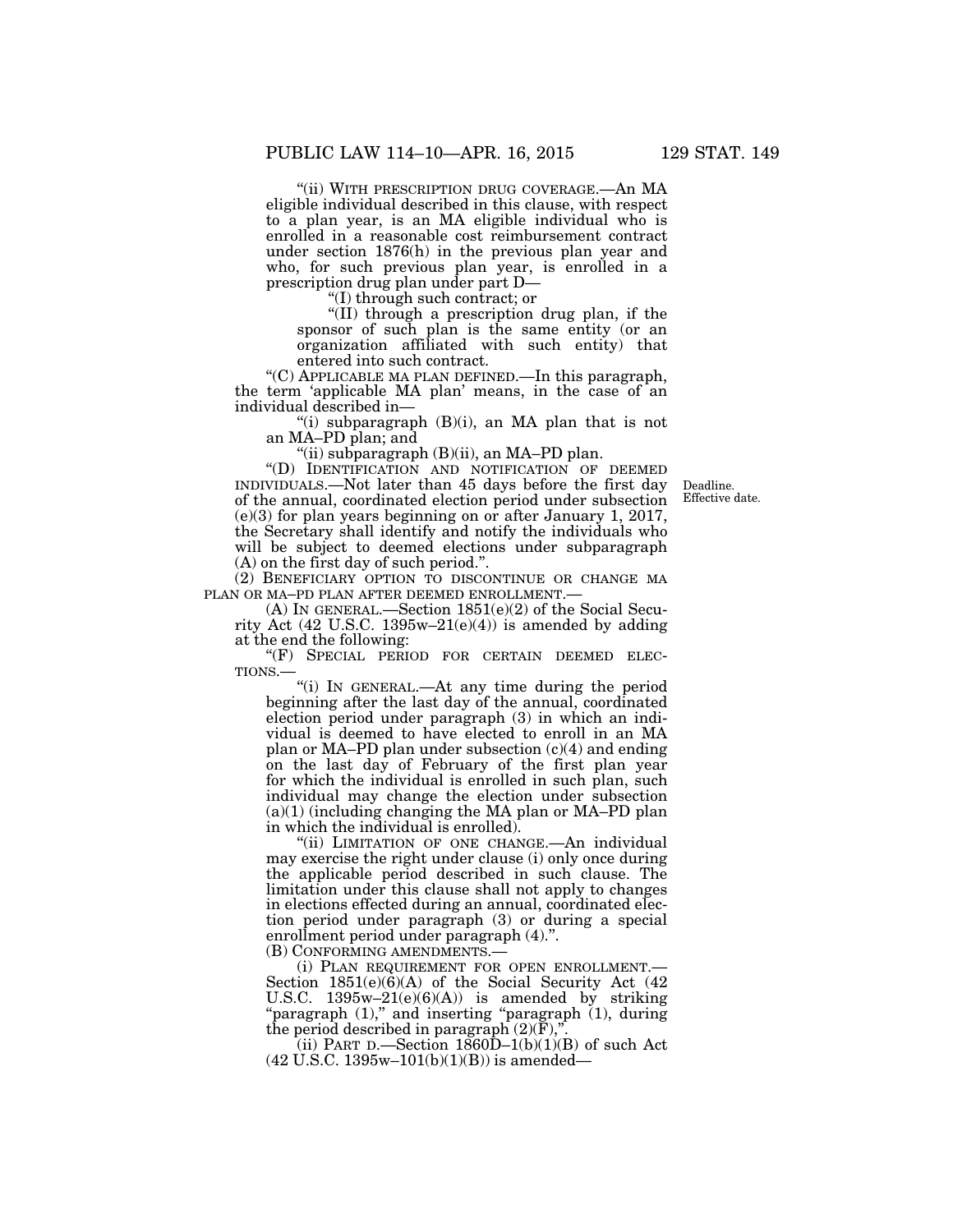"(ii) WITH PRESCRIPTION DRUG COVERAGE.—An MA eligible individual described in this clause, with respect to a plan year, is an MA eligible individual who is enrolled in a reasonable cost reimbursement contract under section 1876(h) in the previous plan year and who, for such previous plan year, is enrolled in a prescription drug plan under part D—

"(I) through such contract; or

"(II) through a prescription drug plan, if the sponsor of such plan is the same entity (or an organization affiliated with such entity) that entered into such contract.

"(C) APPLICABLE MA PLAN DEFINED.—In this paragraph, the term 'applicable MA plan' means, in the case of an individual described in—

"(i) subparagraph (B)(i), an MA plan that is not an MA–PD plan; and

"(ii) subparagraph (B)(ii), an MA–PD plan.

"(D) IDENTIFICATION AND NOTIFICATION OF DEEMED INDIVIDUALS.—Not later than 45 days before the first day of the annual, coordinated election period under subsection (e)(3) for plan years beginning on or after January 1, 2017, the Secretary shall identify and notify the individuals who will be subject to deemed elections under subparagraph (A) on the first day of such period.".

Deadline.
Effective date.

(2) BENEFICIARY OPTION TO DISCONTINUE OR CHANGE MA PLAN OR MA–PD PLAN AFTER DEEMED ENROLLMENT.—

(A) IN GENERAL.—Section 1851(e)(2) of the Social Security Act (42 U.S.C. 1395w–21(e)(4)) is amended by adding at the end the following:

"(F) SPECIAL PERIOD FOR CERTAIN DEEMED ELECTIONS.—

"(i) IN GENERAL.—At any time during the period beginning after the last day of the annual, coordinated election period under paragraph (3) in which an individual is deemed to have elected to enroll in an MA plan or MA–PD plan under subsection (c)(4) and ending on the last day of February of the first plan year for which the individual is enrolled in such plan, such individual may change the election under subsection (a)(1) (including changing the MA plan or MA–PD plan in which the individual is enrolled).

"(ii) LIMITATION OF ONE CHANGE.—An individual may exercise the right under clause (i) only once during the applicable period described in such clause. The limitation under this clause shall not apply to changes in elections effected during an annual, coordinated election period under paragraph (3) or during a special enrollment period under paragraph (4).".

(B) CONFORMING AMENDMENTS.—

(i) PLAN REQUIREMENT FOR OPEN ENROLLMENT.—Section 1851(e)(6)(A) of the Social Security Act (42 U.S.C. 1395w–21(e)(6)(A)) is amended by striking "paragraph (1)," and inserting "paragraph (1), during the period described in paragraph (2)(F),".

(ii) PART D.—Section 1860D–1(b)(1)(B) of such Act (42 U.S.C. 1395w–101(b)(1)(B)) is amended—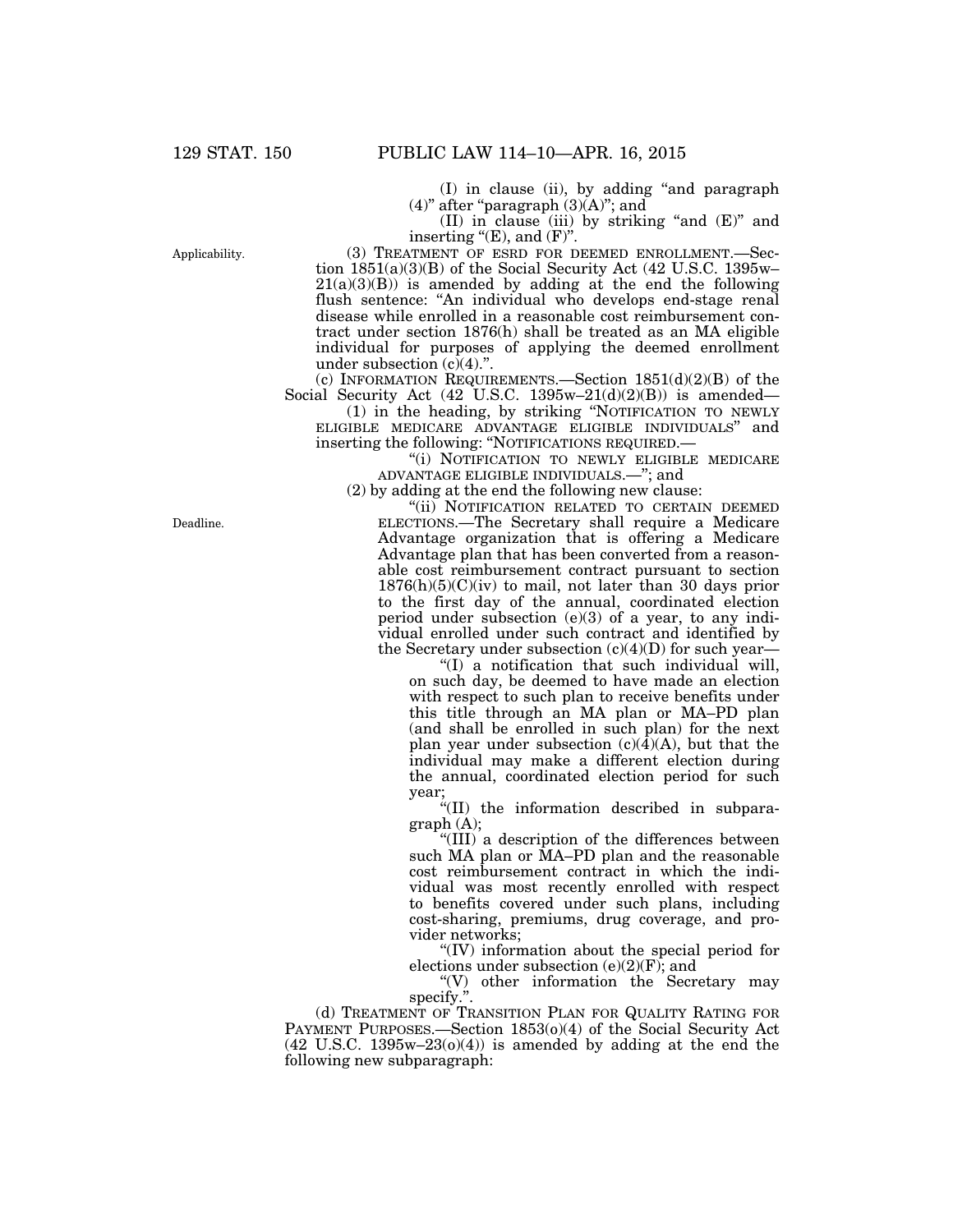(I) in clause (ii), by adding "and paragraph (4)" after "paragraph (3)(A)"; and

(II) in clause (iii) by striking "and (E)" and inserting "(E), and (F)".

Applicability.

(3) TREATMENT OF ESRD FOR DEEMED ENROLLMENT.—Section 1851(a)(3)(B) of the Social Security Act (42 U.S.C. 1395w–21(a)(3)(B)) is amended by adding at the end the following flush sentence: "An individual who develops end-stage renal disease while enrolled in a reasonable cost reimbursement contract under section 1876(h) shall be treated as an MA eligible individual for purposes of applying the deemed enrollment under subsection (c)(4).".

(c) INFORMATION REQUIREMENTS.—Section 1851(d)(2)(B) of the Social Security Act (42 U.S.C. 1395w–21(d)(2)(B)) is amended—

(1) in the heading, by striking "NOTIFICATION TO NEWLY ELIGIBLE MEDICARE ADVANTAGE ELIGIBLE INDIVIDUALS" and inserting the following: "NOTIFICATIONS REQUIRED.—

"(i) NOTIFICATION TO NEWLY ELIGIBLE MEDICARE ADVANTAGE ELIGIBLE INDIVIDUALS.—"; and

(2) by adding at the end the following new clause:

Deadline.

"(ii) NOTIFICATION RELATED TO CERTAIN DEEMED ELECTIONS.—The Secretary shall require a Medicare Advantage organization that is offering a Medicare Advantage plan that has been converted from a reasonable cost reimbursement contract pursuant to section 1876(h)(5)(C)(iv) to mail, not later than 30 days prior to the first day of the annual, coordinated election period under subsection (e)(3) of a year, to any individual enrolled under such contract and identified by the Secretary under subsection (c)(4)(D) for such year—

"(I) a notification that such individual will, on such day, be deemed to have made an election with respect to such plan to receive benefits under this title through an MA plan or MA–PD plan (and shall be enrolled in such plan) for the next plan year under subsection (c)(4)(A), but that the individual may make a different election during the annual, coordinated election period for such year;

"(II) the information described in subparagraph (A);

"(III) a description of the differences between such MA plan or MA–PD plan and the reasonable cost reimbursement contract in which the individual was most recently enrolled with respect to benefits covered under such plans, including cost-sharing, premiums, drug coverage, and provider networks;

"(IV) information about the special period for elections under subsection (e)(2)(F); and

"(V) other information the Secretary may specify.".

(d) TREATMENT OF TRANSITION PLAN FOR QUALITY RATING FOR PAYMENT PURPOSES.—Section 1853(o)(4) of the Social Security Act (42 U.S.C. 1395w–23(o)(4)) is amended by adding at the end the following new subparagraph: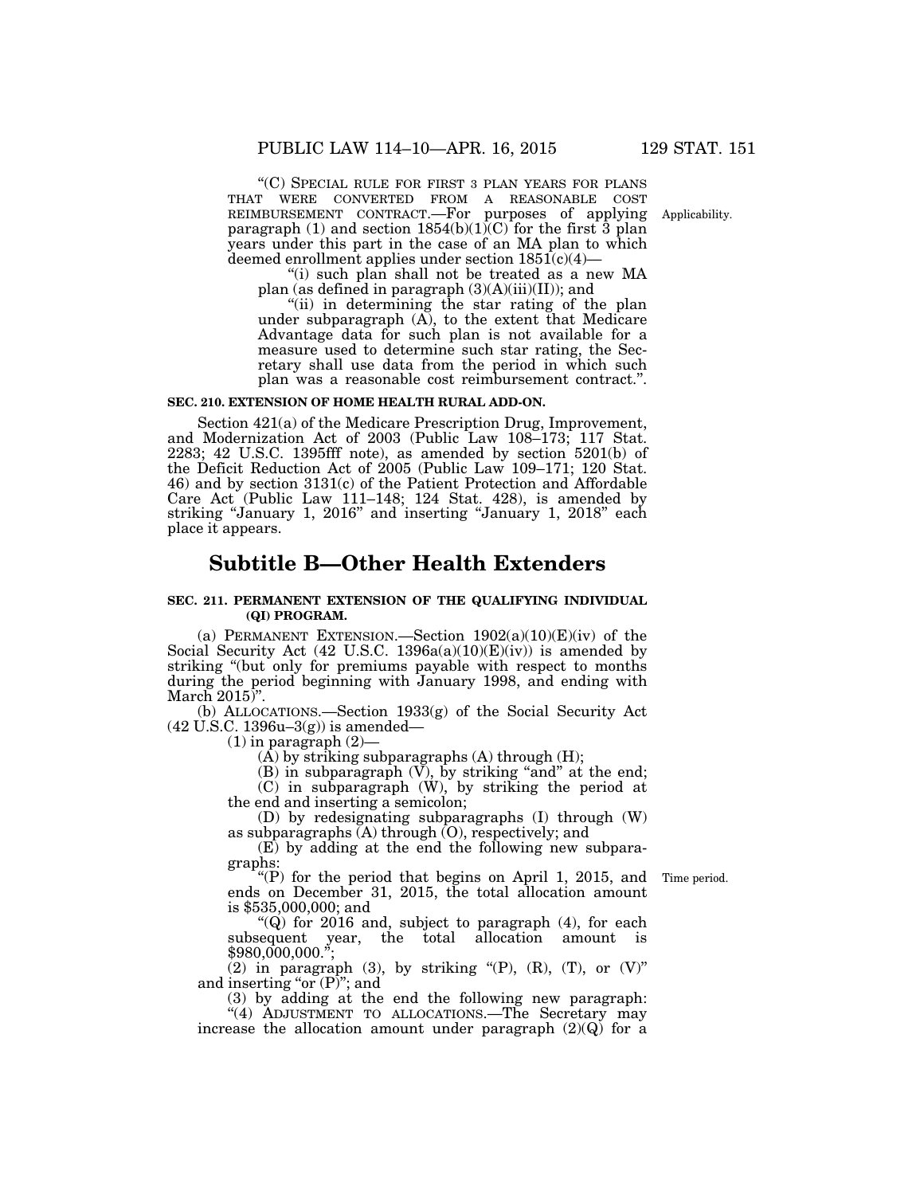"(C) SPECIAL RULE FOR FIRST 3 PLAN YEARS FOR PLANS THAT WERE CONVERTED FROM A REASONABLE COST REIMBURSEMENT CONTRACT.—For purposes of applying paragraph (1) and section 1854(b)(1)(C) for the first 3 plan years under this part in the case of an MA plan to which deemed enrollment applies under section 1851(c)(4)—

"(i) such plan shall not be treated as a new MA plan (as defined in paragraph (3)(A)(iii)(II)); and

"(ii) in determining the star rating of the plan under subparagraph (A), to the extent that Medicare Advantage data for such plan is not available for a measure used to determine such star rating, the Secretary shall use data from the period in which such plan was a reasonable cost reimbursement contract.".

Applicability.

**SEC. 210. EXTENSION OF HOME HEALTH RURAL ADD-ON.**

Section 421(a) of the Medicare Prescription Drug, Improvement, and Modernization Act of 2003 (Public Law 108–173; 117 Stat. 2283; 42 U.S.C. 1395fff note), as amended by section 5201(b) of the Deficit Reduction Act of 2005 (Public Law 109–171; 120 Stat. 46) and by section 3131(c) of the Patient Protection and Affordable Care Act (Public Law 111–148; 124 Stat. 428), is amended by striking "January 1, 2016" and inserting "January 1, 2018" each place it appears.

## Subtitle B—Other Health Extenders

**SEC. 211. PERMANENT EXTENSION OF THE QUALIFYING INDIVIDUAL (QI) PROGRAM.**

(a) PERMANENT EXTENSION.—Section 1902(a)(10)(E)(iv) of the Social Security Act (42 U.S.C. 1396a(a)(10)(E)(iv)) is amended by striking "(but only for premiums payable with respect to months during the period beginning with January 1998, and ending with March 2015)".

(b) ALLOCATIONS.—Section 1933(g) of the Social Security Act (42 U.S.C. 1396u–3(g)) is amended—

(1) in paragraph (2)—

(A) by striking subparagraphs (A) through (H);

(B) in subparagraph (V), by striking "and" at the end;

(C) in subparagraph (W), by striking the period at the end and inserting a semicolon;

(D) by redesignating subparagraphs (I) through (W) as subparagraphs (A) through (O), respectively; and

(E) by adding at the end the following new subparagraphs:

"(P) for the period that begins on April 1, 2015, and ends on December 31, 2015, the total allocation amount is $535,000,000; and

Time period.

"(Q) for 2016 and, subject to paragraph (4), for each subsequent year, the total allocation amount is $980,000,000.";

(2) in paragraph (3), by striking "(P), (R), (T), or (V)" and inserting "or (P)"; and

(3) by adding at the end the following new paragraph:

"(4) ADJUSTMENT TO ALLOCATIONS.—The Secretary may increase the allocation amount under paragraph (2)(Q) for a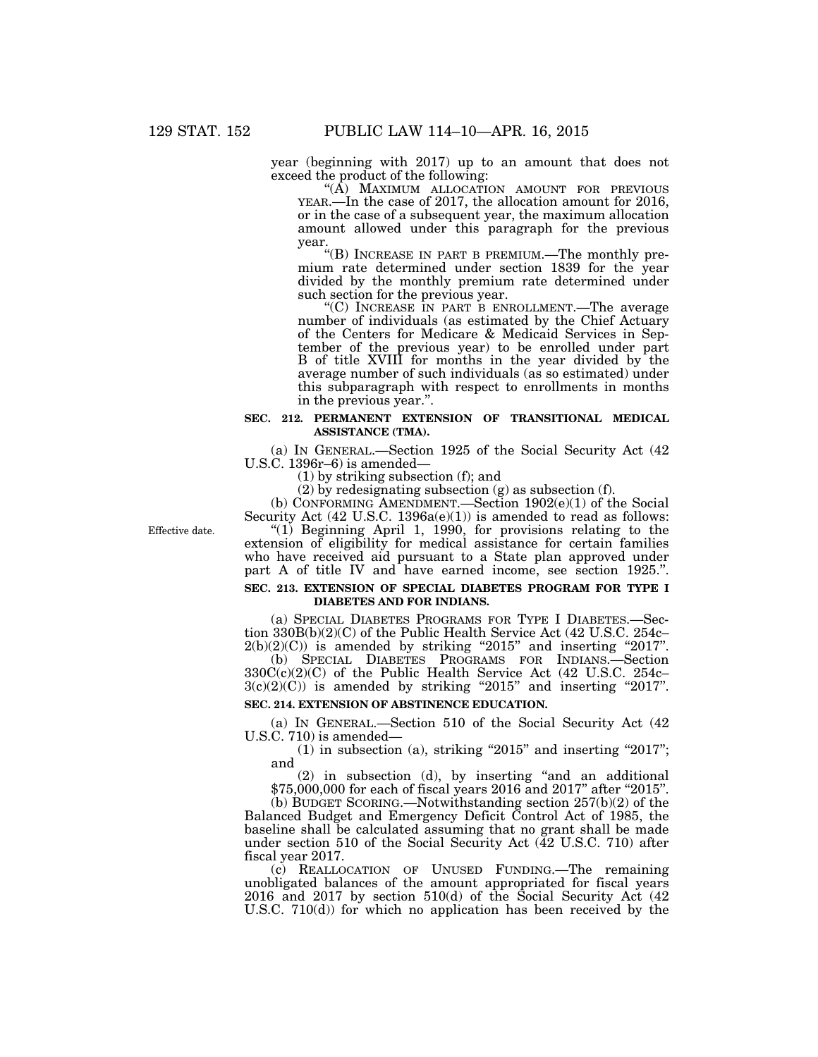year (beginning with 2017) up to an amount that does not exceed the product of the following:

"(A) MAXIMUM ALLOCATION AMOUNT FOR PREVIOUS YEAR.—In the case of 2017, the allocation amount for 2016, or in the case of a subsequent year, the maximum allocation amount allowed under this paragraph for the previous year.

"(B) INCREASE IN PART B PREMIUM.—The monthly premium rate determined under section 1839 for the year divided by the monthly premium rate determined under such section for the previous year.

"(C) INCREASE IN PART B ENROLLMENT.—The average number of individuals (as estimated by the Chief Actuary of the Centers for Medicare & Medicaid Services in September of the previous year) to be enrolled under part B of title XVIII for months in the year divided by the average number of such individuals (as so estimated) under this subparagraph with respect to enrollments in months in the previous year.".

**SEC. 212. PERMANENT EXTENSION OF TRANSITIONAL MEDICAL ASSISTANCE (TMA).**

(a) IN GENERAL.—Section 1925 of the Social Security Act (42 U.S.C. 1396r–6) is amended—

(1) by striking subsection (f); and

(2) by redesignating subsection (g) as subsection (f).

(b) CONFORMING AMENDMENT.—Section 1902(e)(1) of the Social Security Act (42 U.S.C. 1396a(e)(1)) is amended to read as follows:

Effective date.

"(1) Beginning April 1, 1990, for provisions relating to the extension of eligibility for medical assistance for certain families who have received aid pursuant to a State plan approved under part A of title IV and have earned income, see section 1925.".

**SEC. 213. EXTENSION OF SPECIAL DIABETES PROGRAM FOR TYPE I DIABETES AND FOR INDIANS.**

(a) SPECIAL DIABETES PROGRAMS FOR TYPE I DIABETES.—Section 330B(b)(2)(C) of the Public Health Service Act (42 U.S.C. 254c–2(b)(2)(C)) is amended by striking "2015" and inserting "2017".

(b) SPECIAL DIABETES PROGRAMS FOR INDIANS.—Section 330C(c)(2)(C) of the Public Health Service Act (42 U.S.C. 254c–3(c)(2)(C)) is amended by striking "2015" and inserting "2017".

**SEC. 214. EXTENSION OF ABSTINENCE EDUCATION.**

(a) IN GENERAL.—Section 510 of the Social Security Act (42 U.S.C. 710) is amended—

(1) in subsection (a), striking "2015" and inserting "2017"; and

(2) in subsection (d), by inserting "and an additional $75,000,000 for each of fiscal years 2016 and 2017" after "2015".

(b) BUDGET SCORING.—Notwithstanding section 257(b)(2) of the Balanced Budget and Emergency Deficit Control Act of 1985, the baseline shall be calculated assuming that no grant shall be made under section 510 of the Social Security Act (42 U.S.C. 710) after fiscal year 2017.

(c) REALLOCATION OF UNUSED FUNDING.—The remaining unobligated balances of the amount appropriated for fiscal years 2016 and 2017 by section 510(d) of the Social Security Act (42 U.S.C. 710(d)) for which no application has been received by the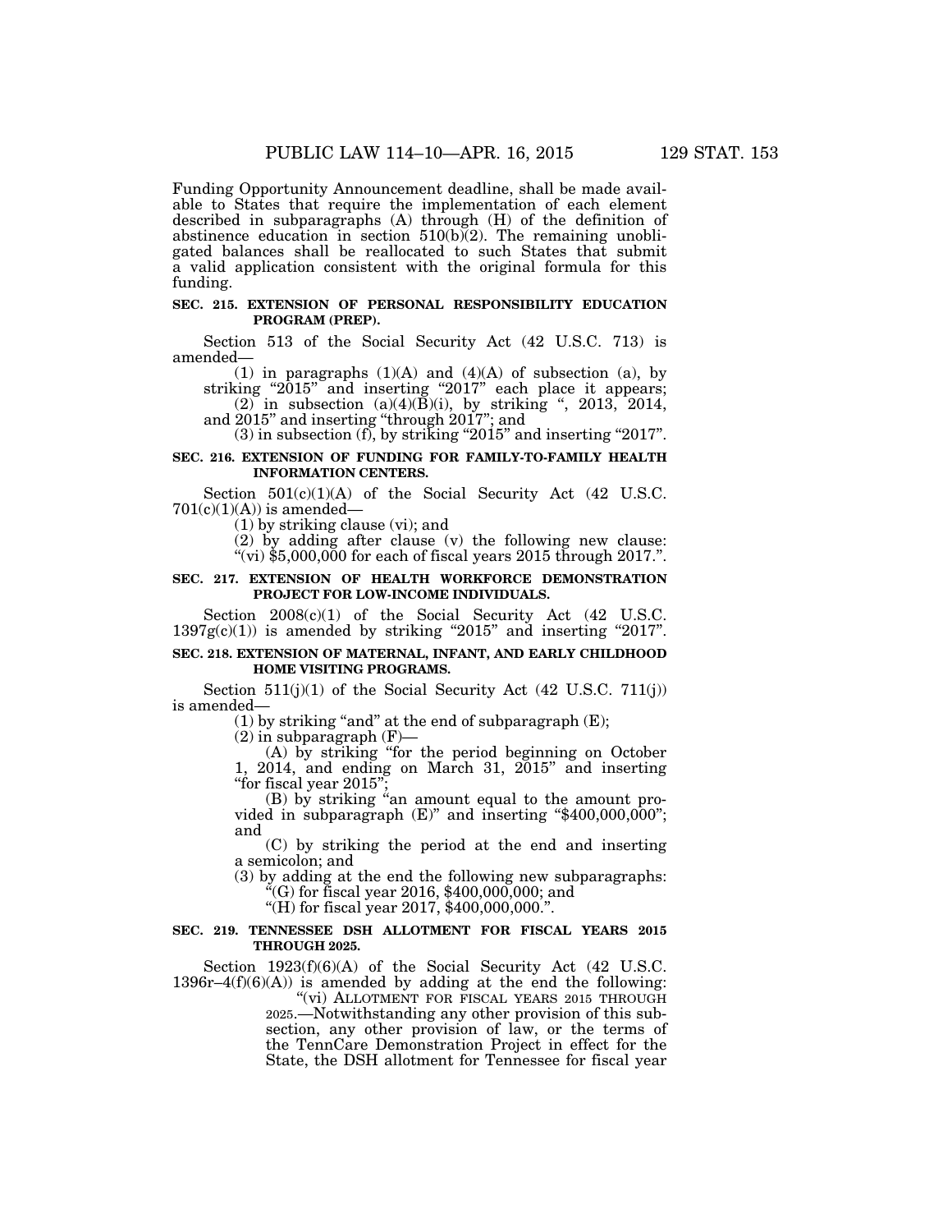Funding Opportunity Announcement deadline, shall be made available to States that require the implementation of each element described in subparagraphs (A) through (H) of the definition of abstinence education in section 510(b)(2). The remaining unobligated balances shall be reallocated to such States that submit a valid application consistent with the original formula for this funding.

**SEC. 215. EXTENSION OF PERSONAL RESPONSIBILITY EDUCATION PROGRAM (PREP).**

Section 513 of the Social Security Act (42 U.S.C. 713) is amended—

(1) in paragraphs (1)(A) and (4)(A) of subsection (a), by striking "2015" and inserting "2017" each place it appears;

(2) in subsection (a)(4)(B)(i), by striking ", 2013, 2014, and 2015" and inserting "through 2017"; and

(3) in subsection (f), by striking "2015" and inserting "2017".

**SEC. 216. EXTENSION OF FUNDING FOR FAMILY-TO-FAMILY HEALTH INFORMATION CENTERS.**

Section 501(c)(1)(A) of the Social Security Act (42 U.S.C. 701(c)(1)(A)) is amended—

(1) by striking clause (vi); and

(2) by adding after clause (v) the following new clause: "(vi) $5,000,000 for each of fiscal years 2015 through 2017.".

**SEC. 217. EXTENSION OF HEALTH WORKFORCE DEMONSTRATION PROJECT FOR LOW-INCOME INDIVIDUALS.**

Section 2008(c)(1) of the Social Security Act (42 U.S.C. 1397g(c)(1)) is amended by striking "2015" and inserting "2017".

**SEC. 218. EXTENSION OF MATERNAL, INFANT, AND EARLY CHILDHOOD HOME VISITING PROGRAMS.**

Section 511(j)(1) of the Social Security Act (42 U.S.C. 711(j)) is amended—

(1) by striking "and" at the end of subparagraph (E);

(2) in subparagraph (F)—

(A) by striking "for the period beginning on October 1, 2014, and ending on March 31, 2015" and inserting "for fiscal year 2015";

(B) by striking "an amount equal to the amount provided in subparagraph (E)" and inserting "$400,000,000"; and

(C) by striking the period at the end and inserting a semicolon; and

(3) by adding at the end the following new subparagraphs:

"(G) for fiscal year 2016, $400,000,000; and

"(H) for fiscal year 2017, $400,000,000.".

**SEC. 219. TENNESSEE DSH ALLOTMENT FOR FISCAL YEARS 2015 THROUGH 2025.**

Section 1923(f)(6)(A) of the Social Security Act (42 U.S.C. 1396r–4(f)(6)(A)) is amended by adding at the end the following:

"(vi) ALLOTMENT FOR FISCAL YEARS 2015 THROUGH 2025.—Notwithstanding any other provision of this subsection, any other provision of law, or the terms of the TennCare Demonstration Project in effect for the State, the DSH allotment for Tennessee for fiscal year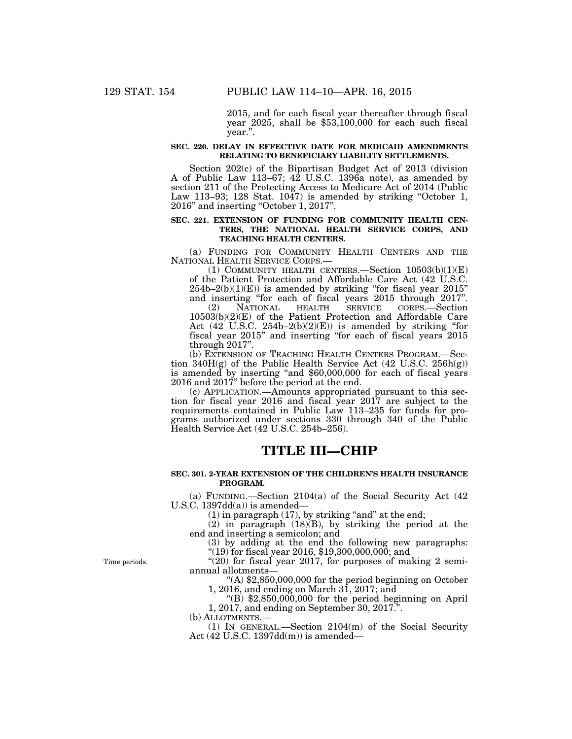2015, and for each fiscal year thereafter through fiscal year 2025, shall be $53,100,000 for each such fiscal year.''.

**SEC. 220. DELAY IN EFFECTIVE DATE FOR MEDICAID AMENDMENTS RELATING TO BENEFICIARY LIABILITY SETTLEMENTS.**

Section 202(c) of the Bipartisan Budget Act of 2013 (division A of Public Law 113–67; 42 U.S.C. 1396a note), as amended by section 211 of the Protecting Access to Medicare Act of 2014 (Public Law 113–93; 128 Stat. 1047) is amended by striking ''October 1, 2016'' and inserting ''October 1, 2017''.

**SEC. 221. EXTENSION OF FUNDING FOR COMMUNITY HEALTH CENTERS, THE NATIONAL HEALTH SERVICE CORPS, AND TEACHING HEALTH CENTERS.**

(a) FUNDING FOR COMMUNITY HEALTH CENTERS AND THE NATIONAL HEALTH SERVICE CORPS.—

(1) COMMUNITY HEALTH CENTERS.—Section 10503(b)(1)(E) of the Patient Protection and Affordable Care Act (42 U.S.C. 254b–2(b)(1)(E)) is amended by striking ''for fiscal year 2015'' and inserting ''for each of fiscal years 2015 through 2017''.

(2) NATIONAL HEALTH SERVICE CORPS.—Section 10503(b)(2)(E) of the Patient Protection and Affordable Care Act (42 U.S.C. 254b–2(b)(2)(E)) is amended by striking ''for fiscal year 2015'' and inserting ''for each of fiscal years 2015 through 2017''.

(b) EXTENSION OF TEACHING HEALTH CENTERS PROGRAM.—Section 340H(g) of the Public Health Service Act (42 U.S.C. 256h(g)) is amended by inserting ''and $60,000,000 for each of fiscal years 2016 and 2017'' before the period at the end.

(c) APPLICATION.—Amounts appropriated pursuant to this section for fiscal year 2016 and fiscal year 2017 are subject to the requirements contained in Public Law 113–235 for funds for programs authorized under sections 330 through 340 of the Public Health Service Act (42 U.S.C. 254b–256).

# TITLE III—CHIP

**SEC. 301. 2-YEAR EXTENSION OF THE CHILDREN'S HEALTH INSURANCE PROGRAM.**

(a) FUNDING.—Section 2104(a) of the Social Security Act (42 U.S.C. 1397dd(a)) is amended—

(1) in paragraph (17), by striking ''and'' at the end;

(2) in paragraph (18)(B), by striking the period at the end and inserting a semicolon; and

(3) by adding at the end the following new paragraphs:

''(19) for fiscal year 2016, $19,300,000,000; and

Time periods.

''(20) for fiscal year 2017, for purposes of making 2 semi-annual allotments—

''(A) $2,850,000,000 for the period beginning on October 1, 2016, and ending on March 31, 2017; and

''(B) $2,850,000,000 for the period beginning on April 1, 2017, and ending on September 30, 2017.''.

(b) ALLOTMENTS.—

(1) IN GENERAL.—Section 2104(m) of the Social Security Act (42 U.S.C. 1397dd(m)) is amended—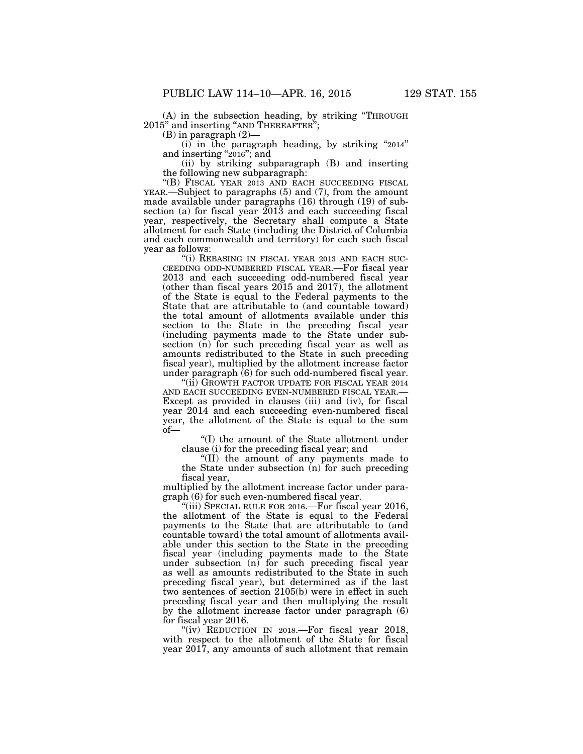(A) in the subsection heading, by striking "THROUGH 2015" and inserting "AND THEREAFTER";

(B) in paragraph (2)—

(i) in the paragraph heading, by striking "2014" and inserting "2016"; and

(ii) by striking subparagraph (B) and inserting the following new subparagraph:

"(B) FISCAL YEAR 2013 AND EACH SUCCEEDING FISCAL YEAR.—Subject to paragraphs (5) and (7), from the amount made available under paragraphs (16) through (19) of subsection (a) for fiscal year 2013 and each succeeding fiscal year, respectively, the Secretary shall compute a State allotment for each State (including the District of Columbia and each commonwealth and territory) for each such fiscal year as follows:

"(i) REBASING IN FISCAL YEAR 2013 AND EACH SUCCEEDING ODD-NUMBERED FISCAL YEAR.—For fiscal year 2013 and each succeeding odd-numbered fiscal year (other than fiscal years 2015 and 2017), the allotment of the State is equal to the Federal payments to the State that are attributable to (and countable toward) the total amount of allotments available under this section to the State in the preceding fiscal year (including payments made to the State under subsection (n) for such preceding fiscal year as well as amounts redistributed to the State in such preceding fiscal year), multiplied by the allotment increase factor under paragraph (6) for such odd-numbered fiscal year.

"(ii) GROWTH FACTOR UPDATE FOR FISCAL YEAR 2014 AND EACH SUCCEEDING EVEN-NUMBERED FISCAL YEAR.—Except as provided in clauses (iii) and (iv), for fiscal year 2014 and each succeeding even-numbered fiscal year, the allotment of the State is equal to the sum of—

"(I) the amount of the State allotment under clause (i) for the preceding fiscal year; and

"(II) the amount of any payments made to the State under subsection (n) for such preceding fiscal year,

multiplied by the allotment increase factor under paragraph (6) for such even-numbered fiscal year.

"(iii) SPECIAL RULE FOR 2016.—For fiscal year 2016, the allotment of the State is equal to the Federal payments to the State that are attributable to (and countable toward) the total amount of allotments available under this section to the State in the preceding fiscal year (including payments made to the State under subsection (n) for such preceding fiscal year as well as amounts redistributed to the State in such preceding fiscal year), but determined as if the last two sentences of section 2105(b) were in effect in such preceding fiscal year and then multiplying the result by the allotment increase factor under paragraph (6) for fiscal year 2016.

"(iv) REDUCTION IN 2018.—For fiscal year 2018, with respect to the allotment of the State for fiscal year 2017, any amounts of such allotment that remain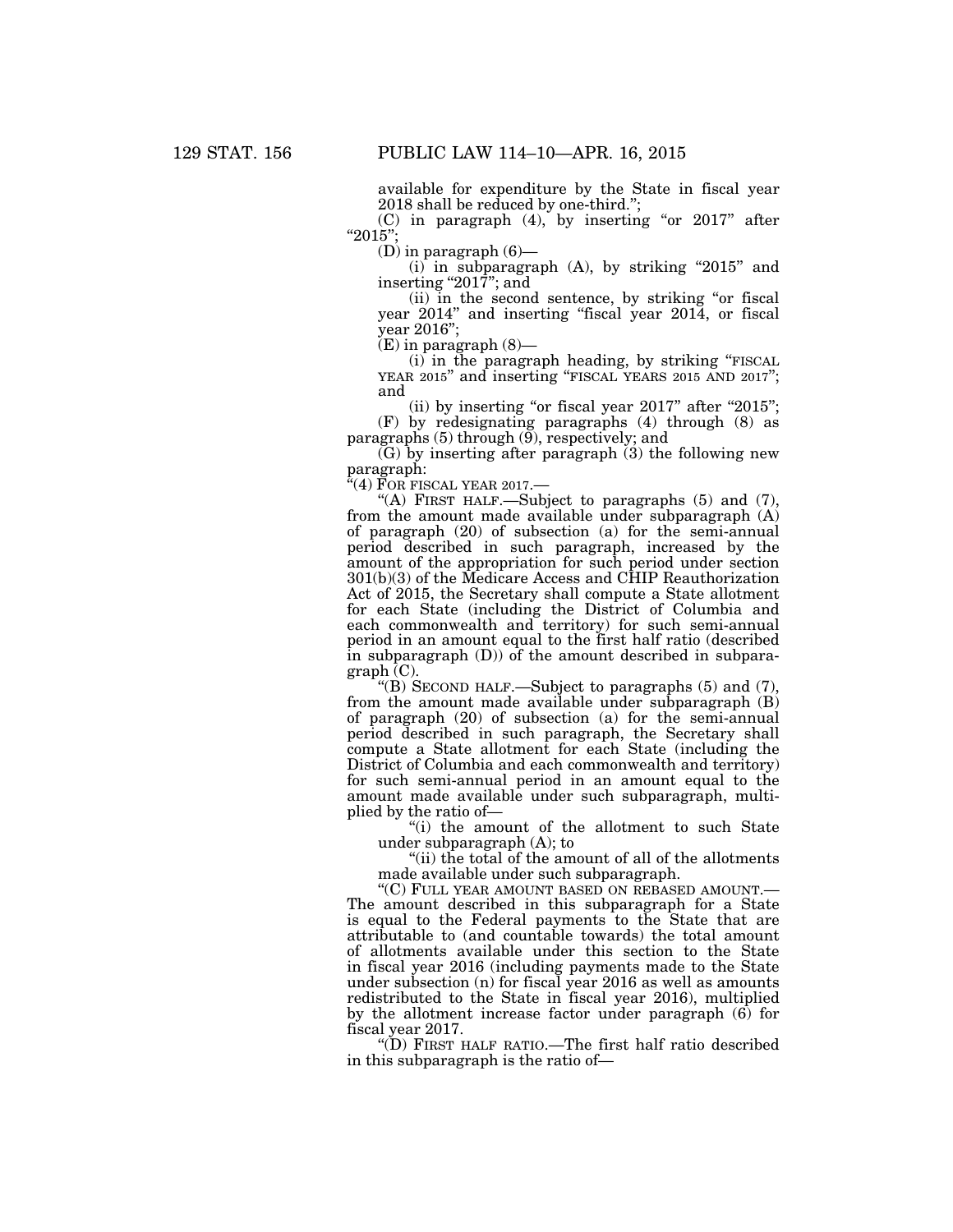available for expenditure by the State in fiscal year 2018 shall be reduced by one-third.";

(C) in paragraph (4), by inserting "or 2017" after "2015";

(D) in paragraph (6)—

(i) in subparagraph (A), by striking "2015" and inserting "2017"; and

(ii) in the second sentence, by striking "or fiscal year 2014" and inserting "fiscal year 2014, or fiscal year 2016";

(E) in paragraph (8)—

(i) in the paragraph heading, by striking "FISCAL YEAR 2015" and inserting "FISCAL YEARS 2015 AND 2017"; and

(ii) by inserting "or fiscal year 2017" after "2015";

(F) by redesignating paragraphs (4) through (8) as paragraphs (5) through (9), respectively; and

(G) by inserting after paragraph (3) the following new paragraph:

"(4) FOR FISCAL YEAR 2017.—

"(A) FIRST HALF.—Subject to paragraphs (5) and (7), from the amount made available under subparagraph (A) of paragraph (20) of subsection (a) for the semi-annual period described in such paragraph, increased by the amount of the appropriation for such period under section 301(b)(3) of the Medicare Access and CHIP Reauthorization Act of 2015, the Secretary shall compute a State allotment for each State (including the District of Columbia and each commonwealth and territory) for such semi-annual period in an amount equal to the first half ratio (described in subparagraph (D)) of the amount described in subparagraph (C).

"(B) SECOND HALF.—Subject to paragraphs (5) and (7), from the amount made available under subparagraph (B) of paragraph (20) of subsection (a) for the semi-annual period described in such paragraph, the Secretary shall compute a State allotment for each State (including the District of Columbia and each commonwealth and territory) for such semi-annual period in an amount equal to the amount made available under such subparagraph, multiplied by the ratio of—

"(i) the amount of the allotment to such State under subparagraph (A); to

"(ii) the total of the amount of all of the allotments made available under such subparagraph.

"(C) FULL YEAR AMOUNT BASED ON REBASED AMOUNT.—The amount described in this subparagraph for a State is equal to the Federal payments to the State that are attributable to (and countable towards) the total amount of allotments available under this section to the State in fiscal year 2016 (including payments made to the State under subsection (n) for fiscal year 2016 as well as amounts redistributed to the State in fiscal year 2016), multiplied by the allotment increase factor under paragraph (6) for fiscal year 2017.

"(D) FIRST HALF RATIO.—The first half ratio described in this subparagraph is the ratio of—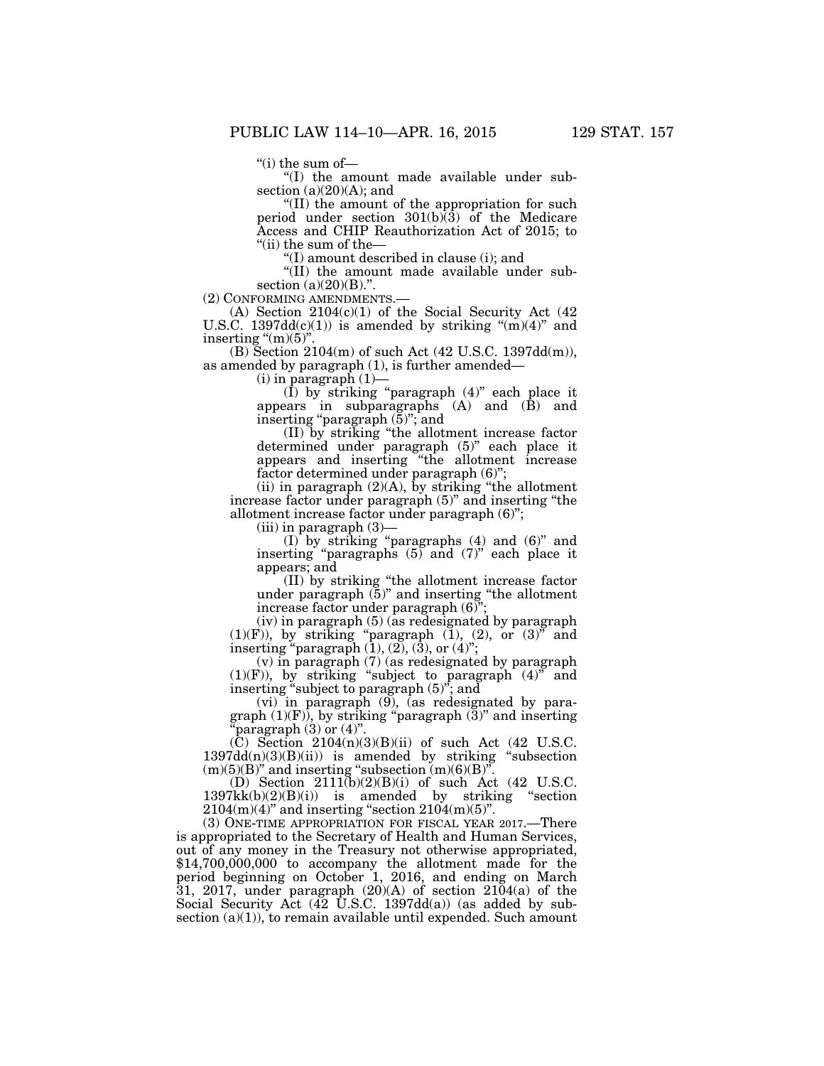"(i) the sum of—

"(I) the amount made available under subsection (a)(20)(A); and

"(II) the amount of the appropriation for such period under section 301(b)(3) of the Medicare Access and CHIP Reauthorization Act of 2015; to

"(ii) the sum of the—

"(I) amount described in clause (i); and

"(II) the amount made available under subsection (a)(20)(B).".

(2) CONFORMING AMENDMENTS.—

(A) Section 2104(c)(1) of the Social Security Act (42 U.S.C. 1397dd(c)(1)) is amended by striking "(m)(4)" and inserting "(m)(5)".

(B) Section 2104(m) of such Act (42 U.S.C. 1397dd(m)), as amended by paragraph (1), is further amended—

(i) in paragraph (1)—

(I) by striking "paragraph (4)" each place it appears in subparagraphs (A) and (B) and inserting "paragraph (5)"; and

(II) by striking "the allotment increase factor determined under paragraph (5)" each place it appears and inserting "the allotment increase factor determined under paragraph (6)";

(ii) in paragraph (2)(A), by striking "the allotment increase factor under paragraph (5)" and inserting "the allotment increase factor under paragraph (6)";

(iii) in paragraph (3)—

(I) by striking "paragraphs (4) and (6)" and inserting "paragraphs (5) and (7)" each place it appears; and

(II) by striking "the allotment increase factor under paragraph (5)" and inserting "the allotment increase factor under paragraph (6)";

(iv) in paragraph (5) (as redesignated by paragraph (1)(F)), by striking "paragraph (1), (2), or (3)" and inserting "paragraph (1), (2), (3), or (4)";

(v) in paragraph (7) (as redesignated by paragraph (1)(F)), by striking "subject to paragraph (4)" and inserting "subject to paragraph (5)"; and

(vi) in paragraph (9), (as redesignated by paragraph (1)(F)), by striking "paragraph (3)" and inserting "paragraph (3) or (4)".

(C) Section 2104(n)(3)(B)(ii) of such Act (42 U.S.C. 1397dd(n)(3)(B)(ii)) is amended by striking "subsection (m)(5)(B)" and inserting "subsection (m)(6)(B)".

(D) Section 2111(b)(2)(B)(i) of such Act (42 U.S.C. 1397kk(b)(2)(B)(i)) is amended by striking "section 2104(m)(4)" and inserting "section 2104(m)(5)".

(3) ONE-TIME APPROPRIATION FOR FISCAL YEAR 2017.—There is appropriated to the Secretary of Health and Human Services, out of any money in the Treasury not otherwise appropriated, $14,700,000,000 to accompany the allotment made for the period beginning on October 1, 2016, and ending on March 31, 2017, under paragraph (20)(A) of section 2104(a) of the Social Security Act (42 U.S.C. 1397dd(a)) (as added by subsection (a)(1)), to remain available until expended. Such amount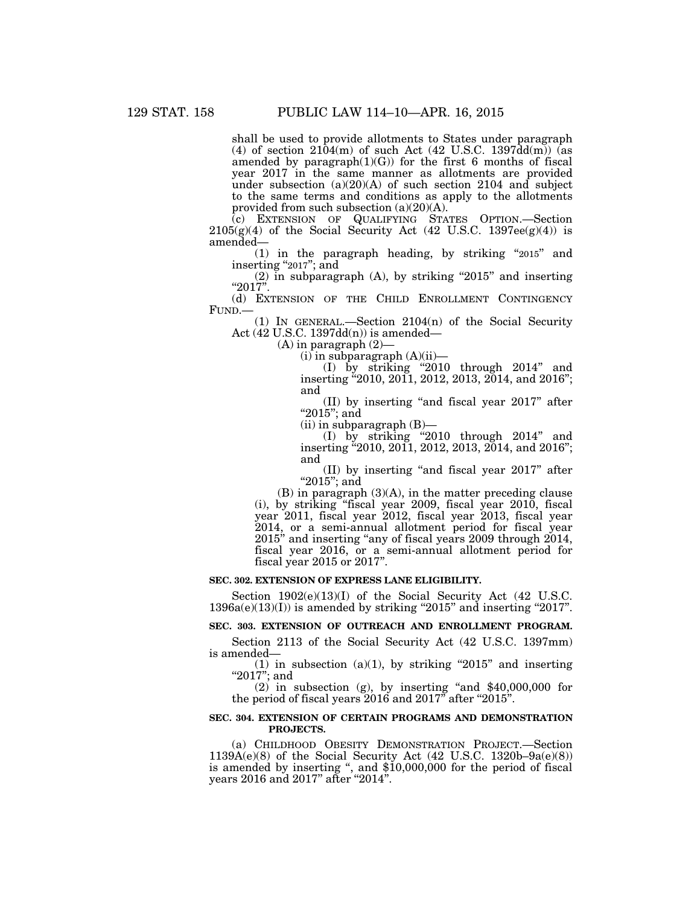shall be used to provide allotments to States under paragraph (4) of section 2104(m) of such Act (42 U.S.C. 1397dd(m)) (as amended by paragraph(1)(G)) for the first 6 months of fiscal year 2017 in the same manner as allotments are provided under subsection (a)(20)(A) of such section 2104 and subject to the same terms and conditions as apply to the allotments provided from such subsection (a)(20)(A).

(c) EXTENSION OF QUALIFYING STATES OPTION.—Section 2105(g)(4) of the Social Security Act (42 U.S.C. 1397ee(g)(4)) is amended—

(1) in the paragraph heading, by striking "2015" and inserting "2017"; and

(2) in subparagraph (A), by striking "2015" and inserting "2017".

(d) EXTENSION OF THE CHILD ENROLLMENT CONTINGENCY FUND.—

(1) IN GENERAL.—Section 2104(n) of the Social Security Act (42 U.S.C. 1397dd(n)) is amended—

(A) in paragraph (2)—

(i) in subparagraph (A)(ii)—

(I) by striking "2010 through 2014" and inserting "2010, 2011, 2012, 2013, 2014, and 2016"; and

(II) by inserting "and fiscal year 2017" after "2015"; and

(ii) in subparagraph (B)—

(I) by striking "2010 through 2014" and inserting "2010, 2011, 2012, 2013, 2014, and 2016"; and

(II) by inserting "and fiscal year 2017" after "2015"; and

(B) in paragraph (3)(A), in the matter preceding clause (i), by striking "fiscal year 2009, fiscal year 2010, fiscal year 2011, fiscal year 2012, fiscal year 2013, fiscal year 2014, or a semi-annual allotment period for fiscal year 2015" and inserting "any of fiscal years 2009 through 2014, fiscal year 2016, or a semi-annual allotment period for fiscal year 2015 or 2017".

**SEC. 302. EXTENSION OF EXPRESS LANE ELIGIBILITY.**

Section 1902(e)(13)(I) of the Social Security Act (42 U.S.C. 1396a(e)(13)(I)) is amended by striking "2015" and inserting "2017".

**SEC. 303. EXTENSION OF OUTREACH AND ENROLLMENT PROGRAM.**

Section 2113 of the Social Security Act (42 U.S.C. 1397mm) is amended—

(1) in subsection (a)(1), by striking "2015" and inserting "2017"; and

(2) in subsection (g), by inserting "and $40,000,000 for the period of fiscal years 2016 and 2017" after "2015".

**SEC. 304. EXTENSION OF CERTAIN PROGRAMS AND DEMONSTRATION PROJECTS.**

(a) CHILDHOOD OBESITY DEMONSTRATION PROJECT.—Section 1139A(e)(8) of the Social Security Act (42 U.S.C. 1320b–9a(e)(8)) is amended by inserting ", and $10,000,000 for the period of fiscal years 2016 and 2017" after "2014".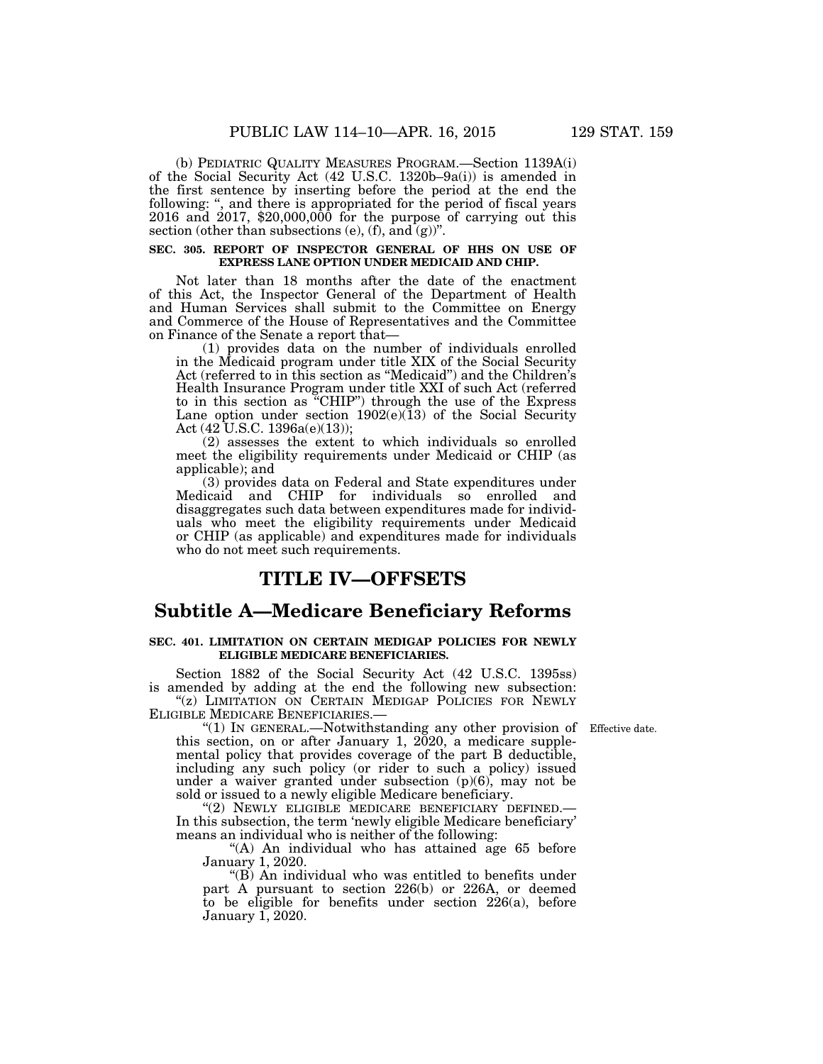(b) PEDIATRIC QUALITY MEASURES PROGRAM.—Section 1139A(i) of the Social Security Act (42 U.S.C. 1320b–9a(i)) is amended in the first sentence by inserting before the period at the end the following: ", and there is appropriated for the period of fiscal years 2016 and 2017, $20,000,000 for the purpose of carrying out this section (other than subsections (e), (f), and (g))".

**SEC. 305. REPORT OF INSPECTOR GENERAL OF HHS ON USE OF EXPRESS LANE OPTION UNDER MEDICAID AND CHIP.**

Not later than 18 months after the date of the enactment of this Act, the Inspector General of the Department of Health and Human Services shall submit to the Committee on Energy and Commerce of the House of Representatives and the Committee on Finance of the Senate a report that—

(1) provides data on the number of individuals enrolled in the Medicaid program under title XIX of the Social Security Act (referred to in this section as "Medicaid") and the Children's Health Insurance Program under title XXI of such Act (referred to in this section as "CHIP") through the use of the Express Lane option under section 1902(e)(13) of the Social Security Act (42 U.S.C. 1396a(e)(13));

(2) assesses the extent to which individuals so enrolled meet the eligibility requirements under Medicaid or CHIP (as applicable); and

(3) provides data on Federal and State expenditures under Medicaid and CHIP for individuals so enrolled and disaggregates such data between expenditures made for individuals who meet the eligibility requirements under Medicaid or CHIP (as applicable) and expenditures made for individuals who do not meet such requirements.

# TITLE IV—OFFSETS

## Subtitle A—Medicare Beneficiary Reforms

**SEC. 401. LIMITATION ON CERTAIN MEDIGAP POLICIES FOR NEWLY ELIGIBLE MEDICARE BENEFICIARIES.**

Section 1882 of the Social Security Act (42 U.S.C. 1395ss) is amended by adding at the end the following new subsection:

"(z) LIMITATION ON CERTAIN MEDIGAP POLICIES FOR NEWLY ELIGIBLE MEDICARE BENEFICIARIES.—

"(1) IN GENERAL.—Notwithstanding any other provision of this section, on or after January 1, 2020, a medicare supplemental policy that provides coverage of the part B deductible, including any such policy (or rider to such a policy) issued under a waiver granted under subsection (p)(6), may not be sold or issued to a newly eligible Medicare beneficiary.

Effective date.

"(2) NEWLY ELIGIBLE MEDICARE BENEFICIARY DEFINED.—In this subsection, the term 'newly eligible Medicare beneficiary' means an individual who is neither of the following:

"(A) An individual who has attained age 65 before January 1, 2020.

"(B) An individual who was entitled to benefits under part A pursuant to section 226(b) or 226A, or deemed to be eligible for benefits under section 226(a), before January 1, 2020.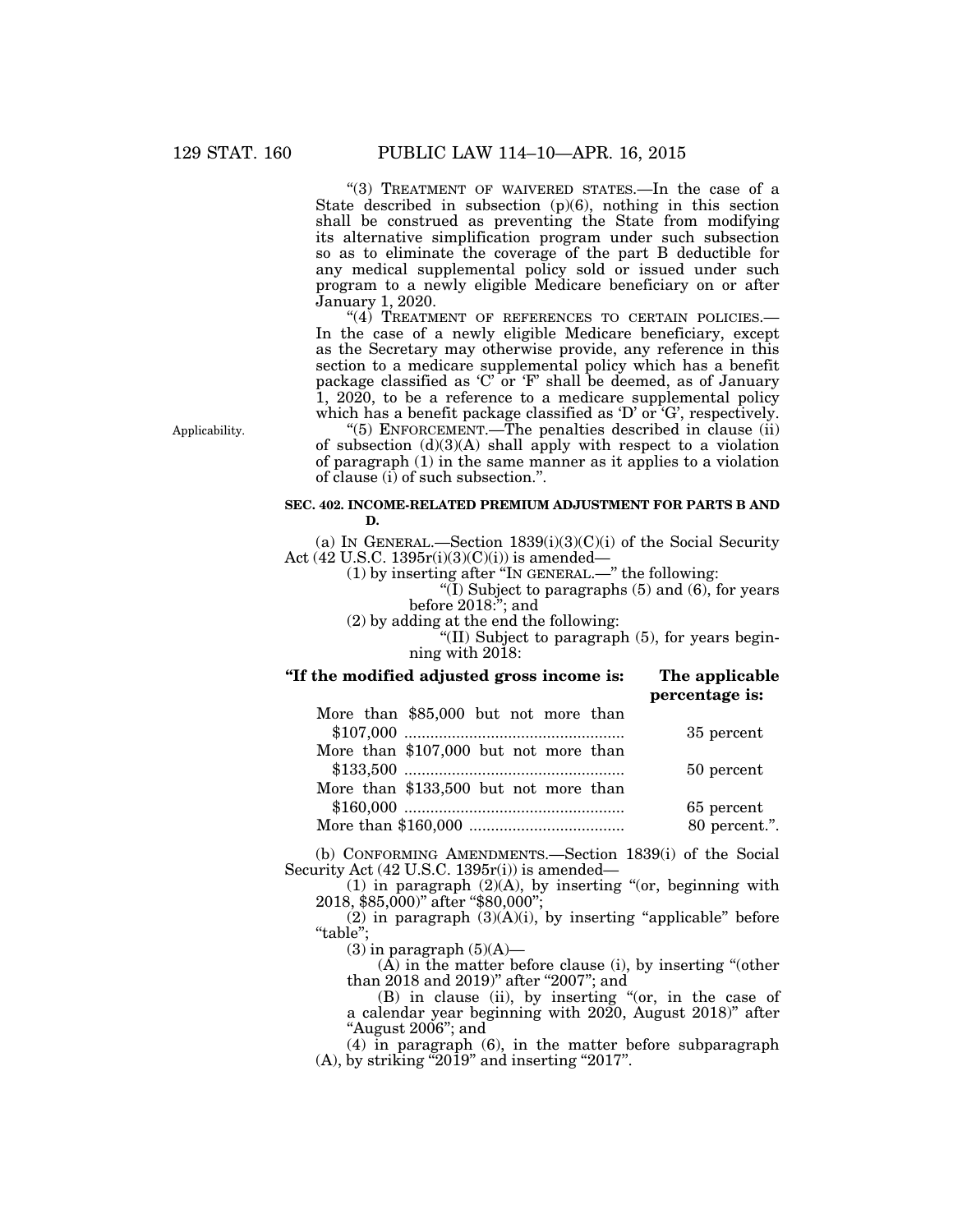"(3) TREATMENT OF WAIVERED STATES.—In the case of a State described in subsection (p)(6), nothing in this section shall be construed as preventing the State from modifying its alternative simplification program under such subsection so as to eliminate the coverage of the part B deductible for any medical supplemental policy sold or issued under such program to a newly eligible Medicare beneficiary on or after January 1, 2020.

"(4) TREATMENT OF REFERENCES TO CERTAIN POLICIES.—In the case of a newly eligible Medicare beneficiary, except as the Secretary may otherwise provide, any reference in this section to a medicare supplemental policy which has a benefit package classified as 'C' or 'F' shall be deemed, as of January 1, 2020, to be a reference to a medicare supplemental policy which has a benefit package classified as 'D' or 'G', respectively.

Applicability.

"(5) ENFORCEMENT.—The penalties described in clause (ii) of subsection (d)(3)(A) shall apply with respect to a violation of paragraph (1) in the same manner as it applies to a violation of clause (i) of such subsection.".

**SEC. 402. INCOME-RELATED PREMIUM ADJUSTMENT FOR PARTS B AND D.**

(a) IN GENERAL.—Section 1839(i)(3)(C)(i) of the Social Security Act (42 U.S.C. 1395r(i)(3)(C)(i)) is amended—

(1) by inserting after "IN GENERAL.—" the following:

"(I) Subject to paragraphs (5) and (6), for years before 2018:"; and

(2) by adding at the end the following:

"(II) Subject to paragraph (5), for years beginning with 2018:

| **"If the modified adjusted gross income is:** | **The applicable percentage is:** |
|---|---|
| More than $85,000 but not more than $107,000 | 35 percent |
| More than $107,000 but not more than $133,500 | 50 percent |
| More than $133,500 but not more than $160,000 | 65 percent |
| More than $160,000 | 80 percent.". |

(b) CONFORMING AMENDMENTS.—Section 1839(i) of the Social Security Act (42 U.S.C. 1395r(i)) is amended—

(1) in paragraph (2)(A), by inserting "(or, beginning with 2018, $85,000)" after "$80,000";

(2) in paragraph (3)(A)(i), by inserting "applicable" before "table";

(3) in paragraph (5)(A)—

(A) in the matter before clause (i), by inserting "(other than 2018 and 2019)" after "2007"; and

(B) in clause (ii), by inserting "(or, in the case of a calendar year beginning with 2020, August 2018)" after "August 2006"; and

(4) in paragraph (6), in the matter before subparagraph (A), by striking "2019" and inserting "2017".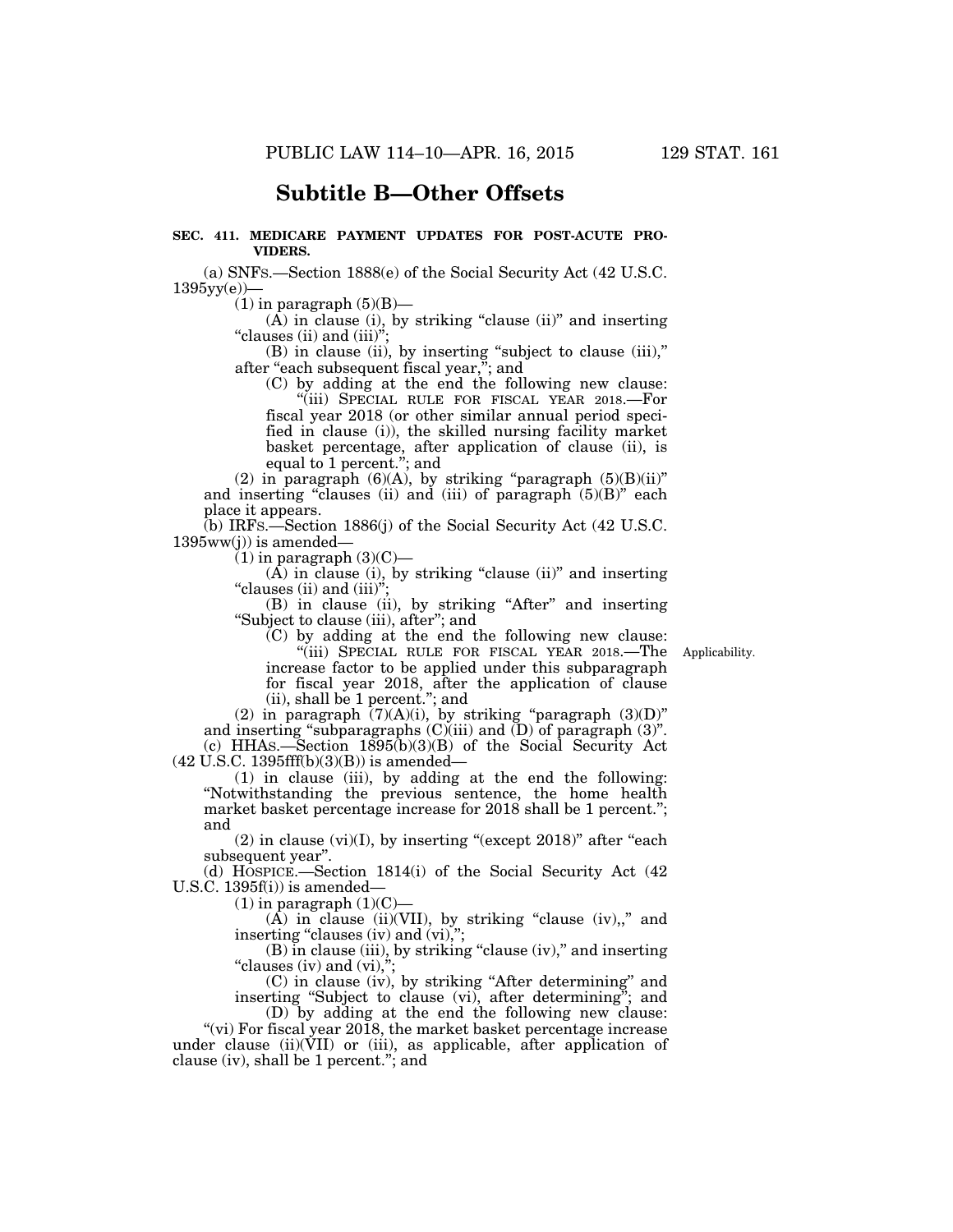## Subtitle B—Other Offsets

**SEC. 411. MEDICARE PAYMENT UPDATES FOR POST-ACUTE PROVIDERS.**

(a) SNFS.—Section 1888(e) of the Social Security Act (42 U.S.C. 1395yy(e))—

(1) in paragraph (5)(B)—

(A) in clause (i), by striking "clause (ii)" and inserting "clauses (ii) and (iii)";

(B) in clause (ii), by inserting "subject to clause (iii)," after "each subsequent fiscal year,"; and

(C) by adding at the end the following new clause:

"(iii) SPECIAL RULE FOR FISCAL YEAR 2018.—For fiscal year 2018 (or other similar annual period specified in clause (i)), the skilled nursing facility market basket percentage, after application of clause (ii), is equal to 1 percent."; and

(2) in paragraph (6)(A), by striking "paragraph (5)(B)(ii)" and inserting "clauses (ii) and (iii) of paragraph (5)(B)" each place it appears.

(b) IRFS.—Section 1886(j) of the Social Security Act (42 U.S.C. 1395ww(j)) is amended—

(1) in paragraph (3)(C)—

(A) in clause (i), by striking "clause (ii)" and inserting "clauses (ii) and (iii)";

(B) in clause (ii), by striking "After" and inserting "Subject to clause (iii), after"; and

(C) by adding at the end the following new clause:

"(iii) SPECIAL RULE FOR FISCAL YEAR 2018.—The increase factor to be applied under this subparagraph for fiscal year 2018, after the application of clause (ii), shall be 1 percent."; and

Applicability.

(2) in paragraph (7)(A)(i), by striking "paragraph (3)(D)" and inserting "subparagraphs (C)(iii) and (D) of paragraph (3)".

(c) HHAS.—Section 1895(b)(3)(B) of the Social Security Act (42 U.S.C. 1395fff(b)(3)(B)) is amended—

(1) in clause (iii), by adding at the end the following: "Notwithstanding the previous sentence, the home health market basket percentage increase for 2018 shall be 1 percent."; and

(2) in clause (vi)(I), by inserting "(except 2018)" after "each subsequent year".

(d) HOSPICE.—Section 1814(i) of the Social Security Act (42 U.S.C. 1395f(i)) is amended—

(1) in paragraph (1)(C)—

(A) in clause (ii)(VII), by striking "clause (iv),," and inserting "clauses (iv) and (vi),";

(B) in clause (iii), by striking "clause (iv)," and inserting "clauses (iv) and (vi),";

(C) in clause (iv), by striking "After determining" and inserting "Subject to clause (vi), after determining"; and

(D) by adding at the end the following new clause:

"(vi) For fiscal year 2018, the market basket percentage increase under clause (ii)(VII) or (iii), as applicable, after application of clause (iv), shall be 1 percent."; and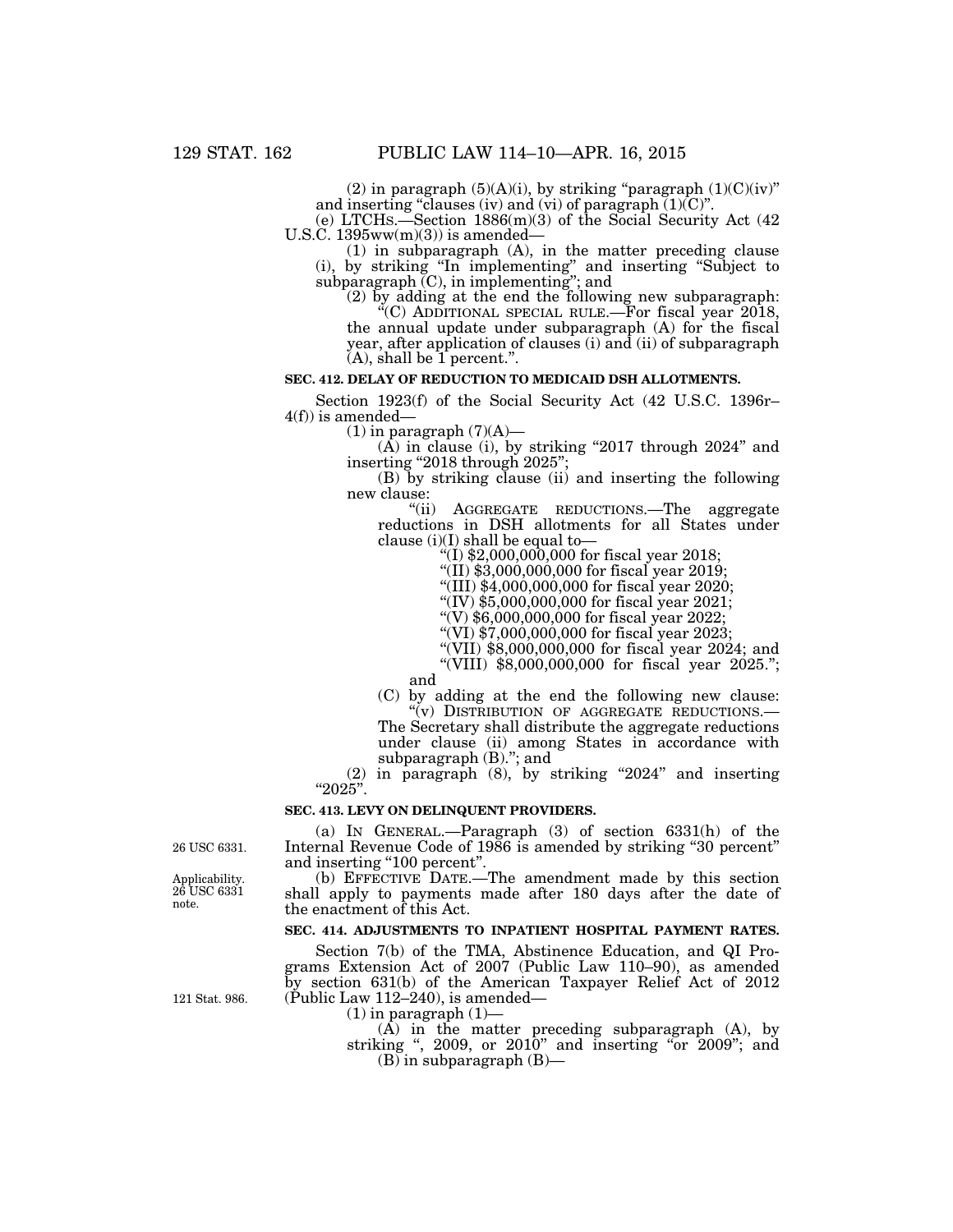(2) in paragraph (5)(A)(i), by striking "paragraph (1)(C)(iv)" and inserting "clauses (iv) and (vi) of paragraph (1)(C)".

(e) LTCHS.—Section 1886(m)(3) of the Social Security Act (42 U.S.C. 1395ww(m)(3)) is amended—

(1) in subparagraph (A), in the matter preceding clause (i), by striking "In implementing" and inserting "Subject to subparagraph (C), in implementing"; and

(2) by adding at the end the following new subparagraph:

"(C) ADDITIONAL SPECIAL RULE.—For fiscal year 2018, the annual update under subparagraph (A) for the fiscal year, after application of clauses (i) and (ii) of subparagraph (A), shall be 1 percent.".

**SEC. 412. DELAY OF REDUCTION TO MEDICAID DSH ALLOTMENTS.**

Section 1923(f) of the Social Security Act (42 U.S.C. 1396r–4(f)) is amended—

(1) in paragraph (7)(A)—

(A) in clause (i), by striking "2017 through 2024" and inserting "2018 through 2025";

(B) by striking clause (ii) and inserting the following new clause:

"(ii) AGGREGATE REDUCTIONS.—The aggregate reductions in DSH allotments for all States under clause (i)(I) shall be equal to—

"(I) $2,000,000,000 for fiscal year 2018;

"(II) $3,000,000,000 for fiscal year 2019;

"(III) $4,000,000,000 for fiscal year 2020;

"(IV) $5,000,000,000 for fiscal year 2021;

"(V) $6,000,000,000 for fiscal year 2022;

"(VI) $7,000,000,000 for fiscal year 2023;

"(VII) $8,000,000,000 for fiscal year 2024; and

"(VIII) $8,000,000,000 for fiscal year 2025."; and

(C) by adding at the end the following new clause:

"(v) DISTRIBUTION OF AGGREGATE REDUCTIONS.—The Secretary shall distribute the aggregate reductions under clause (ii) among States in accordance with subparagraph (B)."; and

(2) in paragraph (8), by striking "2024" and inserting "2025".

**SEC. 413. LEVY ON DELINQUENT PROVIDERS.**

26 USC 6331.

(a) IN GENERAL.—Paragraph (3) of section 6331(h) of the Internal Revenue Code of 1986 is amended by striking "30 percent" and inserting "100 percent".

Applicability. 26 USC 6331 note.

(b) EFFECTIVE DATE.—The amendment made by this section shall apply to payments made after 180 days after the date of the enactment of this Act.

**SEC. 414. ADJUSTMENTS TO INPATIENT HOSPITAL PAYMENT RATES.**

Section 7(b) of the TMA, Abstinence Education, and QI Programs Extension Act of 2007 (Public Law 110–90), as amended by section 631(b) of the American Taxpayer Relief Act of 2012 (Public Law 112–240), is amended—

121 Stat. 986.

(1) in paragraph (1)—

(A) in the matter preceding subparagraph (A), by striking ", 2009, or 2010" and inserting "or 2009"; and

(B) in subparagraph (B)—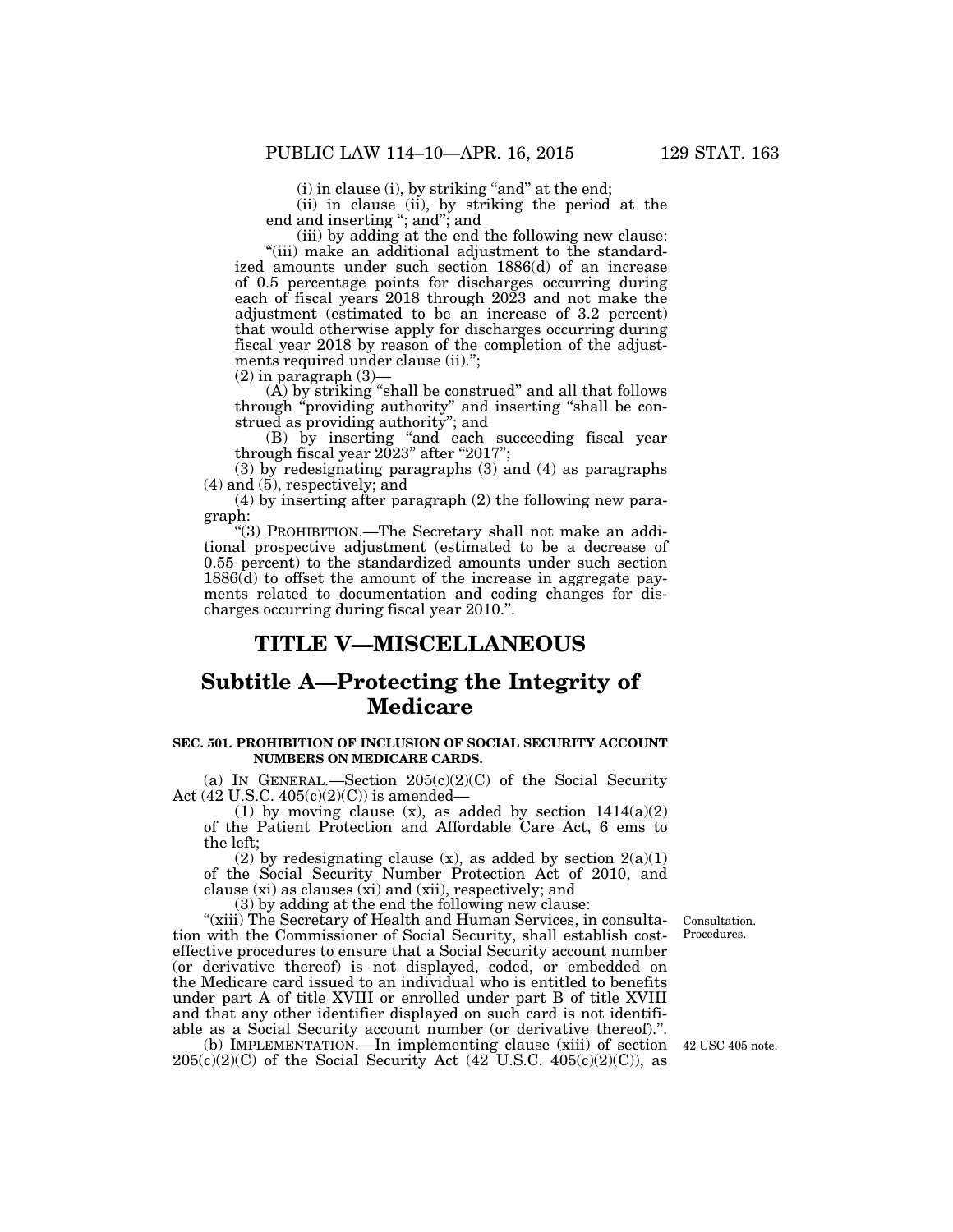(i) in clause (i), by striking "and" at the end;

(ii) in clause (ii), by striking the period at the end and inserting "; and"; and

(iii) by adding at the end the following new clause:

"(iii) make an additional adjustment to the standardized amounts under such section 1886(d) of an increase of 0.5 percentage points for discharges occurring during each of fiscal years 2018 through 2023 and not make the adjustment (estimated to be an increase of 3.2 percent) that would otherwise apply for discharges occurring during fiscal year 2018 by reason of the completion of the adjustments required under clause (ii).";

(2) in paragraph (3)—

(A) by striking "shall be construed" and all that follows through "providing authority" and inserting "shall be construed as providing authority"; and

(B) by inserting "and each succeeding fiscal year through fiscal year 2023" after "2017";

(3) by redesignating paragraphs (3) and (4) as paragraphs (4) and (5), respectively; and

(4) by inserting after paragraph (2) the following new paragraph:

"(3) PROHIBITION.—The Secretary shall not make an additional prospective adjustment (estimated to be a decrease of 0.55 percent) to the standardized amounts under such section 1886(d) to offset the amount of the increase in aggregate payments related to documentation and coding changes for discharges occurring during fiscal year 2010.".

# TITLE V—MISCELLANEOUS

## Subtitle A—Protecting the Integrity of Medicare

### SEC. 501. PROHIBITION OF INCLUSION OF SOCIAL SECURITY ACCOUNT NUMBERS ON MEDICARE CARDS.

(a) IN GENERAL.—Section 205(c)(2)(C) of the Social Security Act (42 U.S.C. 405(c)(2)(C)) is amended—

(1) by moving clause (x), as added by section 1414(a)(2) of the Patient Protection and Affordable Care Act, 6 ems to the left;

(2) by redesignating clause (x), as added by section 2(a)(1) of the Social Security Number Protection Act of 2010, and clause (xi) as clauses (xi) and (xii), respectively; and

(3) by adding at the end the following new clause:

"(xiii) The Secretary of Health and Human Services, in consultation with the Commissioner of Social Security, shall establish cost-effective procedures to ensure that a Social Security account number (or derivative thereof) is not displayed, coded, or embedded on the Medicare card issued to an individual who is entitled to benefits under part A of title XVIII or enrolled under part B of title XVIII and that any other identifier displayed on such card is not identifiable as a Social Security account number (or derivative thereof).".

Consultation. Procedures.

(b) IMPLEMENTATION.—In implementing clause (xiii) of section 205(c)(2)(C) of the Social Security Act (42 U.S.C. 405(c)(2)(C)), as

42 USC 405 note.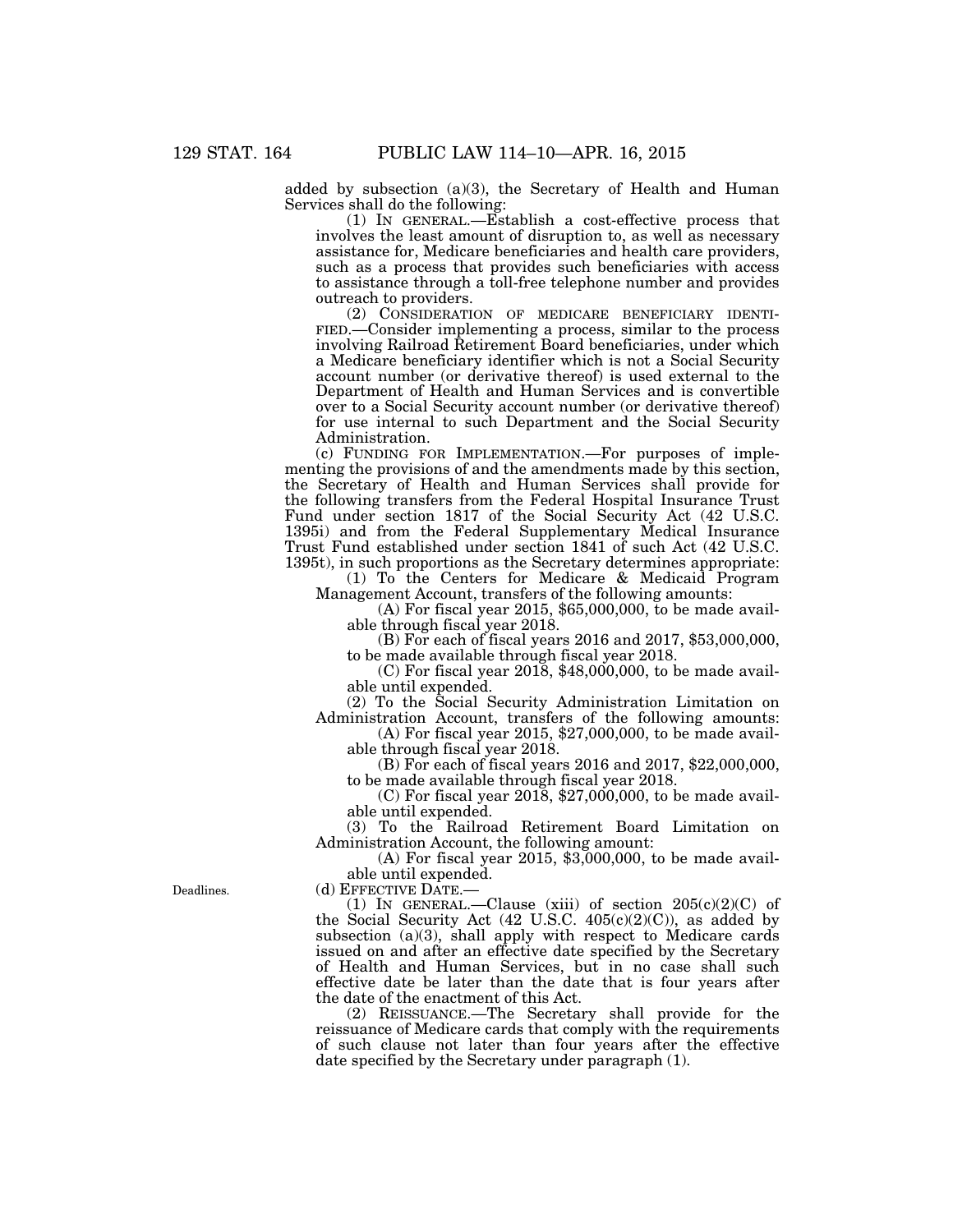added by subsection (a)(3), the Secretary of Health and Human Services shall do the following:

(1) IN GENERAL.—Establish a cost-effective process that involves the least amount of disruption to, as well as necessary assistance for, Medicare beneficiaries and health care providers, such as a process that provides such beneficiaries with access to assistance through a toll-free telephone number and provides outreach to providers.

(2) CONSIDERATION OF MEDICARE BENEFICIARY IDENTIFIED.—Consider implementing a process, similar to the process involving Railroad Retirement Board beneficiaries, under which a Medicare beneficiary identifier which is not a Social Security account number (or derivative thereof) is used external to the Department of Health and Human Services and is convertible over to a Social Security account number (or derivative thereof) for use internal to such Department and the Social Security Administration.

(c) FUNDING FOR IMPLEMENTATION.—For purposes of implementing the provisions of and the amendments made by this section, the Secretary of Health and Human Services shall provide for the following transfers from the Federal Hospital Insurance Trust Fund under section 1817 of the Social Security Act (42 U.S.C. 1395i) and from the Federal Supplementary Medical Insurance Trust Fund established under section 1841 of such Act (42 U.S.C. 1395t), in such proportions as the Secretary determines appropriate:

(1) To the Centers for Medicare & Medicaid Program Management Account, transfers of the following amounts:

(A) For fiscal year 2015, $65,000,000, to be made available through fiscal year 2018.

(B) For each of fiscal years 2016 and 2017, $53,000,000, to be made available through fiscal year 2018.

(C) For fiscal year 2018, $48,000,000, to be made available until expended.

(2) To the Social Security Administration Limitation on Administration Account, transfers of the following amounts:

(A) For fiscal year 2015, $27,000,000, to be made available through fiscal year 2018.

(B) For each of fiscal years 2016 and 2017, $22,000,000, to be made available through fiscal year 2018.

(C) For fiscal year 2018, $27,000,000, to be made available until expended.

(3) To the Railroad Retirement Board Limitation on Administration Account, the following amount:

(A) For fiscal year 2015, $3,000,000, to be made available until expended.

Deadlines.

(d) EFFECTIVE DATE.—

(1) IN GENERAL.—Clause (xiii) of section 205(c)(2)(C) of the Social Security Act (42 U.S.C. 405(c)(2)(C)), as added by subsection (a)(3), shall apply with respect to Medicare cards issued on and after an effective date specified by the Secretary of Health and Human Services, but in no case shall such effective date be later than the date that is four years after the date of the enactment of this Act.

(2) REISSUANCE.—The Secretary shall provide for the reissuance of Medicare cards that comply with the requirements of such clause not later than four years after the effective date specified by the Secretary under paragraph (1).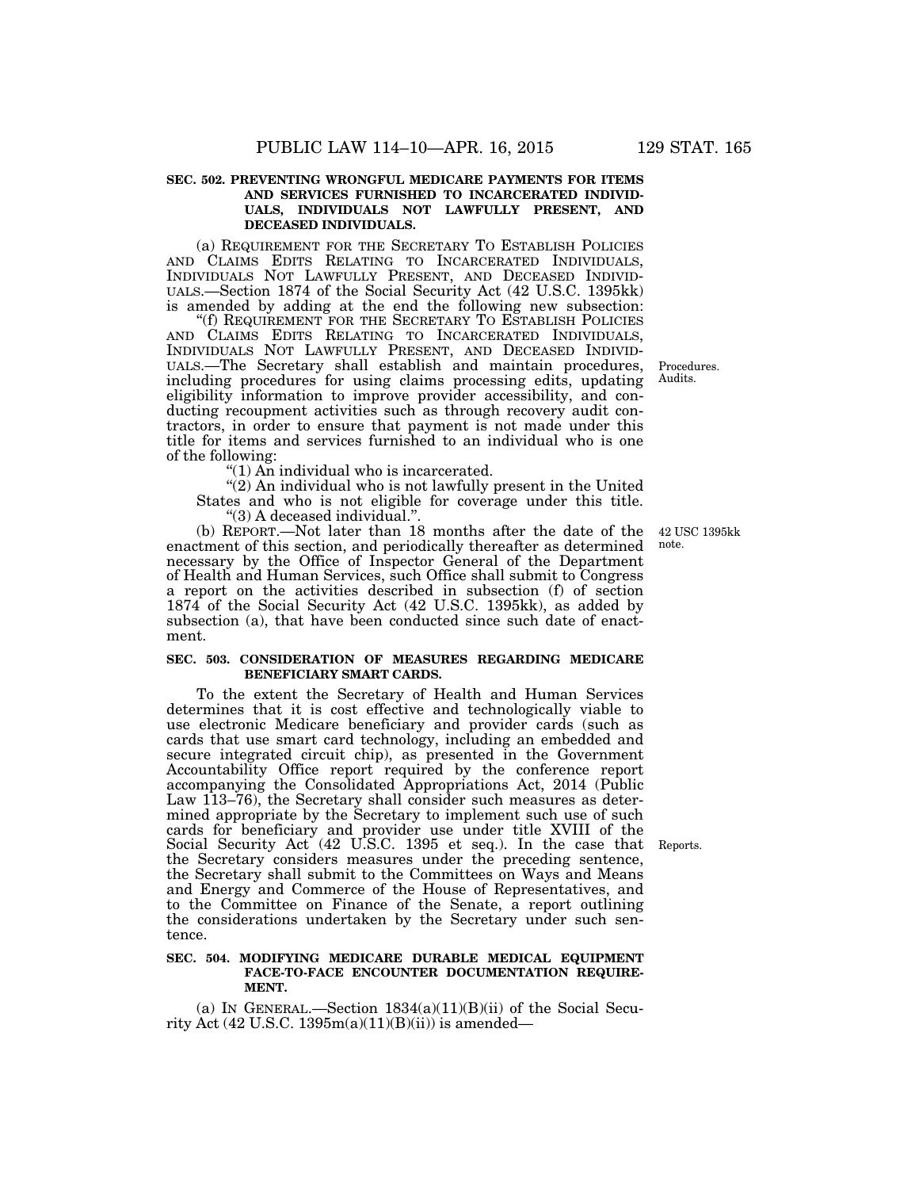**SEC. 502. PREVENTING WRONGFUL MEDICARE PAYMENTS FOR ITEMS AND SERVICES FURNISHED TO INCARCERATED INDIVIDUALS, INDIVIDUALS NOT LAWFULLY PRESENT, AND DECEASED INDIVIDUALS.**

(a) REQUIREMENT FOR THE SECRETARY TO ESTABLISH POLICIES AND CLAIMS EDITS RELATING TO INCARCERATED INDIVIDUALS, INDIVIDUALS NOT LAWFULLY PRESENT, AND DECEASED INDIVIDUALS.—Section 1874 of the Social Security Act (42 U.S.C. 1395kk) is amended by adding at the end the following new subsection:

"(f) REQUIREMENT FOR THE SECRETARY TO ESTABLISH POLICIES AND CLAIMS EDITS RELATING TO INCARCERATED INDIVIDUALS, INDIVIDUALS NOT LAWFULLY PRESENT, AND DECEASED INDIVIDUALS.—The Secretary shall establish and maintain procedures, including procedures for using claims processing edits, updating eligibility information to improve provider accessibility, and conducting recoupment activities such as through recovery audit contractors, in order to ensure that payment is not made under this title for items and services furnished to an individual who is one of the following:

Procedures.
Audits.

"(1) An individual who is incarcerated.

"(2) An individual who is not lawfully present in the United States and who is not eligible for coverage under this title.

"(3) A deceased individual.".

42 USC 1395kk note.

(b) REPORT.—Not later than 18 months after the date of the enactment of this section, and periodically thereafter as determined necessary by the Office of Inspector General of the Department of Health and Human Services, such Office shall submit to Congress a report on the activities described in subsection (f) of section 1874 of the Social Security Act (42 U.S.C. 1395kk), as added by subsection (a), that have been conducted since such date of enactment.

**SEC. 503. CONSIDERATION OF MEASURES REGARDING MEDICARE BENEFICIARY SMART CARDS.**

To the extent the Secretary of Health and Human Services determines that it is cost effective and technologically viable to use electronic Medicare beneficiary and provider cards (such as cards that use smart card technology, including an embedded and secure integrated circuit chip), as presented in the Government Accountability Office report required by the conference report accompanying the Consolidated Appropriations Act, 2014 (Public Law 113–76), the Secretary shall consider such measures as determined appropriate by the Secretary to implement such use of such cards for beneficiary and provider use under title XVIII of the Social Security Act (42 U.S.C. 1395 et seq.). In the case that the Secretary considers measures under the preceding sentence, the Secretary shall submit to the Committees on Ways and Means and Energy and Commerce of the House of Representatives, and to the Committee on Finance of the Senate, a report outlining the considerations undertaken by the Secretary under such sentence.

Reports.

**SEC. 504. MODIFYING MEDICARE DURABLE MEDICAL EQUIPMENT FACE-TO-FACE ENCOUNTER DOCUMENTATION REQUIREMENT.**

(a) IN GENERAL.—Section 1834(a)(11)(B)(ii) of the Social Security Act (42 U.S.C. 1395m(a)(11)(B)(ii)) is amended—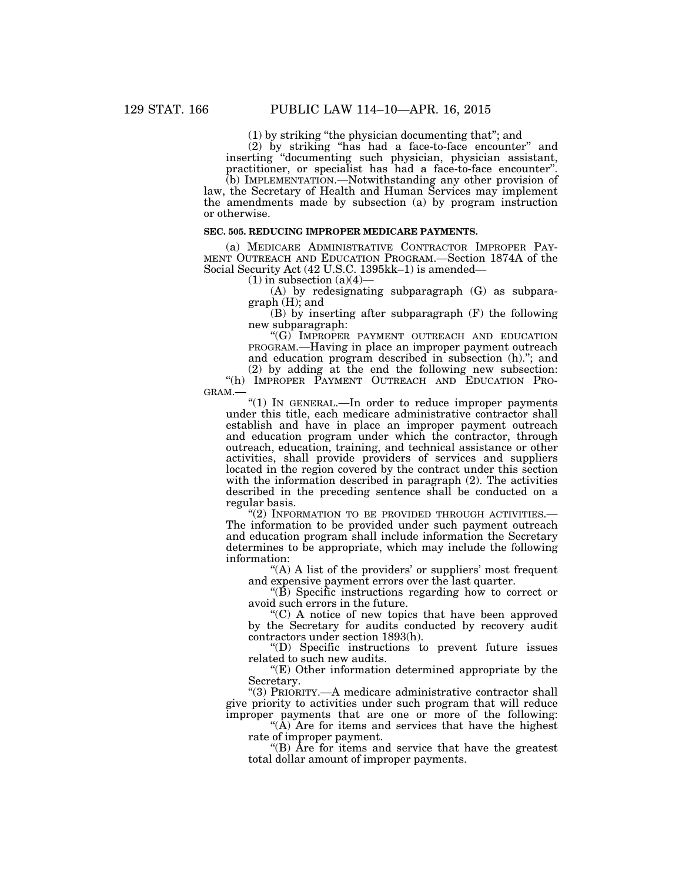(1) by striking "the physician documenting that"; and

(2) by striking "has had a face-to-face encounter" and inserting "documenting such physician, physician assistant, practitioner, or specialist has had a face-to-face encounter".

(b) IMPLEMENTATION.—Notwithstanding any other provision of law, the Secretary of Health and Human Services may implement the amendments made by subsection (a) by program instruction or otherwise.

**SEC. 505. REDUCING IMPROPER MEDICARE PAYMENTS.**

(a) MEDICARE ADMINISTRATIVE CONTRACTOR IMPROPER PAYMENT OUTREACH AND EDUCATION PROGRAM.—Section 1874A of the Social Security Act (42 U.S.C. 1395kk–1) is amended—

(1) in subsection (a)(4)—

(A) by redesignating subparagraph (G) as subparagraph (H); and

(B) by inserting after subparagraph (F) the following new subparagraph:

"(G) IMPROPER PAYMENT OUTREACH AND EDUCATION PROGRAM.—Having in place an improper payment outreach and education program described in subsection (h)."; and

(2) by adding at the end the following new subsection:

"(h) IMPROPER PAYMENT OUTREACH AND EDUCATION PROGRAM.—

"(1) IN GENERAL.—In order to reduce improper payments under this title, each medicare administrative contractor shall establish and have in place an improper payment outreach and education program under which the contractor, through outreach, education, training, and technical assistance or other activities, shall provide providers of services and suppliers located in the region covered by the contract under this section with the information described in paragraph (2). The activities described in the preceding sentence shall be conducted on a regular basis.

"(2) INFORMATION TO BE PROVIDED THROUGH ACTIVITIES.—The information to be provided under such payment outreach and education program shall include information the Secretary determines to be appropriate, which may include the following information:

"(A) A list of the providers' or suppliers' most frequent and expensive payment errors over the last quarter.

"(B) Specific instructions regarding how to correct or avoid such errors in the future.

"(C) A notice of new topics that have been approved by the Secretary for audits conducted by recovery audit contractors under section 1893(h).

"(D) Specific instructions to prevent future issues related to such new audits.

"(E) Other information determined appropriate by the Secretary.

"(3) PRIORITY.—A medicare administrative contractor shall give priority to activities under such program that will reduce improper payments that are one or more of the following:

"(A) Are for items and services that have the highest rate of improper payment.

"(B) Are for items and service that have the greatest total dollar amount of improper payments.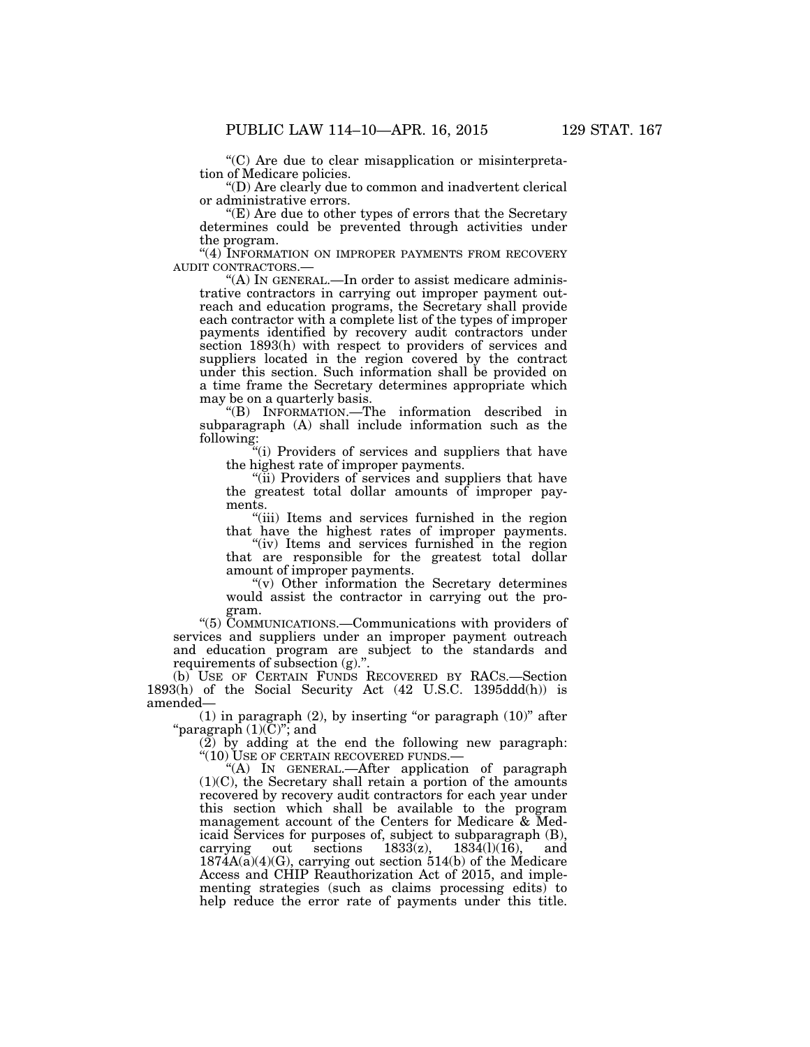"(C) Are due to clear misapplication or misinterpretation of Medicare policies.

"(D) Are clearly due to common and inadvertent clerical or administrative errors.

"(E) Are due to other types of errors that the Secretary determines could be prevented through activities under the program.

"(4) INFORMATION ON IMPROPER PAYMENTS FROM RECOVERY AUDIT CONTRACTORS.—

"(A) IN GENERAL.—In order to assist medicare administrative contractors in carrying out improper payment outreach and education programs, the Secretary shall provide each contractor with a complete list of the types of improper payments identified by recovery audit contractors under section 1893(h) with respect to providers of services and suppliers located in the region covered by the contract under this section. Such information shall be provided on a time frame the Secretary determines appropriate which may be on a quarterly basis.

"(B) INFORMATION.—The information described in subparagraph (A) shall include information such as the following:

"(i) Providers of services and suppliers that have the highest rate of improper payments.

"(ii) Providers of services and suppliers that have the greatest total dollar amounts of improper payments.

"(iii) Items and services furnished in the region that have the highest rates of improper payments.

"(iv) Items and services furnished in the region that are responsible for the greatest total dollar amount of improper payments.

"(v) Other information the Secretary determines would assist the contractor in carrying out the program.

"(5) COMMUNICATIONS.—Communications with providers of services and suppliers under an improper payment outreach and education program are subject to the standards and requirements of subsection (g).".

(b) USE OF CERTAIN FUNDS RECOVERED BY RACS.—Section 1893(h) of the Social Security Act (42 U.S.C. 1395ddd(h)) is amended—

(1) in paragraph (2), by inserting "or paragraph (10)" after "paragraph (1)(C)"; and

(2) by adding at the end the following new paragraph:

"(10) USE OF CERTAIN RECOVERED FUNDS.—

"(A) IN GENERAL.—After application of paragraph (1)(C), the Secretary shall retain a portion of the amounts recovered by recovery audit contractors for each year under this section which shall be available to the program management account of the Centers for Medicare & Medicaid Services for purposes of, subject to subparagraph (B), carrying out sections 1833(z), 1834(l)(16), and 1874A(a)(4)(G), carrying out section 514(b) of the Medicare Access and CHIP Reauthorization Act of 2015, and implementing strategies (such as claims processing edits) to help reduce the error rate of payments under this title.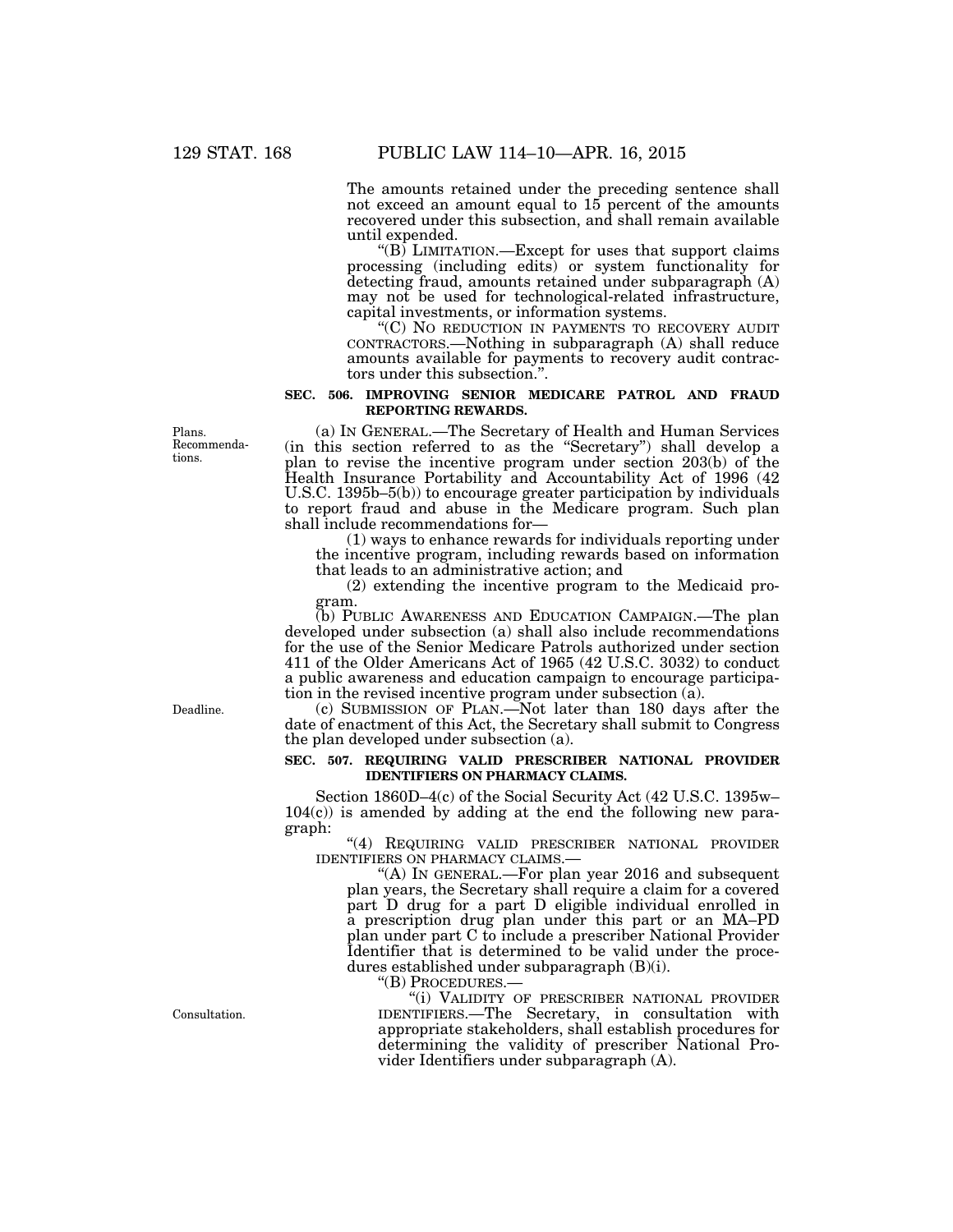The amounts retained under the preceding sentence shall not exceed an amount equal to 15 percent of the amounts recovered under this subsection, and shall remain available until expended.

"(B) LIMITATION.—Except for uses that support claims processing (including edits) or system functionality for detecting fraud, amounts retained under subparagraph (A) may not be used for technological-related infrastructure, capital investments, or information systems.

"(C) NO REDUCTION IN PAYMENTS TO RECOVERY AUDIT CONTRACTORS.—Nothing in subparagraph (A) shall reduce amounts available for payments to recovery audit contractors under this subsection.".

**SEC. 506. IMPROVING SENIOR MEDICARE PATROL AND FRAUD REPORTING REWARDS.**

Plans. Recommendations.

(a) IN GENERAL.—The Secretary of Health and Human Services (in this section referred to as the "Secretary") shall develop a plan to revise the incentive program under section 203(b) of the Health Insurance Portability and Accountability Act of 1996 (42 U.S.C. 1395b–5(b)) to encourage greater participation by individuals to report fraud and abuse in the Medicare program. Such plan shall include recommendations for—

(1) ways to enhance rewards for individuals reporting under the incentive program, including rewards based on information that leads to an administrative action; and

(2) extending the incentive program to the Medicaid program.

(b) PUBLIC AWARENESS AND EDUCATION CAMPAIGN.—The plan developed under subsection (a) shall also include recommendations for the use of the Senior Medicare Patrols authorized under section 411 of the Older Americans Act of 1965 (42 U.S.C. 3032) to conduct a public awareness and education campaign to encourage participation in the revised incentive program under subsection (a).

Deadline.

(c) SUBMISSION OF PLAN.—Not later than 180 days after the date of enactment of this Act, the Secretary shall submit to Congress the plan developed under subsection (a).

**SEC. 507. REQUIRING VALID PRESCRIBER NATIONAL PROVIDER IDENTIFIERS ON PHARMACY CLAIMS.**

Section 1860D–4(c) of the Social Security Act (42 U.S.C. 1395w–104(c)) is amended by adding at the end the following new paragraph:

"(4) REQUIRING VALID PRESCRIBER NATIONAL PROVIDER IDENTIFIERS ON PHARMACY CLAIMS.—

"(A) IN GENERAL.—For plan year 2016 and subsequent plan years, the Secretary shall require a claim for a covered part D drug for a part D eligible individual enrolled in a prescription drug plan under this part or an MA–PD plan under part C to include a prescriber National Provider Identifier that is determined to be valid under the procedures established under subparagraph (B)(i).

"(B) PROCEDURES.—

Consultation.

"(i) VALIDITY OF PRESCRIBER NATIONAL PROVIDER IDENTIFIERS.—The Secretary, in consultation with appropriate stakeholders, shall establish procedures for determining the validity of prescriber National Provider Identifiers under subparagraph (A).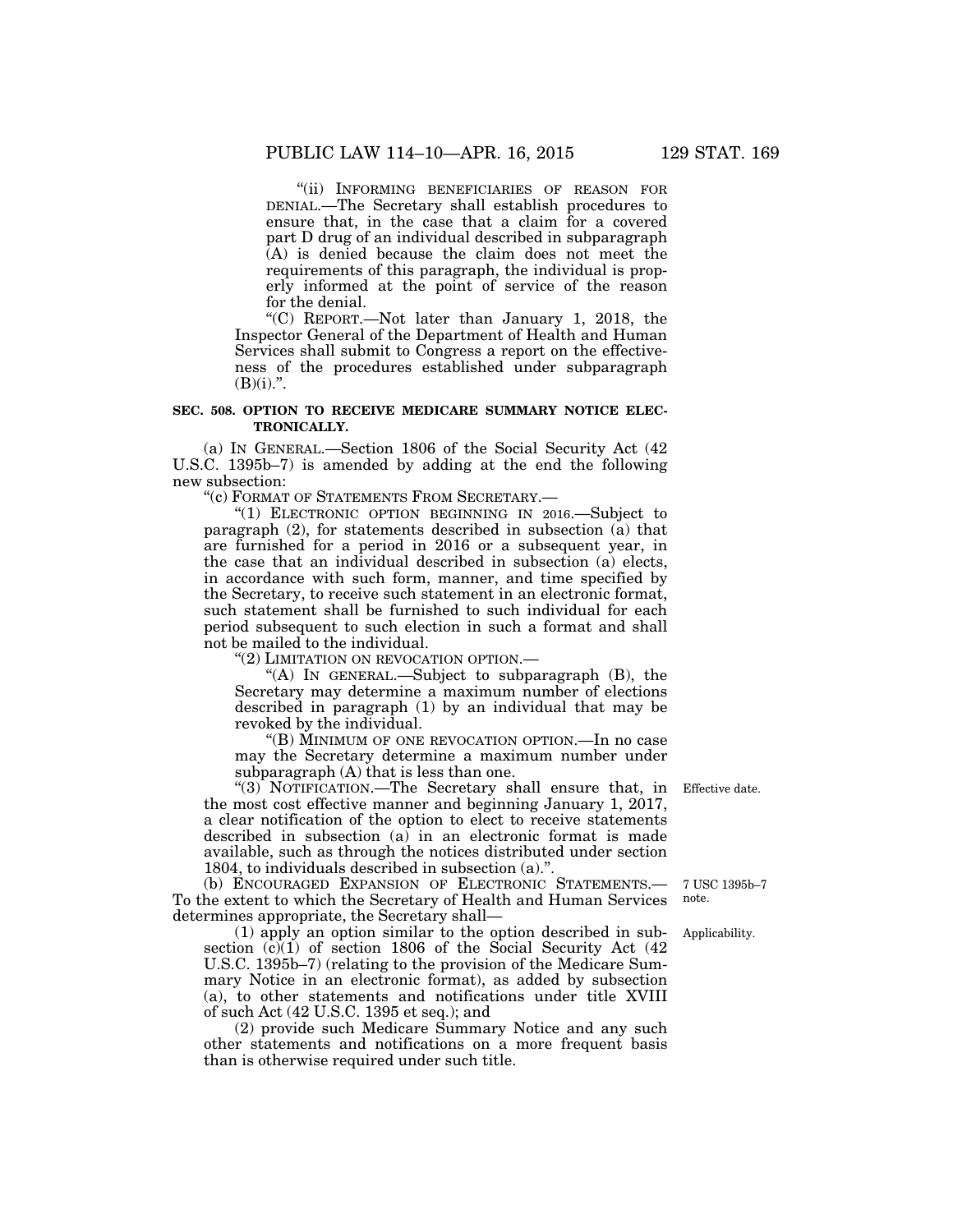"(ii) INFORMING BENEFICIARIES OF REASON FOR DENIAL.—The Secretary shall establish procedures to ensure that, in the case that a claim for a covered part D drug of an individual described in subparagraph (A) is denied because the claim does not meet the requirements of this paragraph, the individual is properly informed at the point of service of the reason for the denial.

"(C) REPORT.—Not later than January 1, 2018, the Inspector General of the Department of Health and Human Services shall submit to Congress a report on the effectiveness of the procedures established under subparagraph (B)(i).".

**SEC. 508. OPTION TO RECEIVE MEDICARE SUMMARY NOTICE ELECTRONICALLY.**

(a) IN GENERAL.—Section 1806 of the Social Security Act (42 U.S.C. 1395b–7) is amended by adding at the end the following new subsection:

"(c) FORMAT OF STATEMENTS FROM SECRETARY.—

"(1) ELECTRONIC OPTION BEGINNING IN 2016.—Subject to paragraph (2), for statements described in subsection (a) that are furnished for a period in 2016 or a subsequent year, in the case that an individual described in subsection (a) elects, in accordance with such form, manner, and time specified by the Secretary, to receive such statement in an electronic format, such statement shall be furnished to such individual for each period subsequent to such election in such a format and shall not be mailed to the individual.

"(2) LIMITATION ON REVOCATION OPTION.—

"(A) IN GENERAL.—Subject to subparagraph (B), the Secretary may determine a maximum number of elections described in paragraph (1) by an individual that may be revoked by the individual.

"(B) MINIMUM OF ONE REVOCATION OPTION.—In no case may the Secretary determine a maximum number under subparagraph (A) that is less than one.

Effective date.

"(3) NOTIFICATION.—The Secretary shall ensure that, in the most cost effective manner and beginning January 1, 2017, a clear notification of the option to elect to receive statements described in subsection (a) in an electronic format is made available, such as through the notices distributed under section 1804, to individuals described in subsection (a).".

7 USC 1395b–7 note.

(b) ENCOURAGED EXPANSION OF ELECTRONIC STATEMENTS.—To the extent to which the Secretary of Health and Human Services determines appropriate, the Secretary shall—

Applicability.

(1) apply an option similar to the option described in subsection (c)(1) of section 1806 of the Social Security Act (42 U.S.C. 1395b–7) (relating to the provision of the Medicare Summary Notice in an electronic format), as added by subsection (a), to other statements and notifications under title XVIII of such Act (42 U.S.C. 1395 et seq.); and

(2) provide such Medicare Summary Notice and any such other statements and notifications on a more frequent basis than is otherwise required under such title.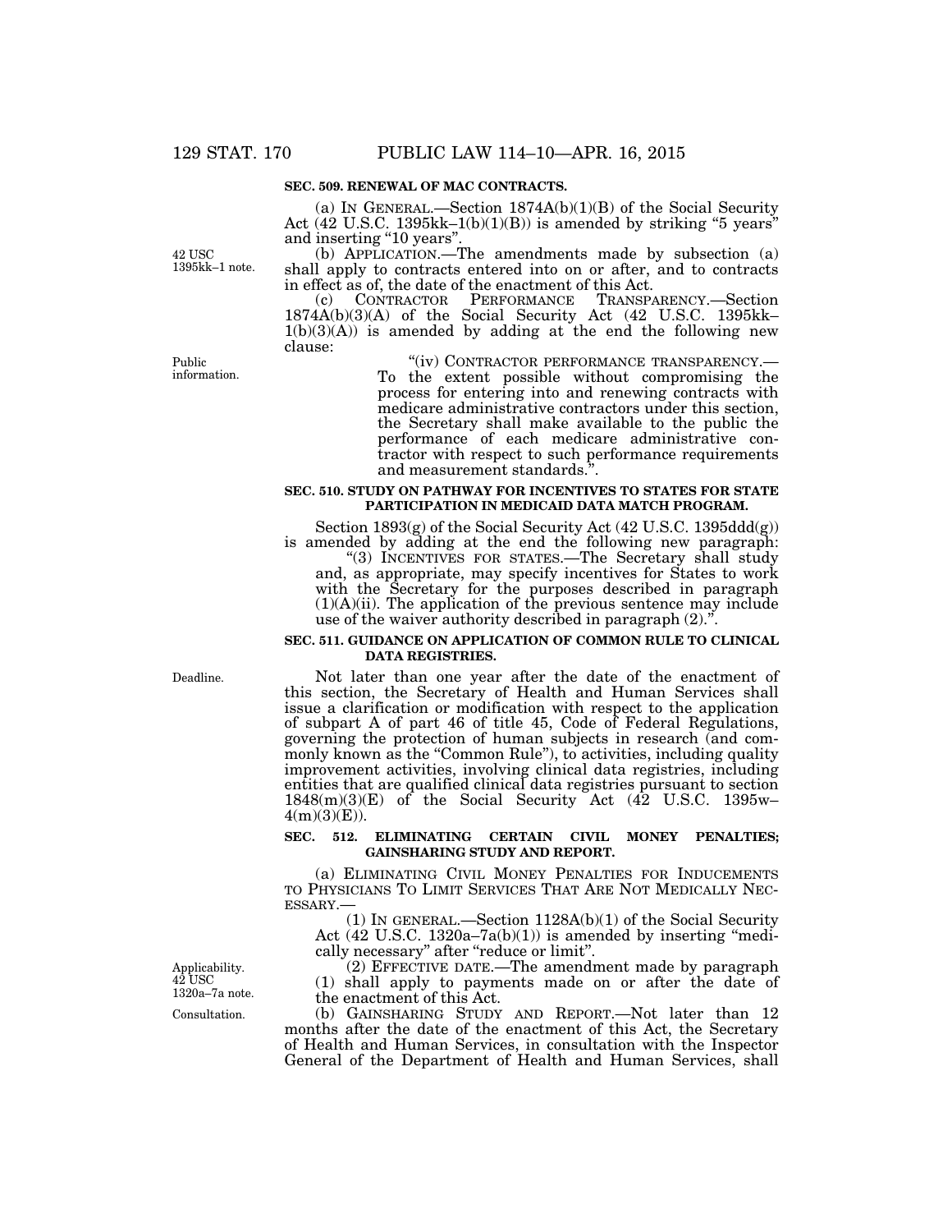**SEC. 509. RENEWAL OF MAC CONTRACTS.**

(a) IN GENERAL.—Section 1874A(b)(1)(B) of the Social Security Act (42 U.S.C. 1395kk–1(b)(1)(B)) is amended by striking "5 years" and inserting "10 years".

42 USC 1395kk–1 note.

(b) APPLICATION.—The amendments made by subsection (a) shall apply to contracts entered into on or after, and to contracts in effect as of, the date of the enactment of this Act.

(c) CONTRACTOR PERFORMANCE TRANSPARENCY.—Section 1874A(b)(3)(A) of the Social Security Act (42 U.S.C. 1395kk–1(b)(3)(A)) is amended by adding at the end the following new clause:

Public information.

"(iv) CONTRACTOR PERFORMANCE TRANSPARENCY.—To the extent possible without compromising the process for entering into and renewing contracts with medicare administrative contractors under this section, the Secretary shall make available to the public the performance of each medicare administrative contractor with respect to such performance requirements and measurement standards.".

**SEC. 510. STUDY ON PATHWAY FOR INCENTIVES TO STATES FOR STATE PARTICIPATION IN MEDICAID DATA MATCH PROGRAM.**

Section 1893(g) of the Social Security Act (42 U.S.C. 1395ddd(g)) is amended by adding at the end the following new paragraph:

"(3) INCENTIVES FOR STATES.—The Secretary shall study and, as appropriate, may specify incentives for States to work with the Secretary for the purposes described in paragraph (1)(A)(ii). The application of the previous sentence may include use of the waiver authority described in paragraph (2).".

**SEC. 511. GUIDANCE ON APPLICATION OF COMMON RULE TO CLINICAL DATA REGISTRIES.**

Deadline.

Not later than one year after the date of the enactment of this section, the Secretary of Health and Human Services shall issue a clarification or modification with respect to the application of subpart A of part 46 of title 45, Code of Federal Regulations, governing the protection of human subjects in research (and commonly known as the "Common Rule"), to activities, including quality improvement activities, involving clinical data registries, including entities that are qualified clinical data registries pursuant to section 1848(m)(3)(E) of the Social Security Act (42 U.S.C. 1395w–4(m)(3)(E)).

**SEC. 512. ELIMINATING CERTAIN CIVIL MONEY PENALTIES; GAINSHARING STUDY AND REPORT.**

(a) ELIMINATING CIVIL MONEY PENALTIES FOR INDUCEMENTS TO PHYSICIANS TO LIMIT SERVICES THAT ARE NOT MEDICALLY NECESSARY.—

(1) IN GENERAL.—Section 1128A(b)(1) of the Social Security Act (42 U.S.C. 1320a–7a(b)(1)) is amended by inserting "medically necessary" after "reduce or limit".

Applicability. 42 USC 1320a–7a note.

(2) EFFECTIVE DATE.—The amendment made by paragraph (1) shall apply to payments made on or after the date of the enactment of this Act.

Consultation.

(b) GAINSHARING STUDY AND REPORT.—Not later than 12 months after the date of the enactment of this Act, the Secretary of Health and Human Services, in consultation with the Inspector General of the Department of Health and Human Services, shall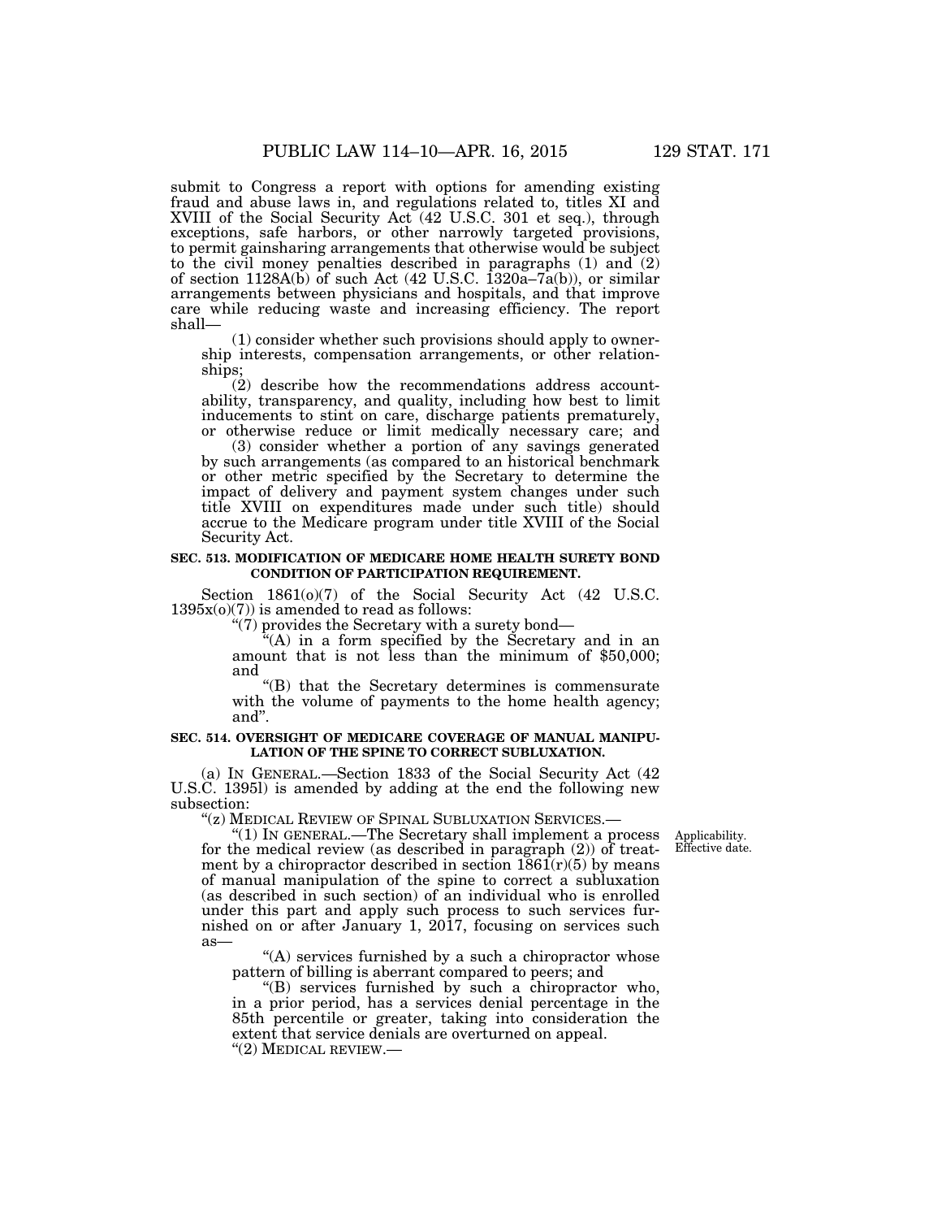submit to Congress a report with options for amending existing fraud and abuse laws in, and regulations related to, titles XI and XVIII of the Social Security Act (42 U.S.C. 301 et seq.), through exceptions, safe harbors, or other narrowly targeted provisions, to permit gainsharing arrangements that otherwise would be subject to the civil money penalties described in paragraphs (1) and (2) of section 1128A(b) of such Act (42 U.S.C. 1320a–7a(b)), or similar arrangements between physicians and hospitals, and that improve care while reducing waste and increasing efficiency. The report shall—

(1) consider whether such provisions should apply to ownership interests, compensation arrangements, or other relationships;

(2) describe how the recommendations address accountability, transparency, and quality, including how best to limit inducements to stint on care, discharge patients prematurely, or otherwise reduce or limit medically necessary care; and

(3) consider whether a portion of any savings generated by such arrangements (as compared to an historical benchmark or other metric specified by the Secretary to determine the impact of delivery and payment system changes under such title XVIII on expenditures made under such title) should accrue to the Medicare program under title XVIII of the Social Security Act.

**SEC. 513. MODIFICATION OF MEDICARE HOME HEALTH SURETY BOND CONDITION OF PARTICIPATION REQUIREMENT.**

Section 1861(o)(7) of the Social Security Act (42 U.S.C. 1395x(o)(7)) is amended to read as follows:

"(7) provides the Secretary with a surety bond—

"(A) in a form specified by the Secretary and in an amount that is not less than the minimum of $50,000; and

"(B) that the Secretary determines is commensurate with the volume of payments to the home health agency; and".

**SEC. 514. OVERSIGHT OF MEDICARE COVERAGE OF MANUAL MANIPULATION OF THE SPINE TO CORRECT SUBLUXATION.**

(a) IN GENERAL.—Section 1833 of the Social Security Act (42 U.S.C. 1395l) is amended by adding at the end the following new subsection:

"(z) MEDICAL REVIEW OF SPINAL SUBLUXATION SERVICES.—

"(1) IN GENERAL.—The Secretary shall implement a process for the medical review (as described in paragraph (2)) of treatment by a chiropractor described in section 1861(r)(5) by means of manual manipulation of the spine to correct a subluxation (as described in such section) of an individual who is enrolled under this part and apply such process to such services furnished on or after January 1, 2017, focusing on services such as—

Applicability. Effective date.

"(A) services furnished by a such a chiropractor whose pattern of billing is aberrant compared to peers; and

"(B) services furnished by such a chiropractor who, in a prior period, has a services denial percentage in the 85th percentile or greater, taking into consideration the extent that service denials are overturned on appeal.

"(2) MEDICAL REVIEW.—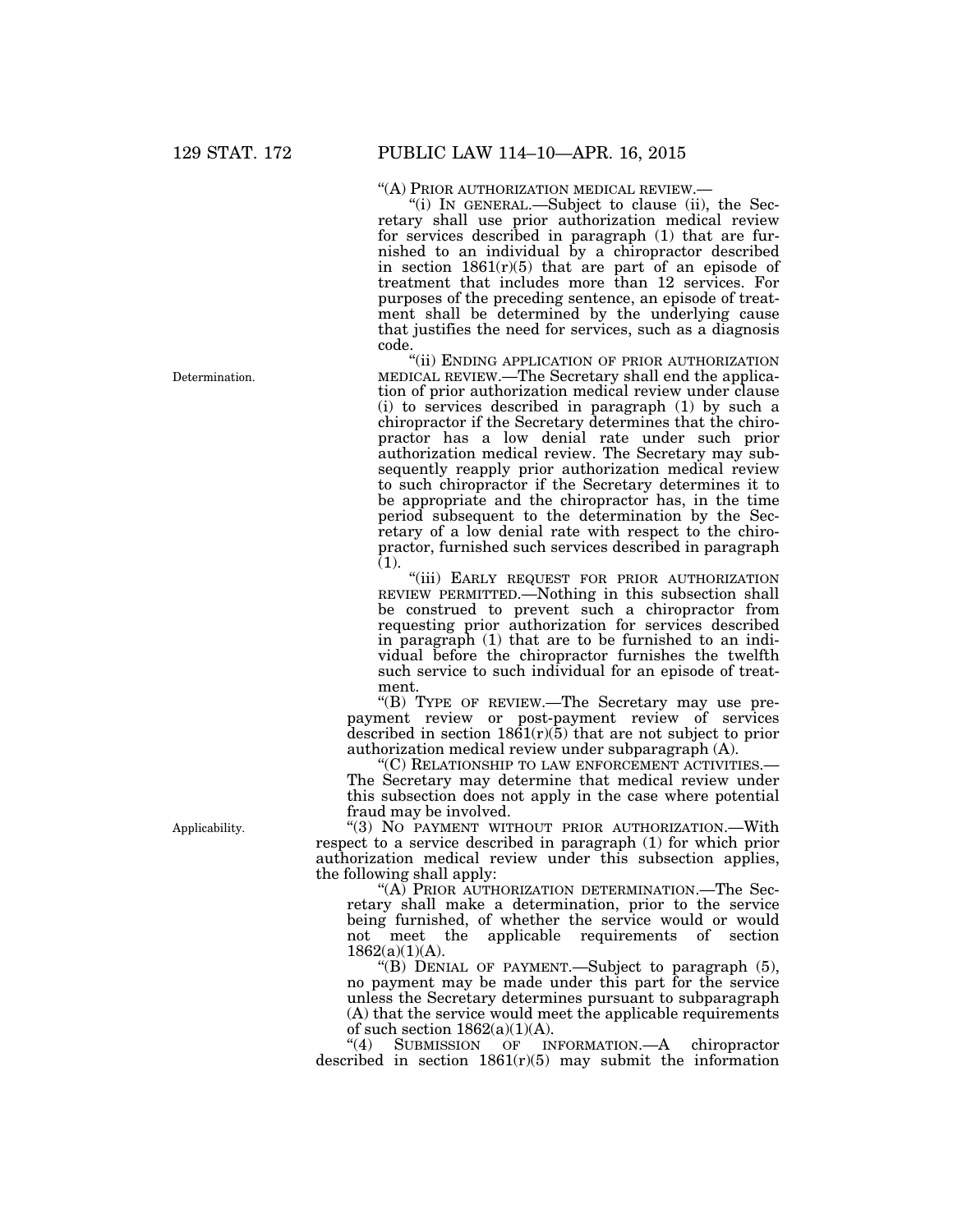"(A) PRIOR AUTHORIZATION MEDICAL REVIEW.—

"(i) IN GENERAL.—Subject to clause (ii), the Secretary shall use prior authorization medical review for services described in paragraph (1) that are furnished to an individual by a chiropractor described in section 1861(r)(5) that are part of an episode of treatment that includes more than 12 services. For purposes of the preceding sentence, an episode of treatment shall be determined by the underlying cause that justifies the need for services, such as a diagnosis code.

Determination.

"(ii) ENDING APPLICATION OF PRIOR AUTHORIZATION MEDICAL REVIEW.—The Secretary shall end the application of prior authorization medical review under clause (i) to services described in paragraph (1) by such a chiropractor if the Secretary determines that the chiropractor has a low denial rate under such prior authorization medical review. The Secretary may subsequently reapply prior authorization medical review to such chiropractor if the Secretary determines it to be appropriate and the chiropractor has, in the time period subsequent to the determination by the Secretary of a low denial rate with respect to the chiropractor, furnished such services described in paragraph (1).

"(iii) EARLY REQUEST FOR PRIOR AUTHORIZATION REVIEW PERMITTED.—Nothing in this subsection shall be construed to prevent such a chiropractor from requesting prior authorization for services described in paragraph (1) that are to be furnished to an individual before the chiropractor furnishes the twelfth such service to such individual for an episode of treatment.

"(B) TYPE OF REVIEW.—The Secretary may use prepayment review or post-payment review of services described in section 1861(r)(5) that are not subject to prior authorization medical review under subparagraph (A).

"(C) RELATIONSHIP TO LAW ENFORCEMENT ACTIVITIES.—The Secretary may determine that medical review under this subsection does not apply in the case where potential fraud may be involved.

Applicability.

"(3) NO PAYMENT WITHOUT PRIOR AUTHORIZATION.—With respect to a service described in paragraph (1) for which prior authorization medical review under this subsection applies, the following shall apply:

"(A) PRIOR AUTHORIZATION DETERMINATION.—The Secretary shall make a determination, prior to the service being furnished, of whether the service would or would not meet the applicable requirements of section 1862(a)(1)(A).

"(B) DENIAL OF PAYMENT.—Subject to paragraph (5), no payment may be made under this part for the service unless the Secretary determines pursuant to subparagraph (A) that the service would meet the applicable requirements of such section 1862(a)(1)(A).

"(4) SUBMISSION OF INFORMATION.—A chiropractor described in section 1861(r)(5) may submit the information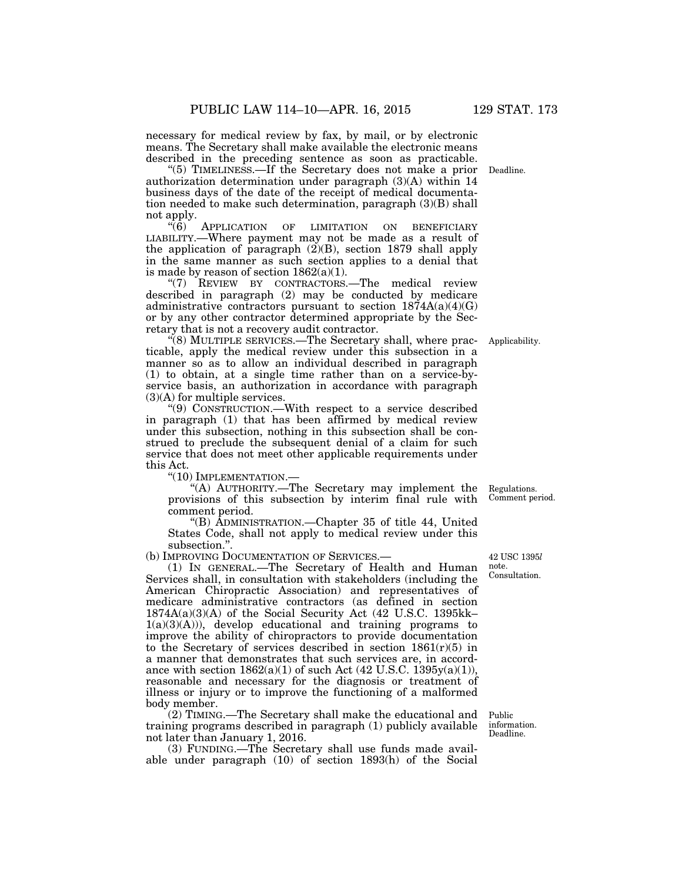necessary for medical review by fax, by mail, or by electronic means. The Secretary shall make available the electronic means described in the preceding sentence as soon as practicable.

"(5) TIMELINESS.—If the Secretary does not make a prior authorization determination under paragraph (3)(A) within 14 business days of the date of the receipt of medical documentation needed to make such determination, paragraph (3)(B) shall not apply.

Deadline.

"(6) APPLICATION OF LIMITATION ON BENEFICIARY LIABILITY.—Where payment may not be made as a result of the application of paragraph (2)(B), section 1879 shall apply in the same manner as such section applies to a denial that is made by reason of section 1862(a)(1).

"(7) REVIEW BY CONTRACTORS.—The medical review described in paragraph (2) may be conducted by medicare administrative contractors pursuant to section 1874A(a)(4)(G) or by any other contractor determined appropriate by the Secretary that is not a recovery audit contractor.

"(8) MULTIPLE SERVICES.—The Secretary shall, where practicable, apply the medical review under this subsection in a manner so as to allow an individual described in paragraph (1) to obtain, at a single time rather than on a service-by-service basis, an authorization in accordance with paragraph (3)(A) for multiple services.

Applicability.

"(9) CONSTRUCTION.—With respect to a service described in paragraph (1) that has been affirmed by medical review under this subsection, nothing in this subsection shall be construed to preclude the subsequent denial of a claim for such service that does not meet other applicable requirements under this Act.

"(10) IMPLEMENTATION.—

"(A) AUTHORITY.—The Secretary may implement the provisions of this subsection by interim final rule with comment period.

Regulations.
Comment period.

"(B) ADMINISTRATION.—Chapter 35 of title 44, United States Code, shall not apply to medical review under this subsection.".

(b) IMPROVING DOCUMENTATION OF SERVICES.—

42 USC 1395*l* note.
Consultation.

(1) IN GENERAL.—The Secretary of Health and Human Services shall, in consultation with stakeholders (including the American Chiropractic Association) and representatives of medicare administrative contractors (as defined in section 1874A(a)(3)(A) of the Social Security Act (42 U.S.C. 1395kk–1(a)(3)(A))), develop educational and training programs to improve the ability of chiropractors to provide documentation to the Secretary of services described in section 1861(r)(5) in a manner that demonstrates that such services are, in accordance with section 1862(a)(1) of such Act (42 U.S.C. 1395y(a)(1)), reasonable and necessary for the diagnosis or treatment of illness or injury or to improve the functioning of a malformed body member.

(2) TIMING.—The Secretary shall make the educational and training programs described in paragraph (1) publicly available not later than January 1, 2016.

Public information.
Deadline.

(3) FUNDING.—The Secretary shall use funds made available under paragraph (10) of section 1893(h) of the Social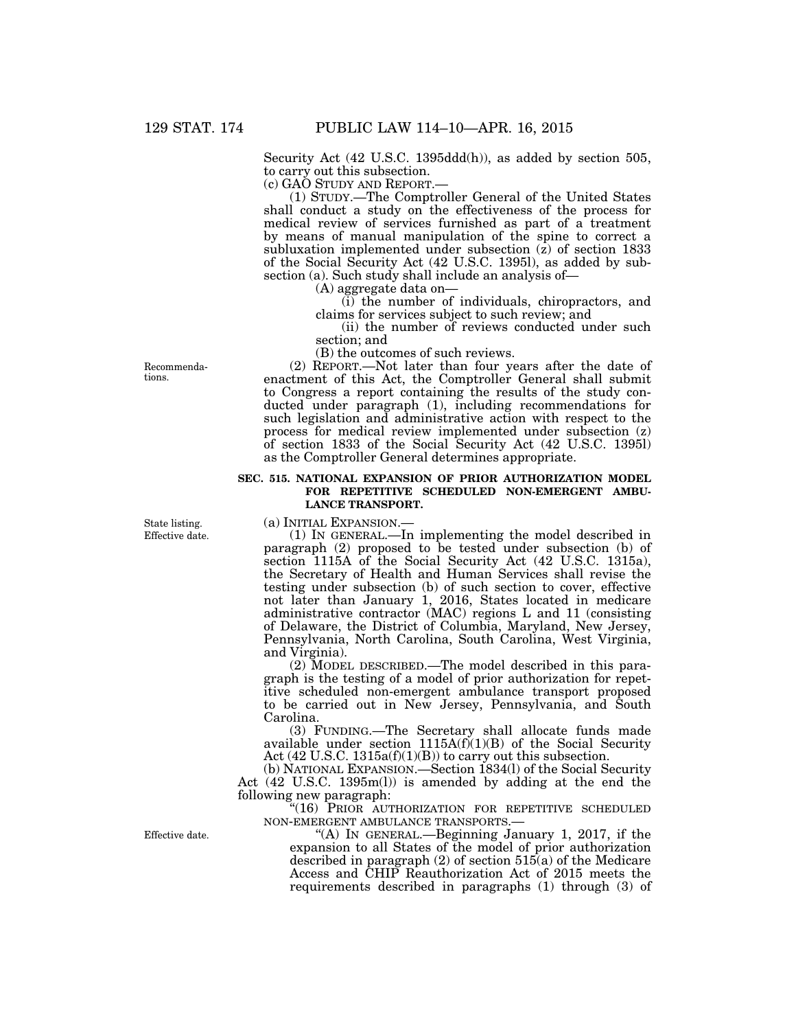Security Act (42 U.S.C. 1395ddd(h)), as added by section 505, to carry out this subsection.

(c) GAO STUDY AND REPORT.—

(1) STUDY.—The Comptroller General of the United States shall conduct a study on the effectiveness of the process for medical review of services furnished as part of a treatment by means of manual manipulation of the spine to correct a subluxation implemented under subsection (z) of section 1833 of the Social Security Act (42 U.S.C. 1395l), as added by subsection (a). Such study shall include an analysis of—

(A) aggregate data on—

(i) the number of individuals, chiropractors, and claims for services subject to such review; and

(ii) the number of reviews conducted under such section; and

(B) the outcomes of such reviews.

Recommendations.

(2) REPORT.—Not later than four years after the date of enactment of this Act, the Comptroller General shall submit to Congress a report containing the results of the study conducted under paragraph (1), including recommendations for such legislation and administrative action with respect to the process for medical review implemented under subsection (z) of section 1833 of the Social Security Act (42 U.S.C. 1395l) as the Comptroller General determines appropriate.

**SEC. 515. NATIONAL EXPANSION OF PRIOR AUTHORIZATION MODEL FOR REPETITIVE SCHEDULED NON-EMERGENT AMBULANCE TRANSPORT.**

State listing. Effective date.

(a) INITIAL EXPANSION.—

(1) IN GENERAL.—In implementing the model described in paragraph (2) proposed to be tested under subsection (b) of section 1115A of the Social Security Act (42 U.S.C. 1315a), the Secretary of Health and Human Services shall revise the testing under subsection (b) of such section to cover, effective not later than January 1, 2016, States located in medicare administrative contractor (MAC) regions L and 11 (consisting of Delaware, the District of Columbia, Maryland, New Jersey, Pennsylvania, North Carolina, South Carolina, West Virginia, and Virginia).

(2) MODEL DESCRIBED.—The model described in this paragraph is the testing of a model of prior authorization for repetitive scheduled non-emergent ambulance transport proposed to be carried out in New Jersey, Pennsylvania, and South Carolina.

(3) FUNDING.—The Secretary shall allocate funds made available under section 1115A(f)(1)(B) of the Social Security Act (42 U.S.C. 1315a(f)(1)(B)) to carry out this subsection.

(b) NATIONAL EXPANSION.—Section 1834(l) of the Social Security Act (42 U.S.C. 1395m(l)) is amended by adding at the end the following new paragraph:

"(16) PRIOR AUTHORIZATION FOR REPETITIVE SCHEDULED NON-EMERGENT AMBULANCE TRANSPORTS.—

Effective date.

"(A) IN GENERAL.—Beginning January 1, 2017, if the expansion to all States of the model of prior authorization described in paragraph (2) of section 515(a) of the Medicare Access and CHIP Reauthorization Act of 2015 meets the requirements described in paragraphs (1) through (3) of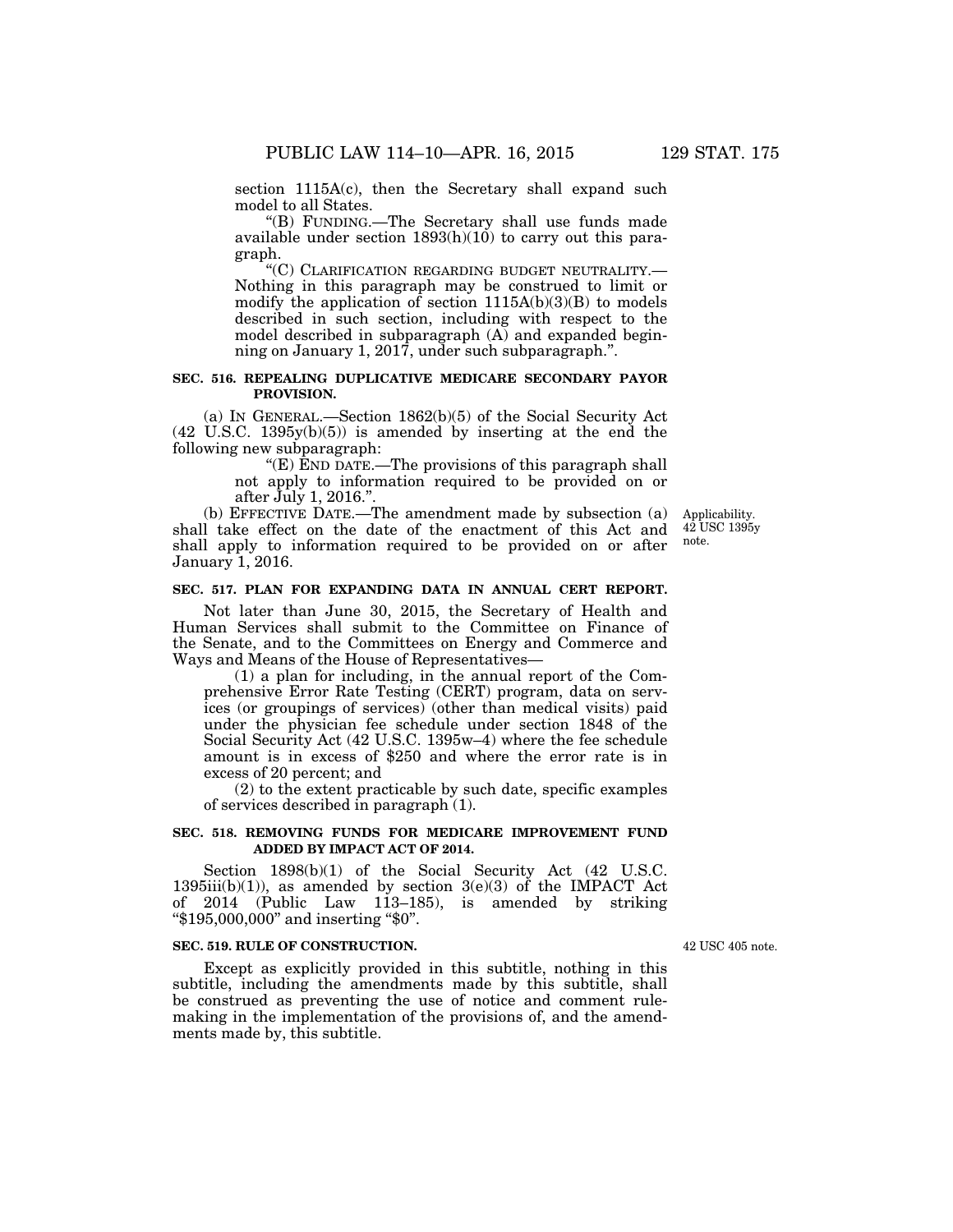section 1115A(c), then the Secretary shall expand such model to all States.

"(B) FUNDING.—The Secretary shall use funds made available under section 1893(h)(10) to carry out this paragraph.

"(C) CLARIFICATION REGARDING BUDGET NEUTRALITY.—Nothing in this paragraph may be construed to limit or modify the application of section 1115A(b)(3)(B) to models described in such section, including with respect to the model described in subparagraph (A) and expanded beginning on January 1, 2017, under such subparagraph.".

**SEC. 516. REPEALING DUPLICATIVE MEDICARE SECONDARY PAYOR PROVISION.**

(a) IN GENERAL.—Section 1862(b)(5) of the Social Security Act (42 U.S.C. 1395y(b)(5)) is amended by inserting at the end the following new subparagraph:

"(E) END DATE.—The provisions of this paragraph shall not apply to information required to be provided on or after July 1, 2016.".

(b) EFFECTIVE DATE.—The amendment made by subsection (a) shall take effect on the date of the enactment of this Act and shall apply to information required to be provided on or after January 1, 2016.

Applicability. 42 USC 1395y note.

**SEC. 517. PLAN FOR EXPANDING DATA IN ANNUAL CERT REPORT.**

Not later than June 30, 2015, the Secretary of Health and Human Services shall submit to the Committee on Finance of the Senate, and to the Committees on Energy and Commerce and Ways and Means of the House of Representatives—

(1) a plan for including, in the annual report of the Comprehensive Error Rate Testing (CERT) program, data on services (or groupings of services) (other than medical visits) paid under the physician fee schedule under section 1848 of the Social Security Act (42 U.S.C. 1395w–4) where the fee schedule amount is in excess of $250 and where the error rate is in excess of 20 percent; and

(2) to the extent practicable by such date, specific examples of services described in paragraph (1).

**SEC. 518. REMOVING FUNDS FOR MEDICARE IMPROVEMENT FUND ADDED BY IMPACT ACT OF 2014.**

Section 1898(b)(1) of the Social Security Act (42 U.S.C. 1395iii(b)(1)), as amended by section 3(e)(3) of the IMPACT Act of 2014 (Public Law 113–185), is amended by striking "$195,000,000" and inserting "$0".

**SEC. 519. RULE OF CONSTRUCTION.**

42 USC 405 note.

Except as explicitly provided in this subtitle, nothing in this subtitle, including the amendments made by this subtitle, shall be construed as preventing the use of notice and comment rulemaking in the implementation of the provisions of, and the amendments made by, this subtitle.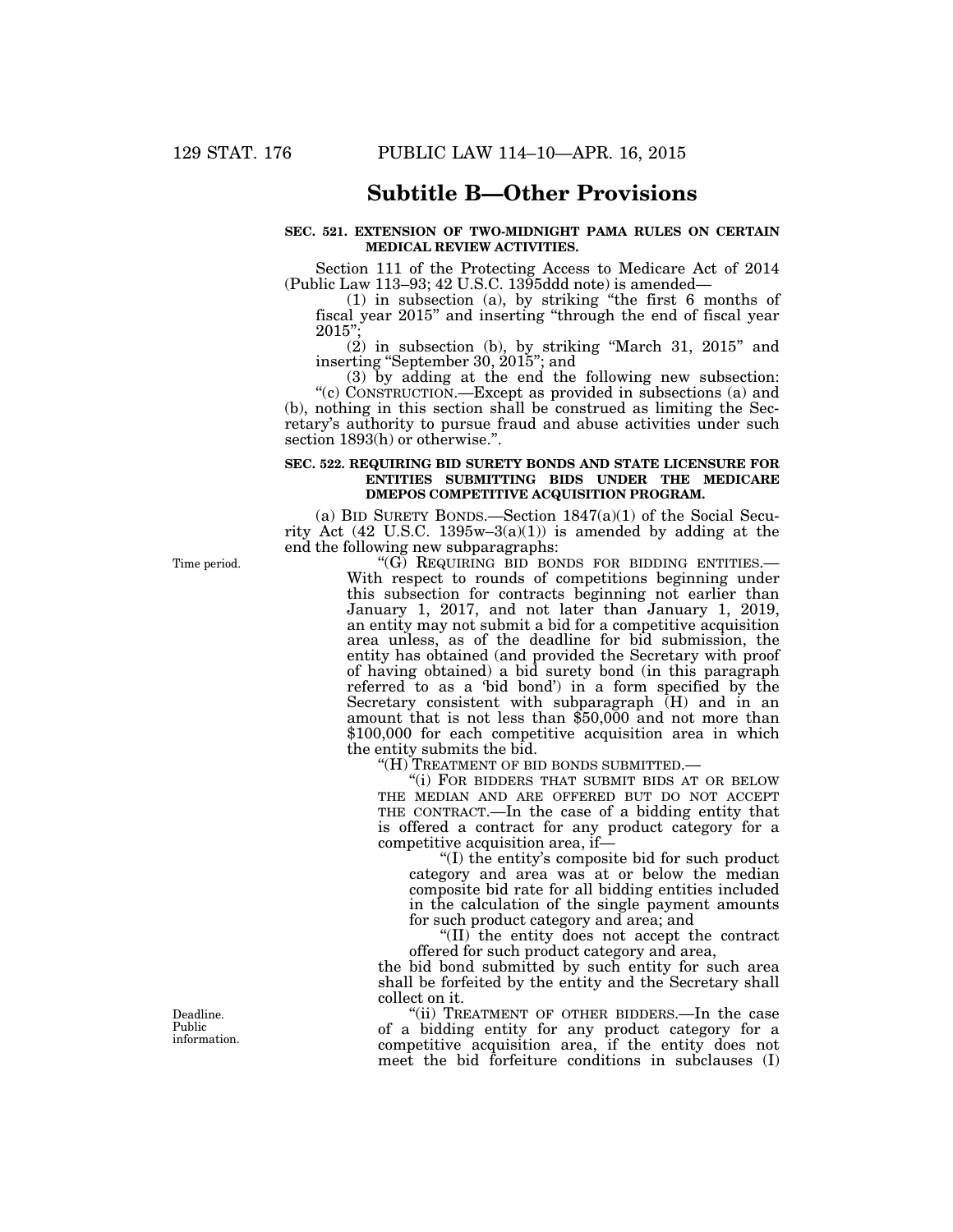## Subtitle B—Other Provisions

**SEC. 521. EXTENSION OF TWO-MIDNIGHT PAMA RULES ON CERTAIN MEDICAL REVIEW ACTIVITIES.**

Section 111 of the Protecting Access to Medicare Act of 2014 (Public Law 113–93; 42 U.S.C. 1395ddd note) is amended—

(1) in subsection (a), by striking "the first 6 months of fiscal year 2015" and inserting "through the end of fiscal year 2015";

(2) in subsection (b), by striking "March 31, 2015" and inserting "September 30, 2015"; and

(3) by adding at the end the following new subsection:

"(c) CONSTRUCTION.—Except as provided in subsections (a) and (b), nothing in this section shall be construed as limiting the Secretary's authority to pursue fraud and abuse activities under such section 1893(h) or otherwise.".

**SEC. 522. REQUIRING BID SURETY BONDS AND STATE LICENSURE FOR ENTITIES SUBMITTING BIDS UNDER THE MEDICARE DMEPOS COMPETITIVE ACQUISITION PROGRAM.**

(a) BID SURETY BONDS.—Section 1847(a)(1) of the Social Security Act (42 U.S.C. 1395w–3(a)(1)) is amended by adding at the end the following new subparagraphs:

Time period.

"(G) REQUIRING BID BONDS FOR BIDDING ENTITIES.—With respect to rounds of competitions beginning under this subsection for contracts beginning not earlier than January 1, 2017, and not later than January 1, 2019, an entity may not submit a bid for a competitive acquisition area unless, as of the deadline for bid submission, the entity has obtained (and provided the Secretary with proof of having obtained) a bid surety bond (in this paragraph referred to as a 'bid bond') in a form specified by the Secretary consistent with subparagraph (H) and in an amount that is not less than $50,000 and not more than $100,000 for each competitive acquisition area in which the entity submits the bid.

"(H) TREATMENT OF BID BONDS SUBMITTED.—

"(i) FOR BIDDERS THAT SUBMIT BIDS AT OR BELOW THE MEDIAN AND ARE OFFERED BUT DO NOT ACCEPT THE CONTRACT.—In the case of a bidding entity that is offered a contract for any product category for a competitive acquisition area, if—

"(I) the entity's composite bid for such product category and area was at or below the median composite bid rate for all bidding entities included in the calculation of the single payment amounts for such product category and area; and

"(II) the entity does not accept the contract offered for such product category and area,

the bid bond submitted by such entity for such area shall be forfeited by the entity and the Secretary shall collect on it.

Deadline. Public information.

"(ii) TREATMENT OF OTHER BIDDERS.—In the case of a bidding entity for any product category for a competitive acquisition area, if the entity does not meet the bid forfeiture conditions in subclauses (I)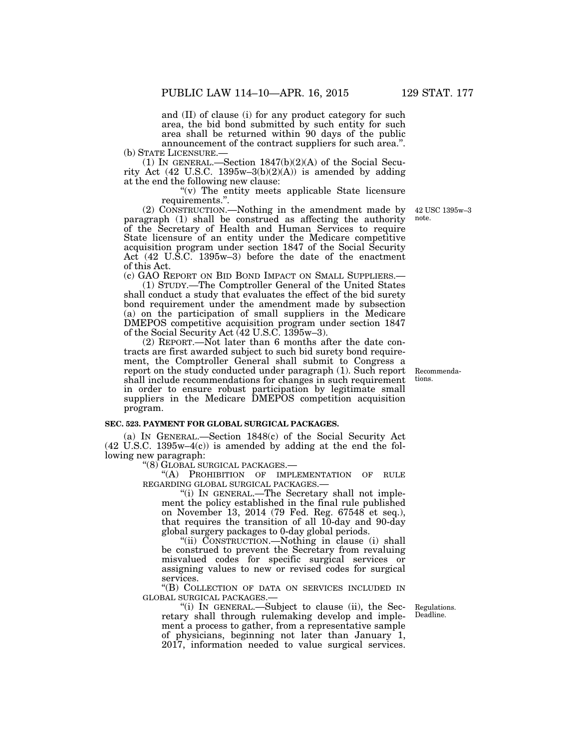and (II) of clause (i) for any product category for such area, the bid bond submitted by such entity for such area shall be returned within 90 days of the public announcement of the contract suppliers for such area.".

(b) STATE LICENSURE.—

(1) IN GENERAL.—Section 1847(b)(2)(A) of the Social Security Act (42 U.S.C. 1395w–3(b)(2)(A)) is amended by adding at the end the following new clause:

"(v) The entity meets applicable State licensure requirements.".

(2) CONSTRUCTION.—Nothing in the amendment made by paragraph (1) shall be construed as affecting the authority of the Secretary of Health and Human Services to require State licensure of an entity under the Medicare competitive acquisition program under section 1847 of the Social Security Act (42 U.S.C. 1395w–3) before the date of the enactment of this Act.

42 USC 1395w–3 note.

(c) GAO REPORT ON BID BOND IMPACT ON SMALL SUPPLIERS.—

(1) STUDY.—The Comptroller General of the United States shall conduct a study that evaluates the effect of the bid surety bond requirement under the amendment made by subsection (a) on the participation of small suppliers in the Medicare DMEPOS competitive acquisition program under section 1847 of the Social Security Act (42 U.S.C. 1395w–3).

(2) REPORT.—Not later than 6 months after the date contracts are first awarded subject to such bid surety bond requirement, the Comptroller General shall submit to Congress a report on the study conducted under paragraph (1). Such report shall include recommendations for changes in such requirement in order to ensure robust participation by legitimate small suppliers in the Medicare DMEPOS competition acquisition program.

Recommendations.

**SEC. 523. PAYMENT FOR GLOBAL SURGICAL PACKAGES.**

(a) IN GENERAL.—Section 1848(c) of the Social Security Act (42 U.S.C. 1395w–4(c)) is amended by adding at the end the following new paragraph:

"(8) GLOBAL SURGICAL PACKAGES.—

"(A) PROHIBITION OF IMPLEMENTATION OF RULE REGARDING GLOBAL SURGICAL PACKAGES.—

"(i) IN GENERAL.—The Secretary shall not implement the policy established in the final rule published on November 13, 2014 (79 Fed. Reg. 67548 et seq.), that requires the transition of all 10-day and 90-day global surgery packages to 0-day global periods.

"(ii) CONSTRUCTION.—Nothing in clause (i) shall be construed to prevent the Secretary from revaluing misvalued codes for specific surgical services or assigning values to new or revised codes for surgical services.

"(B) COLLECTION OF DATA ON SERVICES INCLUDED IN GLOBAL SURGICAL PACKAGES.—

"(i) IN GENERAL.—Subject to clause (ii), the Secretary shall through rulemaking develop and implement a process to gather, from a representative sample of physicians, beginning not later than January 1, 2017, information needed to value surgical services.

Regulations. Deadline.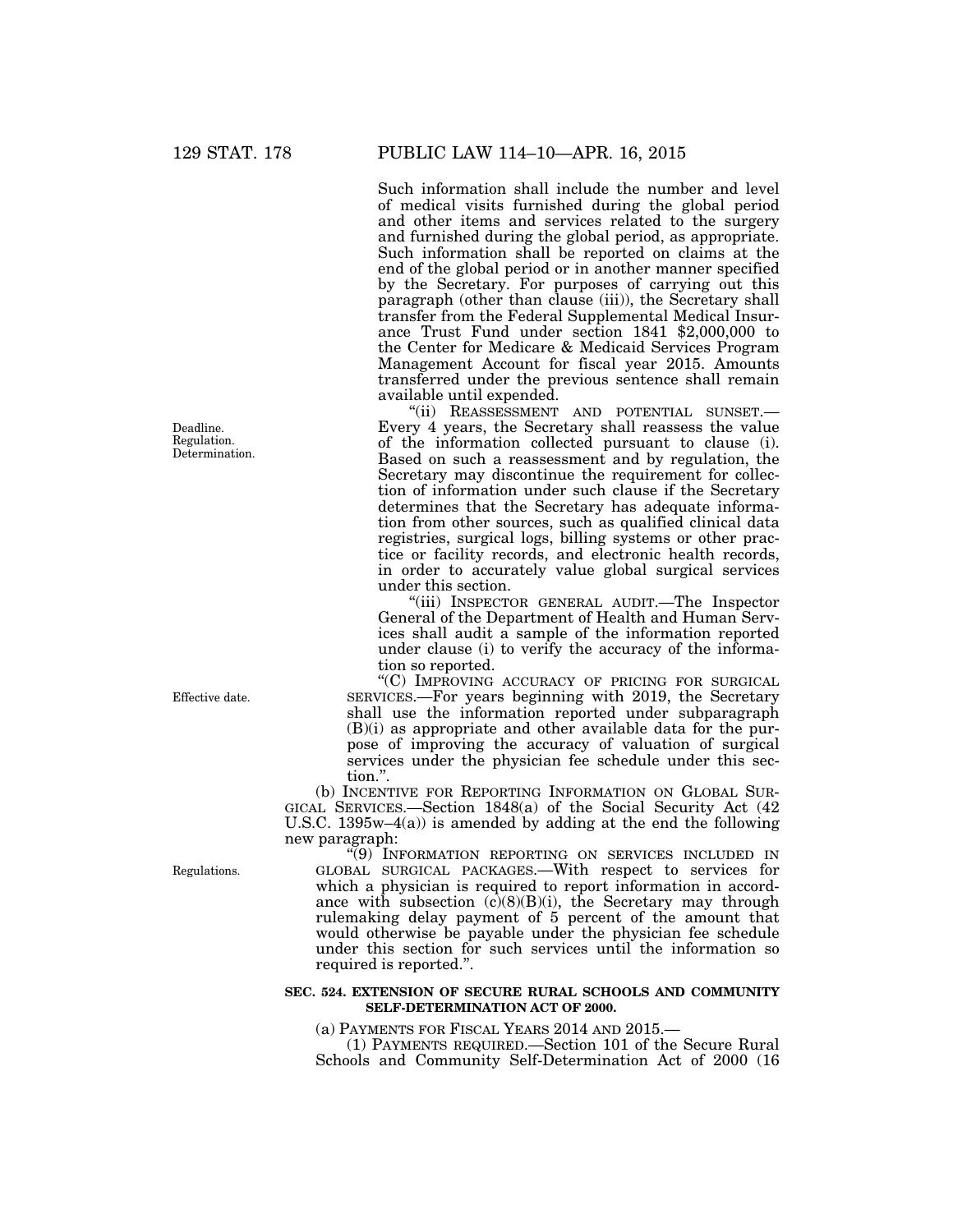Such information shall include the number and level of medical visits furnished during the global period and other items and services related to the surgery and furnished during the global period, as appropriate. Such information shall be reported on claims at the end of the global period or in another manner specified by the Secretary. For purposes of carrying out this paragraph (other than clause (iii)), the Secretary shall transfer from the Federal Supplemental Medical Insurance Trust Fund under section 1841 $2,000,000 to the Center for Medicare & Medicaid Services Program Management Account for fiscal year 2015. Amounts transferred under the previous sentence shall remain available until expended.

Deadline. Regulation. Determination.

"(ii) REASSESSMENT AND POTENTIAL SUNSET.—Every 4 years, the Secretary shall reassess the value of the information collected pursuant to clause (i). Based on such a reassessment and by regulation, the Secretary may discontinue the requirement for collection of information under such clause if the Secretary determines that the Secretary has adequate information from other sources, such as qualified clinical data registries, surgical logs, billing systems or other practice or facility records, and electronic health records, in order to accurately value global surgical services under this section.

"(iii) INSPECTOR GENERAL AUDIT.—The Inspector General of the Department of Health and Human Services shall audit a sample of the information reported under clause (i) to verify the accuracy of the information so reported.

Effective date.

"(C) IMPROVING ACCURACY OF PRICING FOR SURGICAL SERVICES.—For years beginning with 2019, the Secretary shall use the information reported under subparagraph (B)(i) as appropriate and other available data for the purpose of improving the accuracy of valuation of surgical services under the physician fee schedule under this section.".

(b) INCENTIVE FOR REPORTING INFORMATION ON GLOBAL SURGICAL SERVICES.—Section 1848(a) of the Social Security Act (42 U.S.C. 1395w–4(a)) is amended by adding at the end the following new paragraph:

Regulations.

"(9) INFORMATION REPORTING ON SERVICES INCLUDED IN GLOBAL SURGICAL PACKAGES.—With respect to services for which a physician is required to report information in accordance with subsection (c)(8)(B)(i), the Secretary may through rulemaking delay payment of 5 percent of the amount that would otherwise be payable under the physician fee schedule under this section for such services until the information so required is reported.".

**SEC. 524. EXTENSION OF SECURE RURAL SCHOOLS AND COMMUNITY SELF-DETERMINATION ACT OF 2000.**

(a) PAYMENTS FOR FISCAL YEARS 2014 AND 2015.—

(1) PAYMENTS REQUIRED.—Section 101 of the Secure Rural Schools and Community Self-Determination Act of 2000 (16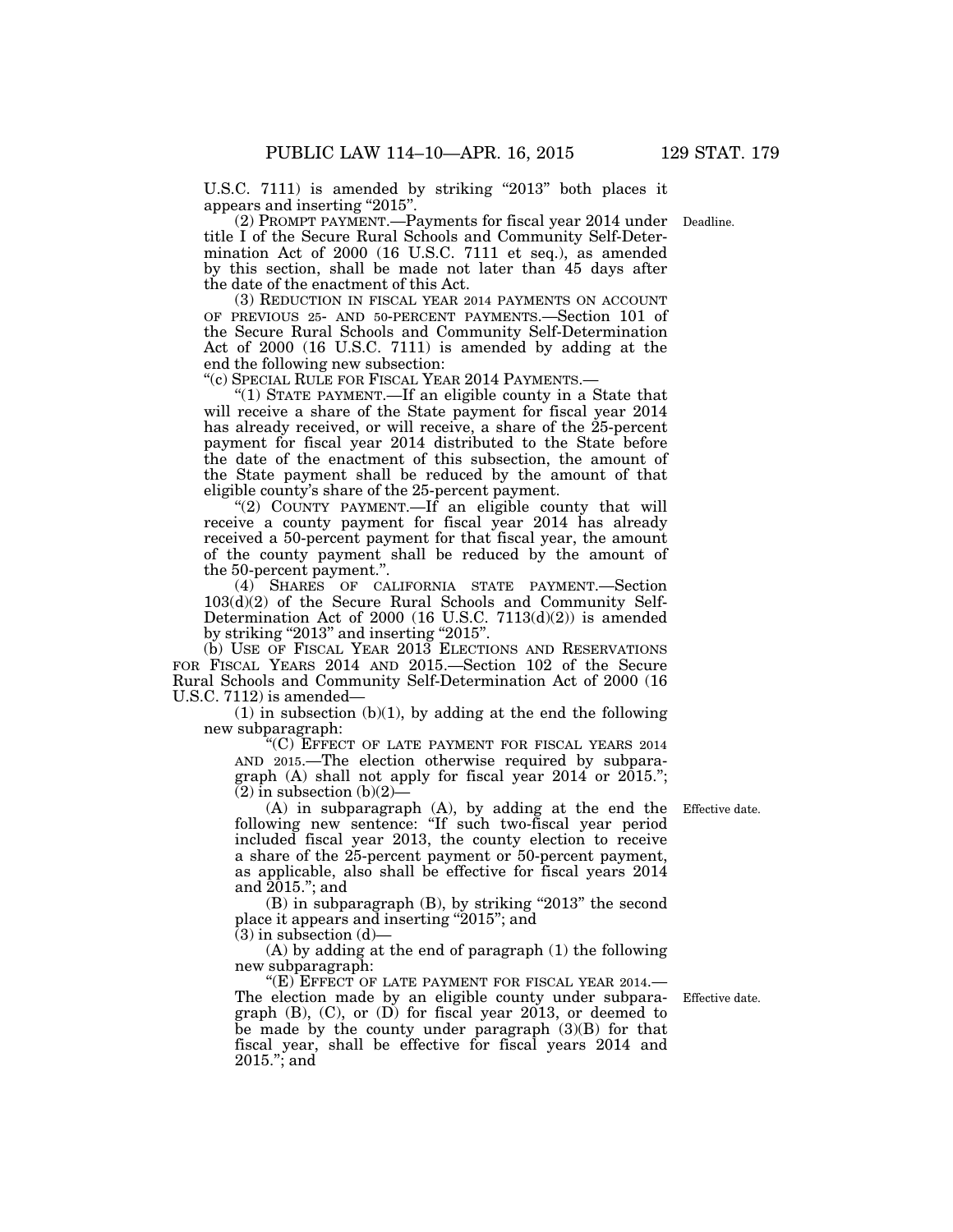U.S.C. 7111) is amended by striking "2013" both places it appears and inserting "2015".

(2) PROMPT PAYMENT.—Payments for fiscal year 2014 under title I of the Secure Rural Schools and Community Self-Determination Act of 2000 (16 U.S.C. 7111 et seq.), as amended by this section, shall be made not later than 45 days after the date of the enactment of this Act.

Deadline.

(3) REDUCTION IN FISCAL YEAR 2014 PAYMENTS ON ACCOUNT OF PREVIOUS 25- AND 50-PERCENT PAYMENTS.—Section 101 of the Secure Rural Schools and Community Self-Determination Act of 2000 (16 U.S.C. 7111) is amended by adding at the end the following new subsection:

"(c) SPECIAL RULE FOR FISCAL YEAR 2014 PAYMENTS.—

"(1) STATE PAYMENT.—If an eligible county in a State that will receive a share of the State payment for fiscal year 2014 has already received, or will receive, a share of the 25-percent payment for fiscal year 2014 distributed to the State before the date of the enactment of this subsection, the amount of the State payment shall be reduced by the amount of that eligible county's share of the 25-percent payment.

"(2) COUNTY PAYMENT.—If an eligible county that will receive a county payment for fiscal year 2014 has already received a 50-percent payment for that fiscal year, the amount of the county payment shall be reduced by the amount of the 50-percent payment.".

(4) SHARES OF CALIFORNIA STATE PAYMENT.—Section 103(d)(2) of the Secure Rural Schools and Community Self-Determination Act of 2000 (16 U.S.C. 7113(d)(2)) is amended by striking "2013" and inserting "2015".

(b) USE OF FISCAL YEAR 2013 ELECTIONS AND RESERVATIONS FOR FISCAL YEARS 2014 AND 2015.—Section 102 of the Secure Rural Schools and Community Self-Determination Act of 2000 (16 U.S.C. 7112) is amended—

(1) in subsection (b)(1), by adding at the end the following new subparagraph:

"(C) EFFECT OF LATE PAYMENT FOR FISCAL YEARS 2014 AND 2015.—The election otherwise required by subparagraph (A) shall not apply for fiscal year 2014 or 2015.";

(2) in subsection (b)(2)—

(A) in subparagraph (A), by adding at the end the following new sentence: "If such two-fiscal year period included fiscal year 2013, the county election to receive a share of the 25-percent payment or 50-percent payment, as applicable, also shall be effective for fiscal years 2014 and 2015."; and

Effective date.

(B) in subparagraph (B), by striking "2013" the second place it appears and inserting "2015"; and

(3) in subsection (d)—

(A) by adding at the end of paragraph (1) the following new subparagraph:

"(E) EFFECT OF LATE PAYMENT FOR FISCAL YEAR 2014.—The election made by an eligible county under subparagraph (B), (C), or (D) for fiscal year 2013, or deemed to be made by the county under paragraph (3)(B) for that fiscal year, shall be effective for fiscal years 2014 and 2015."; and

Effective date.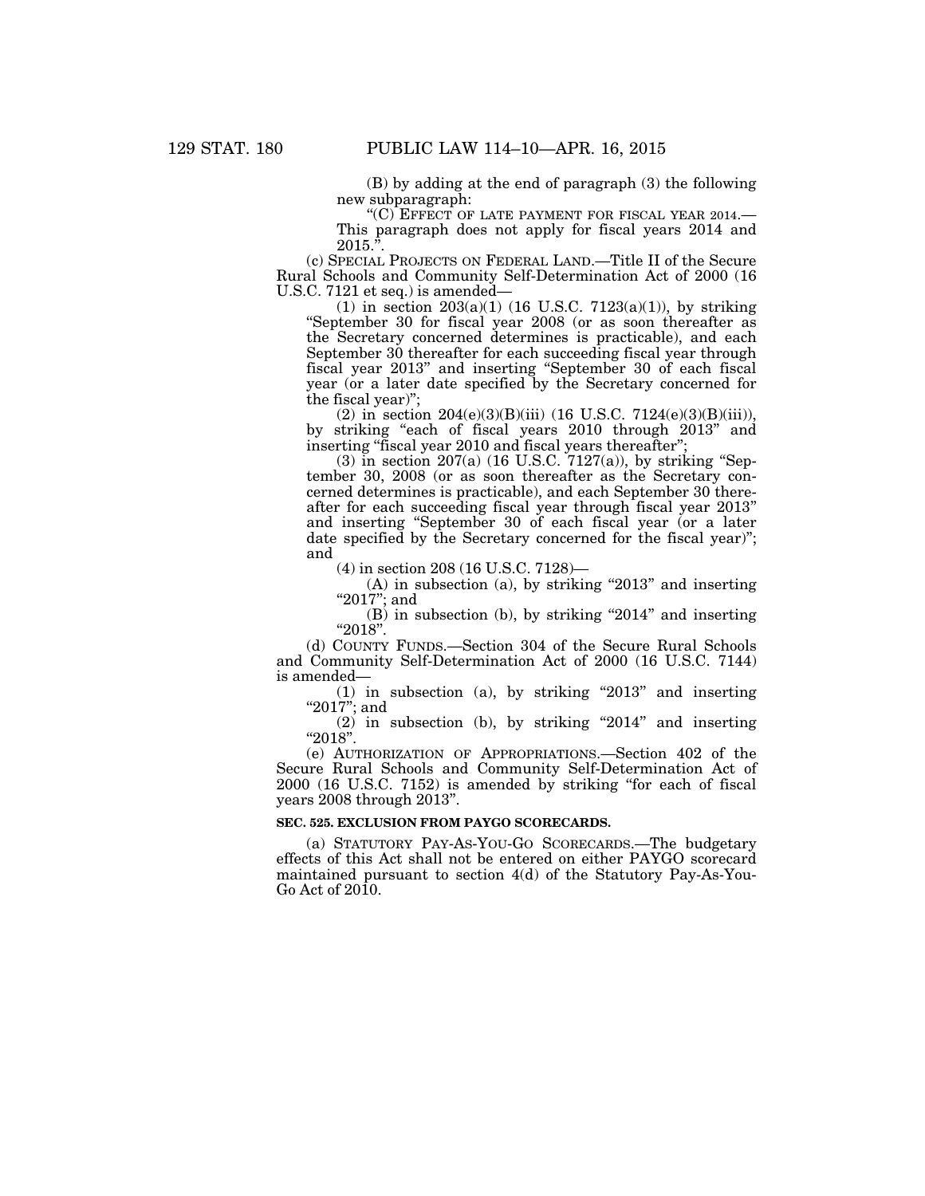(B) by adding at the end of paragraph (3) the following new subparagraph:

"(C) EFFECT OF LATE PAYMENT FOR FISCAL YEAR 2014.— This paragraph does not apply for fiscal years 2014 and 2015.".

(c) SPECIAL PROJECTS ON FEDERAL LAND.—Title II of the Secure Rural Schools and Community Self-Determination Act of 2000 (16 U.S.C. 7121 et seq.) is amended—

(1) in section 203(a)(1) (16 U.S.C. 7123(a)(1)), by striking "September 30 for fiscal year 2008 (or as soon thereafter as the Secretary concerned determines is practicable), and each September 30 thereafter for each succeeding fiscal year through fiscal year 2013" and inserting "September 30 of each fiscal year (or a later date specified by the Secretary concerned for the fiscal year)";

(2) in section 204(e)(3)(B)(iii) (16 U.S.C. 7124(e)(3)(B)(iii)), by striking "each of fiscal years 2010 through 2013" and inserting "fiscal year 2010 and fiscal years thereafter";

(3) in section 207(a) (16 U.S.C. 7127(a)), by striking "September 30, 2008 (or as soon thereafter as the Secretary concerned determines is practicable), and each September 30 thereafter for each succeeding fiscal year through fiscal year 2013" and inserting "September 30 of each fiscal year (or a later date specified by the Secretary concerned for the fiscal year)"; and

(4) in section 208 (16 U.S.C. 7128)—

(A) in subsection (a), by striking "2013" and inserting "2017"; and

(B) in subsection (b), by striking "2014" and inserting "2018".

(d) COUNTY FUNDS.—Section 304 of the Secure Rural Schools and Community Self-Determination Act of 2000 (16 U.S.C. 7144) is amended—

(1) in subsection (a), by striking "2013" and inserting "2017"; and

(2) in subsection (b), by striking "2014" and inserting "2018".

(e) AUTHORIZATION OF APPROPRIATIONS.—Section 402 of the Secure Rural Schools and Community Self-Determination Act of 2000 (16 U.S.C. 7152) is amended by striking "for each of fiscal years 2008 through 2013".

**SEC. 525. EXCLUSION FROM PAYGO SCORECARDS.**

(a) STATUTORY PAY-AS-YOU-GO SCORECARDS.—The budgetary effects of this Act shall not be entered on either PAYGO scorecard maintained pursuant to section 4(d) of the Statutory Pay-As-You-Go Act of 2010.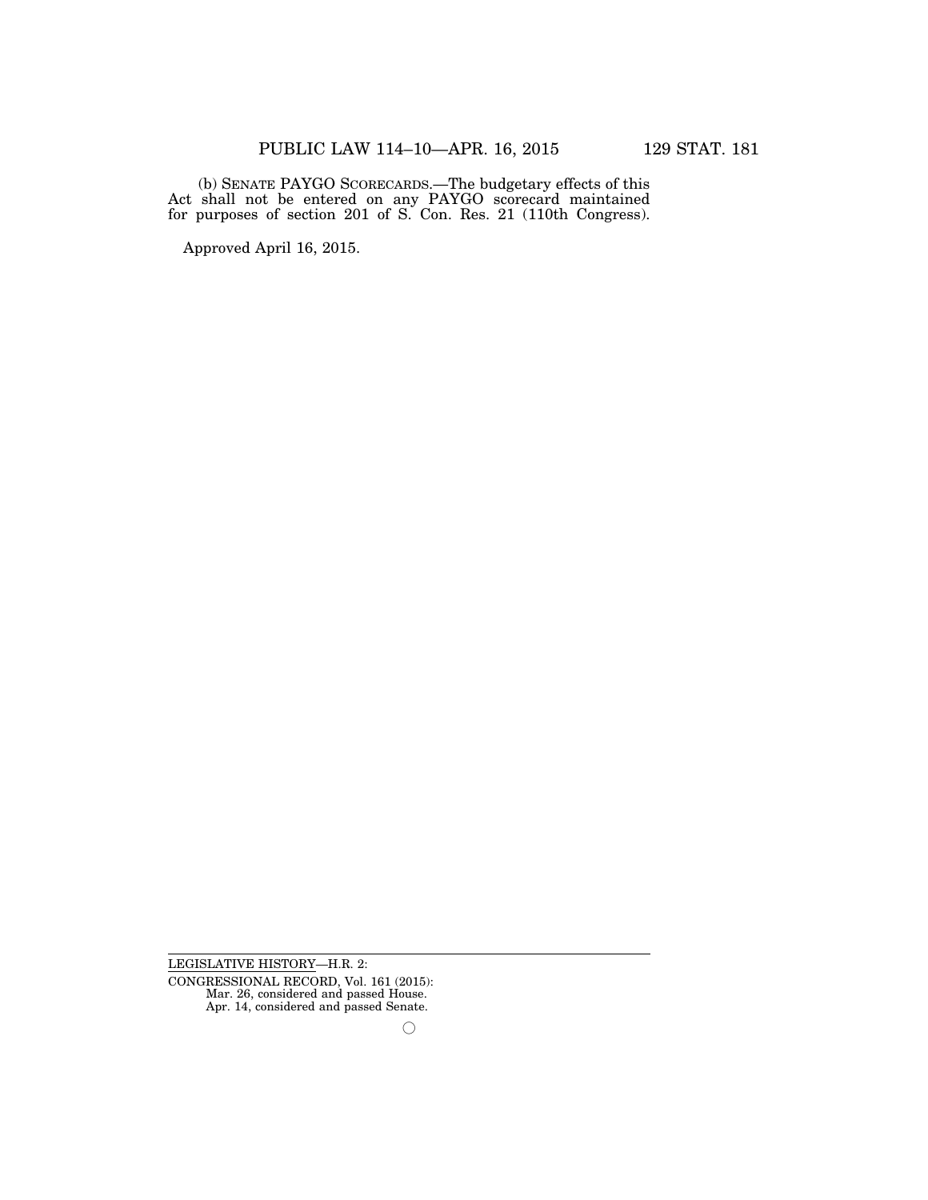(b) SENATE PAYGO SCORECARDS.—The budgetary effects of this Act shall not be entered on any PAYGO scorecard maintained for purposes of section 201 of S. Con. Res. 21 (110th Congress).

Approved April 16, 2015.

---

LEGISLATIVE HISTORY—H.R. 2:

CONGRESSIONAL RECORD, Vol. 161 (2015):
- Mar. 26, considered and passed House.
- Apr. 14, considered and passed Senate.